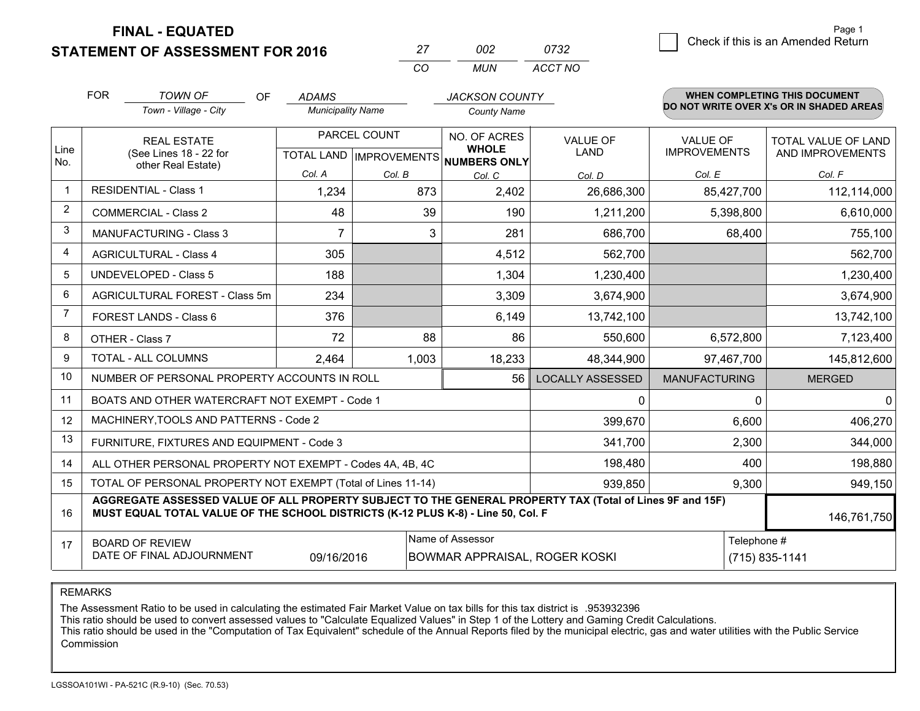**FINAL - EQUATED**
**STATEMENT OF ASSESSMENT FOR 2016**

| 27 | 002 | 0732 |
|---|---|---|
| CO | MUN | ACCT NO |

Page 1

☐ Check if this is an Amended Return

FOR *TOWN OF* (Town - Village - City) OF *ADAMS* (Municipality Name) *JACKSON COUNTY* (County Name)

**WHEN COMPLETING THIS DOCUMENT DO NOT WRITE OVER X's OR IN SHADED AREAS**

| Line No. | REAL ESTATE (See Lines 18 - 22 for other Real Estate) | PARCEL COUNT TOTAL LAND Col. A | PARCEL COUNT IMPROVEMENTS Col. B | NO. OF ACRES WHOLE NUMBERS ONLY Col. C | VALUE OF LAND Col. D | VALUE OF IMPROVEMENTS Col. E | TOTAL VALUE OF LAND AND IMPROVEMENTS Col. F |
|---|---|---|---|---|---|---|---|
| 1 | RESIDENTIAL - Class 1 | 1,234 | 873 | 2,402 | 26,686,300 | 85,427,700 | 112,114,000 |
| 2 | COMMERCIAL - Class 2 | 48 | 39 | 190 | 1,211,200 | 5,398,800 | 6,610,000 |
| 3 | MANUFACTURING - Class 3 | 7 | 3 | 281 | 686,700 | 68,400 | 755,100 |
| 4 | AGRICULTURAL - Class 4 | 305 | | 4,512 | 562,700 | | 562,700 |
| 5 | UNDEVELOPED - Class 5 | 188 | | 1,304 | 1,230,400 | | 1,230,400 |
| 6 | AGRICULTURAL FOREST - Class 5m | 234 | | 3,309 | 3,674,900 | | 3,674,900 |
| 7 | FOREST LANDS - Class 6 | 376 | | 6,149 | 13,742,100 | | 13,742,100 |
| 8 | OTHER - Class 7 | 72 | 88 | 86 | 550,600 | 6,572,800 | 7,123,400 |
| 9 | TOTAL - ALL COLUMNS | 2,464 | 1,003 | 18,233 | 48,344,900 | 97,467,700 | 145,812,600 |
| 10 | NUMBER OF PERSONAL PROPERTY ACCOUNTS IN ROLL | | | 56 | LOCALLY ASSESSED | MANUFACTURING | MERGED |
| 11 | BOATS AND OTHER WATERCRAFT NOT EXEMPT - Code 1 | | | | 0 | 0 | 0 |
| 12 | MACHINERY,TOOLS AND PATTERNS - Code 2 | | | | 399,670 | 6,600 | 406,270 |
| 13 | FURNITURE, FIXTURES AND EQUIPMENT - Code 3 | | | | 341,700 | 2,300 | 344,000 |
| 14 | ALL OTHER PERSONAL PROPERTY NOT EXEMPT - Codes 4A, 4B, 4C | | | | 198,480 | 400 | 198,880 |
| 15 | TOTAL OF PERSONAL PROPERTY NOT EXEMPT (Total of Lines 11-14) | | | | 939,850 | 9,300 | 949,150 |
| 16 | **AGGREGATE ASSESSED VALUE OF ALL PROPERTY SUBJECT TO THE GENERAL PROPERTY TAX (Total of Lines 9F and 15F) MUST EQUAL TOTAL VALUE OF THE SCHOOL DISTRICTS (K-12 PLUS K-8) - Line 50, Col. F** | | | | | | 146,761,750 |
| 17 | BOARD OF REVIEW DATE OF FINAL ADJOURNMENT | 09/16/2016 | Name of Assessor: BOWMAR APPRAISAL, ROGER KOSKI | | | Telephone #: (715) 835-1141 | |

REMARKS

The Assessment Ratio to be used in calculating the estimated Fair Market Value on tax bills for this tax district is .953932396
This ratio should be used to convert assessed values to "Calculate Equalized Values" in Step 1 of the Lottery and Gaming Credit Calculations.
This ratio should be used in the "Computation of Tax Equivalent" schedule of the Annual Reports filed by the municipal electric, gas and water utilities with the Public Service Commission

LGSSOA101WI - PA-521C (R.9-10) (Sec. 70.53)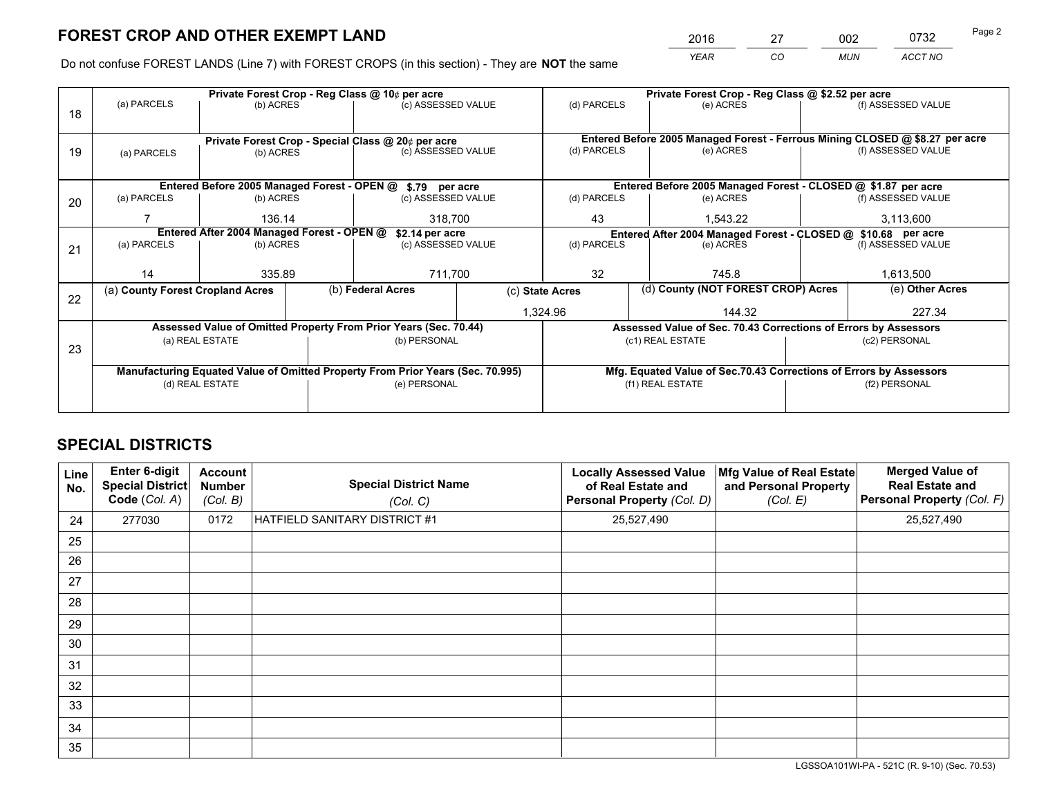# FOREST CROP AND OTHER EXEMPT LAND

| 2016 | 27 | 002 | 0732 |
|---|---|---|---|
| *YEAR* | *CO* | *MUN* | *ACCT NO* |

Do not confuse FOREST LANDS (Line 7) with FOREST CROPS (in this section) - They are **NOT** the same

| Line | Private Forest Crop - Reg Class @ 10¢ per acre | | | Private Forest Crop - Reg Class @ $2.52 per acre | | |
|---|---|---|---|---|---|---|
| 18 | (a) PARCELS | (b) ACRES | (c) ASSESSED VALUE | (d) PARCELS | (e) ACRES | (f) ASSESSED VALUE |
| | | | | | | |
| | **Private Forest Crop - Special Class @ 20¢ per acre** | | | **Entered Before 2005 Managed Forest - Ferrous Mining CLOSED @ $8.27 per acre** | | |
| 19 | (a) PARCELS | (b) ACRES | (c) ASSESSED VALUE | (d) PARCELS | (e) ACRES | (f) ASSESSED VALUE |
| | | | | | | |
| | **Entered Before 2005 Managed Forest - OPEN @ $.79 per acre** | | | **Entered Before 2005 Managed Forest - CLOSED @ $1.87 per acre** | | |
| 20 | (a) PARCELS | (b) ACRES | (c) ASSESSED VALUE | (d) PARCELS | (e) ACRES | (f) ASSESSED VALUE |
| | 7 | 136.14 | 318,700 | 43 | 1,543.22 | 3,113,600 |
| | **Entered After 2004 Managed Forest - OPEN @ $2.14 per acre** | | | **Entered After 2004 Managed Forest - CLOSED @ $10.68 per acre** | | |
| 21 | (a) PARCELS | (b) ACRES | (c) ASSESSED VALUE | (d) PARCELS | (e) ACRES | (f) ASSESSED VALUE |
| | 14 | 335.89 | 711,700 | 32 | 745.8 | 1,613,500 |

| Line | (a) County Forest Cropland Acres | (b) Federal Acres | (c) State Acres | (d) County (NOT FOREST CROP) Acres | (e) Other Acres |
|---|---|---|---|---|---|
| 22 | | | 1,324.96 | 144.32 | 227.34 |

| Line | Assessed Value of Omitted Property From Prior Years (Sec. 70.44) | | Assessed Value of Sec. 70.43 Corrections of Errors by Assessors | |
|---|---|---|---|---|
| 23 | (a) REAL ESTATE | (b) PERSONAL | (c1) REAL ESTATE | (c2) PERSONAL |
| | | | | |
| | **Manufacturing Equated Value of Omitted Property From Prior Years (Sec. 70.995)** | | **Mfg. Equated Value of Sec.70.43 Corrections of Errors by Assessors** | |
| | (d) REAL ESTATE | (e) PERSONAL | (f1) REAL ESTATE | (f2) PERSONAL |
| | | | | |

# SPECIAL DISTRICTS

| Line No. | Enter 6-digit Special District Code (*Col. A*) | Account Number (*Col. B*) | Special District Name (*Col. C*) | Locally Assessed Value of Real Estate and Personal Property (*Col. D*) | Mfg Value of Real Estate and Personal Property (*Col. E*) | Merged Value of Real Estate and Personal Property (*Col. F*) |
|---|---|---|---|---|---|---|
| 24 | 277030 | 0172 | HATFIELD SANITARY DISTRICT #1 | 25,527,490 | | 25,527,490 |
| 25 | | | | | | |
| 26 | | | | | | |
| 27 | | | | | | |
| 28 | | | | | | |
| 29 | | | | | | |
| 30 | | | | | | |
| 31 | | | | | | |
| 32 | | | | | | |
| 33 | | | | | | |
| 34 | | | | | | |
| 35 | | | | | | |

LGSSOA101WI-PA - 521C (R. 9-10) (Sec. 70.53)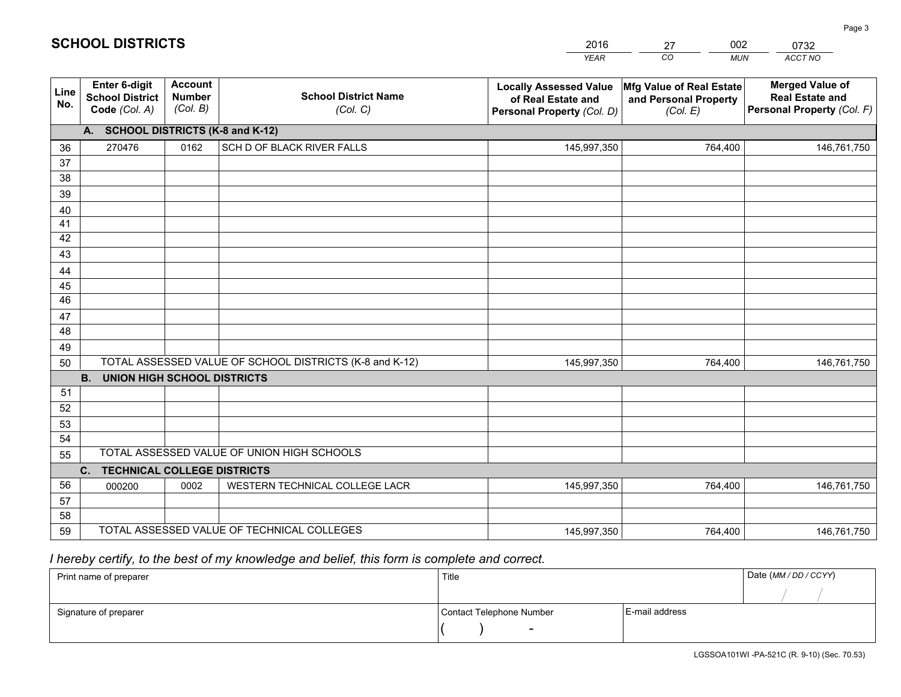# SCHOOL DISTRICTS

| 2016 | 27 | 002 | 0732 |
|---|---|---|---|
| *YEAR* | *CO* | *MUN* | *ACCT NO* |

| Line No. | Enter 6-digit School District Code (Col. A) | Account Number (Col. B) | School District Name (Col. C) | Locally Assessed Value of Real Estate and Personal Property (Col. D) | Mfg Value of Real Estate and Personal Property (Col. E) | Merged Value of Real Estate and Personal Property (Col. F) |
|---|---|---|---|---|---|---|
| | **A. SCHOOL DISTRICTS (K-8 and K-12)** | | | | | |
| 36 | 270476 | 0162 | SCH D OF BLACK RIVER FALLS | 145,997,350 | 764,400 | 146,761,750 |
| 37 | | | | | | |
| 38 | | | | | | |
| 39 | | | | | | |
| 40 | | | | | | |
| 41 | | | | | | |
| 42 | | | | | | |
| 43 | | | | | | |
| 44 | | | | | | |
| 45 | | | | | | |
| 46 | | | | | | |
| 47 | | | | | | |
| 48 | | | | | | |
| 49 | | | | | | |
| 50 | TOTAL ASSESSED VALUE OF SCHOOL DISTRICTS (K-8 and K-12) | | | 145,997,350 | 764,400 | 146,761,750 |
| | **B. UNION HIGH SCHOOL DISTRICTS** | | | | | |
| 51 | | | | | | |
| 52 | | | | | | |
| 53 | | | | | | |
| 54 | | | | | | |
| 55 | TOTAL ASSESSED VALUE OF UNION HIGH SCHOOLS | | | | | |
| | **C. TECHNICAL COLLEGE DISTRICTS** | | | | | |
| 56 | 000200 | 0002 | WESTERN TECHNICAL COLLEGE LACR | 145,997,350 | 764,400 | 146,761,750 |
| 57 | | | | | | |
| 58 | | | | | | |
| 59 | TOTAL ASSESSED VALUE OF TECHNICAL COLLEGES | | | 145,997,350 | 764,400 | 146,761,750 |

*I hereby certify, to the best of my knowledge and belief, this form is complete and correct.*

| Print name of preparer | Title | | Date (MM / DD / CCYY) |
|---|---|---|---|
| | | | / / |
| Signature of preparer | Contact Telephone Number | E-mail address | |
| | ( ) - | | |

LGSSOA101WI -PA-521C (R. 9-10) (Sec. 70.53)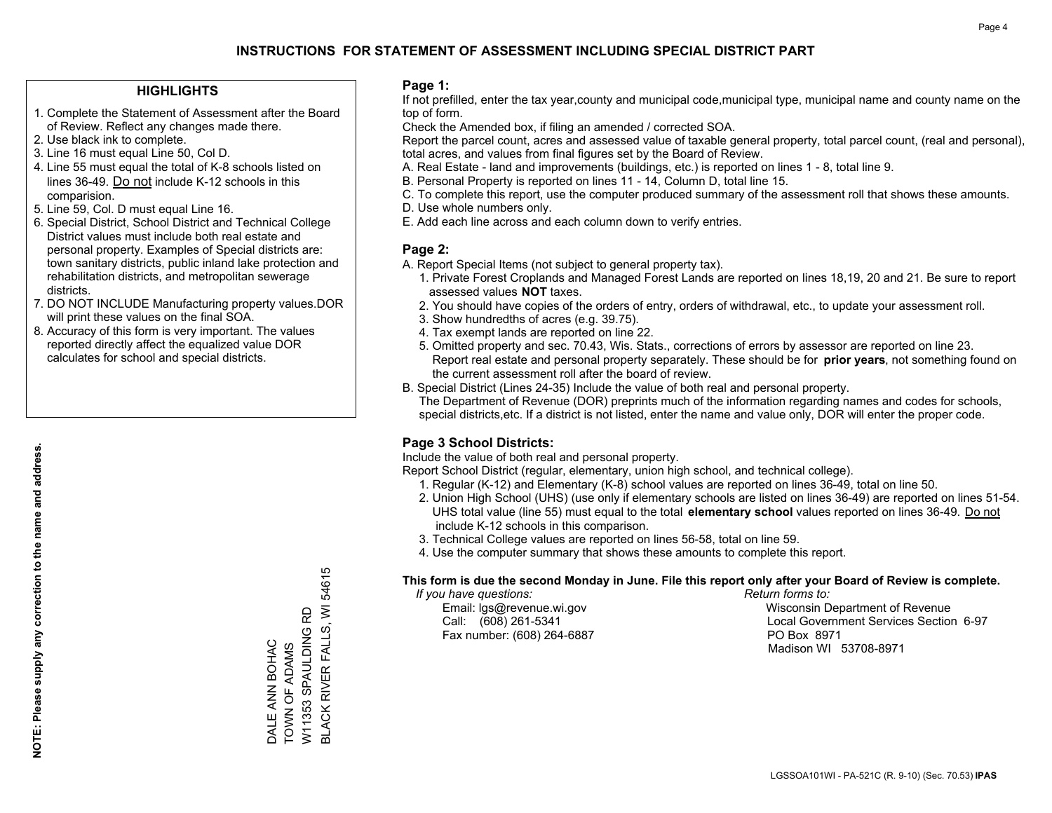# INSTRUCTIONS FOR STATEMENT OF ASSESSMENT INCLUDING SPECIAL DISTRICT PART

## HIGHLIGHTS

1. Complete the Statement of Assessment after the Board of Review. Reflect any changes made there.
2. Use black ink to complete.
3. Line 16 must equal Line 50, Col D.
4. Line 55 must equal the total of K-8 schools listed on lines 36-49. Do not include K-12 schools in this comparision.
5. Line 59, Col. D must equal Line 16.
6. Special District, School District and Technical College District values must include both real estate and personal property. Examples of Special districts are: town sanitary districts, public inland lake protection and rehabilitation districts, and metropolitan sewerage districts.
7. DO NOT INCLUDE Manufacturing property values.DOR will print these values on the final SOA.
8. Accuracy of this form is very important. The values reported directly affect the equalized value DOR calculates for school and special districts.

**NOTE: Please supply any correction to the name and address.**

DALE ANN BOHAC
TOWN OF ADAMS
W11353 SPAULDING RD
BLACK RIVER FALLS, WI 54615

## Page 1:

If not prefilled, enter the tax year,county and municipal code,municipal type, municipal name and county name on the top of form.

Check the Amended box, if filing an amended / corrected SOA.

Report the parcel count, acres and assessed value of taxable general property, total parcel count, (real and personal), total acres, and values from final figures set by the Board of Review.

A. Real Estate - land and improvements (buildings, etc.) is reported on lines 1 - 8, total line 9.
B. Personal Property is reported on lines 11 - 14, Column D, total line 15.
C. To complete this report, use the computer produced summary of the assessment roll that shows these amounts.
D. Use whole numbers only.
E. Add each line across and each column down to verify entries.

## Page 2:

A. Report Special Items (not subject to general property tax).
 1. Private Forest Croplands and Managed Forest Lands are reported on lines 18,19, 20 and 21. Be sure to report assessed values **NOT** taxes.
 2. You should have copies of the orders of entry, orders of withdrawal, etc., to update your assessment roll.
 3. Show hundredths of acres (e.g. 39.75).
 4. Tax exempt lands are reported on line 22.
 5. Omitted property and sec. 70.43, Wis. Stats., corrections of errors by assessor are reported on line 23. Report real estate and personal property separately. These should be for **prior years**, not something found on the current assessment roll after the board of review.

B. Special District (Lines 24-35) Include the value of both real and personal property.
 The Department of Revenue (DOR) preprints much of the information regarding names and codes for schools, special districts,etc. If a district is not listed, enter the name and value only, DOR will enter the proper code.

## Page 3 School Districts:

Include the value of both real and personal property.

Report School District (regular, elementary, union high school, and technical college).

1. Regular (K-12) and Elementary (K-8) school values are reported on lines 36-49, total on line 50.
2. Union High School (UHS) (use only if elementary schools are listed on lines 36-49) are reported on lines 51-54. UHS total value (line 55) must equal to the total **elementary school** values reported on lines 36-49. Do not include K-12 schools in this comparison.
3. Technical College values are reported on lines 56-58, total on line 59.
4. Use the computer summary that shows these amounts to complete this report.

**This form is due the second Monday in June. File this report only after your Board of Review is complete.**

*If you have questions:*
Email: lgs@revenue.wi.gov
Call: (608) 261-5341
Fax number: (608) 264-6887

*Return forms to:*
Wisconsin Department of Revenue
Local Government Services Section 6-97
PO Box 8971
Madison WI 53708-8971

LGSSOA101WI - PA-521C (R. 9-10) (Sec. 70.53) **IPAS**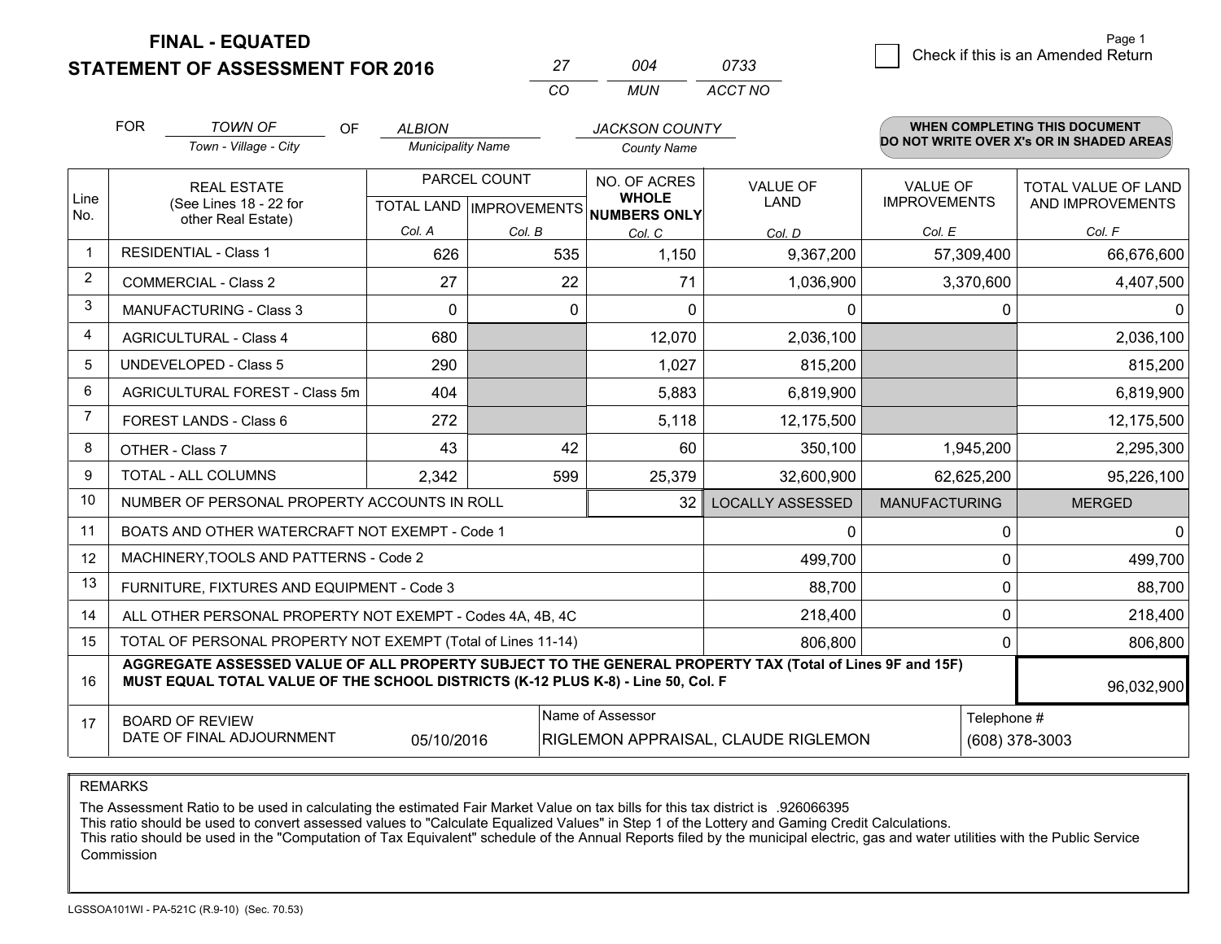# FINAL - EQUATED
## STATEMENT OF ASSESSMENT FOR 2016

| 27 | 004 | 0733 |
|---|---|---|
| CO | MUN | ACCT NO |

Check if this is an Amended Return

FOR *TOWN OF* (Town - Village - City) OF *ALBION* (Municipality Name) *JACKSON COUNTY* (County Name)

**WHEN COMPLETING THIS DOCUMENT DO NOT WRITE OVER X's OR IN SHADED AREAS**

| Line No. | REAL ESTATE (See Lines 18 - 22 for other Real Estate) | PARCEL COUNT | | NO. OF ACRES WHOLE NUMBERS ONLY | VALUE OF LAND | VALUE OF IMPROVEMENTS | TOTAL VALUE OF LAND AND IMPROVEMENTS |
|---|---|---|---|---|---|---|---|
| | | TOTAL LAND | IMPROVEMENTS | | | | |
| | | Col. A | Col. B | Col. C | Col. D | Col. E | Col. F |
| 1 | RESIDENTIAL - Class 1 | 626 | 535 | 1,150 | 9,367,200 | 57,309,400 | 66,676,600 |
| 2 | COMMERCIAL - Class 2 | 27 | 22 | 71 | 1,036,900 | 3,370,600 | 4,407,500 |
| 3 | MANUFACTURING - Class 3 | 0 | 0 | 0 | 0 | 0 | 0 |
| 4 | AGRICULTURAL - Class 4 | 680 | | 12,070 | 2,036,100 | | 2,036,100 |
| 5 | UNDEVELOPED - Class 5 | 290 | | 1,027 | 815,200 | | 815,200 |
| 6 | AGRICULTURAL FOREST - Class 5m | 404 | | 5,883 | 6,819,900 | | 6,819,900 |
| 7 | FOREST LANDS - Class 6 | 272 | | 5,118 | 12,175,500 | | 12,175,500 |
| 8 | OTHER - Class 7 | 43 | 42 | 60 | 350,100 | 1,945,200 | 2,295,300 |
| 9 | TOTAL - ALL COLUMNS | 2,342 | 599 | 25,379 | 32,600,900 | 62,625,200 | 95,226,100 |
| 10 | NUMBER OF PERSONAL PROPERTY ACCOUNTS IN ROLL | | | 32 | LOCALLY ASSESSED | MANUFACTURING | MERGED |
| 11 | BOATS AND OTHER WATERCRAFT NOT EXEMPT - Code 1 | | | | 0 | 0 | 0 |
| 12 | MACHINERY,TOOLS AND PATTERNS - Code 2 | | | | 499,700 | 0 | 499,700 |
| 13 | FURNITURE, FIXTURES AND EQUIPMENT - Code 3 | | | | 88,700 | 0 | 88,700 |
| 14 | ALL OTHER PERSONAL PROPERTY NOT EXEMPT - Codes 4A, 4B, 4C | | | | 218,400 | 0 | 218,400 |
| 15 | TOTAL OF PERSONAL PROPERTY NOT EXEMPT (Total of Lines 11-14) | | | | 806,800 | 0 | 806,800 |
| 16 | **AGGREGATE ASSESSED VALUE OF ALL PROPERTY SUBJECT TO THE GENERAL PROPERTY TAX (Total of Lines 9F and 15F) MUST EQUAL TOTAL VALUE OF THE SCHOOL DISTRICTS (K-12 PLUS K-8) - Line 50, Col. F** | | | | | | 96,032,900 |
| 17 | BOARD OF REVIEW DATE OF FINAL ADJOURNMENT | 05/10/2016 | | Name of Assessor: RIGLEMON APPRAISAL, CLAUDE RIGLEMON | | | Telephone #: (608) 378-3003 |

REMARKS

The Assessment Ratio to be used in calculating the estimated Fair Market Value on tax bills for this tax district is .926066395
This ratio should be used to convert assessed values to "Calculate Equalized Values" in Step 1 of the Lottery and Gaming Credit Calculations.
This ratio should be used in the "Computation of Tax Equivalent" schedule of the Annual Reports filed by the municipal electric, gas and water utilities with the Public Service Commission

LGSSOA101WI - PA-521C (R.9-10) (Sec. 70.53)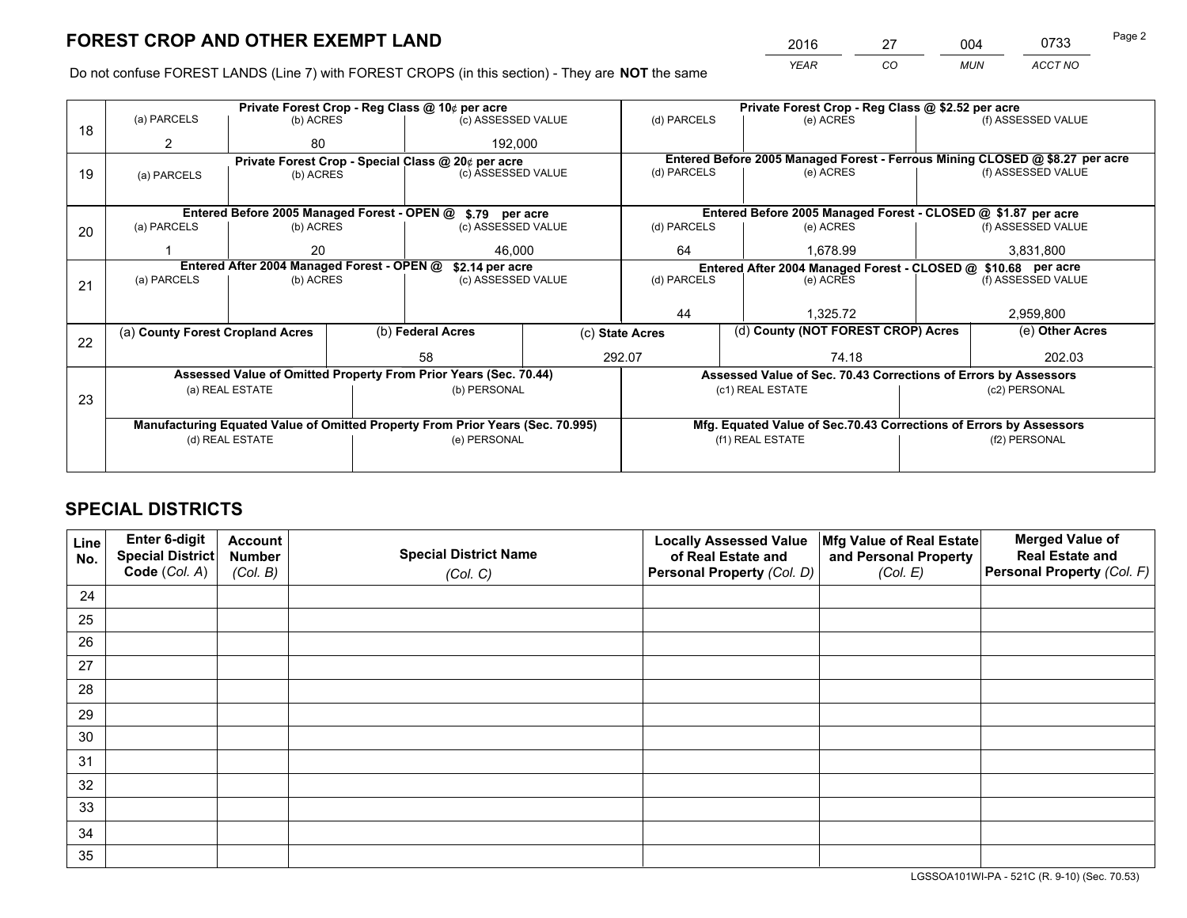# FOREST CROP AND OTHER EXEMPT LAND

| 2016 | 27 | 004 | 0733 |
|---|---|---|---|
| *YEAR* | *CO* | *MUN* | *ACCT NO* |

Do not confuse FOREST LANDS (Line 7) with FOREST CROPS (in this section) - They are **NOT** the same

| Line | Private Forest Crop - Reg Class @ 10¢ per acre | | | Private Forest Crop - Reg Class @ $2.52 per acre | | |
|---|---|---|---|---|---|---|
| 18 | (a) PARCELS | (b) ACRES | (c) ASSESSED VALUE | (d) PARCELS | (e) ACRES | (f) ASSESSED VALUE |
| | 2 | 80 | 192,000 | | | |
| | **Private Forest Crop - Special Class @ 20¢ per acre** | | | **Entered Before 2005 Managed Forest - Ferrous Mining CLOSED @ $8.27 per acre** | | |
| 19 | (a) PARCELS | (b) ACRES | (c) ASSESSED VALUE | (d) PARCELS | (e) ACRES | (f) ASSESSED VALUE |
| | | | | | | |
| | **Entered Before 2005 Managed Forest - OPEN @ $.79 per acre** | | | **Entered Before 2005 Managed Forest - CLOSED @ $1.87 per acre** | | |
| 20 | (a) PARCELS | (b) ACRES | (c) ASSESSED VALUE | (d) PARCELS | (e) ACRES | (f) ASSESSED VALUE |
| | 1 | 20 | 46,000 | 64 | 1,678.99 | 3,831,800 |
| | **Entered After 2004 Managed Forest - OPEN @ $2.14 per acre** | | | **Entered After 2004 Managed Forest - CLOSED @ $10.68 per acre** | | |
| 21 | (a) PARCELS | (b) ACRES | (c) ASSESSED VALUE | (d) PARCELS | (e) ACRES | (f) ASSESSED VALUE |
| | | | | 44 | 1,325.72 | 2,959,800 |

| Line | (a) County Forest Cropland Acres | (b) Federal Acres | (c) State Acres | (d) County (NOT FOREST CROP) Acres | (e) Other Acres |
|---|---|---|---|---|---|
| 22 | | 58 | 292.07 | 74.18 | 202.03 |

| Line | Assessed Value of Omitted Property From Prior Years (Sec. 70.44) | | Assessed Value of Sec. 70.43 Corrections of Errors by Assessors | |
|---|---|---|---|---|
| 23 | (a) REAL ESTATE | (b) PERSONAL | (c1) REAL ESTATE | (c2) PERSONAL |
| | | | | |
| | **Manufacturing Equated Value of Omitted Property From Prior Years (Sec. 70.995)** | | **Mfg. Equated Value of Sec.70.43 Corrections of Errors by Assessors** | |
| | (d) REAL ESTATE | (e) PERSONAL | (f1) REAL ESTATE | (f2) PERSONAL |
| | | | | |

# SPECIAL DISTRICTS

| Line No. | Enter 6-digit Special District Code (*Col. A*) | Account Number (*Col. B*) | Special District Name (*Col. C*) | Locally Assessed Value of Real Estate and Personal Property (*Col. D*) | Mfg Value of Real Estate and Personal Property (*Col. E*) | Merged Value of Real Estate and Personal Property (*Col. F*) |
|---|---|---|---|---|---|---|
| 24 | | | | | | |
| 25 | | | | | | |
| 26 | | | | | | |
| 27 | | | | | | |
| 28 | | | | | | |
| 29 | | | | | | |
| 30 | | | | | | |
| 31 | | | | | | |
| 32 | | | | | | |
| 33 | | | | | | |
| 34 | | | | | | |
| 35 | | | | | | |

LGSSOA101WI-PA - 521C (R. 9-10) (Sec. 70.53)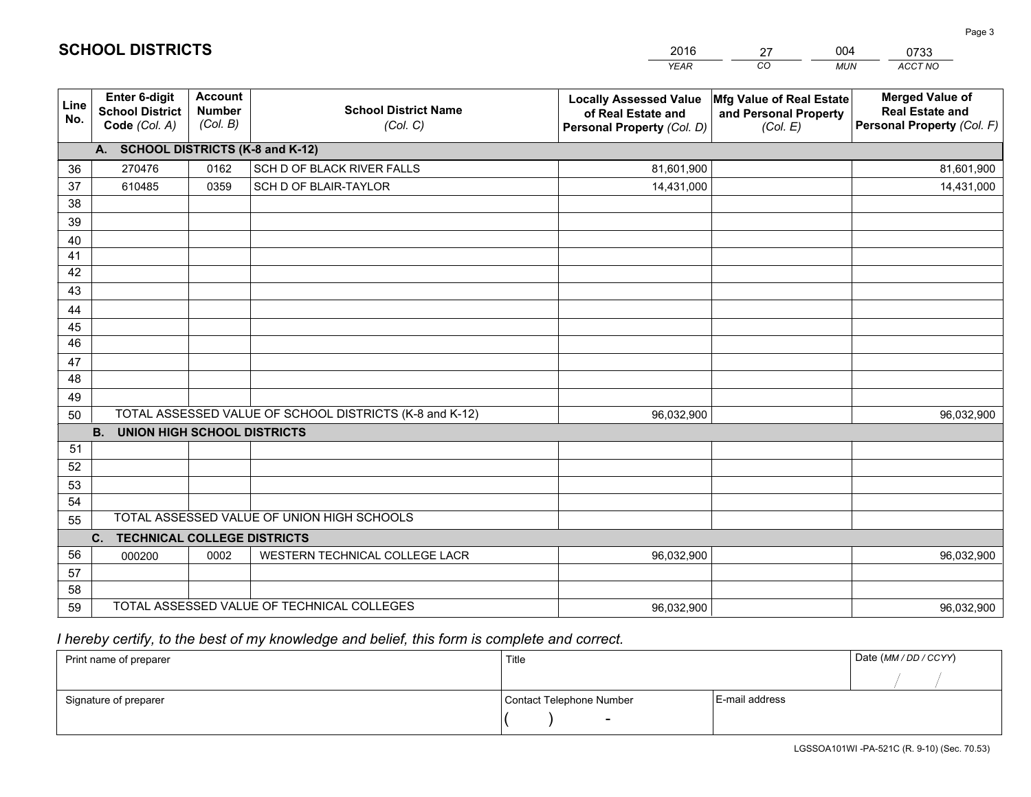# SCHOOL DISTRICTS

| 2016 | 27 | 004 | 0733 |
|---|---|---|---|
| *YEAR* | *CO* | *MUN* | *ACCT NO* |

| Line No. | Enter 6-digit School District Code *(Col. A)* | Account Number *(Col. B)* | School District Name *(Col. C)* | Locally Assessed Value of Real Estate and Personal Property *(Col. D)* | Mfg Value of Real Estate and Personal Property *(Col. E)* | Merged Value of Real Estate and Personal Property *(Col. F)* |
|---|---|---|---|---|---|---|
| | **A. SCHOOL DISTRICTS (K-8 and K-12)** | | | | | |
| 36 | 270476 | 0162 | SCH D OF BLACK RIVER FALLS | 81,601,900 | | 81,601,900 |
| 37 | 610485 | 0359 | SCH D OF BLAIR-TAYLOR | 14,431,000 | | 14,431,000 |
| 38 | | | | | | |
| 39 | | | | | | |
| 40 | | | | | | |
| 41 | | | | | | |
| 42 | | | | | | |
| 43 | | | | | | |
| 44 | | | | | | |
| 45 | | | | | | |
| 46 | | | | | | |
| 47 | | | | | | |
| 48 | | | | | | |
| 49 | | | | | | |
| 50 | TOTAL ASSESSED VALUE OF SCHOOL DISTRICTS (K-8 and K-12) | | | 96,032,900 | | 96,032,900 |
| | **B. UNION HIGH SCHOOL DISTRICTS** | | | | | |
| 51 | | | | | | |
| 52 | | | | | | |
| 53 | | | | | | |
| 54 | | | | | | |
| 55 | TOTAL ASSESSED VALUE OF UNION HIGH SCHOOLS | | | | | |
| | **C. TECHNICAL COLLEGE DISTRICTS** | | | | | |
| 56 | 000200 | 0002 | WESTERN TECHNICAL COLLEGE LACR | 96,032,900 | | 96,032,900 |
| 57 | | | | | | |
| 58 | | | | | | |
| 59 | TOTAL ASSESSED VALUE OF TECHNICAL COLLEGES | | | 96,032,900 | | 96,032,900 |

*I hereby certify, to the best of my knowledge and belief, this form is complete and correct.*

| Print name of preparer | Title | | Date *(MM / DD / CCYY)* |
|---|---|---|---|
| | | | / / |
| Signature of preparer | Contact Telephone Number | E-mail address | |
| | ( ) - | | |

LGSSOA101WI -PA-521C (R. 9-10) (Sec. 70.53)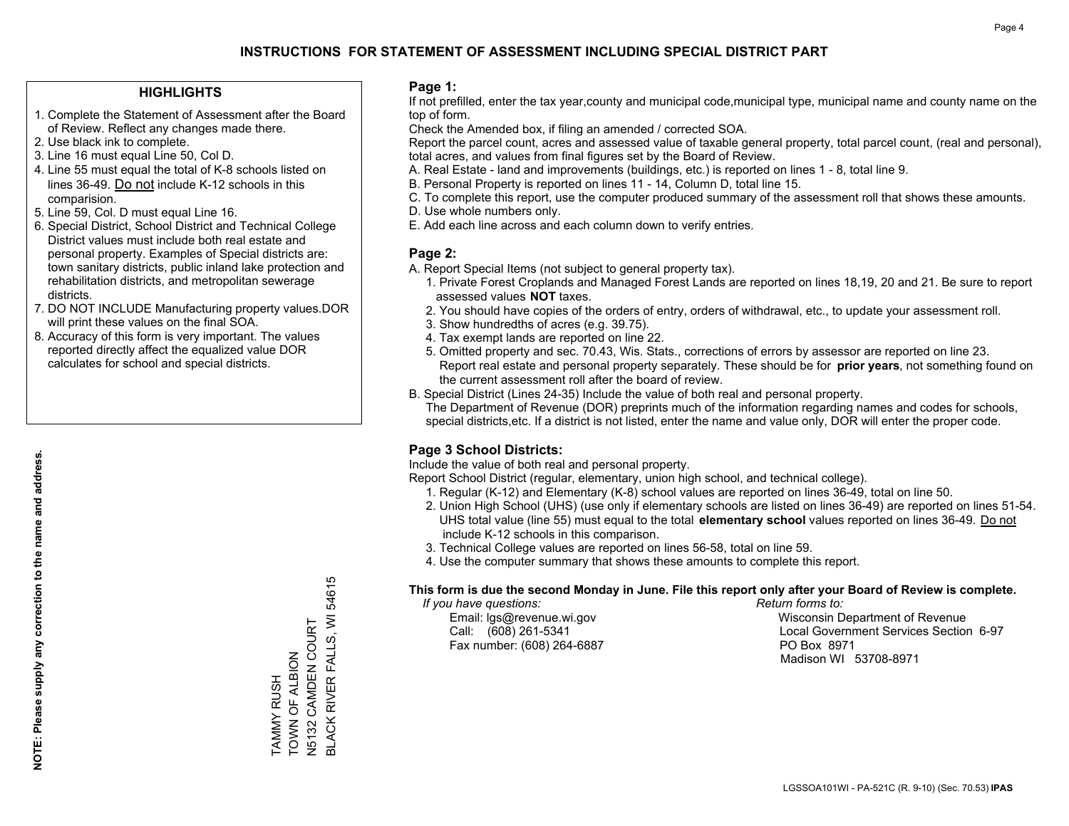# INSTRUCTIONS FOR STATEMENT OF ASSESSMENT INCLUDING SPECIAL DISTRICT PART

## HIGHLIGHTS

1. Complete the Statement of Assessment after the Board of Review. Reflect any changes made there.
2. Use black ink to complete.
3. Line 16 must equal Line 50, Col D.
4. Line 55 must equal the total of K-8 schools listed on lines 36-49. Do not include K-12 schools in this comparision.
5. Line 59, Col. D must equal Line 16.
6. Special District, School District and Technical College District values must include both real estate and personal property. Examples of Special districts are: town sanitary districts, public inland lake protection and rehabilitation districts, and metropolitan sewerage districts.
7. DO NOT INCLUDE Manufacturing property values.DOR will print these values on the final SOA.
8. Accuracy of this form is very important. The values reported directly affect the equalized value DOR calculates for school and special districts.

**NOTE: Please supply any correction to the name and address.**

TAMMY RUSH
TOWN OF ALBION
N5132 CAMDEN COURT
BLACK RIVER FALLS, WI 54615

## Page 1:

If not prefilled, enter the tax year,county and municipal code,municipal type, municipal name and county name on the top of form.

Check the Amended box, if filing an amended / corrected SOA.

Report the parcel count, acres and assessed value of taxable general property, total parcel count, (real and personal), total acres, and values from final figures set by the Board of Review.

A. Real Estate - land and improvements (buildings, etc.) is reported on lines 1 - 8, total line 9.

B. Personal Property is reported on lines 11 - 14, Column D, total line 15.

C. To complete this report, use the computer produced summary of the assessment roll that shows these amounts.

D. Use whole numbers only.

E. Add each line across and each column down to verify entries.

## Page 2:

A. Report Special Items (not subject to general property tax).

1. Private Forest Croplands and Managed Forest Lands are reported on lines 18,19, 20 and 21. Be sure to report assessed values **NOT** taxes.
2. You should have copies of the orders of entry, orders of withdrawal, etc., to update your assessment roll.
3. Show hundredths of acres (e.g. 39.75).
4. Tax exempt lands are reported on line 22.
5. Omitted property and sec. 70.43, Wis. Stats., corrections of errors by assessor are reported on line 23. Report real estate and personal property separately. These should be for **prior years**, not something found on the current assessment roll after the board of review.

B. Special District (Lines 24-35) Include the value of both real and personal property.

The Department of Revenue (DOR) preprints much of the information regarding names and codes for schools, special districts,etc. If a district is not listed, enter the name and value only, DOR will enter the proper code.

## Page 3 School Districts:

Include the value of both real and personal property.

Report School District (regular, elementary, union high school, and technical college).

1. Regular (K-12) and Elementary (K-8) school values are reported on lines 36-49, total on line 50.
2. Union High School (UHS) (use only if elementary schools are listed on lines 36-49) are reported on lines 51-54. UHS total value (line 55) must equal to the total **elementary school** values reported on lines 36-49. Do not include K-12 schools in this comparison.
3. Technical College values are reported on lines 56-58, total on line 59.
4. Use the computer summary that shows these amounts to complete this report.

**This form is due the second Monday in June. File this report only after your Board of Review is complete.**

*If you have questions:*
Email: lgs@revenue.wi.gov
Call: (608) 261-5341
Fax number: (608) 264-6887

*Return forms to:*
Wisconsin Department of Revenue
Local Government Services Section 6-97
PO Box 8971
Madison WI 53708-8971

LGSSOA101WI - PA-521C (R. 9-10) (Sec. 70.53) **IPAS**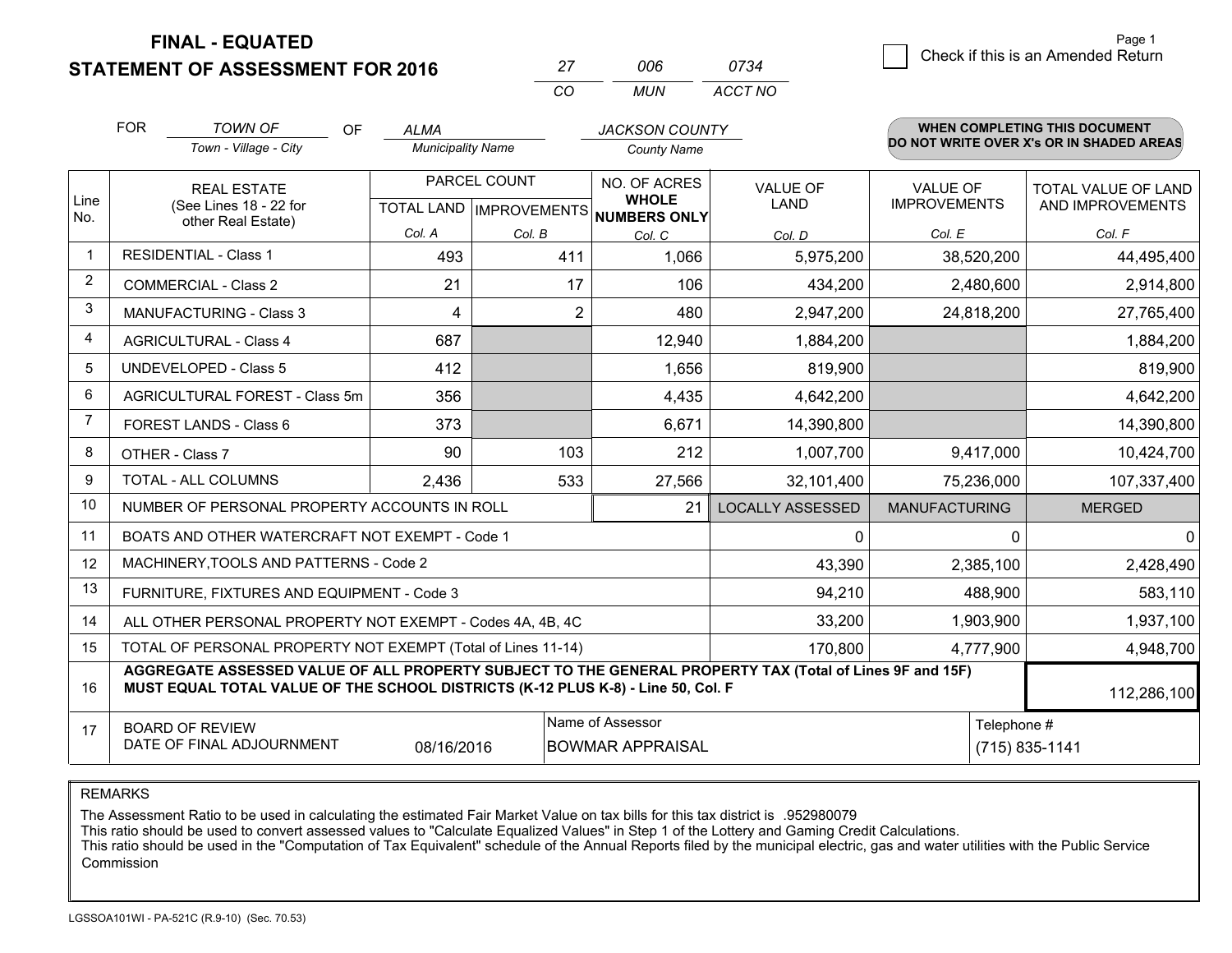**FINAL - EQUATED**

**STATEMENT OF ASSESSMENT FOR 2016**

| 27 | 006 | 0734 |
|---|---|---|
| CO | MUN | ACCT NO |

Page 1

☐ Check if this is an Amended Return

FOR *TOWN OF* (Town - Village - City) OF *ALMA* (Municipality Name) *JACKSON COUNTY* (County Name)

**WHEN COMPLETING THIS DOCUMENT DO NOT WRITE OVER X's OR IN SHADED AREAS**

| Line No. | REAL ESTATE (See Lines 18 - 22 for other Real Estate) | PARCEL COUNT TOTAL LAND Col. A | PARCEL COUNT IMPROVEMENTS Col. B | NO. OF ACRES WHOLE NUMBERS ONLY Col. C | VALUE OF LAND Col. D | VALUE OF IMPROVEMENTS Col. E | TOTAL VALUE OF LAND AND IMPROVEMENTS Col. F |
|---|---|---|---|---|---|---|---|
| 1 | RESIDENTIAL - Class 1 | 493 | 411 | 1,066 | 5,975,200 | 38,520,200 | 44,495,400 |
| 2 | COMMERCIAL - Class 2 | 21 | 17 | 106 | 434,200 | 2,480,600 | 2,914,800 |
| 3 | MANUFACTURING - Class 3 | 4 | 2 | 480 | 2,947,200 | 24,818,200 | 27,765,400 |
| 4 | AGRICULTURAL - Class 4 | 687 | | 12,940 | 1,884,200 | | 1,884,200 |
| 5 | UNDEVELOPED - Class 5 | 412 | | 1,656 | 819,900 | | 819,900 |
| 6 | AGRICULTURAL FOREST - Class 5m | 356 | | 4,435 | 4,642,200 | | 4,642,200 |
| 7 | FOREST LANDS - Class 6 | 373 | | 6,671 | 14,390,800 | | 14,390,800 |
| 8 | OTHER - Class 7 | 90 | 103 | 212 | 1,007,700 | 9,417,000 | 10,424,700 |
| 9 | TOTAL - ALL COLUMNS | 2,436 | 533 | 27,566 | 32,101,400 | 75,236,000 | 107,337,400 |
| 10 | NUMBER OF PERSONAL PROPERTY ACCOUNTS IN ROLL | | | 21 | LOCALLY ASSESSED | MANUFACTURING | MERGED |
| 11 | BOATS AND OTHER WATERCRAFT NOT EXEMPT - Code 1 | | | | 0 | 0 | 0 |
| 12 | MACHINERY,TOOLS AND PATTERNS - Code 2 | | | | 43,390 | 2,385,100 | 2,428,490 |
| 13 | FURNITURE, FIXTURES AND EQUIPMENT - Code 3 | | | | 94,210 | 488,900 | 583,110 |
| 14 | ALL OTHER PERSONAL PROPERTY NOT EXEMPT - Codes 4A, 4B, 4C | | | | 33,200 | 1,903,900 | 1,937,100 |
| 15 | TOTAL OF PERSONAL PROPERTY NOT EXEMPT (Total of Lines 11-14) | | | | 170,800 | 4,777,900 | 4,948,700 |
| 16 | **AGGREGATE ASSESSED VALUE OF ALL PROPERTY SUBJECT TO THE GENERAL PROPERTY TAX (Total of Lines 9F and 15F) MUST EQUAL TOTAL VALUE OF THE SCHOOL DISTRICTS (K-12 PLUS K-8) - Line 50, Col. F** | | | | | | 112,286,100 |
| 17 | BOARD OF REVIEW DATE OF FINAL ADJOURNMENT | 08/16/2016 | Name of Assessor: BOWMAR APPRAISAL | | | Telephone #: (715) 835-1141 | |

REMARKS

The Assessment Ratio to be used in calculating the estimated Fair Market Value on tax bills for this tax district is .952980079
This ratio should be used to convert assessed values to "Calculate Equalized Values" in Step 1 of the Lottery and Gaming Credit Calculations.
This ratio should be used in the "Computation of Tax Equivalent" schedule of the Annual Reports filed by the municipal electric, gas and water utilities with the Public Service Commission

LGSSOA101WI - PA-521C (R.9-10) (Sec. 70.53)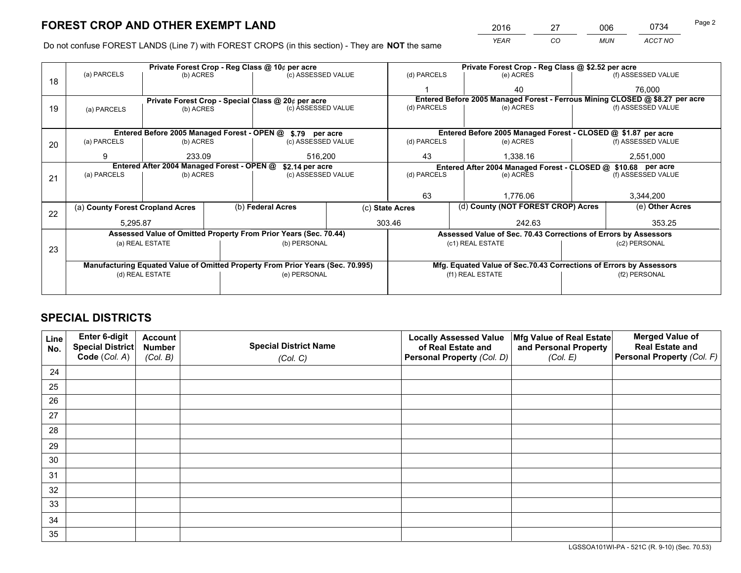# FOREST CROP AND OTHER EXEMPT LAND

| 2016 | 27 | 006 | 0734 |
|---|---|---|---|
| YEAR | CO | MUN | ACCT NO |

Do not confuse FOREST LANDS (Line 7) with FOREST CROPS (in this section) - They are **NOT** the same

| Line | Private Forest Crop - Reg Class @ 10¢ per acre | | | Private Forest Crop - Reg Class @ $2.52 per acre | | |
|---|---|---|---|---|---|---|
| 18 | (a) PARCELS | (b) ACRES | (c) ASSESSED VALUE | (d) PARCELS | (e) ACRES | (f) ASSESSED VALUE |
| | | | | 1 | 40 | 76,000 |
| | **Private Forest Crop - Special Class @ 20¢ per acre** | | | **Entered Before 2005 Managed Forest - Ferrous Mining CLOSED @ $8.27 per acre** | | |
| 19 | (a) PARCELS | (b) ACRES | (c) ASSESSED VALUE | (d) PARCELS | (e) ACRES | (f) ASSESSED VALUE |
| | | | | | | |
| | **Entered Before 2005 Managed Forest - OPEN @ $.79 per acre** | | | **Entered Before 2005 Managed Forest - CLOSED @ $1.87 per acre** | | |
| 20 | (a) PARCELS | (b) ACRES | (c) ASSESSED VALUE | (d) PARCELS | (e) ACRES | (f) ASSESSED VALUE |
| | 9 | 233.09 | 516,200 | 43 | 1,338.16 | 2,551,000 |
| | **Entered After 2004 Managed Forest - OPEN @ $2.14 per acre** | | | **Entered After 2004 Managed Forest - CLOSED @ $10.68 per acre** | | |
| 21 | (a) PARCELS | (b) ACRES | (c) ASSESSED VALUE | (d) PARCELS | (e) ACRES | (f) ASSESSED VALUE |
| | | | | 63 | 1,776.06 | 3,344,200 |

| Line | (a) County Forest Cropland Acres | (b) Federal Acres | (c) State Acres | (d) County (NOT FOREST CROP) Acres | (e) Other Acres |
|---|---|---|---|---|---|
| 22 | 5,295.87 | | 303.46 | 242.63 | 353.25 |

| Line | Assessed Value of Omitted Property From Prior Years (Sec. 70.44) | | Assessed Value of Sec. 70.43 Corrections of Errors by Assessors | |
|---|---|---|---|---|
| 23 | (a) REAL ESTATE | (b) PERSONAL | (c1) REAL ESTATE | (c2) PERSONAL |
| | | | | |
| | **Manufacturing Equated Value of Omitted Property From Prior Years (Sec. 70.995)** | | **Mfg. Equated Value of Sec.70.43 Corrections of Errors by Assessors** | |
| | (d) REAL ESTATE | (e) PERSONAL | (f1) REAL ESTATE | (f2) PERSONAL |
| | | | | |

# SPECIAL DISTRICTS

| Line No. | Enter 6-digit Special District Code (Col. A) | Account Number (Col. B) | Special District Name (Col. C) | Locally Assessed Value of Real Estate and Personal Property (Col. D) | Mfg Value of Real Estate and Personal Property (Col. E) | Merged Value of Real Estate and Personal Property (Col. F) |
|---|---|---|---|---|---|---|
| 24 | | | | | | |
| 25 | | | | | | |
| 26 | | | | | | |
| 27 | | | | | | |
| 28 | | | | | | |
| 29 | | | | | | |
| 30 | | | | | | |
| 31 | | | | | | |
| 32 | | | | | | |
| 33 | | | | | | |
| 34 | | | | | | |
| 35 | | | | | | |

LGSSOA101WI-PA - 521C (R. 9-10) (Sec. 70.53)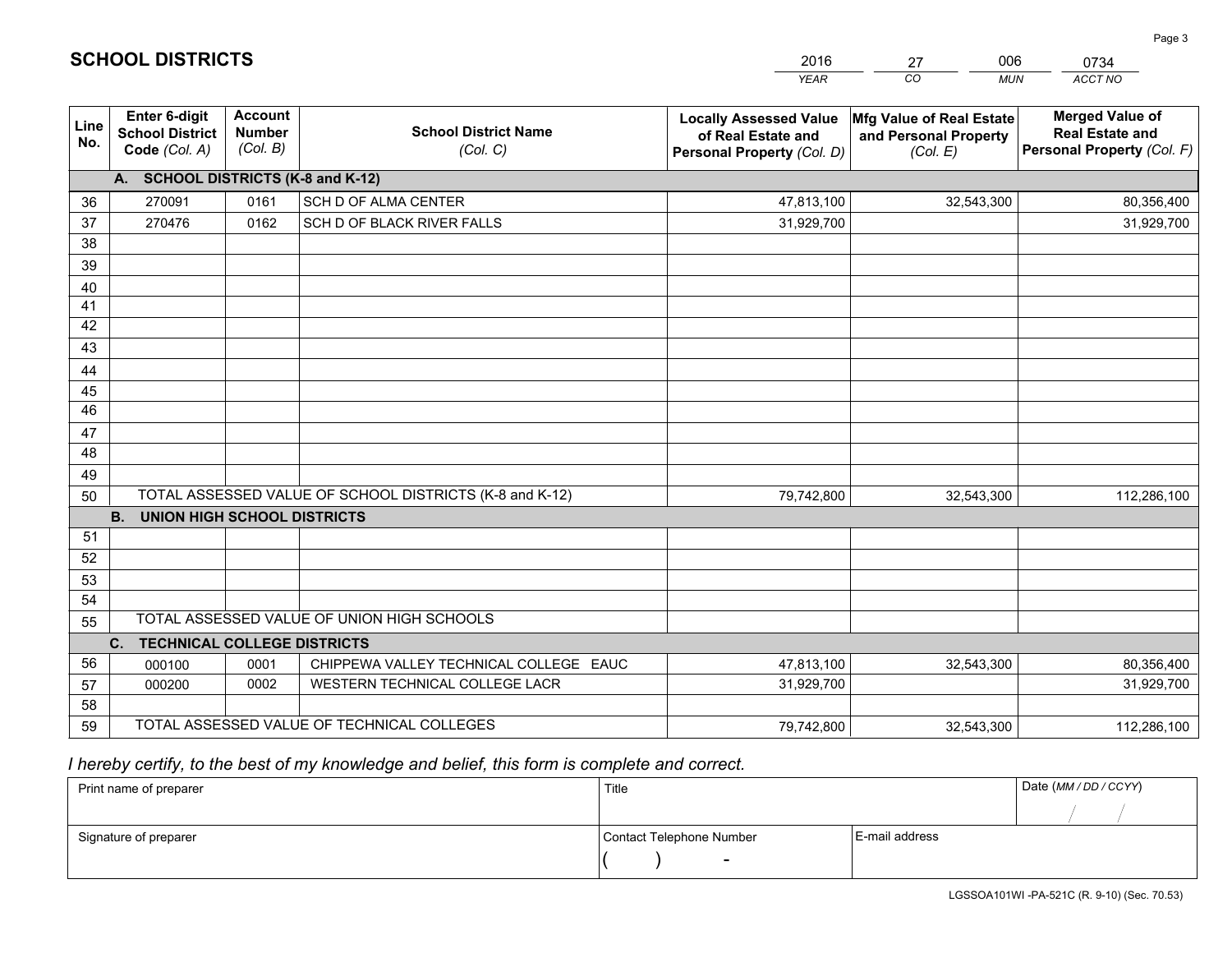# SCHOOL DISTRICTS

| 2016 | 27 | 006 | 0734 |
|---|---|---|---|
| *YEAR* | *CO* | *MUN* | *ACCT NO* |

| Line No. | Enter 6-digit School District Code *(Col. A)* | Account Number *(Col. B)* | School District Name *(Col. C)* | Locally Assessed Value of Real Estate and Personal Property *(Col. D)* | Mfg Value of Real Estate and Personal Property *(Col. E)* | Merged Value of Real Estate and Personal Property *(Col. F)* |
|---|---|---|---|---|---|---|
| | **A. SCHOOL DISTRICTS (K-8 and K-12)** | | | | | |
| 36 | 270091 | 0161 | SCH D OF ALMA CENTER | 47,813,100 | 32,543,300 | 80,356,400 |
| 37 | 270476 | 0162 | SCH D OF BLACK RIVER FALLS | 31,929,700 | | 31,929,700 |
| 38 | | | | | | |
| 39 | | | | | | |
| 40 | | | | | | |
| 41 | | | | | | |
| 42 | | | | | | |
| 43 | | | | | | |
| 44 | | | | | | |
| 45 | | | | | | |
| 46 | | | | | | |
| 47 | | | | | | |
| 48 | | | | | | |
| 49 | | | | | | |
| 50 | TOTAL ASSESSED VALUE OF SCHOOL DISTRICTS (K-8 and K-12) | | | 79,742,800 | 32,543,300 | 112,286,100 |
| | **B. UNION HIGH SCHOOL DISTRICTS** | | | | | |
| 51 | | | | | | |
| 52 | | | | | | |
| 53 | | | | | | |
| 54 | | | | | | |
| 55 | TOTAL ASSESSED VALUE OF UNION HIGH SCHOOLS | | | | | |
| | **C. TECHNICAL COLLEGE DISTRICTS** | | | | | |
| 56 | 000100 | 0001 | CHIPPEWA VALLEY TECHNICAL COLLEGE EAUC | 47,813,100 | 32,543,300 | 80,356,400 |
| 57 | 000200 | 0002 | WESTERN TECHNICAL COLLEGE LACR | 31,929,700 | | 31,929,700 |
| 58 | | | | | | |
| 59 | TOTAL ASSESSED VALUE OF TECHNICAL COLLEGES | | | 79,742,800 | 32,543,300 | 112,286,100 |

*I hereby certify, to the best of my knowledge and belief, this form is complete and correct.*

| Print name of preparer | Title | | Date *(MM / DD / CCYY)* |
|---|---|---|---|
| | | | / / |
| Signature of preparer | Contact Telephone Number | E-mail address | |
| | ( ) - | | |

LGSSOA101WI -PA-521C (R. 9-10) (Sec. 70.53)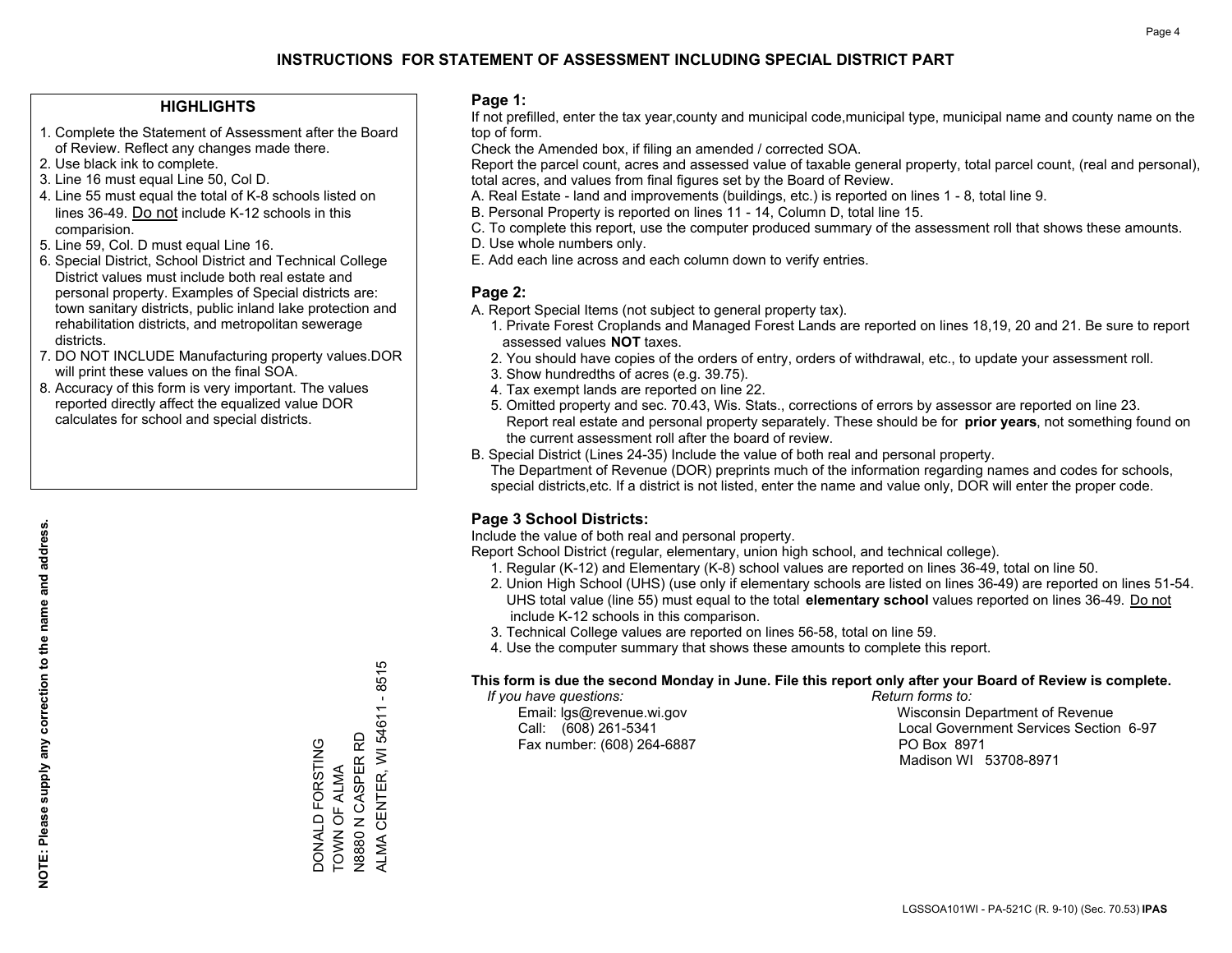# INSTRUCTIONS FOR STATEMENT OF ASSESSMENT INCLUDING SPECIAL DISTRICT PART

## HIGHLIGHTS

1. Complete the Statement of Assessment after the Board of Review. Reflect any changes made there.
2. Use black ink to complete.
3. Line 16 must equal Line 50, Col D.
4. Line 55 must equal the total of K-8 schools listed on lines 36-49. Do not include K-12 schools in this comparision.
5. Line 59, Col. D must equal Line 16.
6. Special District, School District and Technical College District values must include both real estate and personal property. Examples of Special districts are: town sanitary districts, public inland lake protection and rehabilitation districts, and metropolitan sewerage districts.
7. DO NOT INCLUDE Manufacturing property values.DOR will print these values on the final SOA.
8. Accuracy of this form is very important. The values reported directly affect the equalized value DOR calculates for school and special districts.

**NOTE: Please supply any correction to the name and address.**

DONALD FORSTING
TOWN OF ALMA
N8880 N CASPER RD
ALMA CENTER, WI 54611 - 8515

## Page 1:

If not prefilled, enter the tax year,county and municipal code,municipal type, municipal name and county name on the top of form.

Check the Amended box, if filing an amended / corrected SOA.

Report the parcel count, acres and assessed value of taxable general property, total parcel count, (real and personal), total acres, and values from final figures set by the Board of Review.

A. Real Estate - land and improvements (buildings, etc.) is reported on lines 1 - 8, total line 9.
B. Personal Property is reported on lines 11 - 14, Column D, total line 15.
C. To complete this report, use the computer produced summary of the assessment roll that shows these amounts.
D. Use whole numbers only.
E. Add each line across and each column down to verify entries.

## Page 2:

A. Report Special Items (not subject to general property tax).
   1. Private Forest Croplands and Managed Forest Lands are reported on lines 18,19, 20 and 21. Be sure to report assessed values **NOT** taxes.
   2. You should have copies of the orders of entry, orders of withdrawal, etc., to update your assessment roll.
   3. Show hundredths of acres (e.g. 39.75).
   4. Tax exempt lands are reported on line 22.
   5. Omitted property and sec. 70.43, Wis. Stats., corrections of errors by assessor are reported on line 23. Report real estate and personal property separately. These should be for **prior years**, not something found on the current assessment roll after the board of review.
B. Special District (Lines 24-35) Include the value of both real and personal property.
   The Department of Revenue (DOR) preprints much of the information regarding names and codes for schools, special districts,etc. If a district is not listed, enter the name and value only, DOR will enter the proper code.

## Page 3 School Districts:

Include the value of both real and personal property.

Report School District (regular, elementary, union high school, and technical college).

1. Regular (K-12) and Elementary (K-8) school values are reported on lines 36-49, total on line 50.
2. Union High School (UHS) (use only if elementary schools are listed on lines 36-49) are reported on lines 51-54. UHS total value (line 55) must equal to the total **elementary school** values reported on lines 36-49. Do not include K-12 schools in this comparison.
3. Technical College values are reported on lines 56-58, total on line 59.
4. Use the computer summary that shows these amounts to complete this report.

**This form is due the second Monday in June. File this report only after your Board of Review is complete.**

*If you have questions:*
Email: lgs@revenue.wi.gov
Call: (608) 261-5341
Fax number: (608) 264-6887

*Return forms to:*
Wisconsin Department of Revenue
Local Government Services Section 6-97
PO Box 8971
Madison WI 53708-8971

LGSSOA101WI - PA-521C (R. 9-10) (Sec. 70.53) **IPAS**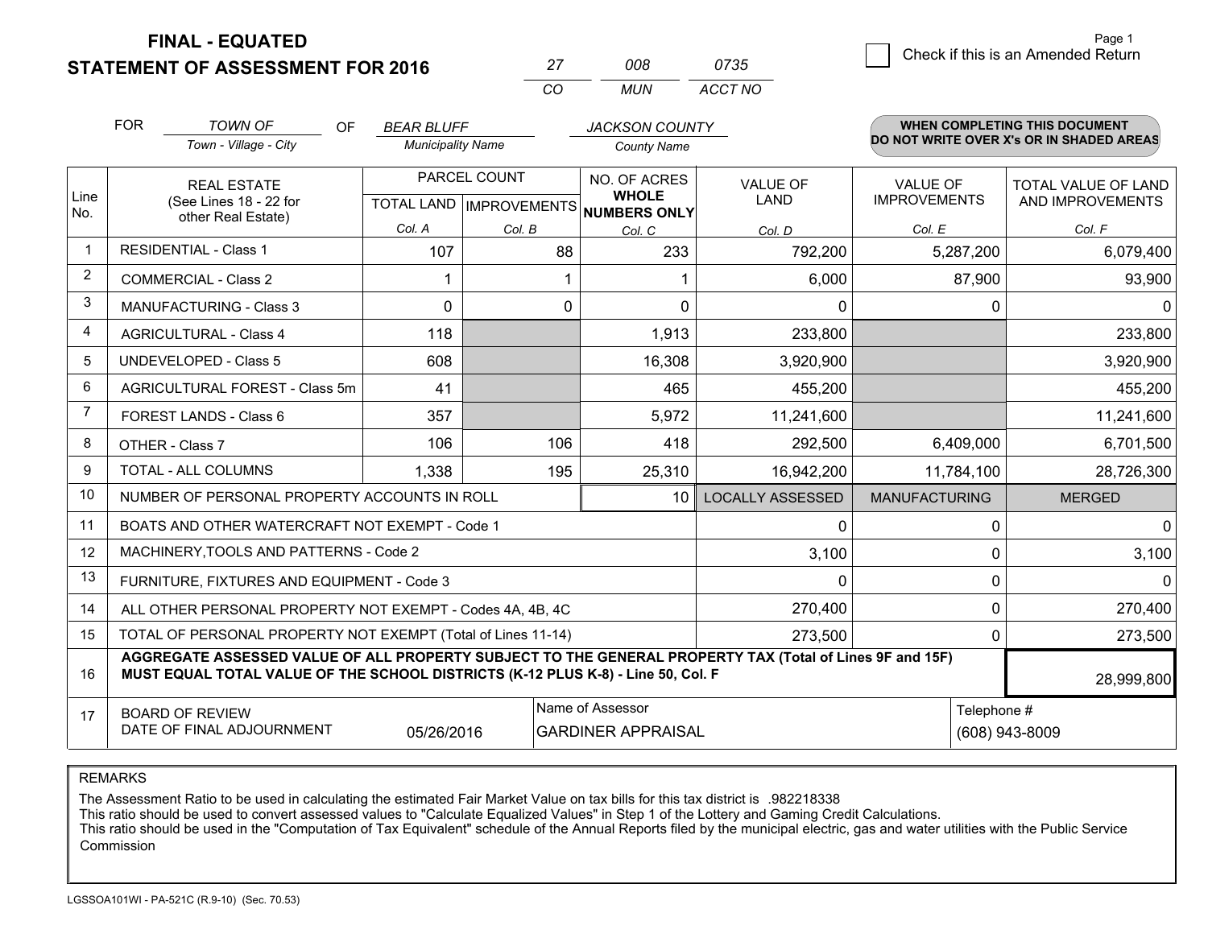**FINAL - EQUATED**
**STATEMENT OF ASSESSMENT FOR 2016**

| 27 | 008 | 0735 |
|---|---|---|
| CO | MUN | ACCT NO |

Page 1

☐ Check if this is an Amended Return

FOR *TOWN OF* (Town - Village - City) OF *BEAR BLUFF* (Municipality Name) *JACKSON COUNTY* (County Name)

**WHEN COMPLETING THIS DOCUMENT DO NOT WRITE OVER X's OR IN SHADED AREAS**

| Line No. | REAL ESTATE (See Lines 18 - 22 for other Real Estate) | PARCEL COUNT TOTAL LAND Col. A | PARCEL COUNT IMPROVEMENTS Col. B | NO. OF ACRES WHOLE NUMBERS ONLY Col. C | VALUE OF LAND Col. D | VALUE OF IMPROVEMENTS Col. E | TOTAL VALUE OF LAND AND IMPROVEMENTS Col. F |
|---|---|---|---|---|---|---|---|
| 1 | RESIDENTIAL - Class 1 | 107 | 88 | 233 | 792,200 | 5,287,200 | 6,079,400 |
| 2 | COMMERCIAL - Class 2 | 1 | 1 | 1 | 6,000 | 87,900 | 93,900 |
| 3 | MANUFACTURING - Class 3 | 0 | 0 | 0 | 0 | 0 | 0 |
| 4 | AGRICULTURAL - Class 4 | 118 | | 1,913 | 233,800 | | 233,800 |
| 5 | UNDEVELOPED - Class 5 | 608 | | 16,308 | 3,920,900 | | 3,920,900 |
| 6 | AGRICULTURAL FOREST - Class 5m | 41 | | 465 | 455,200 | | 455,200 |
| 7 | FOREST LANDS - Class 6 | 357 | | 5,972 | 11,241,600 | | 11,241,600 |
| 8 | OTHER - Class 7 | 106 | 106 | 418 | 292,500 | 6,409,000 | 6,701,500 |
| 9 | TOTAL - ALL COLUMNS | 1,338 | 195 | 25,310 | 16,942,200 | 11,784,100 | 28,726,300 |
| 10 | NUMBER OF PERSONAL PROPERTY ACCOUNTS IN ROLL | | | 10 | LOCALLY ASSESSED | MANUFACTURING | MERGED |
| 11 | BOATS AND OTHER WATERCRAFT NOT EXEMPT - Code 1 | | | | 0 | 0 | 0 |
| 12 | MACHINERY,TOOLS AND PATTERNS - Code 2 | | | | 3,100 | 0 | 3,100 |
| 13 | FURNITURE, FIXTURES AND EQUIPMENT - Code 3 | | | | 0 | 0 | 0 |
| 14 | ALL OTHER PERSONAL PROPERTY NOT EXEMPT - Codes 4A, 4B, 4C | | | | 270,400 | 0 | 270,400 |
| 15 | TOTAL OF PERSONAL PROPERTY NOT EXEMPT (Total of Lines 11-14) | | | | 273,500 | 0 | 273,500 |
| 16 | **AGGREGATE ASSESSED VALUE OF ALL PROPERTY SUBJECT TO THE GENERAL PROPERTY TAX (Total of Lines 9F and 15F) MUST EQUAL TOTAL VALUE OF THE SCHOOL DISTRICTS (K-12 PLUS K-8) - Line 50, Col. F** | | | | | | 28,999,800 |
| 17 | BOARD OF REVIEW DATE OF FINAL ADJOURNMENT | 05/26/2016 | Name of Assessor: GARDINER APPRAISAL | | | Telephone #: (608) 943-8009 | |

REMARKS

The Assessment Ratio to be used in calculating the estimated Fair Market Value on tax bills for this tax district is .982218338
This ratio should be used to convert assessed values to "Calculate Equalized Values" in Step 1 of the Lottery and Gaming Credit Calculations.
This ratio should be used in the "Computation of Tax Equivalent" schedule of the Annual Reports filed by the municipal electric, gas and water utilities with the Public Service Commission

LGSSOA101WI - PA-521C (R.9-10) (Sec. 70.53)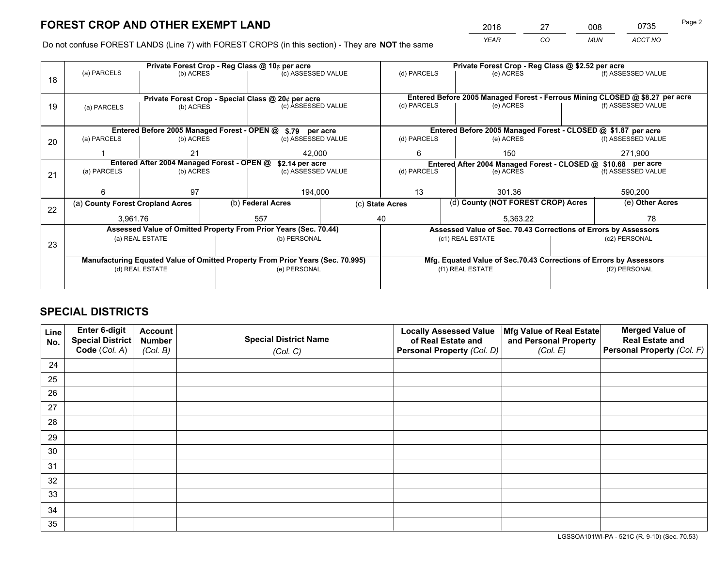# FOREST CROP AND OTHER EXEMPT LAND

| 2016 | 27 | 008 | 0735 |
|---|---|---|---|
| *YEAR* | *CO* | *MUN* | *ACCT NO* |

Do not confuse FOREST LANDS (Line 7) with FOREST CROPS (in this section) - They are **NOT** the same

| Line | Private Forest Crop - Reg Class @ 10¢ per acre | | | Private Forest Crop - Reg Class @ $2.52 per acre | | |
|---|---|---|---|---|---|---|
| | (a) PARCELS | (b) ACRES | (c) ASSESSED VALUE | (d) PARCELS | (e) ACRES | (f) ASSESSED VALUE |
| 18 | | | | | | |
| | **Private Forest Crop - Special Class @ 20¢ per acre** | | | **Entered Before 2005 Managed Forest - Ferrous Mining CLOSED @ $8.27 per acre** | | |
| | (a) PARCELS | (b) ACRES | (c) ASSESSED VALUE | (d) PARCELS | (e) ACRES | (f) ASSESSED VALUE |
| 19 | | | | | | |
| | **Entered Before 2005 Managed Forest - OPEN @ $.79 per acre** | | | **Entered Before 2005 Managed Forest - CLOSED @ $1.87 per acre** | | |
| | (a) PARCELS | (b) ACRES | (c) ASSESSED VALUE | (d) PARCELS | (e) ACRES | (f) ASSESSED VALUE |
| 20 | 1 | 21 | 42,000 | 6 | 150 | 271,900 |
| | **Entered After 2004 Managed Forest - OPEN @ $2.14 per acre** | | | **Entered After 2004 Managed Forest - CLOSED @ $10.68 per acre** | | |
| | (a) PARCELS | (b) ACRES | (c) ASSESSED VALUE | (d) PARCELS | (e) ACRES | (f) ASSESSED VALUE |
| 21 | 6 | 97 | 194,000 | 13 | 301.36 | 590,200 |

| Line | (a) **County Forest Cropland Acres** | (b) **Federal Acres** | (c) **State Acres** | (d) **County (NOT FOREST CROP) Acres** | (e) **Other Acres** |
|---|---|---|---|---|---|
| 22 | 3,961.76 | 557 | 40 | 5,363.22 | 78 |

| Line | **Assessed Value of Omitted Property From Prior Years (Sec. 70.44)** | | **Assessed Value of Sec. 70.43 Corrections of Errors by Assessors** | |
|---|---|---|---|---|
| 23 | (a) REAL ESTATE | (b) PERSONAL | (c1) REAL ESTATE | (c2) PERSONAL |
| | | | | |
| | **Manufacturing Equated Value of Omitted Property From Prior Years (Sec. 70.995)** | | **Mfg. Equated Value of Sec.70.43 Corrections of Errors by Assessors** | |
| | (d) REAL ESTATE | (e) PERSONAL | (f1) REAL ESTATE | (f2) PERSONAL |
| | | | | |

# SPECIAL DISTRICTS

| Line No. | Enter 6-digit Special District Code (*Col. A*) | Account Number (*Col. B*) | Special District Name (*Col. C*) | Locally Assessed Value of Real Estate and Personal Property (*Col. D*) | Mfg Value of Real Estate and Personal Property (*Col. E*) | Merged Value of Real Estate and Personal Property (*Col. F*) |
|---|---|---|---|---|---|---|
| 24 | | | | | | |
| 25 | | | | | | |
| 26 | | | | | | |
| 27 | | | | | | |
| 28 | | | | | | |
| 29 | | | | | | |
| 30 | | | | | | |
| 31 | | | | | | |
| 32 | | | | | | |
| 33 | | | | | | |
| 34 | | | | | | |
| 35 | | | | | | |

LGSSOA101WI-PA - 521C (R. 9-10) (Sec. 70.53)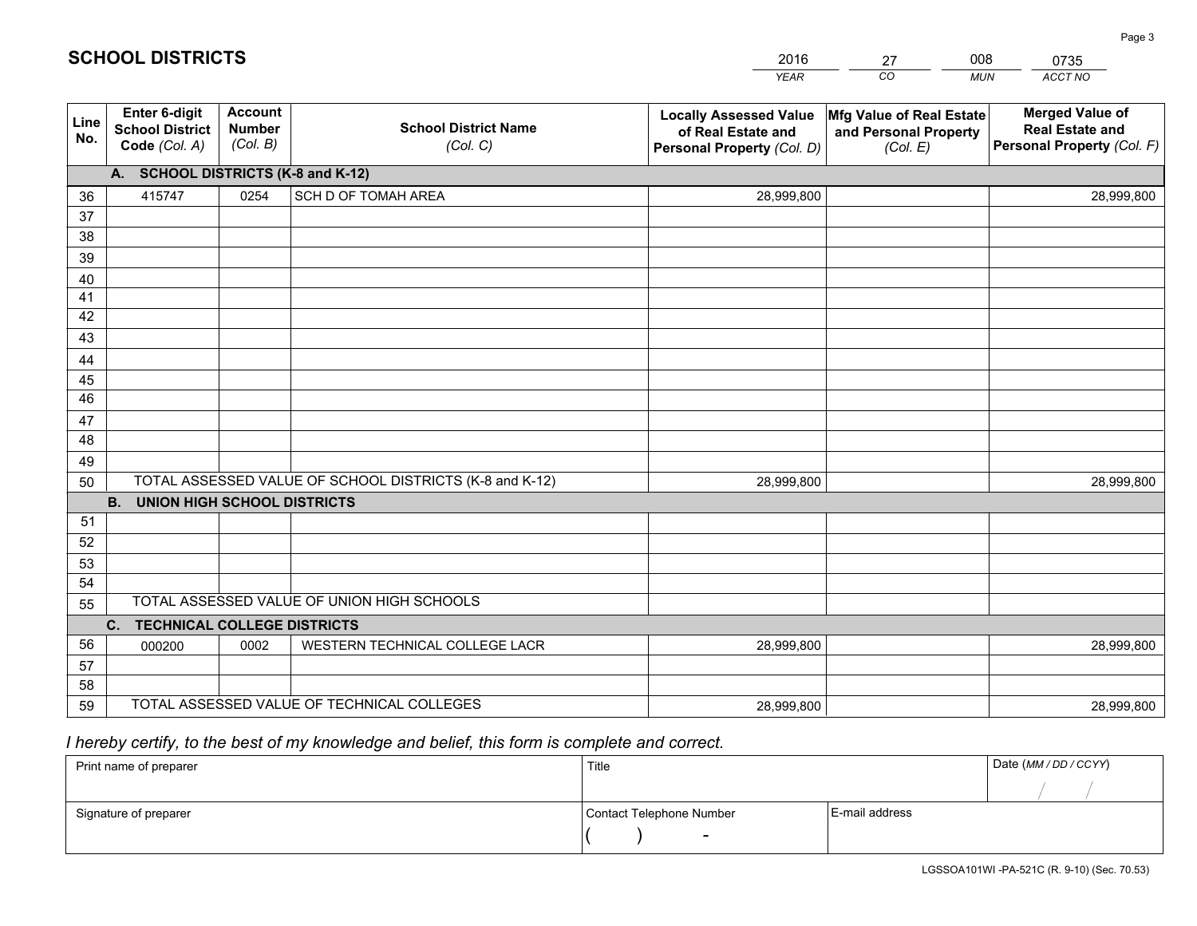# SCHOOL DISTRICTS

| 2016 | 27 | 008 | 0735 |
|---|---|---|---|
| *YEAR* | *CO* | *MUN* | *ACCT NO* |

| Line No. | Enter 6-digit School District Code *(Col. A)* | Account Number *(Col. B)* | School District Name *(Col. C)* | Locally Assessed Value of Real Estate and Personal Property *(Col. D)* | Mfg Value of Real Estate and Personal Property *(Col. E)* | Merged Value of Real Estate and Personal Property *(Col. F)* |
|---|---|---|---|---|---|---|
| **A. SCHOOL DISTRICTS (K-8 and K-12)** | | | | | | |
| 36 | 415747 | 0254 | SCH D OF TOMAH AREA | 28,999,800 | | 28,999,800 |
| 37 | | | | | | |
| 38 | | | | | | |
| 39 | | | | | | |
| 40 | | | | | | |
| 41 | | | | | | |
| 42 | | | | | | |
| 43 | | | | | | |
| 44 | | | | | | |
| 45 | | | | | | |
| 46 | | | | | | |
| 47 | | | | | | |
| 48 | | | | | | |
| 49 | | | | | | |
| 50 | TOTAL ASSESSED VALUE OF SCHOOL DISTRICTS (K-8 and K-12) | | | 28,999,800 | | 28,999,800 |
| **B. UNION HIGH SCHOOL DISTRICTS** | | | | | | |
| 51 | | | | | | |
| 52 | | | | | | |
| 53 | | | | | | |
| 54 | | | | | | |
| 55 | TOTAL ASSESSED VALUE OF UNION HIGH SCHOOLS | | | | | |
| **C. TECHNICAL COLLEGE DISTRICTS** | | | | | | |
| 56 | 000200 | 0002 | WESTERN TECHNICAL COLLEGE LACR | 28,999,800 | | 28,999,800 |
| 57 | | | | | | |
| 58 | | | | | | |
| 59 | TOTAL ASSESSED VALUE OF TECHNICAL COLLEGES | | | 28,999,800 | | 28,999,800 |

*I hereby certify, to the best of my knowledge and belief, this form is complete and correct.*

| Print name of preparer | Title | | Date *(MM / DD / CCYY)* |
|---|---|---|---|
| | | | / / |
| Signature of preparer | Contact Telephone Number | E-mail address | |
| | ( ) - | | |

LGSSOA101WI -PA-521C (R. 9-10) (Sec. 70.53)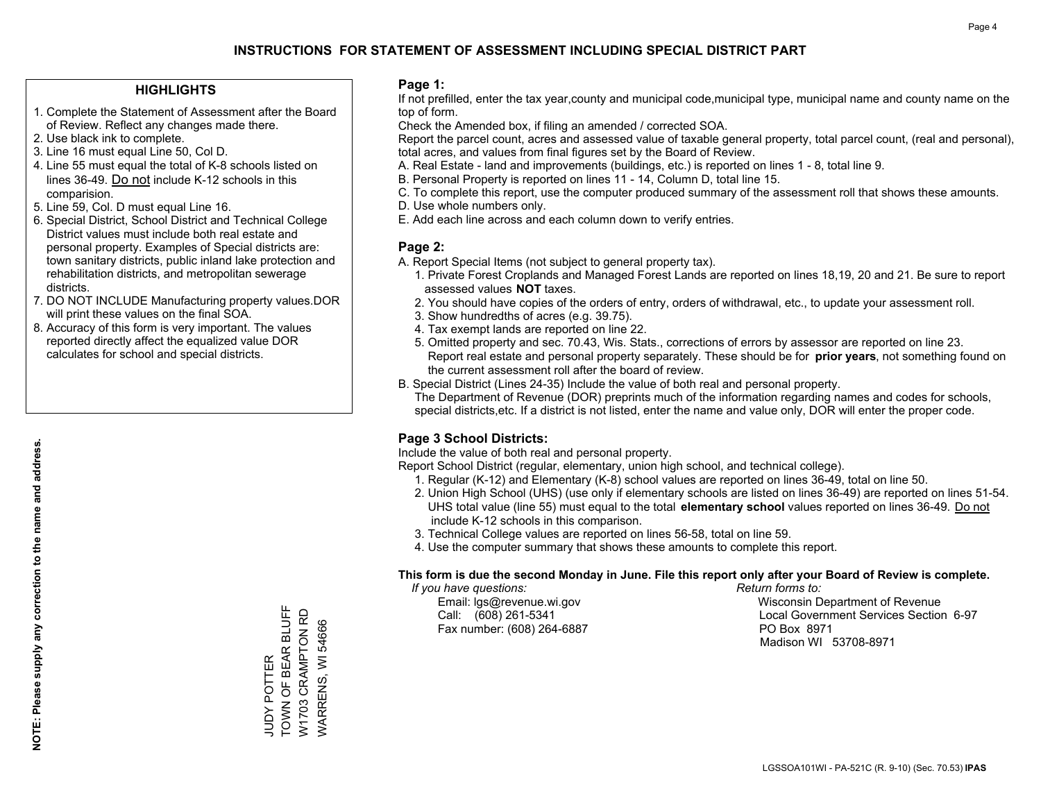# INSTRUCTIONS FOR STATEMENT OF ASSESSMENT INCLUDING SPECIAL DISTRICT PART

## HIGHLIGHTS

1. Complete the Statement of Assessment after the Board of Review. Reflect any changes made there.
2. Use black ink to complete.
3. Line 16 must equal Line 50, Col D.
4. Line 55 must equal the total of K-8 schools listed on lines 36-49. Do not include K-12 schools in this comparision.
5. Line 59, Col. D must equal Line 16.
6. Special District, School District and Technical College District values must include both real estate and personal property. Examples of Special districts are: town sanitary districts, public inland lake protection and rehabilitation districts, and metropolitan sewerage districts.
7. DO NOT INCLUDE Manufacturing property values.DOR will print these values on the final SOA.
8. Accuracy of this form is very important. The values reported directly affect the equalized value DOR calculates for school and special districts.

**NOTE: Please supply any correction to the name and address.**

JUDY POTTER
TOWN OF BEAR BLUFF
W1703 CRAMPTON RD
WARRENS, WI 54666

## Page 1:

If not prefilled, enter the tax year,county and municipal code,municipal type, municipal name and county name on the top of form.

Check the Amended box, if filing an amended / corrected SOA.

Report the parcel count, acres and assessed value of taxable general property, total parcel count, (real and personal), total acres, and values from final figures set by the Board of Review.

A. Real Estate - land and improvements (buildings, etc.) is reported on lines 1 - 8, total line 9.
B. Personal Property is reported on lines 11 - 14, Column D, total line 15.
C. To complete this report, use the computer produced summary of the assessment roll that shows these amounts.
D. Use whole numbers only.
E. Add each line across and each column down to verify entries.

## Page 2:

A. Report Special Items (not subject to general property tax).
   1. Private Forest Croplands and Managed Forest Lands are reported on lines 18,19, 20 and 21. Be sure to report assessed values **NOT** taxes.
   2. You should have copies of the orders of entry, orders of withdrawal, etc., to update your assessment roll.
   3. Show hundredths of acres (e.g. 39.75).
   4. Tax exempt lands are reported on line 22.
   5. Omitted property and sec. 70.43, Wis. Stats., corrections of errors by assessor are reported on line 23. Report real estate and personal property separately. These should be for **prior years**, not something found on the current assessment roll after the board of review.
B. Special District (Lines 24-35) Include the value of both real and personal property.
   The Department of Revenue (DOR) preprints much of the information regarding names and codes for schools, special districts,etc. If a district is not listed, enter the name and value only, DOR will enter the proper code.

## Page 3 School Districts:

Include the value of both real and personal property.

Report School District (regular, elementary, union high school, and technical college).

1. Regular (K-12) and Elementary (K-8) school values are reported on lines 36-49, total on line 50.
2. Union High School (UHS) (use only if elementary schools are listed on lines 36-49) are reported on lines 51-54. UHS total value (line 55) must equal to the total **elementary school** values reported on lines 36-49. Do not include K-12 schools in this comparison.
3. Technical College values are reported on lines 56-58, total on line 59.
4. Use the computer summary that shows these amounts to complete this report.

**This form is due the second Monday in June. File this report only after your Board of Review is complete.**

*If you have questions:*
Email: lgs@revenue.wi.gov
Call: (608) 261-5341
Fax number: (608) 264-6887

*Return forms to:*
Wisconsin Department of Revenue
Local Government Services Section 6-97
PO Box 8971
Madison WI 53708-8971

LGSSOA101WI - PA-521C (R. 9-10) (Sec. 70.53) **IPAS**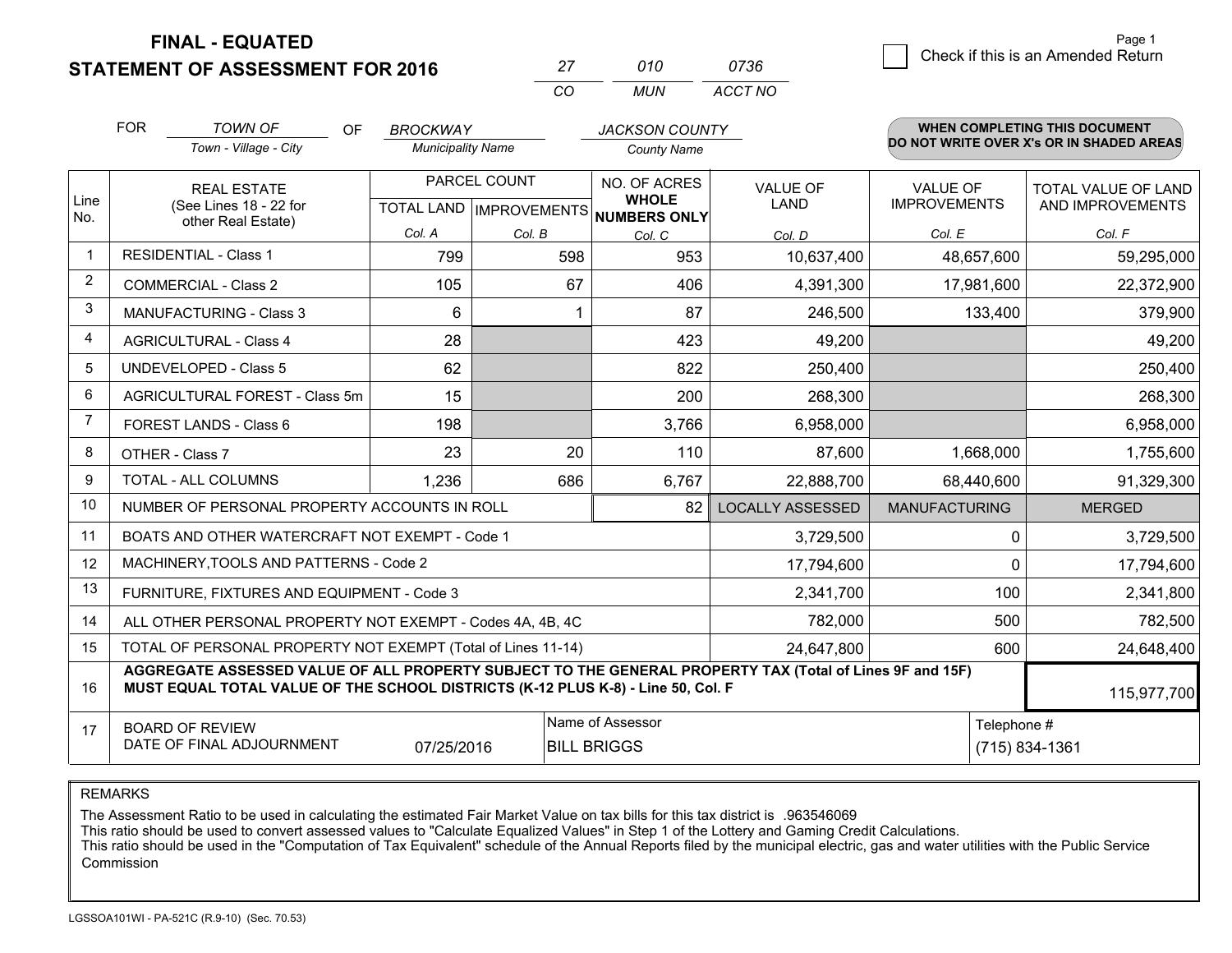# FINAL - EQUATED
## STATEMENT OF ASSESSMENT FOR 2016

| 27 | 010 | 0736 |
|---|---|---|
| CO | MUN | ACCT NO |

Check if this is an Amended Return

FOR *TOWN OF* (Town - Village - City) OF *BROCKWAY* (Municipality Name) *JACKSON COUNTY* (County Name)

**WHEN COMPLETING THIS DOCUMENT DO NOT WRITE OVER X's OR IN SHADED AREAS**

| Line No. | REAL ESTATE (See Lines 18 - 22 for other Real Estate) | PARCEL COUNT TOTAL LAND Col. A | PARCEL COUNT IMPROVEMENTS Col. B | NO. OF ACRES WHOLE NUMBERS ONLY Col. C | VALUE OF LAND Col. D | VALUE OF IMPROVEMENTS Col. E | TOTAL VALUE OF LAND AND IMPROVEMENTS Col. F |
|---|---|---|---|---|---|---|---|
| 1 | RESIDENTIAL - Class 1 | 799 | 598 | 953 | 10,637,400 | 48,657,600 | 59,295,000 |
| 2 | COMMERCIAL - Class 2 | 105 | 67 | 406 | 4,391,300 | 17,981,600 | 22,372,900 |
| 3 | MANUFACTURING - Class 3 | 6 | 1 | 87 | 246,500 | 133,400 | 379,900 |
| 4 | AGRICULTURAL - Class 4 | 28 | | 423 | 49,200 | | 49,200 |
| 5 | UNDEVELOPED - Class 5 | 62 | | 822 | 250,400 | | 250,400 |
| 6 | AGRICULTURAL FOREST - Class 5m | 15 | | 200 | 268,300 | | 268,300 |
| 7 | FOREST LANDS - Class 6 | 198 | | 3,766 | 6,958,000 | | 6,958,000 |
| 8 | OTHER - Class 7 | 23 | 20 | 110 | 87,600 | 1,668,000 | 1,755,600 |
| 9 | TOTAL - ALL COLUMNS | 1,236 | 686 | 6,767 | 22,888,700 | 68,440,600 | 91,329,300 |
| 10 | NUMBER OF PERSONAL PROPERTY ACCOUNTS IN ROLL | | | 82 | LOCALLY ASSESSED | MANUFACTURING | MERGED |
| 11 | BOATS AND OTHER WATERCRAFT NOT EXEMPT - Code 1 | | | | 3,729,500 | 0 | 3,729,500 |
| 12 | MACHINERY,TOOLS AND PATTERNS - Code 2 | | | | 17,794,600 | 0 | 17,794,600 |
| 13 | FURNITURE, FIXTURES AND EQUIPMENT - Code 3 | | | | 2,341,700 | 100 | 2,341,800 |
| 14 | ALL OTHER PERSONAL PROPERTY NOT EXEMPT - Codes 4A, 4B, 4C | | | | 782,000 | 500 | 782,500 |
| 15 | TOTAL OF PERSONAL PROPERTY NOT EXEMPT (Total of Lines 11-14) | | | | 24,647,800 | 600 | 24,648,400 |
| 16 | **AGGREGATE ASSESSED VALUE OF ALL PROPERTY SUBJECT TO THE GENERAL PROPERTY TAX (Total of Lines 9F and 15F) MUST EQUAL TOTAL VALUE OF THE SCHOOL DISTRICTS (K-12 PLUS K-8) - Line 50, Col. F** | | | | | | 115,977,700 |
| 17 | BOARD OF REVIEW DATE OF FINAL ADJOURNMENT | 07/25/2016 | Name of Assessor: BILL BRIGGS | | | Telephone #: (715) 834-1361 | |

REMARKS

The Assessment Ratio to be used in calculating the estimated Fair Market Value on tax bills for this tax district is .963546069
This ratio should be used to convert assessed values to "Calculate Equalized Values" in Step 1 of the Lottery and Gaming Credit Calculations.
This ratio should be used in the "Computation of Tax Equivalent" schedule of the Annual Reports filed by the municipal electric, gas and water utilities with the Public Service Commission

LGSSOA101WI - PA-521C (R.9-10) (Sec. 70.53)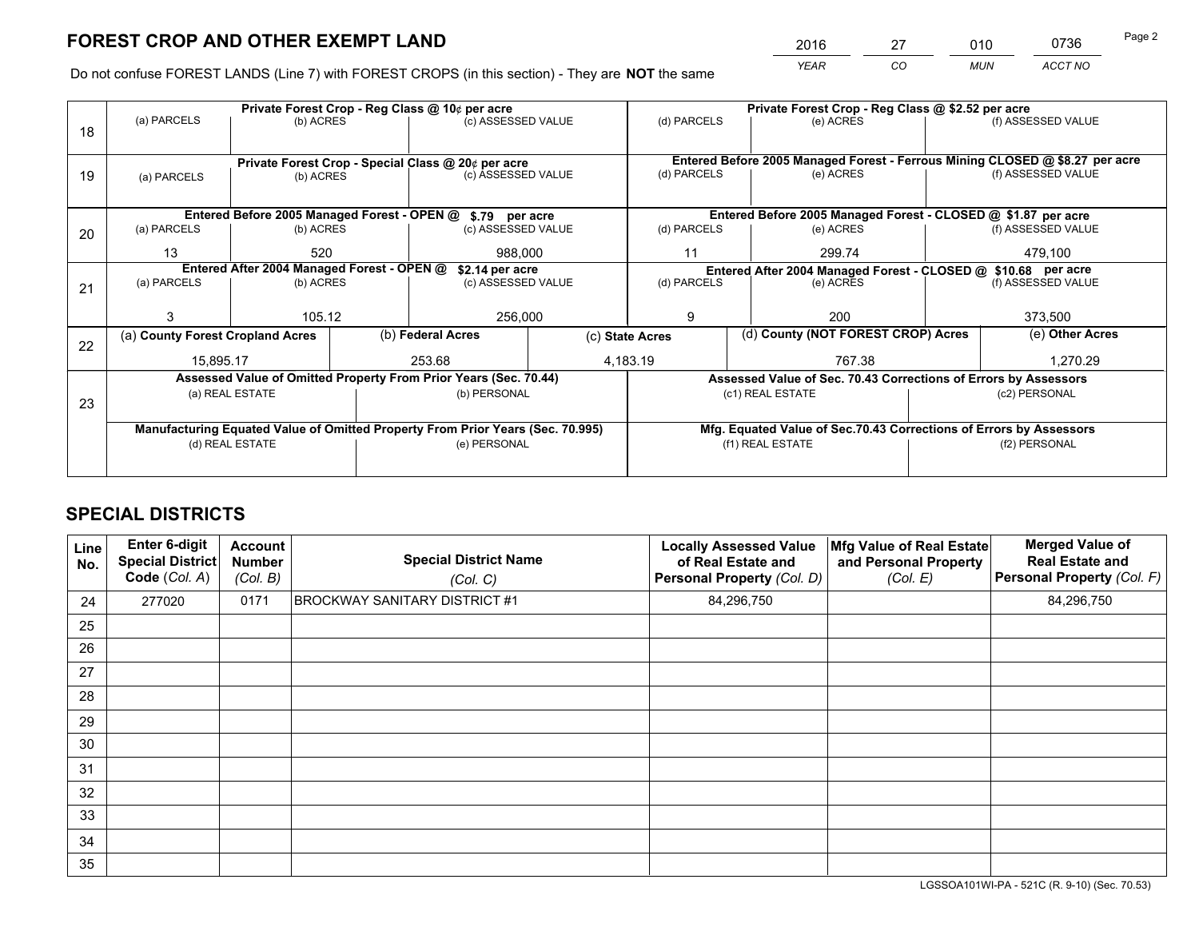# FOREST CROP AND OTHER EXEMPT LAND

| 2016 | 27 | 010 | 0736 |
|---|---|---|---|
| *YEAR* | *CO* | *MUN* | *ACCT NO* |

Do not confuse FOREST LANDS (Line 7) with FOREST CROPS (in this section) - They are **NOT** the same

| Line | Private Forest Crop - Reg Class @ 10¢ per acre | | | Private Forest Crop - Reg Class @ $2.52 per acre | | |
|---|---|---|---|---|---|---|
| 18 | (a) PARCELS | (b) ACRES | (c) ASSESSED VALUE | (d) PARCELS | (e) ACRES | (f) ASSESSED VALUE |
| | | | | | | |
| | **Private Forest Crop - Special Class @ 20¢ per acre** | | | **Entered Before 2005 Managed Forest - Ferrous Mining CLOSED @ $8.27 per acre** | | |
| 19 | (a) PARCELS | (b) ACRES | (c) ASSESSED VALUE | (d) PARCELS | (e) ACRES | (f) ASSESSED VALUE |
| | | | | | | |
| | **Entered Before 2005 Managed Forest - OPEN @ $.79 per acre** | | | **Entered Before 2005 Managed Forest - CLOSED @ $1.87 per acre** | | |
| 20 | (a) PARCELS | (b) ACRES | (c) ASSESSED VALUE | (d) PARCELS | (e) ACRES | (f) ASSESSED VALUE |
| | 13 | 520 | 988,000 | 11 | 299.74 | 479,100 |
| | **Entered After 2004 Managed Forest - OPEN @ $2.14 per acre** | | | **Entered After 2004 Managed Forest - CLOSED @ $10.68 per acre** | | |
| 21 | (a) PARCELS | (b) ACRES | (c) ASSESSED VALUE | (d) PARCELS | (e) ACRES | (f) ASSESSED VALUE |
| | 3 | 105.12 | 256,000 | 9 | 200 | 373,500 |

| Line | (a) County Forest Cropland Acres | (b) Federal Acres | (c) State Acres | (d) County (NOT FOREST CROP) Acres | (e) Other Acres |
|---|---|---|---|---|---|
| 22 | 15,895.17 | 253.68 | 4,183.19 | 767.38 | 1,270.29 |

| Line | Assessed Value of Omitted Property From Prior Years (Sec. 70.44) | | Assessed Value of Sec. 70.43 Corrections of Errors by Assessors | |
|---|---|---|---|---|
| 23 | (a) REAL ESTATE | (b) PERSONAL | (c1) REAL ESTATE | (c2) PERSONAL |
| | | | | |
| | **Manufacturing Equated Value of Omitted Property From Prior Years (Sec. 70.995)** | | **Mfg. Equated Value of Sec.70.43 Corrections of Errors by Assessors** | |
| | (d) REAL ESTATE | (e) PERSONAL | (f1) REAL ESTATE | (f2) PERSONAL |
| | | | | |

# SPECIAL DISTRICTS

| Line No. | Enter 6-digit Special District Code (*Col. A*) | Account Number (*Col. B*) | Special District Name (*Col. C*) | Locally Assessed Value of Real Estate and Personal Property (*Col. D*) | Mfg Value of Real Estate and Personal Property (*Col. E*) | Merged Value of Real Estate and Personal Property (*Col. F*) |
|---|---|---|---|---|---|---|
| 24 | 277020 | 0171 | BROCKWAY SANITARY DISTRICT #1 | 84,296,750 | | 84,296,750 |
| 25 | | | | | | |
| 26 | | | | | | |
| 27 | | | | | | |
| 28 | | | | | | |
| 29 | | | | | | |
| 30 | | | | | | |
| 31 | | | | | | |
| 32 | | | | | | |
| 33 | | | | | | |
| 34 | | | | | | |
| 35 | | | | | | |

LGSSOA101WI-PA - 521C (R. 9-10) (Sec. 70.53)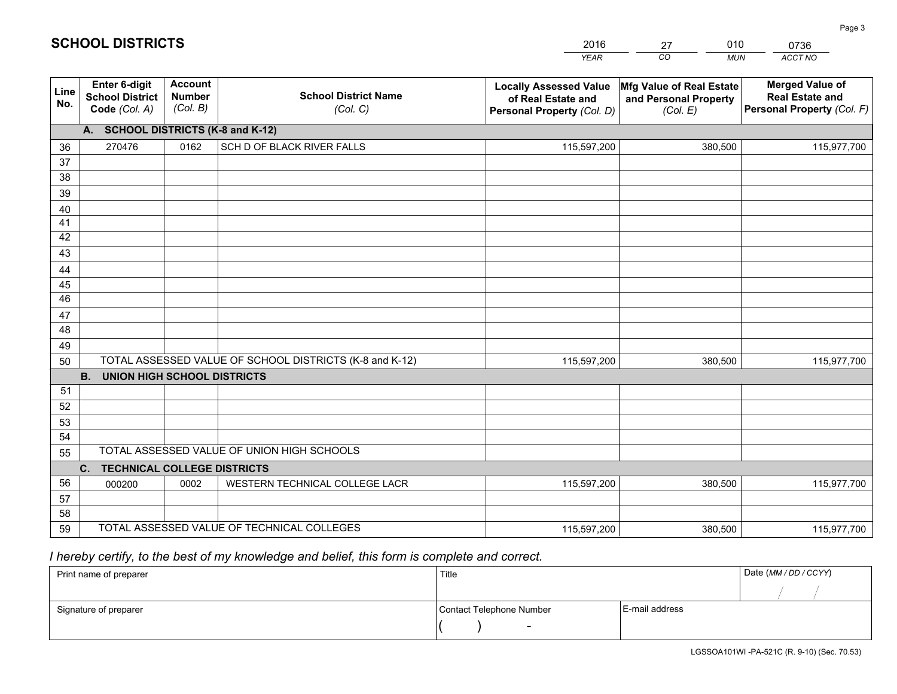# SCHOOL DISTRICTS

| 2016 | 27 | 010 | 0736 |
|---|---|---|---|
| *YEAR* | *CO* | *MUN* | *ACCT NO* |

| Line No. | Enter 6-digit School District Code *(Col. A)* | Account Number *(Col. B)* | School District Name *(Col. C)* | Locally Assessed Value of Real Estate and Personal Property *(Col. D)* | Mfg Value of Real Estate and Personal Property *(Col. E)* | Merged Value of Real Estate and Personal Property *(Col. F)* |
|---|---|---|---|---|---|---|
| | **A. SCHOOL DISTRICTS (K-8 and K-12)** | | | | | |
| 36 | 270476 | 0162 | SCH D OF BLACK RIVER FALLS | 115,597,200 | 380,500 | 115,977,700 |
| 37 | | | | | | |
| 38 | | | | | | |
| 39 | | | | | | |
| 40 | | | | | | |
| 41 | | | | | | |
| 42 | | | | | | |
| 43 | | | | | | |
| 44 | | | | | | |
| 45 | | | | | | |
| 46 | | | | | | |
| 47 | | | | | | |
| 48 | | | | | | |
| 49 | | | | | | |
| 50 | TOTAL ASSESSED VALUE OF SCHOOL DISTRICTS (K-8 and K-12) | | | 115,597,200 | 380,500 | 115,977,700 |
| | **B. UNION HIGH SCHOOL DISTRICTS** | | | | | |
| 51 | | | | | | |
| 52 | | | | | | |
| 53 | | | | | | |
| 54 | | | | | | |
| 55 | TOTAL ASSESSED VALUE OF UNION HIGH SCHOOLS | | | | | |
| | **C. TECHNICAL COLLEGE DISTRICTS** | | | | | |
| 56 | 000200 | 0002 | WESTERN TECHNICAL COLLEGE LACR | 115,597,200 | 380,500 | 115,977,700 |
| 57 | | | | | | |
| 58 | | | | | | |
| 59 | TOTAL ASSESSED VALUE OF TECHNICAL COLLEGES | | | 115,597,200 | 380,500 | 115,977,700 |

*I hereby certify, to the best of my knowledge and belief, this form is complete and correct.*

| Print name of preparer | Title | | Date *(MM / DD / CCYY)* |
|---|---|---|---|
| | | | / / |
| Signature of preparer | Contact Telephone Number | E-mail address | |
| | ( ) - | | |

LGSSOA101WI -PA-521C (R. 9-10) (Sec. 70.53)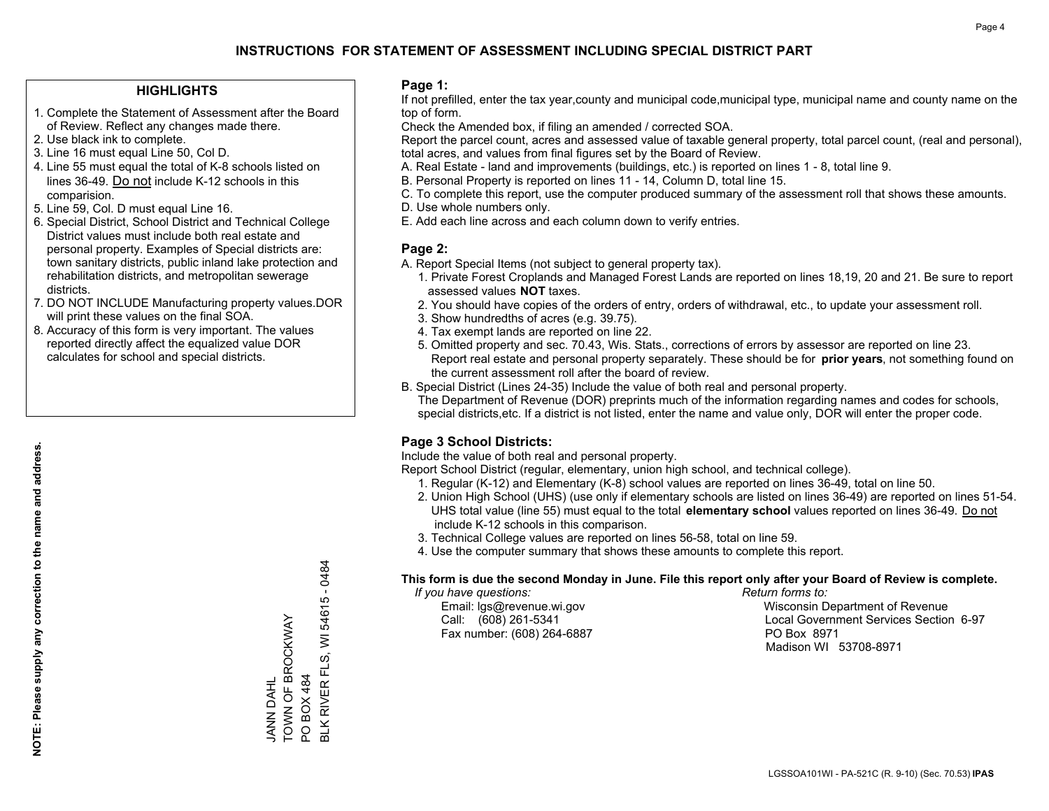# INSTRUCTIONS FOR STATEMENT OF ASSESSMENT INCLUDING SPECIAL DISTRICT PART

## HIGHLIGHTS

1. Complete the Statement of Assessment after the Board of Review. Reflect any changes made there.
2. Use black ink to complete.
3. Line 16 must equal Line 50, Col D.
4. Line 55 must equal the total of K-8 schools listed on lines 36-49. Do not include K-12 schools in this comparision.
5. Line 59, Col. D must equal Line 16.
6. Special District, School District and Technical College District values must include both real estate and personal property. Examples of Special districts are: town sanitary districts, public inland lake protection and rehabilitation districts, and metropolitan sewerage districts.
7. DO NOT INCLUDE Manufacturing property values.DOR will print these values on the final SOA.
8. Accuracy of this form is very important. The values reported directly affect the equalized value DOR calculates for school and special districts.

**NOTE: Please supply any correction to the name and address.**

JANN DAHL
TOWN OF BROCKWAY
PO BOX 484
BLK RIVER FLS, WI 54615 - 0484

## Page 1:

If not prefilled, enter the tax year,county and municipal code,municipal type, municipal name and county name on the top of form.

Check the Amended box, if filing an amended / corrected SOA.

Report the parcel count, acres and assessed value of taxable general property, total parcel count, (real and personal), total acres, and values from final figures set by the Board of Review.

A. Real Estate - land and improvements (buildings, etc.) is reported on lines 1 - 8, total line 9.
B. Personal Property is reported on lines 11 - 14, Column D, total line 15.
C. To complete this report, use the computer produced summary of the assessment roll that shows these amounts.
D. Use whole numbers only.
E. Add each line across and each column down to verify entries.

## Page 2:

A. Report Special Items (not subject to general property tax).
   1. Private Forest Croplands and Managed Forest Lands are reported on lines 18,19, 20 and 21. Be sure to report assessed values **NOT** taxes.
   2. You should have copies of the orders of entry, orders of withdrawal, etc., to update your assessment roll.
   3. Show hundredths of acres (e.g. 39.75).
   4. Tax exempt lands are reported on line 22.
   5. Omitted property and sec. 70.43, Wis. Stats., corrections of errors by assessor are reported on line 23. Report real estate and personal property separately. These should be for **prior years**, not something found on the current assessment roll after the board of review.
B. Special District (Lines 24-35) Include the value of both real and personal property.
   The Department of Revenue (DOR) preprints much of the information regarding names and codes for schools, special districts,etc. If a district is not listed, enter the name and value only, DOR will enter the proper code.

## Page 3 School Districts:

Include the value of both real and personal property.

Report School District (regular, elementary, union high school, and technical college).

1. Regular (K-12) and Elementary (K-8) school values are reported on lines 36-49, total on line 50.
2. Union High School (UHS) (use only if elementary schools are listed on lines 36-49) are reported on lines 51-54. UHS total value (line 55) must equal to the total **elementary school** values reported on lines 36-49. Do not include K-12 schools in this comparison.
3. Technical College values are reported on lines 56-58, total on line 59.
4. Use the computer summary that shows these amounts to complete this report.

**This form is due the second Monday in June. File this report only after your Board of Review is complete.**

*If you have questions:*
Email: lgs@revenue.wi.gov
Call: (608) 261-5341
Fax number: (608) 264-6887

*Return forms to:*
Wisconsin Department of Revenue
Local Government Services Section 6-97
PO Box 8971
Madison WI 53708-8971

LGSSOA101WI - PA-521C (R. 9-10) (Sec. 70.53) **IPAS**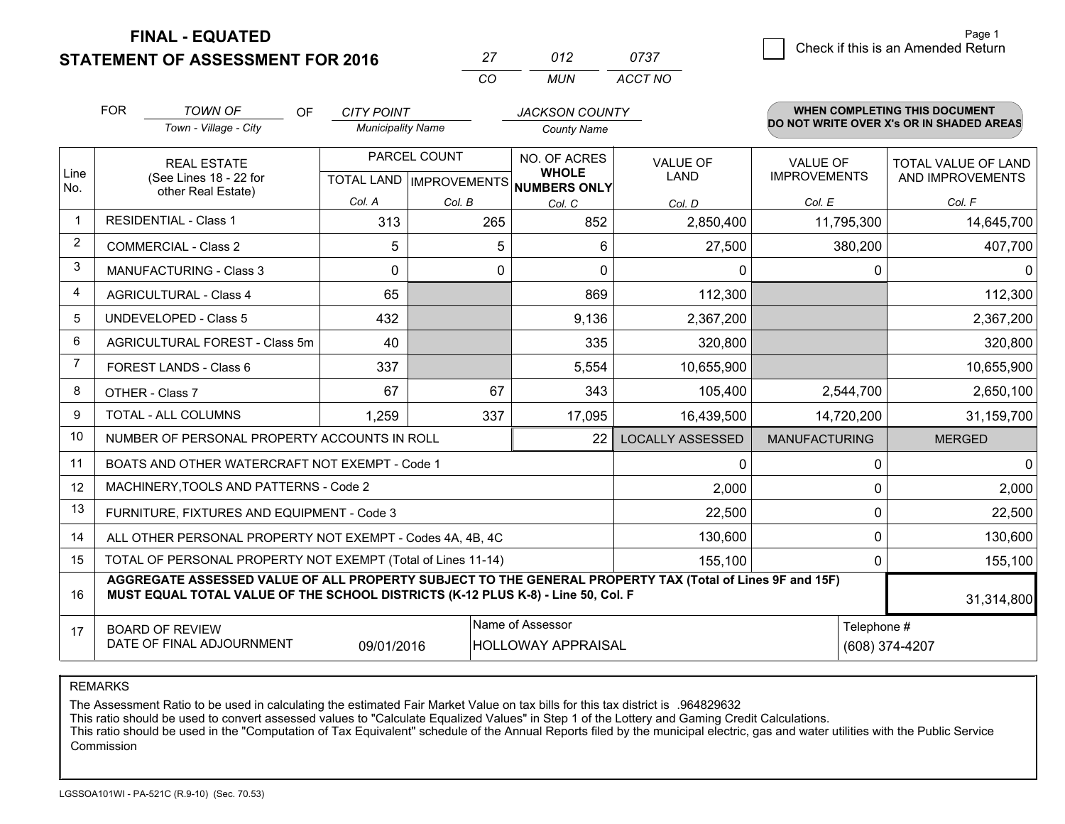**FINAL - EQUATED**
**STATEMENT OF ASSESSMENT FOR 2016**

| 27 | 012 | 0737 |
|---|---|---|
| CO | MUN | ACCT NO |

☐ Check if this is an Amended Return

FOR *TOWN OF* (Town - Village - City) OF *CITY POINT* (Municipality Name) *JACKSON COUNTY* (County Name)

**WHEN COMPLETING THIS DOCUMENT DO NOT WRITE OVER X's OR IN SHADED AREAS**

| Line No. | REAL ESTATE (See Lines 18 - 22 for other Real Estate) | PARCEL COUNT TOTAL LAND Col. A | PARCEL COUNT IMPROVEMENTS Col. B | NO. OF ACRES WHOLE NUMBERS ONLY Col. C | VALUE OF LAND Col. D | VALUE OF IMPROVEMENTS Col. E | TOTAL VALUE OF LAND AND IMPROVEMENTS Col. F |
|---|---|---|---|---|---|---|---|
| 1 | RESIDENTIAL - Class 1 | 313 | 265 | 852 | 2,850,400 | 11,795,300 | 14,645,700 |
| 2 | COMMERCIAL - Class 2 | 5 | 5 | 6 | 27,500 | 380,200 | 407,700 |
| 3 | MANUFACTURING - Class 3 | 0 | 0 | 0 | 0 | 0 | 0 |
| 4 | AGRICULTURAL - Class 4 | 65 | | 869 | 112,300 | | 112,300 |
| 5 | UNDEVELOPED - Class 5 | 432 | | 9,136 | 2,367,200 | | 2,367,200 |
| 6 | AGRICULTURAL FOREST - Class 5m | 40 | | 335 | 320,800 | | 320,800 |
| 7 | FOREST LANDS - Class 6 | 337 | | 5,554 | 10,655,900 | | 10,655,900 |
| 8 | OTHER - Class 7 | 67 | 67 | 343 | 105,400 | 2,544,700 | 2,650,100 |
| 9 | TOTAL - ALL COLUMNS | 1,259 | 337 | 17,095 | 16,439,500 | 14,720,200 | 31,159,700 |
| 10 | NUMBER OF PERSONAL PROPERTY ACCOUNTS IN ROLL | | | 22 | LOCALLY ASSESSED | MANUFACTURING | MERGED |
| 11 | BOATS AND OTHER WATERCRAFT NOT EXEMPT - Code 1 | | | | 0 | 0 | 0 |
| 12 | MACHINERY,TOOLS AND PATTERNS - Code 2 | | | | 2,000 | 0 | 2,000 |
| 13 | FURNITURE, FIXTURES AND EQUIPMENT - Code 3 | | | | 22,500 | 0 | 22,500 |
| 14 | ALL OTHER PERSONAL PROPERTY NOT EXEMPT - Codes 4A, 4B, 4C | | | | 130,600 | 0 | 130,600 |
| 15 | TOTAL OF PERSONAL PROPERTY NOT EXEMPT (Total of Lines 11-14) | | | | 155,100 | 0 | 155,100 |
| 16 | **AGGREGATE ASSESSED VALUE OF ALL PROPERTY SUBJECT TO THE GENERAL PROPERTY TAX (Total of Lines 9F and 15F) MUST EQUAL TOTAL VALUE OF THE SCHOOL DISTRICTS (K-12 PLUS K-8) - Line 50, Col. F** | | | | | | 31,314,800 |
| 17 | BOARD OF REVIEW DATE OF FINAL ADJOURNMENT | 09/01/2016 | | Name of Assessor: HOLLOWAY APPRAISAL | | Telephone #: (608) 374-4207 | |

REMARKS

The Assessment Ratio to be used in calculating the estimated Fair Market Value on tax bills for this tax district is .964829632
This ratio should be used to convert assessed values to "Calculate Equalized Values" in Step 1 of the Lottery and Gaming Credit Calculations.
This ratio should be used in the "Computation of Tax Equivalent" schedule of the Annual Reports filed by the municipal electric, gas and water utilities with the Public Service Commission

LGSSOA101WI - PA-521C (R.9-10) (Sec. 70.53)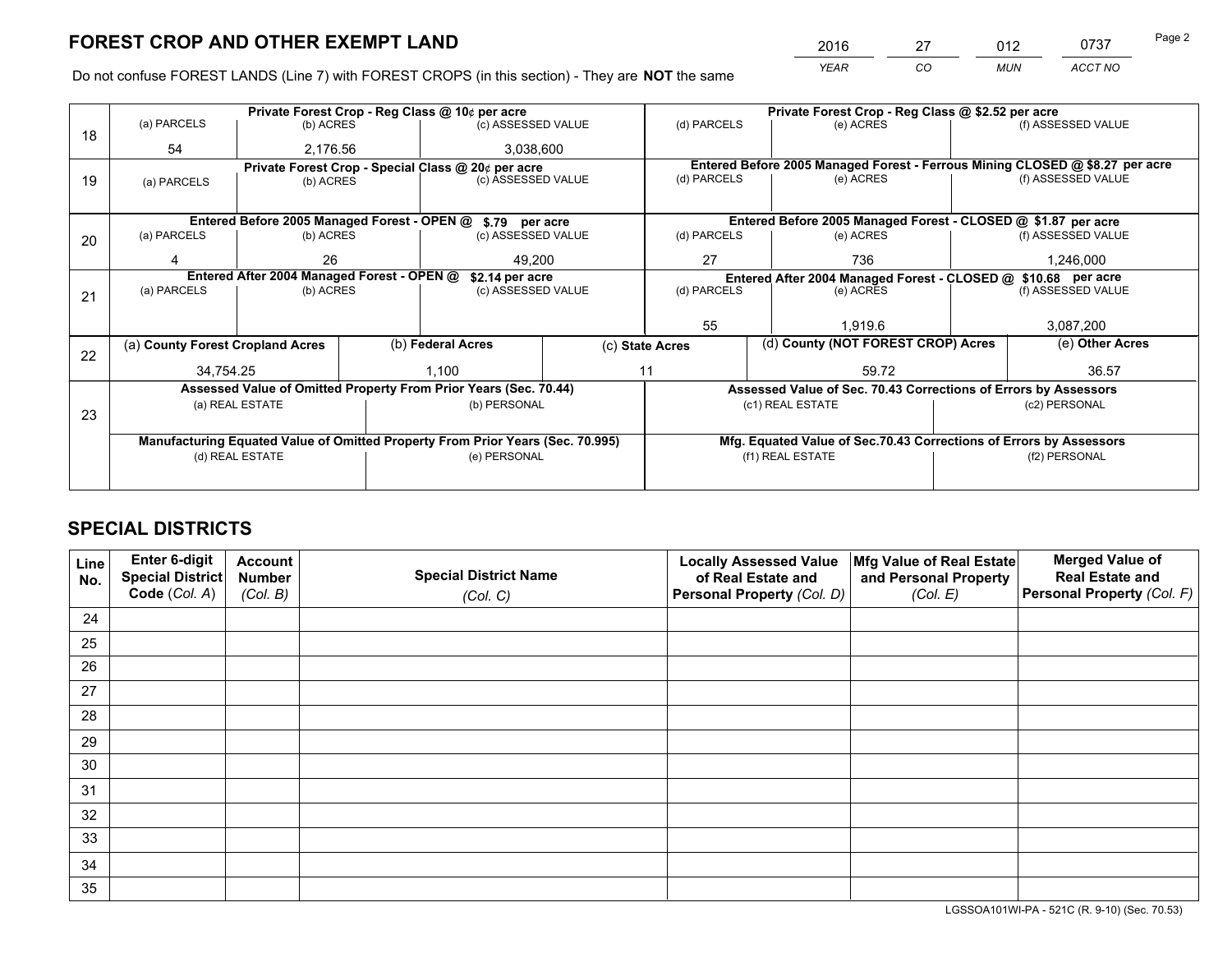# FOREST CROP AND OTHER EXEMPT LAND

| 2016 | 27 | 012 | 0737 |
|---|---|---|---|
| *YEAR* | *CO* | *MUN* | *ACCT NO* |

Do not confuse FOREST LANDS (Line 7) with FOREST CROPS (in this section) - They are **NOT** the same

| Line | Private Forest Crop - Reg Class @ 10¢ per acre | | | Private Forest Crop - Reg Class @ $2.52 per acre | | |
|---|---|---|---|---|---|---|
| 18 | (a) PARCELS | (b) ACRES | (c) ASSESSED VALUE | (d) PARCELS | (e) ACRES | (f) ASSESSED VALUE |
| | 54 | 2,176.56 | 3,038,600 | | | |
| | **Private Forest Crop - Special Class @ 20¢ per acre** | | | **Entered Before 2005 Managed Forest - Ferrous Mining CLOSED @ $8.27 per acre** | | |
| 19 | (a) PARCELS | (b) ACRES | (c) ASSESSED VALUE | (d) PARCELS | (e) ACRES | (f) ASSESSED VALUE |
| | | | | | | |
| | **Entered Before 2005 Managed Forest - OPEN @ $.79 per acre** | | | **Entered Before 2005 Managed Forest - CLOSED @ $1.87 per acre** | | |
| 20 | (a) PARCELS | (b) ACRES | (c) ASSESSED VALUE | (d) PARCELS | (e) ACRES | (f) ASSESSED VALUE |
| | 4 | 26 | 49,200 | 27 | 736 | 1,246,000 |
| | **Entered After 2004 Managed Forest - OPEN @ $2.14 per acre** | | | **Entered After 2004 Managed Forest - CLOSED @ $10.68 per acre** | | |
| 21 | (a) PARCELS | (b) ACRES | (c) ASSESSED VALUE | (d) PARCELS | (e) ACRES | (f) ASSESSED VALUE |
| | | | | 55 | 1,919.6 | 3,087,200 |

| Line | (a) County Forest Cropland Acres | (b) Federal Acres | (c) State Acres | (d) County (NOT FOREST CROP) Acres | (e) Other Acres |
|---|---|---|---|---|---|
| 22 | 34,754.25 | 1,100 | 11 | 59.72 | 36.57 |

| Line | Assessed Value of Omitted Property From Prior Years (Sec. 70.44) | | Assessed Value of Sec. 70.43 Corrections of Errors by Assessors | |
|---|---|---|---|---|
| 23 | (a) REAL ESTATE | (b) PERSONAL | (c1) REAL ESTATE | (c2) PERSONAL |
| | | | | |
| | **Manufacturing Equated Value of Omitted Property From Prior Years (Sec. 70.995)** | | **Mfg. Equated Value of Sec.70.43 Corrections of Errors by Assessors** | |
| | (d) REAL ESTATE | (e) PERSONAL | (f1) REAL ESTATE | (f2) PERSONAL |
| | | | | |

# SPECIAL DISTRICTS

| Line No. | Enter 6-digit Special District Code (*Col. A*) | Account Number (*Col. B*) | Special District Name (*Col. C*) | Locally Assessed Value of Real Estate and Personal Property (*Col. D*) | Mfg Value of Real Estate and Personal Property (*Col. E*) | Merged Value of Real Estate and Personal Property (*Col. F*) |
|---|---|---|---|---|---|---|
| 24 | | | | | | |
| 25 | | | | | | |
| 26 | | | | | | |
| 27 | | | | | | |
| 28 | | | | | | |
| 29 | | | | | | |
| 30 | | | | | | |
| 31 | | | | | | |
| 32 | | | | | | |
| 33 | | | | | | |
| 34 | | | | | | |
| 35 | | | | | | |

LGSSOA101WI-PA - 521C (R. 9-10) (Sec. 70.53)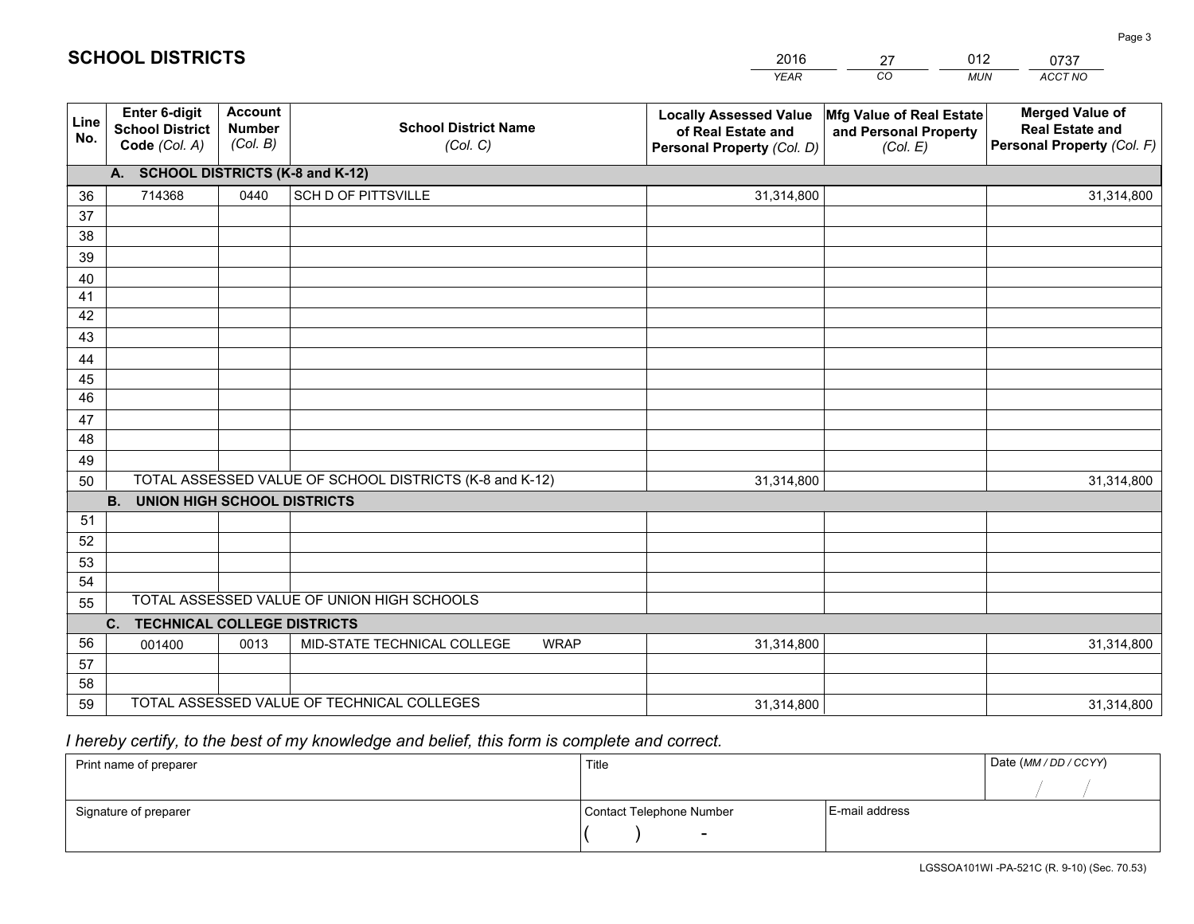# SCHOOL DISTRICTS

| 2016 | 27 | 012 | 0737 |
|---|---|---|---|
| *YEAR* | *CO* | *MUN* | *ACCT NO* |

| Line No. | Enter 6-digit School District Code *(Col. A)* | Account Number *(Col. B)* | School District Name *(Col. C)* | Locally Assessed Value of Real Estate and Personal Property *(Col. D)* | Mfg Value of Real Estate and Personal Property *(Col. E)* | Merged Value of Real Estate and Personal Property *(Col. F)* |
|---|---|---|---|---|---|---|
| | **A. SCHOOL DISTRICTS (K-8 and K-12)** | | | | | |
| 36 | 714368 | 0440 | SCH D OF PITTSVILLE | 31,314,800 | | 31,314,800 |
| 37 | | | | | | |
| 38 | | | | | | |
| 39 | | | | | | |
| 40 | | | | | | |
| 41 | | | | | | |
| 42 | | | | | | |
| 43 | | | | | | |
| 44 | | | | | | |
| 45 | | | | | | |
| 46 | | | | | | |
| 47 | | | | | | |
| 48 | | | | | | |
| 49 | | | | | | |
| 50 | TOTAL ASSESSED VALUE OF SCHOOL DISTRICTS (K-8 and K-12) | | | 31,314,800 | | 31,314,800 |
| | **B. UNION HIGH SCHOOL DISTRICTS** | | | | | |
| 51 | | | | | | |
| 52 | | | | | | |
| 53 | | | | | | |
| 54 | | | | | | |
| 55 | TOTAL ASSESSED VALUE OF UNION HIGH SCHOOLS | | | | | |
| | **C. TECHNICAL COLLEGE DISTRICTS** | | | | | |
| 56 | 001400 | 0013 | MID-STATE TECHNICAL COLLEGE WRAP | 31,314,800 | | 31,314,800 |
| 57 | | | | | | |
| 58 | | | | | | |
| 59 | TOTAL ASSESSED VALUE OF TECHNICAL COLLEGES | | | 31,314,800 | | 31,314,800 |

*I hereby certify, to the best of my knowledge and belief, this form is complete and correct.*

| Print name of preparer | Title | | Date *(MM / DD / CCYY)* |
|---|---|---|---|
| | | | / / |
| Signature of preparer | Contact Telephone Number | E-mail address | |
| | ( ) - | | |

LGSSOA101WI -PA-521C (R. 9-10) (Sec. 70.53)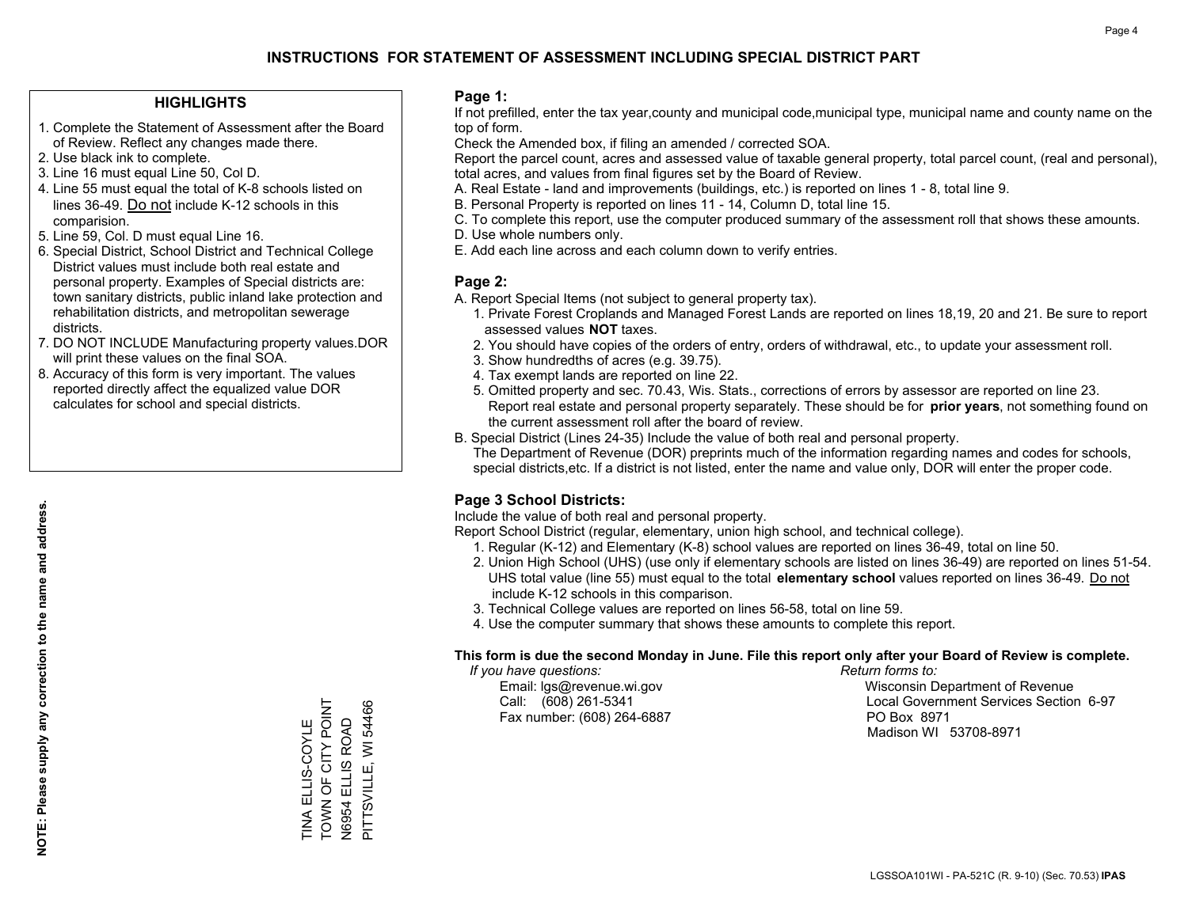# INSTRUCTIONS FOR STATEMENT OF ASSESSMENT INCLUDING SPECIAL DISTRICT PART

## HIGHLIGHTS

1. Complete the Statement of Assessment after the Board of Review. Reflect any changes made there.
2. Use black ink to complete.
3. Line 16 must equal Line 50, Col D.
4. Line 55 must equal the total of K-8 schools listed on lines 36-49. Do not include K-12 schools in this comparision.
5. Line 59, Col. D must equal Line 16.
6. Special District, School District and Technical College District values must include both real estate and personal property. Examples of Special districts are: town sanitary districts, public inland lake protection and rehabilitation districts, and metropolitan sewerage districts.
7. DO NOT INCLUDE Manufacturing property values.DOR will print these values on the final SOA.
8. Accuracy of this form is very important. The values reported directly affect the equalized value DOR calculates for school and special districts.

**NOTE: Please supply any correction to the name and address.**

TINA ELLIS-COYLE
TOWN OF CITY POINT
N6954 ELLIS ROAD
PITTSVILLE, WI 54466

## Page 1:

If not prefilled, enter the tax year,county and municipal code,municipal type, municipal name and county name on the top of form.

Check the Amended box, if filing an amended / corrected SOA.

Report the parcel count, acres and assessed value of taxable general property, total parcel count, (real and personal), total acres, and values from final figures set by the Board of Review.

A. Real Estate - land and improvements (buildings, etc.) is reported on lines 1 - 8, total line 9.
B. Personal Property is reported on lines 11 - 14, Column D, total line 15.
C. To complete this report, use the computer produced summary of the assessment roll that shows these amounts.
D. Use whole numbers only.
E. Add each line across and each column down to verify entries.

## Page 2:

A. Report Special Items (not subject to general property tax).
1. Private Forest Croplands and Managed Forest Lands are reported on lines 18,19, 20 and 21. Be sure to report assessed values **NOT** taxes.
2. You should have copies of the orders of entry, orders of withdrawal, etc., to update your assessment roll.
3. Show hundredths of acres (e.g. 39.75).
4. Tax exempt lands are reported on line 22.
5. Omitted property and sec. 70.43, Wis. Stats., corrections of errors by assessor are reported on line 23. Report real estate and personal property separately. These should be for **prior years**, not something found on the current assessment roll after the board of review.

B. Special District (Lines 24-35) Include the value of both real and personal property.
The Department of Revenue (DOR) preprints much of the information regarding names and codes for schools, special districts,etc. If a district is not listed, enter the name and value only, DOR will enter the proper code.

## Page 3 School Districts:

Include the value of both real and personal property.

Report School District (regular, elementary, union high school, and technical college).

1. Regular (K-12) and Elementary (K-8) school values are reported on lines 36-49, total on line 50.
2. Union High School (UHS) (use only if elementary schools are listed on lines 36-49) are reported on lines 51-54. UHS total value (line 55) must equal to the total **elementary school** values reported on lines 36-49. Do not include K-12 schools in this comparison.
3. Technical College values are reported on lines 56-58, total on line 59.
4. Use the computer summary that shows these amounts to complete this report.

**This form is due the second Monday in June. File this report only after your Board of Review is complete.**

*If you have questions:*
Email: lgs@revenue.wi.gov
Call: (608) 261-5341
Fax number: (608) 264-6887

*Return forms to:*
Wisconsin Department of Revenue
Local Government Services Section 6-97
PO Box 8971
Madison WI 53708-8971

LGSSOA101WI - PA-521C (R. 9-10) (Sec. 70.53) **IPAS**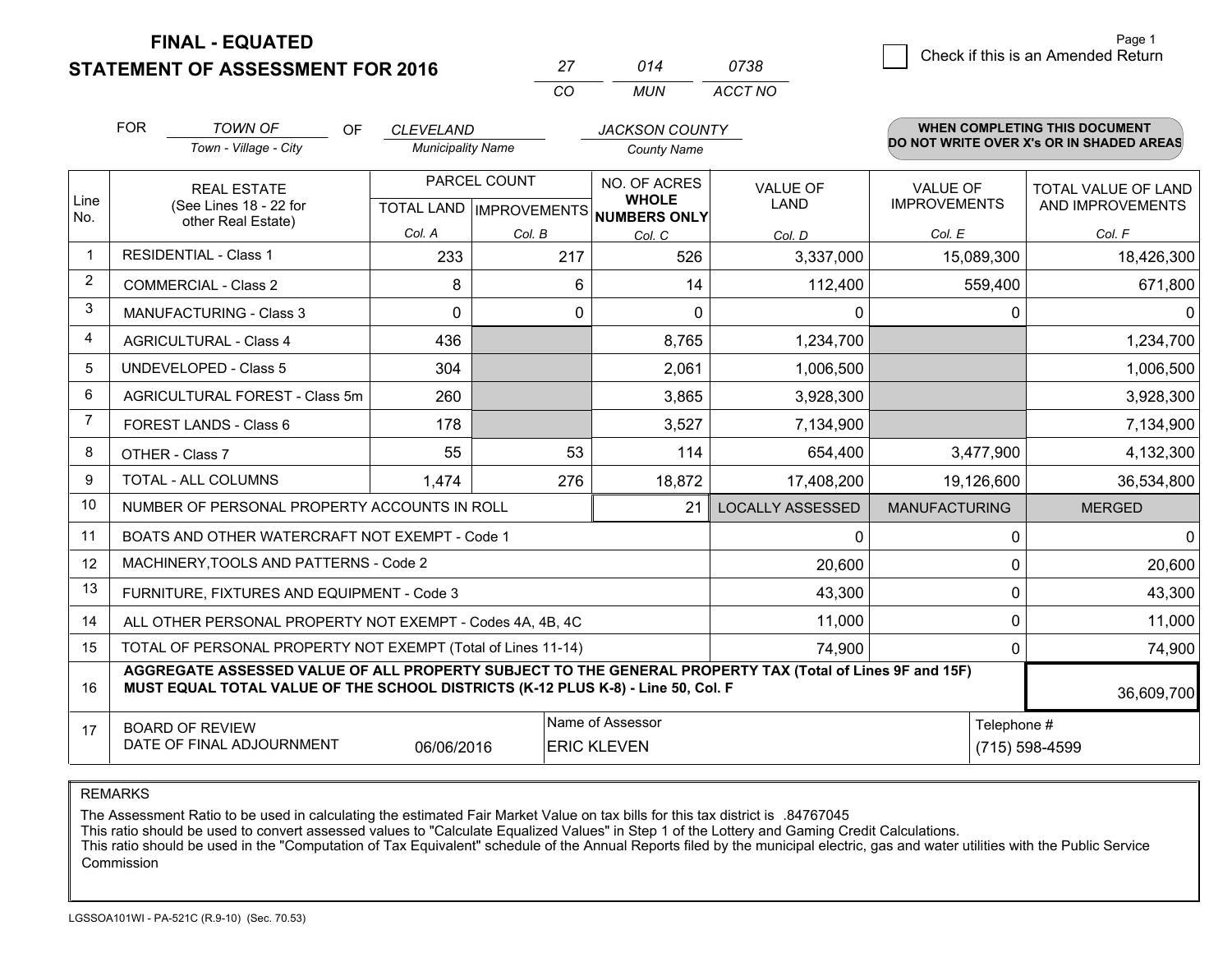**FINAL - EQUATED**
**STATEMENT OF ASSESSMENT FOR 2016**

| 27 | 014 | 0738 |
|---|---|---|
| CO | MUN | ACCT NO |

☐ Check if this is an Amended Return

Page 1

FOR *TOWN OF* (Town - Village - City) OF *CLEVELAND* (Municipality Name) *JACKSON COUNTY* (County Name)

**WHEN COMPLETING THIS DOCUMENT DO NOT WRITE OVER X's OR IN SHADED AREAS**

| Line No. | REAL ESTATE (See Lines 18 - 22 for other Real Estate) | PARCEL COUNT TOTAL LAND Col. A | PARCEL COUNT IMPROVEMENTS Col. B | NO. OF ACRES WHOLE NUMBERS ONLY Col. C | VALUE OF LAND Col. D | VALUE OF IMPROVEMENTS Col. E | TOTAL VALUE OF LAND AND IMPROVEMENTS Col. F |
|---|---|---|---|---|---|---|---|
| 1 | RESIDENTIAL - Class 1 | 233 | 217 | 526 | 3,337,000 | 15,089,300 | 18,426,300 |
| 2 | COMMERCIAL - Class 2 | 8 | 6 | 14 | 112,400 | 559,400 | 671,800 |
| 3 | MANUFACTURING - Class 3 | 0 | 0 | 0 | 0 | 0 | 0 |
| 4 | AGRICULTURAL - Class 4 | 436 | | 8,765 | 1,234,700 | | 1,234,700 |
| 5 | UNDEVELOPED - Class 5 | 304 | | 2,061 | 1,006,500 | | 1,006,500 |
| 6 | AGRICULTURAL FOREST - Class 5m | 260 | | 3,865 | 3,928,300 | | 3,928,300 |
| 7 | FOREST LANDS - Class 6 | 178 | | 3,527 | 7,134,900 | | 7,134,900 |
| 8 | OTHER - Class 7 | 55 | 53 | 114 | 654,400 | 3,477,900 | 4,132,300 |
| 9 | TOTAL - ALL COLUMNS | 1,474 | 276 | 18,872 | 17,408,200 | 19,126,600 | 36,534,800 |
| 10 | NUMBER OF PERSONAL PROPERTY ACCOUNTS IN ROLL | | | 21 | LOCALLY ASSESSED | MANUFACTURING | MERGED |
| 11 | BOATS AND OTHER WATERCRAFT NOT EXEMPT - Code 1 | | | | 0 | 0 | 0 |
| 12 | MACHINERY,TOOLS AND PATTERNS - Code 2 | | | | 20,600 | 0 | 20,600 |
| 13 | FURNITURE, FIXTURES AND EQUIPMENT - Code 3 | | | | 43,300 | 0 | 43,300 |
| 14 | ALL OTHER PERSONAL PROPERTY NOT EXEMPT - Codes 4A, 4B, 4C | | | | 11,000 | 0 | 11,000 |
| 15 | TOTAL OF PERSONAL PROPERTY NOT EXEMPT (Total of Lines 11-14) | | | | 74,900 | 0 | 74,900 |
| 16 | **AGGREGATE ASSESSED VALUE OF ALL PROPERTY SUBJECT TO THE GENERAL PROPERTY TAX (Total of Lines 9F and 15F) MUST EQUAL TOTAL VALUE OF THE SCHOOL DISTRICTS (K-12 PLUS K-8) - Line 50, Col. F** | | | | | | 36,609,700 |
| 17 | BOARD OF REVIEW DATE OF FINAL ADJOURNMENT | 06/06/2016 | | Name of Assessor: ERIC KLEVEN | | Telephone #: (715) 598-4599 | |

REMARKS

The Assessment Ratio to be used in calculating the estimated Fair Market Value on tax bills for this tax district is .84767045
This ratio should be used to convert assessed values to "Calculate Equalized Values" in Step 1 of the Lottery and Gaming Credit Calculations.
This ratio should be used in the "Computation of Tax Equivalent" schedule of the Annual Reports filed by the municipal electric, gas and water utilities with the Public Service Commission

LGSSOA101WI - PA-521C (R.9-10) (Sec. 70.53)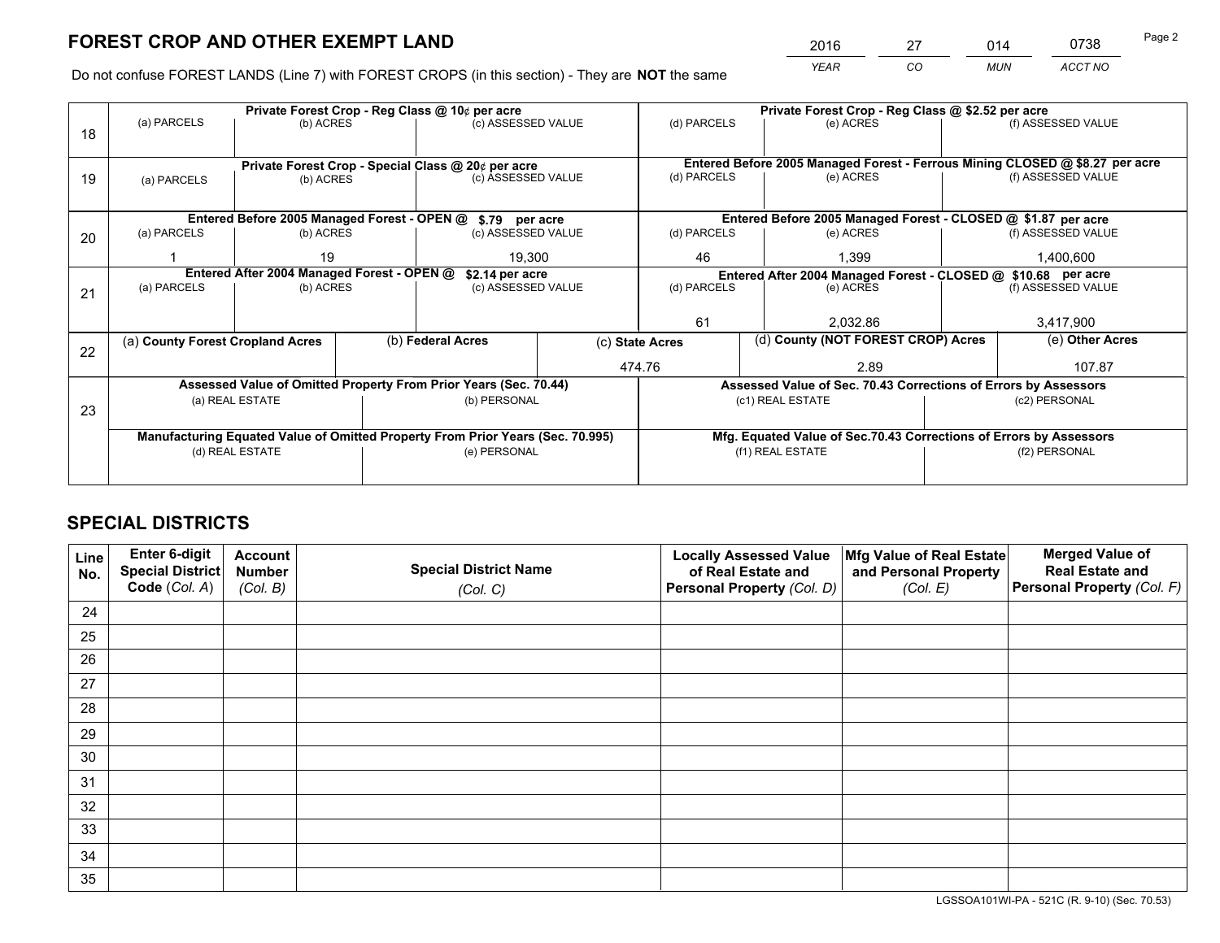# FOREST CROP AND OTHER EXEMPT LAND

| 2016 | 27 | 014 | 0738 |
|---|---|---|---|
| YEAR | CO | MUN | ACCT NO |

Do not confuse FOREST LANDS (Line 7) with FOREST CROPS (in this section) - They are **NOT** the same

| | Private Forest Crop - Reg Class @ 10¢ per acre | | | Private Forest Crop - Reg Class @ $2.52 per acre | | |
|---|---|---|---|---|---|---|
| 18 | (a) PARCELS | (b) ACRES | (c) ASSESSED VALUE | (d) PARCELS | (e) ACRES | (f) ASSESSED VALUE |
| | | | | | | |
| | **Private Forest Crop - Special Class @ 20¢ per acre** | | | **Entered Before 2005 Managed Forest - Ferrous Mining CLOSED @ $8.27 per acre** | | |
| 19 | (a) PARCELS | (b) ACRES | (c) ASSESSED VALUE | (d) PARCELS | (e) ACRES | (f) ASSESSED VALUE |
| | | | | | | |
| | **Entered Before 2005 Managed Forest - OPEN @ $.79 per acre** | | | **Entered Before 2005 Managed Forest - CLOSED @ $1.87 per acre** | | |
| 20 | (a) PARCELS | (b) ACRES | (c) ASSESSED VALUE | (d) PARCELS | (e) ACRES | (f) ASSESSED VALUE |
| | 1 | 19 | 19,300 | 46 | 1,399 | 1,400,600 |
| | **Entered After 2004 Managed Forest - OPEN @ $2.14 per acre** | | | **Entered After 2004 Managed Forest - CLOSED @ $10.68 per acre** | | |
| 21 | (a) PARCELS | (b) ACRES | (c) ASSESSED VALUE | (d) PARCELS | (e) ACRES | (f) ASSESSED VALUE |
| | | | | 61 | 2,032.86 | 3,417,900 |

| | (a) County Forest Cropland Acres | (b) Federal Acres | (c) State Acres | (d) County (NOT FOREST CROP) Acres | (e) Other Acres |
|---|---|---|---|---|---|
| 22 | | | 474.76 | 2.89 | 107.87 |

| | Assessed Value of Omitted Property From Prior Years (Sec. 70.44) | | Assessed Value of Sec. 70.43 Corrections of Errors by Assessors | |
|---|---|---|---|---|
| 23 | (a) REAL ESTATE | (b) PERSONAL | (c1) REAL ESTATE | (c2) PERSONAL |
| | | | | |
| | **Manufacturing Equated Value of Omitted Property From Prior Years (Sec. 70.995)** | | **Mfg. Equated Value of Sec.70.43 Corrections of Errors by Assessors** | |
| | (d) REAL ESTATE | (e) PERSONAL | (f1) REAL ESTATE | (f2) PERSONAL |
| | | | | |

# SPECIAL DISTRICTS

| Line No. | Enter 6-digit Special District Code (Col. A) | Account Number (Col. B) | Special District Name (Col. C) | Locally Assessed Value of Real Estate and Personal Property (Col. D) | Mfg Value of Real Estate and Personal Property (Col. E) | Merged Value of Real Estate and Personal Property (Col. F) |
|---|---|---|---|---|---|---|
| 24 | | | | | | |
| 25 | | | | | | |
| 26 | | | | | | |
| 27 | | | | | | |
| 28 | | | | | | |
| 29 | | | | | | |
| 30 | | | | | | |
| 31 | | | | | | |
| 32 | | | | | | |
| 33 | | | | | | |
| 34 | | | | | | |
| 35 | | | | | | |

LGSSOA101WI-PA - 521C (R. 9-10) (Sec. 70.53)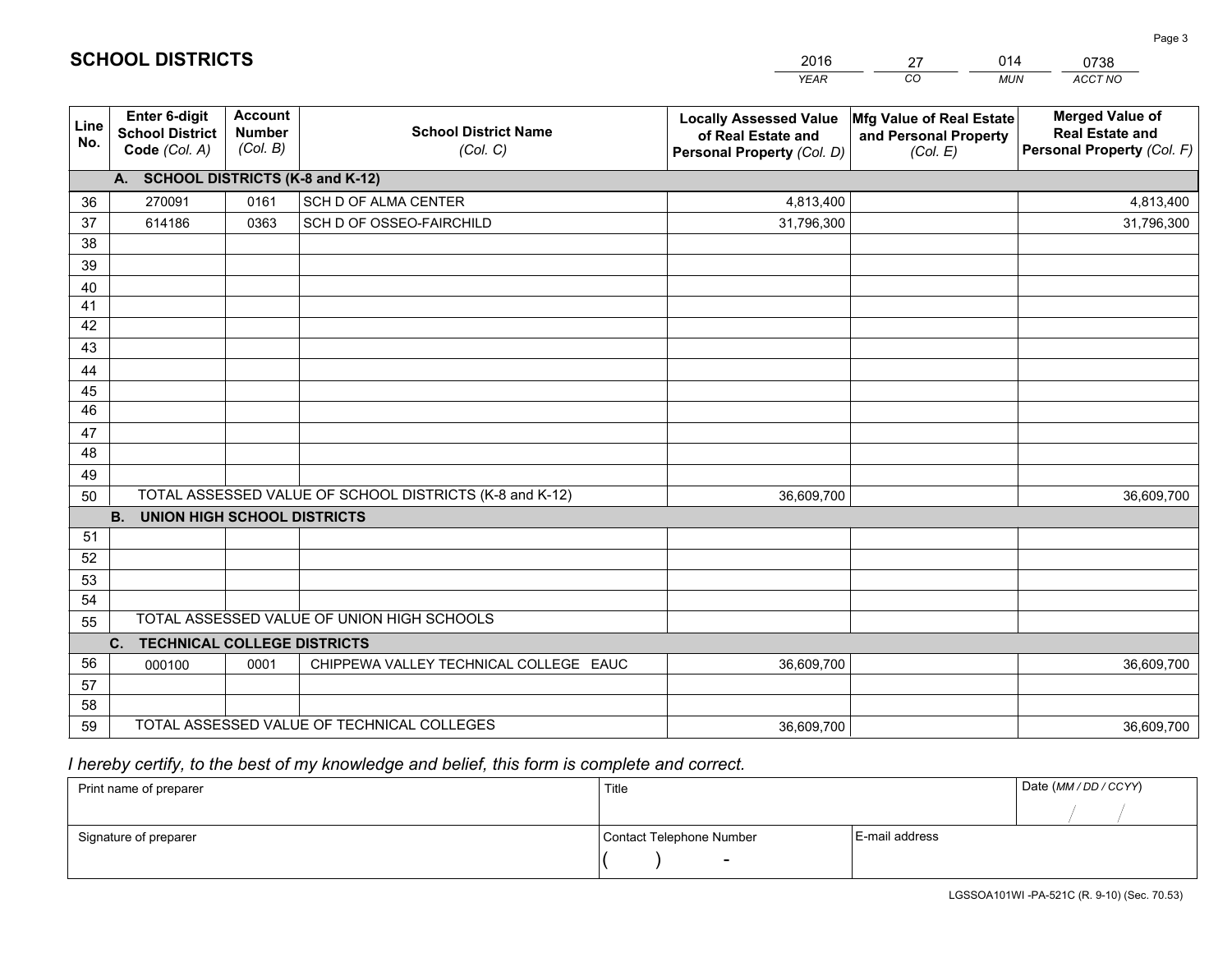# SCHOOL DISTRICTS

| 2016 | 27 | 014 | 0738 |
|---|---|---|---|
| *YEAR* | *CO* | *MUN* | *ACCT NO* |

| Line No. | Enter 6-digit School District Code *(Col. A)* | Account Number *(Col. B)* | School District Name *(Col. C)* | Locally Assessed Value of Real Estate and Personal Property *(Col. D)* | Mfg Value of Real Estate and Personal Property *(Col. E)* | Merged Value of Real Estate and Personal Property *(Col. F)* |
|---|---|---|---|---|---|---|
| | **A. SCHOOL DISTRICTS (K-8 and K-12)** | | | | | |
| 36 | 270091 | 0161 | SCH D OF ALMA CENTER | 4,813,400 | | 4,813,400 |
| 37 | 614186 | 0363 | SCH D OF OSSEO-FAIRCHILD | 31,796,300 | | 31,796,300 |
| 38 | | | | | | |
| 39 | | | | | | |
| 40 | | | | | | |
| 41 | | | | | | |
| 42 | | | | | | |
| 43 | | | | | | |
| 44 | | | | | | |
| 45 | | | | | | |
| 46 | | | | | | |
| 47 | | | | | | |
| 48 | | | | | | |
| 49 | | | | | | |
| 50 | | | TOTAL ASSESSED VALUE OF SCHOOL DISTRICTS (K-8 and K-12) | 36,609,700 | | 36,609,700 |
| | **B. UNION HIGH SCHOOL DISTRICTS** | | | | | |
| 51 | | | | | | |
| 52 | | | | | | |
| 53 | | | | | | |
| 54 | | | | | | |
| 55 | | | TOTAL ASSESSED VALUE OF UNION HIGH SCHOOLS | | | |
| | **C. TECHNICAL COLLEGE DISTRICTS** | | | | | |
| 56 | 000100 | 0001 | CHIPPEWA VALLEY TECHNICAL COLLEGE EAUC | 36,609,700 | | 36,609,700 |
| 57 | | | | | | |
| 58 | | | | | | |
| 59 | | | TOTAL ASSESSED VALUE OF TECHNICAL COLLEGES | 36,609,700 | | 36,609,700 |

*I hereby certify, to the best of my knowledge and belief, this form is complete and correct.*

| Print name of preparer | Title | | Date *(MM / DD / CCYY)* |
|---|---|---|---|
| | | | / / |
| Signature of preparer | Contact Telephone Number | E-mail address | |
| | ( ) - | | |

LGSSOA101WI -PA-521C (R. 9-10) (Sec. 70.53)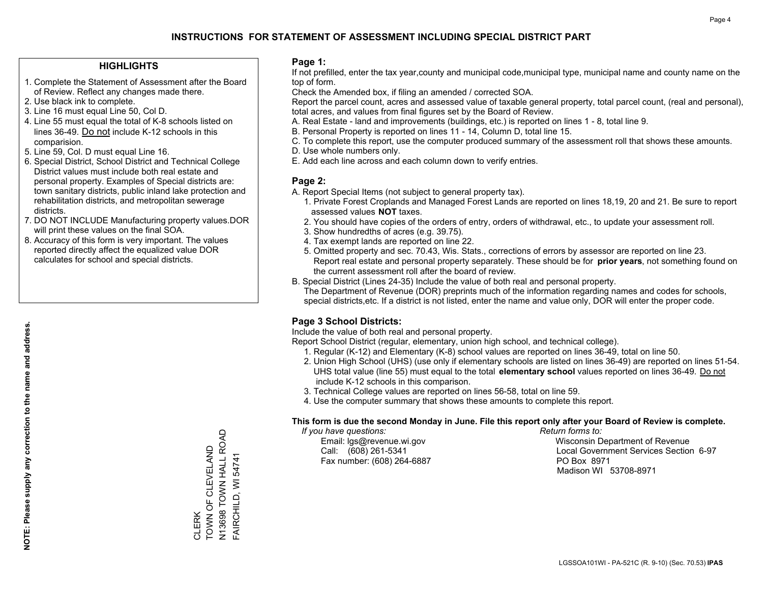# INSTRUCTIONS FOR STATEMENT OF ASSESSMENT INCLUDING SPECIAL DISTRICT PART

## HIGHLIGHTS

1. Complete the Statement of Assessment after the Board of Review. Reflect any changes made there.
2. Use black ink to complete.
3. Line 16 must equal Line 50, Col D.
4. Line 55 must equal the total of K-8 schools listed on lines 36-49. Do not include K-12 schools in this comparision.
5. Line 59, Col. D must equal Line 16.
6. Special District, School District and Technical College District values must include both real estate and personal property. Examples of Special districts are: town sanitary districts, public inland lake protection and rehabilitation districts, and metropolitan sewerage districts.
7. DO NOT INCLUDE Manufacturing property values.DOR will print these values on the final SOA.
8. Accuracy of this form is very important. The values reported directly affect the equalized value DOR calculates for school and special districts.

**NOTE: Please supply any correction to the name and address.**

CLERK
TOWN OF CLEVELAND
N13698 TOWN HALL ROAD
FAIRCHILD, WI 54741

## Page 1:

If not prefilled, enter the tax year,county and municipal code,municipal type, municipal name and county name on the top of form.

Check the Amended box, if filing an amended / corrected SOA.

Report the parcel count, acres and assessed value of taxable general property, total parcel count, (real and personal), total acres, and values from final figures set by the Board of Review.

A. Real Estate - land and improvements (buildings, etc.) is reported on lines 1 - 8, total line 9.
B. Personal Property is reported on lines 11 - 14, Column D, total line 15.
C. To complete this report, use the computer produced summary of the assessment roll that shows these amounts.
D. Use whole numbers only.
E. Add each line across and each column down to verify entries.

## Page 2:

A. Report Special Items (not subject to general property tax).
   1. Private Forest Croplands and Managed Forest Lands are reported on lines 18,19, 20 and 21. Be sure to report assessed values **NOT** taxes.
   2. You should have copies of the orders of entry, orders of withdrawal, etc., to update your assessment roll.
   3. Show hundredths of acres (e.g. 39.75).
   4. Tax exempt lands are reported on line 22.
   5. Omitted property and sec. 70.43, Wis. Stats., corrections of errors by assessor are reported on line 23. Report real estate and personal property separately. These should be for **prior years**, not something found on the current assessment roll after the board of review.

B. Special District (Lines 24-35) Include the value of both real and personal property.
   The Department of Revenue (DOR) preprints much of the information regarding names and codes for schools, special districts,etc. If a district is not listed, enter the name and value only, DOR will enter the proper code.

## Page 3 School Districts:

Include the value of both real and personal property.

Report School District (regular, elementary, union high school, and technical college).

1. Regular (K-12) and Elementary (K-8) school values are reported on lines 36-49, total on line 50.
2. Union High School (UHS) (use only if elementary schools are listed on lines 36-49) are reported on lines 51-54. UHS total value (line 55) must equal to the total **elementary school** values reported on lines 36-49. Do not include K-12 schools in this comparison.
3. Technical College values are reported on lines 56-58, total on line 59.
4. Use the computer summary that shows these amounts to complete this report.

**This form is due the second Monday in June. File this report only after your Board of Review is complete.**

*If you have questions:*
Email: lgs@revenue.wi.gov
Call: (608) 261-5341
Fax number: (608) 264-6887

*Return forms to:*
Wisconsin Department of Revenue
Local Government Services Section 6-97
PO Box 8971
Madison WI 53708-8971

LGSSOA101WI - PA-521C (R. 9-10) (Sec. 70.53) **IPAS**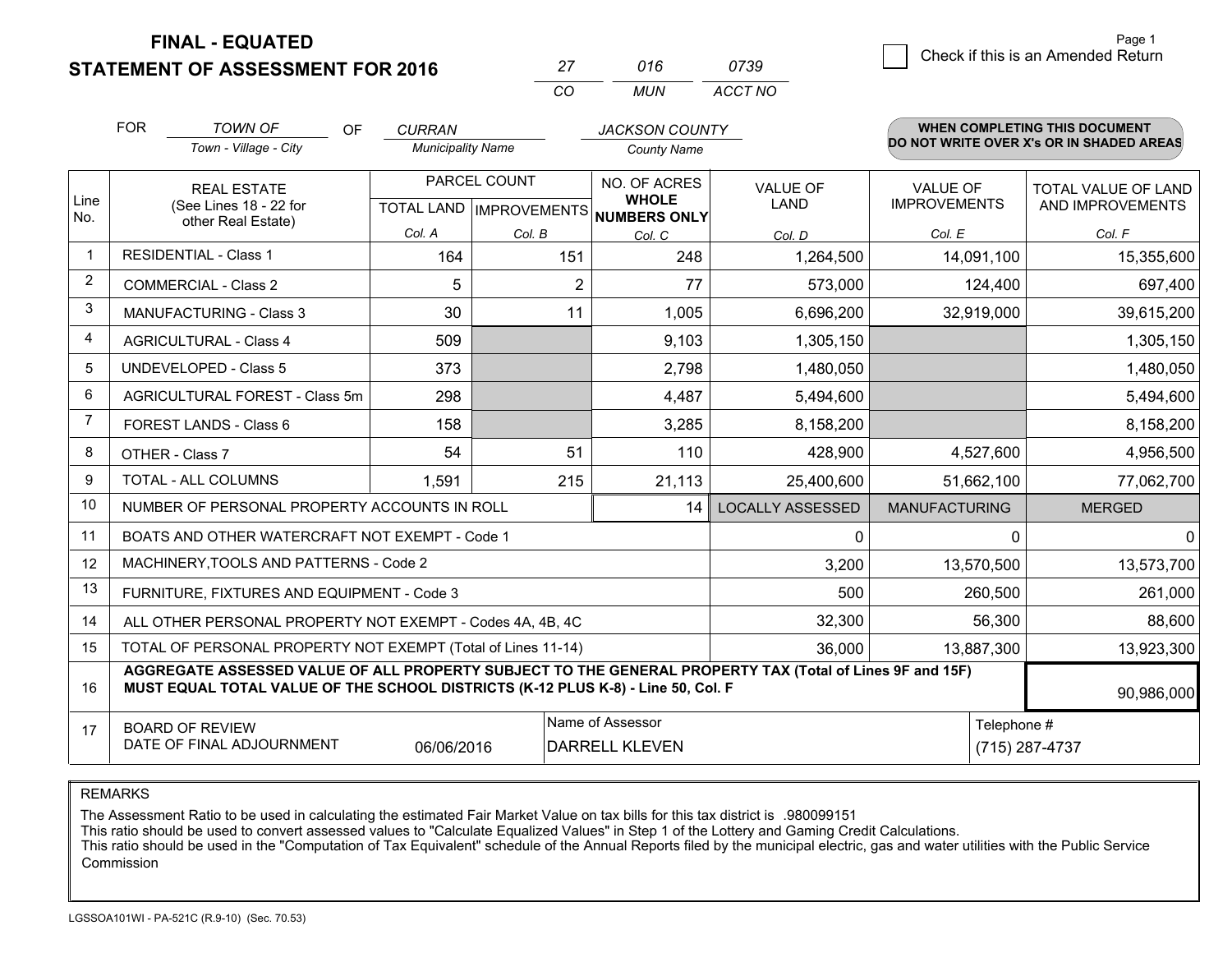**FINAL - EQUATED**
**STATEMENT OF ASSESSMENT FOR 2016**

| 27 | 016 | 0739 |
|---|---|---|
| CO | MUN | ACCT NO |

Check if this is an Amended Return

| FOR | TOWN OF | OF | CURRAN | JACKSON COUNTY |
|---|---|---|---|---|
| | Town - Village - City | | Municipality Name | County Name |

**WHEN COMPLETING THIS DOCUMENT DO NOT WRITE OVER X's OR IN SHADED AREAS**

| Line No. | REAL ESTATE (See Lines 18 - 22 for other Real Estate) | PARCEL COUNT TOTAL LAND Col. A | PARCEL COUNT IMPROVEMENTS Col. B | NO. OF ACRES WHOLE NUMBERS ONLY Col. C | VALUE OF LAND Col. D | VALUE OF IMPROVEMENTS Col. E | TOTAL VALUE OF LAND AND IMPROVEMENTS Col. F |
|---|---|---|---|---|---|---|---|
| 1 | RESIDENTIAL - Class 1 | 164 | 151 | 248 | 1,264,500 | 14,091,100 | 15,355,600 |
| 2 | COMMERCIAL - Class 2 | 5 | 2 | 77 | 573,000 | 124,400 | 697,400 |
| 3 | MANUFACTURING - Class 3 | 30 | 11 | 1,005 | 6,696,200 | 32,919,000 | 39,615,200 |
| 4 | AGRICULTURAL - Class 4 | 509 | | 9,103 | 1,305,150 | | 1,305,150 |
| 5 | UNDEVELOPED - Class 5 | 373 | | 2,798 | 1,480,050 | | 1,480,050 |
| 6 | AGRICULTURAL FOREST - Class 5m | 298 | | 4,487 | 5,494,600 | | 5,494,600 |
| 7 | FOREST LANDS - Class 6 | 158 | | 3,285 | 8,158,200 | | 8,158,200 |
| 8 | OTHER - Class 7 | 54 | 51 | 110 | 428,900 | 4,527,600 | 4,956,500 |
| 9 | TOTAL - ALL COLUMNS | 1,591 | 215 | 21,113 | 25,400,600 | 51,662,100 | 77,062,700 |
| 10 | NUMBER OF PERSONAL PROPERTY ACCOUNTS IN ROLL | | | 14 | LOCALLY ASSESSED | MANUFACTURING | MERGED |
| 11 | BOATS AND OTHER WATERCRAFT NOT EXEMPT - Code 1 | | | | 0 | 0 | 0 |
| 12 | MACHINERY,TOOLS AND PATTERNS - Code 2 | | | | 3,200 | 13,570,500 | 13,573,700 |
| 13 | FURNITURE, FIXTURES AND EQUIPMENT - Code 3 | | | | 500 | 260,500 | 261,000 |
| 14 | ALL OTHER PERSONAL PROPERTY NOT EXEMPT - Codes 4A, 4B, 4C | | | | 32,300 | 56,300 | 88,600 |
| 15 | TOTAL OF PERSONAL PROPERTY NOT EXEMPT (Total of Lines 11-14) | | | | 36,000 | 13,887,300 | 13,923,300 |
| 16 | **AGGREGATE ASSESSED VALUE OF ALL PROPERTY SUBJECT TO THE GENERAL PROPERTY TAX (Total of Lines 9F and 15F) MUST EQUAL TOTAL VALUE OF THE SCHOOL DISTRICTS (K-12 PLUS K-8) - Line 50, Col. F** | | | | | | 90,986,000 |
| 17 | BOARD OF REVIEW DATE OF FINAL ADJOURNMENT | 06/06/2016 | Name of Assessor | DARRELL KLEVEN | | Telephone # | (715) 287-4737 |

REMARKS

The Assessment Ratio to be used in calculating the estimated Fair Market Value on tax bills for this tax district is .980099151
This ratio should be used to convert assessed values to "Calculate Equalized Values" in Step 1 of the Lottery and Gaming Credit Calculations.
This ratio should be used in the "Computation of Tax Equivalent" schedule of the Annual Reports filed by the municipal electric, gas and water utilities with the Public Service Commission

LGSSOA101WI - PA-521C (R.9-10) (Sec. 70.53)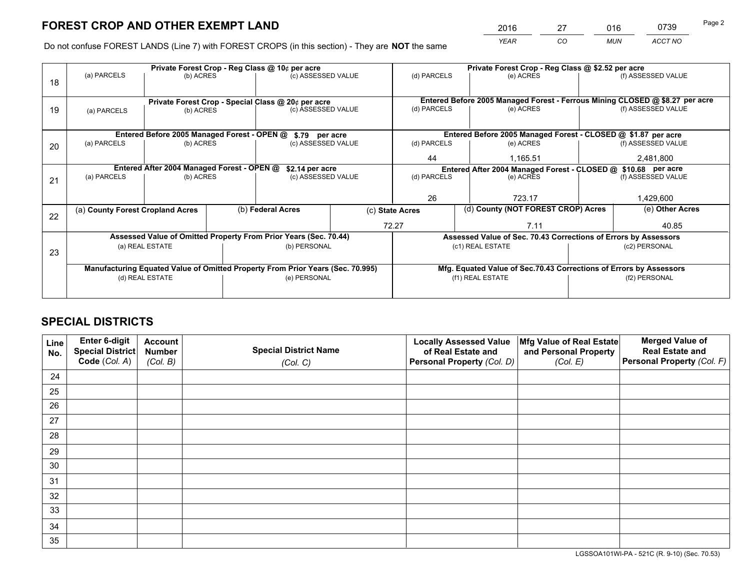# FOREST CROP AND OTHER EXEMPT LAND

| 2016 | 27 | 016 | 0739 |
|---|---|---|---|
| *YEAR* | *CO* | *MUN* | *ACCT NO* |

Do not confuse FOREST LANDS (Line 7) with FOREST CROPS (in this section) - They are **NOT** the same

| Line | Private Forest Crop - Reg Class @ 10¢ per acre | | | Private Forest Crop - Reg Class @ $2.52 per acre | | |
|---|---|---|---|---|---|---|
| 18 | (a) PARCELS | (b) ACRES | (c) ASSESSED VALUE | (d) PARCELS | (e) ACRES | (f) ASSESSED VALUE |
| | | | | | | |
| | **Private Forest Crop - Special Class @ 20¢ per acre** | | | **Entered Before 2005 Managed Forest - Ferrous Mining CLOSED @ $8.27 per acre** | | |
| 19 | (a) PARCELS | (b) ACRES | (c) ASSESSED VALUE | (d) PARCELS | (e) ACRES | (f) ASSESSED VALUE |
| | | | | | | |
| | **Entered Before 2005 Managed Forest - OPEN @ $.79 per acre** | | | **Entered Before 2005 Managed Forest - CLOSED @ $1.87 per acre** | | |
| 20 | (a) PARCELS | (b) ACRES | (c) ASSESSED VALUE | (d) PARCELS | (e) ACRES | (f) ASSESSED VALUE |
| | | | | 44 | 1,165.51 | 2,481,800 |
| | **Entered After 2004 Managed Forest - OPEN @ $2.14 per acre** | | | **Entered After 2004 Managed Forest - CLOSED @ $10.68 per acre** | | |
| 21 | (a) PARCELS | (b) ACRES | (c) ASSESSED VALUE | (d) PARCELS | (e) ACRES | (f) ASSESSED VALUE |
| | | | | 26 | 723.17 | 1,429,600 |

| Line | (a) County Forest Cropland Acres | (b) Federal Acres | (c) State Acres | (d) County (NOT FOREST CROP) Acres | (e) Other Acres |
|---|---|---|---|---|---|
| 22 | | | 72.27 | 7.11 | 40.85 |

| Line | Assessed Value of Omitted Property From Prior Years (Sec. 70.44) | | Assessed Value of Sec. 70.43 Corrections of Errors by Assessors | |
|---|---|---|---|---|
| 23 | (a) REAL ESTATE | (b) PERSONAL | (c1) REAL ESTATE | (c2) PERSONAL |
| | | | | |
| | **Manufacturing Equated Value of Omitted Property From Prior Years (Sec. 70.995)** | | **Mfg. Equated Value of Sec.70.43 Corrections of Errors by Assessors** | |
| | (d) REAL ESTATE | (e) PERSONAL | (f1) REAL ESTATE | (f2) PERSONAL |
| | | | | |

# SPECIAL DISTRICTS

| Line No. | Enter 6-digit Special District Code (*Col. A*) | Account Number (*Col. B*) | Special District Name (*Col. C*) | Locally Assessed Value of Real Estate and Personal Property (*Col. D*) | Mfg Value of Real Estate and Personal Property (*Col. E*) | Merged Value of Real Estate and Personal Property (*Col. F*) |
|---|---|---|---|---|---|---|
| 24 | | | | | | |
| 25 | | | | | | |
| 26 | | | | | | |
| 27 | | | | | | |
| 28 | | | | | | |
| 29 | | | | | | |
| 30 | | | | | | |
| 31 | | | | | | |
| 32 | | | | | | |
| 33 | | | | | | |
| 34 | | | | | | |
| 35 | | | | | | |

LGSSOA101WI-PA - 521C (R. 9-10) (Sec. 70.53)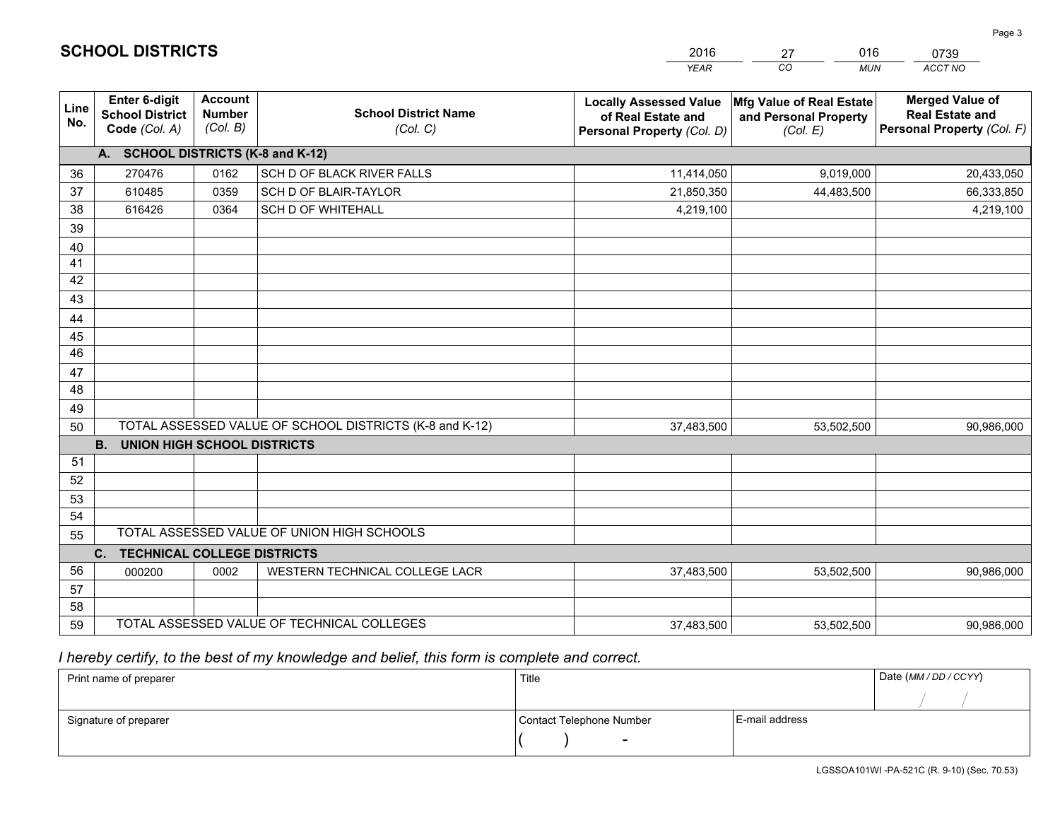# SCHOOL DISTRICTS

| 2016 | 27 | 016 | 0739 |
|---|---|---|---|
| *YEAR* | *CO* | *MUN* | *ACCT NO* |

| Line No. | Enter 6-digit School District Code *(Col. A)* | Account Number *(Col. B)* | School District Name *(Col. C)* | Locally Assessed Value of Real Estate and Personal Property *(Col. D)* | Mfg Value of Real Estate and Personal Property *(Col. E)* | Merged Value of Real Estate and Personal Property *(Col. F)* |
|---|---|---|---|---|---|---|
| | **A. SCHOOL DISTRICTS (K-8 and K-12)** | | | | | |
| 36 | 270476 | 0162 | SCH D OF BLACK RIVER FALLS | 11,414,050 | 9,019,000 | 20,433,050 |
| 37 | 610485 | 0359 | SCH D OF BLAIR-TAYLOR | 21,850,350 | 44,483,500 | 66,333,850 |
| 38 | 616426 | 0364 | SCH D OF WHITEHALL | 4,219,100 | | 4,219,100 |
| 39 | | | | | | |
| 40 | | | | | | |
| 41 | | | | | | |
| 42 | | | | | | |
| 43 | | | | | | |
| 44 | | | | | | |
| 45 | | | | | | |
| 46 | | | | | | |
| 47 | | | | | | |
| 48 | | | | | | |
| 49 | | | | | | |
| 50 | TOTAL ASSESSED VALUE OF SCHOOL DISTRICTS (K-8 and K-12) | | | 37,483,500 | 53,502,500 | 90,986,000 |
| | **B. UNION HIGH SCHOOL DISTRICTS** | | | | | |
| 51 | | | | | | |
| 52 | | | | | | |
| 53 | | | | | | |
| 54 | | | | | | |
| 55 | TOTAL ASSESSED VALUE OF UNION HIGH SCHOOLS | | | | | |
| | **C. TECHNICAL COLLEGE DISTRICTS** | | | | | |
| 56 | 000200 | 0002 | WESTERN TECHNICAL COLLEGE LACR | 37,483,500 | 53,502,500 | 90,986,000 |
| 57 | | | | | | |
| 58 | | | | | | |
| 59 | TOTAL ASSESSED VALUE OF TECHNICAL COLLEGES | | | 37,483,500 | 53,502,500 | 90,986,000 |

*I hereby certify, to the best of my knowledge and belief, this form is complete and correct.*

| Print name of preparer | Title | | Date *(MM / DD / CCYY)* |
|---|---|---|---|
| | | | / / |
| Signature of preparer | Contact Telephone Number | E-mail address | |
| | ( ) - | | |

LGSSOA101WI -PA-521C (R. 9-10) (Sec. 70.53)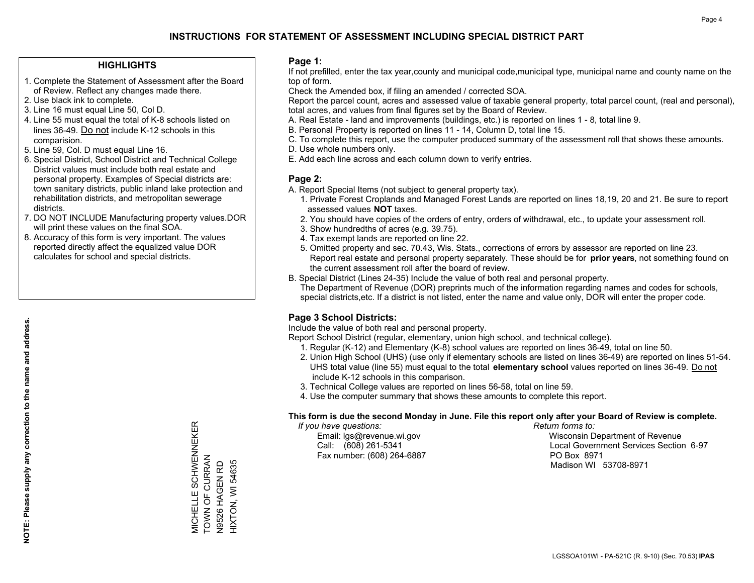# INSTRUCTIONS FOR STATEMENT OF ASSESSMENT INCLUDING SPECIAL DISTRICT PART

## HIGHLIGHTS

1. Complete the Statement of Assessment after the Board of Review. Reflect any changes made there.
2. Use black ink to complete.
3. Line 16 must equal Line 50, Col D.
4. Line 55 must equal the total of K-8 schools listed on lines 36-49. Do not include K-12 schools in this comparision.
5. Line 59, Col. D must equal Line 16.
6. Special District, School District and Technical College District values must include both real estate and personal property. Examples of Special districts are: town sanitary districts, public inland lake protection and rehabilitation districts, and metropolitan sewerage districts.
7. DO NOT INCLUDE Manufacturing property values.DOR will print these values on the final SOA.
8. Accuracy of this form is very important. The values reported directly affect the equalized value DOR calculates for school and special districts.

**NOTE: Please supply any correction to the name and address.**

MICHELLE SCHWENNEKER
TOWN OF CURRAN
N9526 HAGEN RD
HIXTON, WI 54635

## Page 1:

If not prefilled, enter the tax year,county and municipal code,municipal type, municipal name and county name on the top of form.

Check the Amended box, if filing an amended / corrected SOA.

Report the parcel count, acres and assessed value of taxable general property, total parcel count, (real and personal), total acres, and values from final figures set by the Board of Review.

A. Real Estate - land and improvements (buildings, etc.) is reported on lines 1 - 8, total line 9.
B. Personal Property is reported on lines 11 - 14, Column D, total line 15.
C. To complete this report, use the computer produced summary of the assessment roll that shows these amounts.
D. Use whole numbers only.
E. Add each line across and each column down to verify entries.

## Page 2:

A. Report Special Items (not subject to general property tax).
   1. Private Forest Croplands and Managed Forest Lands are reported on lines 18,19, 20 and 21. Be sure to report assessed values **NOT** taxes.
   2. You should have copies of the orders of entry, orders of withdrawal, etc., to update your assessment roll.
   3. Show hundredths of acres (e.g. 39.75).
   4. Tax exempt lands are reported on line 22.
   5. Omitted property and sec. 70.43, Wis. Stats., corrections of errors by assessor are reported on line 23. Report real estate and personal property separately. These should be for **prior years**, not something found on the current assessment roll after the board of review.

B. Special District (Lines 24-35) Include the value of both real and personal property.
   The Department of Revenue (DOR) preprints much of the information regarding names and codes for schools, special districts,etc. If a district is not listed, enter the name and value only, DOR will enter the proper code.

## Page 3 School Districts:

Include the value of both real and personal property.

Report School District (regular, elementary, union high school, and technical college).

1. Regular (K-12) and Elementary (K-8) school values are reported on lines 36-49, total on line 50.
2. Union High School (UHS) (use only if elementary schools are listed on lines 36-49) are reported on lines 51-54. UHS total value (line 55) must equal to the total **elementary school** values reported on lines 36-49. Do not include K-12 schools in this comparison.
3. Technical College values are reported on lines 56-58, total on line 59.
4. Use the computer summary that shows these amounts to complete this report.

**This form is due the second Monday in June. File this report only after your Board of Review is complete.**

*If you have questions:*
Email: lgs@revenue.wi.gov
Call: (608) 261-5341
Fax number: (608) 264-6887

*Return forms to:*
Wisconsin Department of Revenue
Local Government Services Section 6-97
PO Box 8971
Madison WI 53708-8971

LGSSOA101WI - PA-521C (R. 9-10) (Sec. 70.53) **IPAS**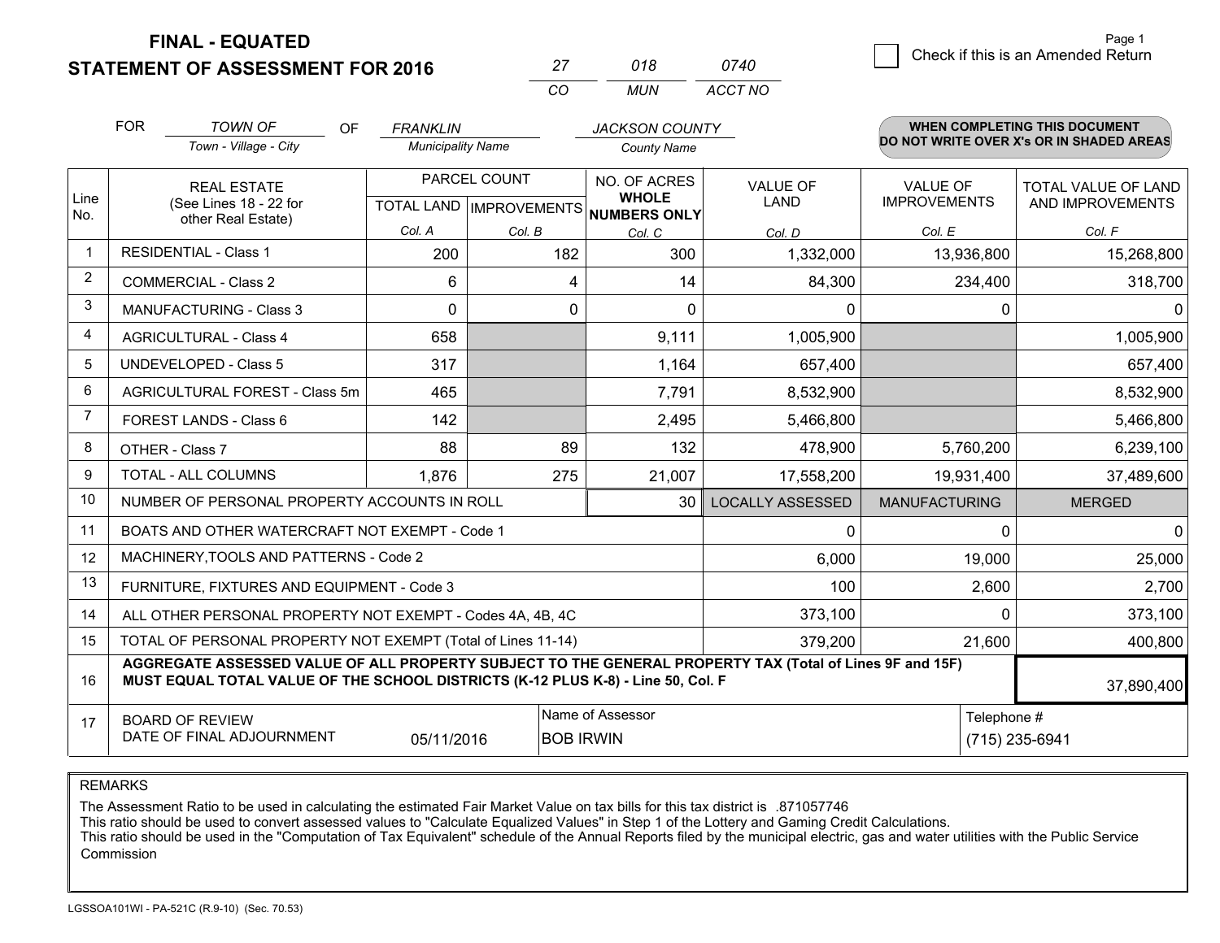**FINAL - EQUATED**
**STATEMENT OF ASSESSMENT FOR 2016**

| 27 | 018 | 0740 |
|---|---|---|
| CO | MUN | ACCT NO |

☐ Check if this is an Amended Return

FOR *TOWN OF* (Town - Village - City) OF *FRANKLIN* (Municipality Name) *JACKSON COUNTY* (County Name)

**WHEN COMPLETING THIS DOCUMENT DO NOT WRITE OVER X's OR IN SHADED AREAS**

| Line No. | REAL ESTATE (See Lines 18 - 22 for other Real Estate) | PARCEL COUNT TOTAL LAND Col. A | PARCEL COUNT IMPROVEMENTS Col. B | NO. OF ACRES WHOLE NUMBERS ONLY Col. C | VALUE OF LAND Col. D | VALUE OF IMPROVEMENTS Col. E | TOTAL VALUE OF LAND AND IMPROVEMENTS Col. F |
|---|---|---|---|---|---|---|---|
| 1 | RESIDENTIAL - Class 1 | 200 | 182 | 300 | 1,332,000 | 13,936,800 | 15,268,800 |
| 2 | COMMERCIAL - Class 2 | 6 | 4 | 14 | 84,300 | 234,400 | 318,700 |
| 3 | MANUFACTURING - Class 3 | 0 | 0 | 0 | 0 | 0 | 0 |
| 4 | AGRICULTURAL - Class 4 | 658 | | 9,111 | 1,005,900 | | 1,005,900 |
| 5 | UNDEVELOPED - Class 5 | 317 | | 1,164 | 657,400 | | 657,400 |
| 6 | AGRICULTURAL FOREST - Class 5m | 465 | | 7,791 | 8,532,900 | | 8,532,900 |
| 7 | FOREST LANDS - Class 6 | 142 | | 2,495 | 5,466,800 | | 5,466,800 |
| 8 | OTHER - Class 7 | 88 | 89 | 132 | 478,900 | 5,760,200 | 6,239,100 |
| 9 | TOTAL - ALL COLUMNS | 1,876 | 275 | 21,007 | 17,558,200 | 19,931,400 | 37,489,600 |
| 10 | NUMBER OF PERSONAL PROPERTY ACCOUNTS IN ROLL | | | 30 | LOCALLY ASSESSED | MANUFACTURING | MERGED |
| 11 | BOATS AND OTHER WATERCRAFT NOT EXEMPT - Code 1 | | | | 0 | 0 | 0 |
| 12 | MACHINERY,TOOLS AND PATTERNS - Code 2 | | | | 6,000 | 19,000 | 25,000 |
| 13 | FURNITURE, FIXTURES AND EQUIPMENT - Code 3 | | | | 100 | 2,600 | 2,700 |
| 14 | ALL OTHER PERSONAL PROPERTY NOT EXEMPT - Codes 4A, 4B, 4C | | | | 373,100 | 0 | 373,100 |
| 15 | TOTAL OF PERSONAL PROPERTY NOT EXEMPT (Total of Lines 11-14) | | | | 379,200 | 21,600 | 400,800 |
| 16 | **AGGREGATE ASSESSED VALUE OF ALL PROPERTY SUBJECT TO THE GENERAL PROPERTY TAX (Total of Lines 9F and 15F) MUST EQUAL TOTAL VALUE OF THE SCHOOL DISTRICTS (K-12 PLUS K-8) - Line 50, Col. F** | | | | | | 37,890,400 |
| 17 | BOARD OF REVIEW DATE OF FINAL ADJOURNMENT | 05/11/2016 | | Name of Assessor: BOB IRWIN | | | Telephone #: (715) 235-6941 |

REMARKS

The Assessment Ratio to be used in calculating the estimated Fair Market Value on tax bills for this tax district is .871057746
This ratio should be used to convert assessed values to "Calculate Equalized Values" in Step 1 of the Lottery and Gaming Credit Calculations.
This ratio should be used in the "Computation of Tax Equivalent" schedule of the Annual Reports filed by the municipal electric, gas and water utilities with the Public Service Commission

LGSSOA101WI - PA-521C (R.9-10) (Sec. 70.53)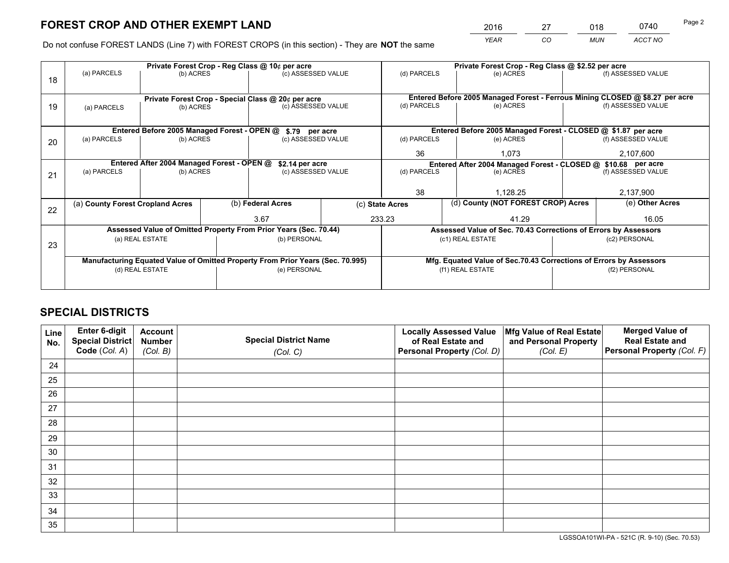# FOREST CROP AND OTHER EXEMPT LAND

| 2016 | 27 | 018 | 0740 |
|---|---|---|---|
| YEAR | CO | MUN | ACCT NO |

Do not confuse FOREST LANDS (Line 7) with FOREST CROPS (in this section) - They are **NOT** the same

| Line | Private Forest Crop - Reg Class @ 10¢ per acre | | | Private Forest Crop - Reg Class @ $2.52 per acre | | |
|---|---|---|---|---|---|---|
| 18 | (a) PARCELS | (b) ACRES | (c) ASSESSED VALUE | (d) PARCELS | (e) ACRES | (f) ASSESSED VALUE |
| | | | | | | |
| | **Private Forest Crop - Special Class @ 20¢ per acre** | | | **Entered Before 2005 Managed Forest - Ferrous Mining CLOSED @ $8.27 per acre** | | |
| 19 | (a) PARCELS | (b) ACRES | (c) ASSESSED VALUE | (d) PARCELS | (e) ACRES | (f) ASSESSED VALUE |
| | | | | | | |
| | **Entered Before 2005 Managed Forest - OPEN @ $.79 per acre** | | | **Entered Before 2005 Managed Forest - CLOSED @ $1.87 per acre** | | |
| 20 | (a) PARCELS | (b) ACRES | (c) ASSESSED VALUE | (d) PARCELS | (e) ACRES | (f) ASSESSED VALUE |
| | | | | 36 | 1,073 | 2,107,600 |
| | **Entered After 2004 Managed Forest - OPEN @ $2.14 per acre** | | | **Entered After 2004 Managed Forest - CLOSED @ $10.68 per acre** | | |
| 21 | (a) PARCELS | (b) ACRES | (c) ASSESSED VALUE | (d) PARCELS | (e) ACRES | (f) ASSESSED VALUE |
| | | | | 38 | 1,128.25 | 2,137,900 |

| Line | (a) County Forest Cropland Acres | (b) Federal Acres | (c) State Acres | (d) County (NOT FOREST CROP) Acres | (e) Other Acres |
|---|---|---|---|---|---|
| 22 | | 3.67 | 233.23 | 41.29 | 16.05 |

| Line | Assessed Value of Omitted Property From Prior Years (Sec. 70.44) | | Assessed Value of Sec. 70.43 Corrections of Errors by Assessors | |
|---|---|---|---|---|
| 23 | (a) REAL ESTATE | (b) PERSONAL | (c1) REAL ESTATE | (c2) PERSONAL |
| | | | | |
| | **Manufacturing Equated Value of Omitted Property From Prior Years (Sec. 70.995)** | | **Mfg. Equated Value of Sec.70.43 Corrections of Errors by Assessors** | |
| | (d) REAL ESTATE | (e) PERSONAL | (f1) REAL ESTATE | (f2) PERSONAL |
| | | | | |

# SPECIAL DISTRICTS

| Line No. | Enter 6-digit Special District Code (Col. A) | Account Number (Col. B) | Special District Name (Col. C) | Locally Assessed Value of Real Estate and Personal Property (Col. D) | Mfg Value of Real Estate and Personal Property (Col. E) | Merged Value of Real Estate and Personal Property (Col. F) |
|---|---|---|---|---|---|---|
| 24 | | | | | | |
| 25 | | | | | | |
| 26 | | | | | | |
| 27 | | | | | | |
| 28 | | | | | | |
| 29 | | | | | | |
| 30 | | | | | | |
| 31 | | | | | | |
| 32 | | | | | | |
| 33 | | | | | | |
| 34 | | | | | | |
| 35 | | | | | | |

LGSSOA101WI-PA - 521C (R. 9-10) (Sec. 70.53)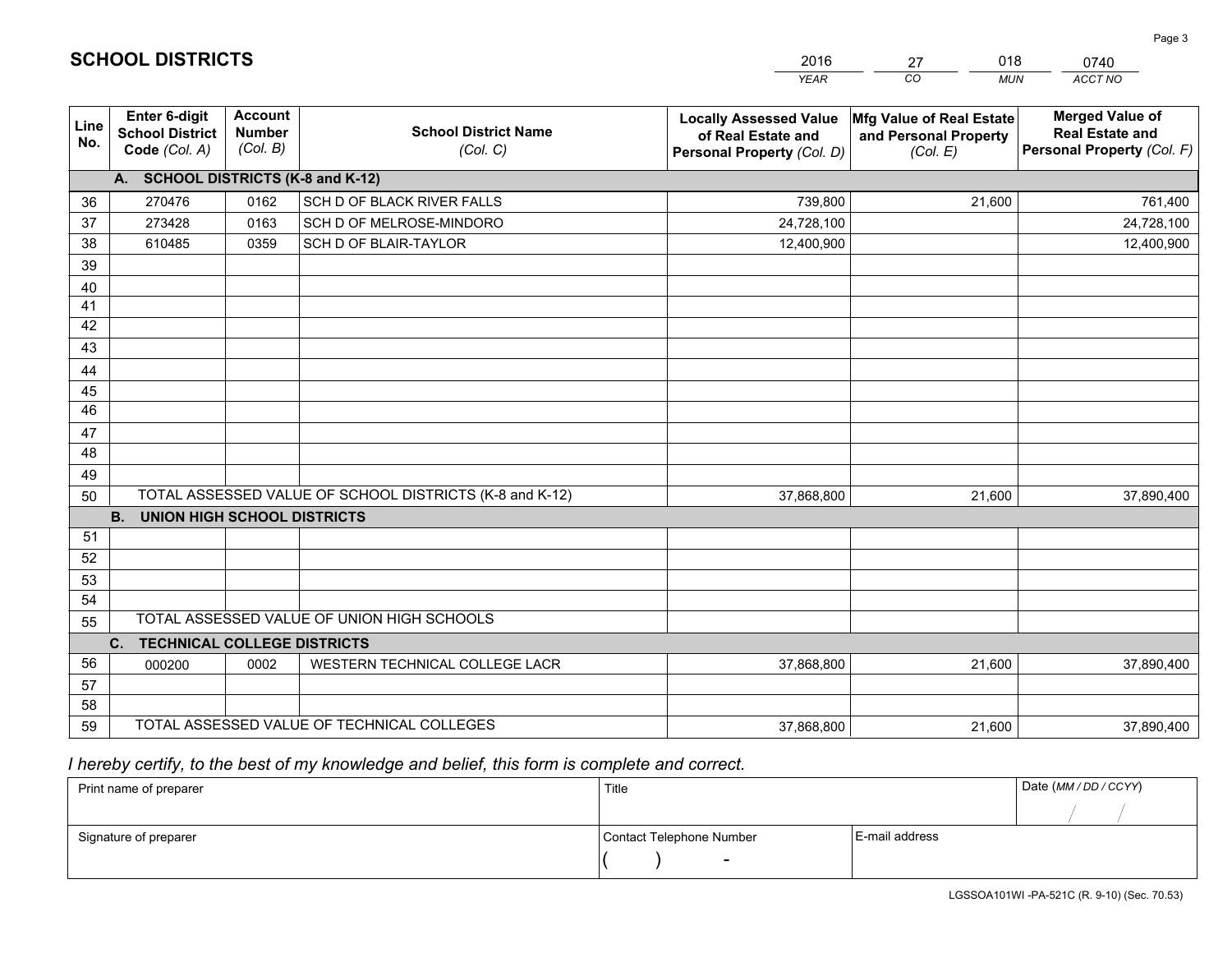# SCHOOL DISTRICTS

| 2016 | 27 | 018 | 0740 |
|---|---|---|---|
| *YEAR* | *CO* | *MUN* | *ACCT NO* |

| Line No. | Enter 6-digit School District Code *(Col. A)* | Account Number *(Col. B)* | School District Name *(Col. C)* | Locally Assessed Value of Real Estate and Personal Property *(Col. D)* | Mfg Value of Real Estate and Personal Property *(Col. E)* | Merged Value of Real Estate and Personal Property *(Col. F)* |
|---|---|---|---|---|---|---|
| **A.** | **SCHOOL DISTRICTS (K-8 and K-12)** | | | | | |
| 36 | 270476 | 0162 | SCH D OF BLACK RIVER FALLS | 739,800 | 21,600 | 761,400 |
| 37 | 273428 | 0163 | SCH D OF MELROSE-MINDORO | 24,728,100 | | 24,728,100 |
| 38 | 610485 | 0359 | SCH D OF BLAIR-TAYLOR | 12,400,900 | | 12,400,900 |
| 39 | | | | | | |
| 40 | | | | | | |
| 41 | | | | | | |
| 42 | | | | | | |
| 43 | | | | | | |
| 44 | | | | | | |
| 45 | | | | | | |
| 46 | | | | | | |
| 47 | | | | | | |
| 48 | | | | | | |
| 49 | | | | | | |
| 50 | TOTAL ASSESSED VALUE OF SCHOOL DISTRICTS (K-8 and K-12) | | | 37,868,800 | 21,600 | 37,890,400 |
| **B.** | **UNION HIGH SCHOOL DISTRICTS** | | | | | |
| 51 | | | | | | |
| 52 | | | | | | |
| 53 | | | | | | |
| 54 | | | | | | |
| 55 | TOTAL ASSESSED VALUE OF UNION HIGH SCHOOLS | | | | | |
| **C.** | **TECHNICAL COLLEGE DISTRICTS** | | | | | |
| 56 | 000200 | 0002 | WESTERN TECHNICAL COLLEGE LACR | 37,868,800 | 21,600 | 37,890,400 |
| 57 | | | | | | |
| 58 | | | | | | |
| 59 | TOTAL ASSESSED VALUE OF TECHNICAL COLLEGES | | | 37,868,800 | 21,600 | 37,890,400 |

*I hereby certify, to the best of my knowledge and belief, this form is complete and correct.*

| Print name of preparer | Title | | Date *(MM / DD / CCYY)* |
|---|---|---|---|
| | | | / / |
| Signature of preparer | Contact Telephone Number | E-mail address | |
| | ( ) - | | |

LGSSOA101WI -PA-521C (R. 9-10) (Sec. 70.53)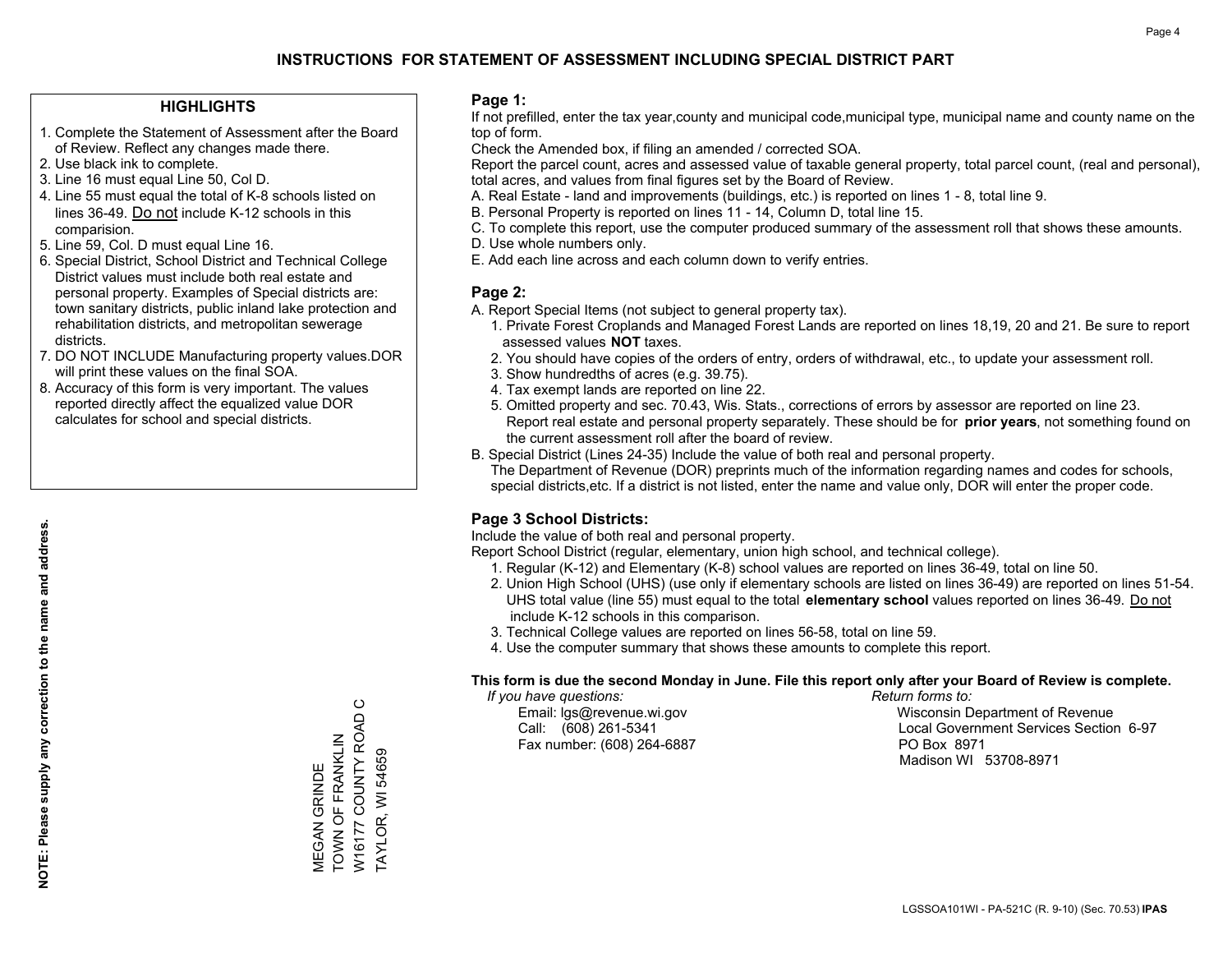## INSTRUCTIONS FOR STATEMENT OF ASSESSMENT INCLUDING SPECIAL DISTRICT PART

### HIGHLIGHTS

1. Complete the Statement of Assessment after the Board of Review. Reflect any changes made there.
2. Use black ink to complete.
3. Line 16 must equal Line 50, Col D.
4. Line 55 must equal the total of K-8 schools listed on lines 36-49. Do not include K-12 schools in this comparision.
5. Line 59, Col. D must equal Line 16.
6. Special District, School District and Technical College District values must include both real estate and personal property. Examples of Special districts are: town sanitary districts, public inland lake protection and rehabilitation districts, and metropolitan sewerage districts.
7. DO NOT INCLUDE Manufacturing property values.DOR will print these values on the final SOA.
8. Accuracy of this form is very important. The values reported directly affect the equalized value DOR calculates for school and special districts.

**NOTE: Please supply any correction to the name and address.**

MEGAN GRINDE
TOWN OF FRANKLIN
W16177 COUNTY ROAD C
TAYLOR, WI 54659

### Page 1:

If not prefilled, enter the tax year,county and municipal code,municipal type, municipal name and county name on the top of form.

Check the Amended box, if filing an amended / corrected SOA.

Report the parcel count, acres and assessed value of taxable general property, total parcel count, (real and personal), total acres, and values from final figures set by the Board of Review.

A. Real Estate - land and improvements (buildings, etc.) is reported on lines 1 - 8, total line 9.
B. Personal Property is reported on lines 11 - 14, Column D, total line 15.
C. To complete this report, use the computer produced summary of the assessment roll that shows these amounts.
D. Use whole numbers only.
E. Add each line across and each column down to verify entries.

### Page 2:

A. Report Special Items (not subject to general property tax).
   1. Private Forest Croplands and Managed Forest Lands are reported on lines 18,19, 20 and 21. Be sure to report assessed values **NOT** taxes.
   2. You should have copies of the orders of entry, orders of withdrawal, etc., to update your assessment roll.
   3. Show hundredths of acres (e.g. 39.75).
   4. Tax exempt lands are reported on line 22.
   5. Omitted property and sec. 70.43, Wis. Stats., corrections of errors by assessor are reported on line 23. Report real estate and personal property separately. These should be for **prior years**, not something found on the current assessment roll after the board of review.
B. Special District (Lines 24-35) Include the value of both real and personal property.
   The Department of Revenue (DOR) preprints much of the information regarding names and codes for schools, special districts,etc. If a district is not listed, enter the name and value only, DOR will enter the proper code.

### Page 3 School Districts:

Include the value of both real and personal property.

Report School District (regular, elementary, union high school, and technical college).

1. Regular (K-12) and Elementary (K-8) school values are reported on lines 36-49, total on line 50.
2. Union High School (UHS) (use only if elementary schools are listed on lines 36-49) are reported on lines 51-54. UHS total value (line 55) must equal to the total **elementary school** values reported on lines 36-49. Do not include K-12 schools in this comparison.
3. Technical College values are reported on lines 56-58, total on line 59.
4. Use the computer summary that shows these amounts to complete this report.

**This form is due the second Monday in June. File this report only after your Board of Review is complete.**

*If you have questions:*
Email: lgs@revenue.wi.gov
Call: (608) 261-5341
Fax number: (608) 264-6887

*Return forms to:*
Wisconsin Department of Revenue
Local Government Services Section 6-97
PO Box 8971
Madison WI 53708-8971

LGSSOA101WI - PA-521C (R. 9-10) (Sec. 70.53) **IPAS**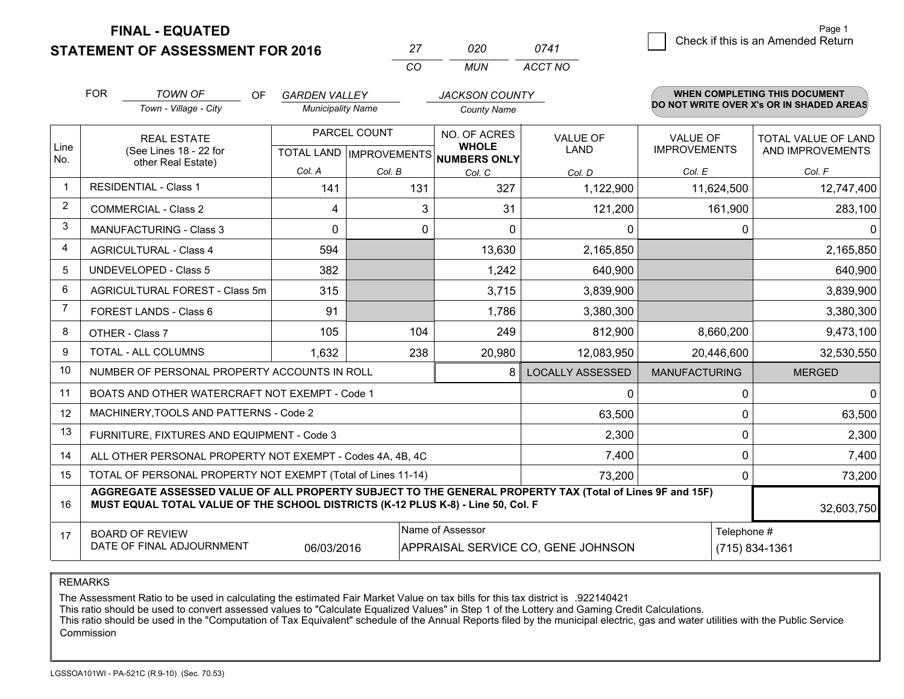**FINAL - EQUATED**
**STATEMENT OF ASSESSMENT FOR 2016**

| 27 | 020 | 0741 |
|---|---|---|
| CO | MUN | ACCT NO |

Page 1

☐ Check if this is an Amended Return

FOR *TOWN OF* (Town - Village - City) OF *GARDEN VALLEY* (Municipality Name) *JACKSON COUNTY* (County Name)

**WHEN COMPLETING THIS DOCUMENT DO NOT WRITE OVER X's OR IN SHADED AREAS**

| Line No. | REAL ESTATE (See Lines 18 - 22 for other Real Estate) | PARCEL COUNT TOTAL LAND Col. A | PARCEL COUNT IMPROVEMENTS Col. B | NO. OF ACRES WHOLE NUMBERS ONLY Col. C | VALUE OF LAND Col. D | VALUE OF IMPROVEMENTS Col. E | TOTAL VALUE OF LAND AND IMPROVEMENTS Col. F |
|---|---|---|---|---|---|---|---|
| 1 | RESIDENTIAL - Class 1 | 141 | 131 | 327 | 1,122,900 | 11,624,500 | 12,747,400 |
| 2 | COMMERCIAL - Class 2 | 4 | 3 | 31 | 121,200 | 161,900 | 283,100 |
| 3 | MANUFACTURING - Class 3 | 0 | 0 | 0 | 0 | 0 | 0 |
| 4 | AGRICULTURAL - Class 4 | 594 | | 13,630 | 2,165,850 | | 2,165,850 |
| 5 | UNDEVELOPED - Class 5 | 382 | | 1,242 | 640,900 | | 640,900 |
| 6 | AGRICULTURAL FOREST - Class 5m | 315 | | 3,715 | 3,839,900 | | 3,839,900 |
| 7 | FOREST LANDS - Class 6 | 91 | | 1,786 | 3,380,300 | | 3,380,300 |
| 8 | OTHER - Class 7 | 105 | 104 | 249 | 812,900 | 8,660,200 | 9,473,100 |
| 9 | TOTAL - ALL COLUMNS | 1,632 | 238 | 20,980 | 12,083,950 | 20,446,600 | 32,530,550 |
| 10 | NUMBER OF PERSONAL PROPERTY ACCOUNTS IN ROLL | | | 8 | LOCALLY ASSESSED | MANUFACTURING | MERGED |
| 11 | BOATS AND OTHER WATERCRAFT NOT EXEMPT - Code 1 | | | | 0 | 0 | 0 |
| 12 | MACHINERY,TOOLS AND PATTERNS - Code 2 | | | | 63,500 | 0 | 63,500 |
| 13 | FURNITURE, FIXTURES AND EQUIPMENT - Code 3 | | | | 2,300 | 0 | 2,300 |
| 14 | ALL OTHER PERSONAL PROPERTY NOT EXEMPT - Codes 4A, 4B, 4C | | | | 7,400 | 0 | 7,400 |
| 15 | TOTAL OF PERSONAL PROPERTY NOT EXEMPT (Total of Lines 11-14) | | | | 73,200 | 0 | 73,200 |
| 16 | **AGGREGATE ASSESSED VALUE OF ALL PROPERTY SUBJECT TO THE GENERAL PROPERTY TAX (Total of Lines 9F and 15F) MUST EQUAL TOTAL VALUE OF THE SCHOOL DISTRICTS (K-12 PLUS K-8) - Line 50, Col. F** | | | | | | 32,603,750 |
| 17 | BOARD OF REVIEW DATE OF FINAL ADJOURNMENT | 06/03/2016 | | Name of Assessor: APPRAISAL SERVICE CO, GENE JOHNSON | | | Telephone #: (715) 834-1361 |

REMARKS

The Assessment Ratio to be used in calculating the estimated Fair Market Value on tax bills for this tax district is .922140421
This ratio should be used to convert assessed values to "Calculate Equalized Values" in Step 1 of the Lottery and Gaming Credit Calculations.
This ratio should be used in the "Computation of Tax Equivalent" schedule of the Annual Reports filed by the municipal electric, gas and water utilities with the Public Service Commission

LGSSOA101WI - PA-521C (R.9-10) (Sec. 70.53)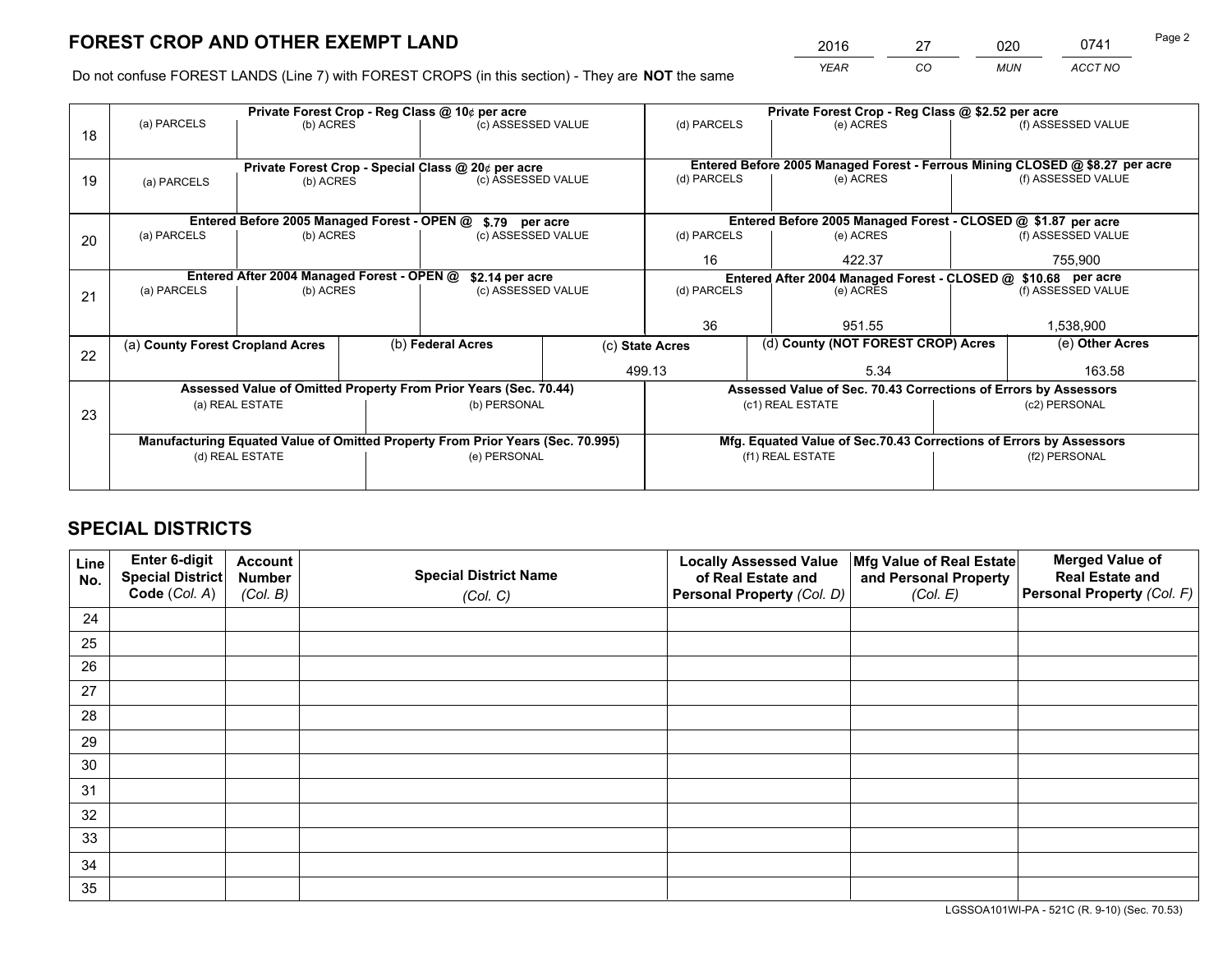# FOREST CROP AND OTHER EXEMPT LAND

| 2016 | 27 | 020 | 0741 |
|---|---|---|---|
| *YEAR* | *CO* | *MUN* | *ACCT NO* |

Do not confuse FOREST LANDS (Line 7) with FOREST CROPS (in this section) - They are **NOT** the same

| Line | Private Forest Crop - Reg Class @ 10¢ per acre | | | Private Forest Crop - Reg Class @ $2.52 per acre | | |
|---|---|---|---|---|---|---|
| 18 | (a) PARCELS | (b) ACRES | (c) ASSESSED VALUE | (d) PARCELS | (e) ACRES | (f) ASSESSED VALUE |
| | | | | | | |
| | **Private Forest Crop - Special Class @ 20¢ per acre** | | | **Entered Before 2005 Managed Forest - Ferrous Mining CLOSED @ $8.27 per acre** | | |
| 19 | (a) PARCELS | (b) ACRES | (c) ASSESSED VALUE | (d) PARCELS | (e) ACRES | (f) ASSESSED VALUE |
| | | | | | | |
| | **Entered Before 2005 Managed Forest - OPEN @ $.79 per acre** | | | **Entered Before 2005 Managed Forest - CLOSED @ $1.87 per acre** | | |
| 20 | (a) PARCELS | (b) ACRES | (c) ASSESSED VALUE | (d) PARCELS | (e) ACRES | (f) ASSESSED VALUE |
| | | | | 16 | 422.37 | 755,900 |
| | **Entered After 2004 Managed Forest - OPEN @ $2.14 per acre** | | | **Entered After 2004 Managed Forest - CLOSED @ $10.68 per acre** | | |
| 21 | (a) PARCELS | (b) ACRES | (c) ASSESSED VALUE | (d) PARCELS | (e) ACRES | (f) ASSESSED VALUE |
| | | | | 36 | 951.55 | 1,538,900 |

| Line | (a) **County Forest Cropland Acres** | (b) **Federal Acres** | (c) **State Acres** | (d) **County (NOT FOREST CROP) Acres** | (e) **Other Acres** |
|---|---|---|---|---|---|
| 22 | | | 499.13 | 5.34 | 163.58 |

| Line | Assessed Value of Omitted Property From Prior Years (Sec. 70.44) | | Assessed Value of Sec. 70.43 Corrections of Errors by Assessors | |
|---|---|---|---|---|
| 23 | (a) REAL ESTATE | (b) PERSONAL | (c1) REAL ESTATE | (c2) PERSONAL |
| | | | | |
| | **Manufacturing Equated Value of Omitted Property From Prior Years (Sec. 70.995)** | | **Mfg. Equated Value of Sec.70.43 Corrections of Errors by Assessors** | |
| | (d) REAL ESTATE | (e) PERSONAL | (f1) REAL ESTATE | (f2) PERSONAL |
| | | | | |

# SPECIAL DISTRICTS

| Line No. | Enter 6-digit Special District Code (*Col. A*) | Account Number (*Col. B*) | Special District Name (*Col. C*) | Locally Assessed Value of Real Estate and Personal Property (*Col. D*) | Mfg Value of Real Estate and Personal Property (*Col. E*) | Merged Value of Real Estate and Personal Property (*Col. F*) |
|---|---|---|---|---|---|---|
| 24 | | | | | | |
| 25 | | | | | | |
| 26 | | | | | | |
| 27 | | | | | | |
| 28 | | | | | | |
| 29 | | | | | | |
| 30 | | | | | | |
| 31 | | | | | | |
| 32 | | | | | | |
| 33 | | | | | | |
| 34 | | | | | | |
| 35 | | | | | | |

LGSSOA101WI-PA - 521C (R. 9-10) (Sec. 70.53)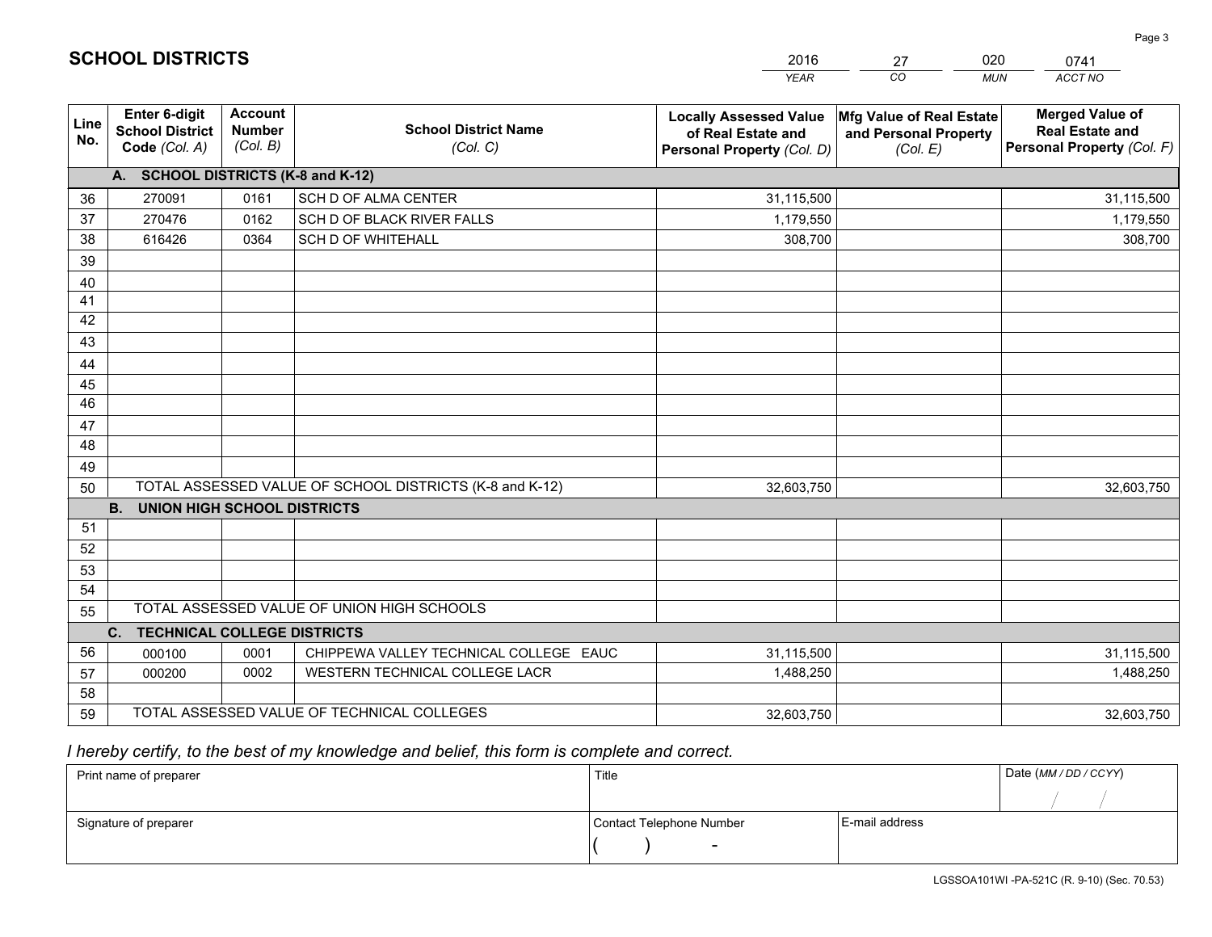## SCHOOL DISTRICTS

| 2016 | 27 | 020 | 0741 |
|---|---|---|---|
| YEAR | CO | MUN | ACCT NO |

| Line No. | Enter 6-digit School District Code (Col. A) | Account Number (Col. B) | School District Name (Col. C) | Locally Assessed Value of Real Estate and Personal Property (Col. D) | Mfg Value of Real Estate and Personal Property (Col. E) | Merged Value of Real Estate and Personal Property (Col. F) |
|---|---|---|---|---|---|---|
| **A. SCHOOL DISTRICTS (K-8 and K-12)** | | | | | | |
| 36 | 270091 | 0161 | SCH D OF ALMA CENTER | 31,115,500 | | 31,115,500 |
| 37 | 270476 | 0162 | SCH D OF BLACK RIVER FALLS | 1,179,550 | | 1,179,550 |
| 38 | 616426 | 0364 | SCH D OF WHITEHALL | 308,700 | | 308,700 |
| 39 | | | | | | |
| 40 | | | | | | |
| 41 | | | | | | |
| 42 | | | | | | |
| 43 | | | | | | |
| 44 | | | | | | |
| 45 | | | | | | |
| 46 | | | | | | |
| 47 | | | | | | |
| 48 | | | | | | |
| 49 | | | | | | |
| 50 | TOTAL ASSESSED VALUE OF SCHOOL DISTRICTS (K-8 and K-12) | | | 32,603,750 | | 32,603,750 |
| **B. UNION HIGH SCHOOL DISTRICTS** | | | | | | |
| 51 | | | | | | |
| 52 | | | | | | |
| 53 | | | | | | |
| 54 | | | | | | |
| 55 | TOTAL ASSESSED VALUE OF UNION HIGH SCHOOLS | | | | | |
| **C. TECHNICAL COLLEGE DISTRICTS** | | | | | | |
| 56 | 000100 | 0001 | CHIPPEWA VALLEY TECHNICAL COLLEGE EAUC | 31,115,500 | | 31,115,500 |
| 57 | 000200 | 0002 | WESTERN TECHNICAL COLLEGE LACR | 1,488,250 | | 1,488,250 |
| 58 | | | | | | |
| 59 | TOTAL ASSESSED VALUE OF TECHNICAL COLLEGES | | | 32,603,750 | | 32,603,750 |

*I hereby certify, to the best of my knowledge and belief, this form is complete and correct.*

| Print name of preparer | Title | | Date (MM / DD / CCYY) |
|---|---|---|---|
| | | | / / |
| Signature of preparer | Contact Telephone Number | E-mail address | |
| | ( ) - | | |

LGSSOA101WI -PA-521C (R. 9-10) (Sec. 70.53)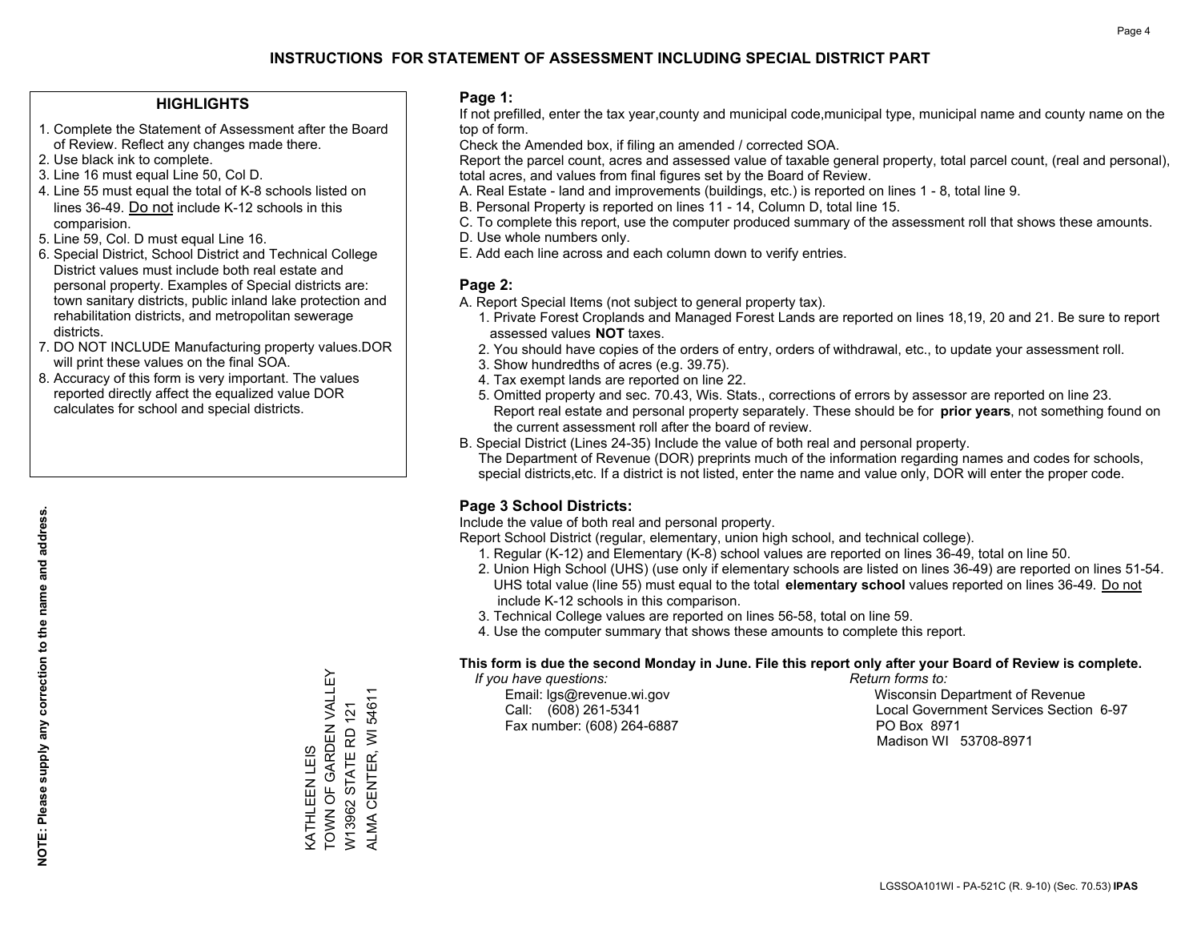# INSTRUCTIONS FOR STATEMENT OF ASSESSMENT INCLUDING SPECIAL DISTRICT PART

## HIGHLIGHTS

1. Complete the Statement of Assessment after the Board of Review. Reflect any changes made there.
2. Use black ink to complete.
3. Line 16 must equal Line 50, Col D.
4. Line 55 must equal the total of K-8 schools listed on lines 36-49. Do not include K-12 schools in this comparision.
5. Line 59, Col. D must equal Line 16.
6. Special District, School District and Technical College District values must include both real estate and personal property. Examples of Special districts are: town sanitary districts, public inland lake protection and rehabilitation districts, and metropolitan sewerage districts.
7. DO NOT INCLUDE Manufacturing property values.DOR will print these values on the final SOA.
8. Accuracy of this form is very important. The values reported directly affect the equalized value DOR calculates for school and special districts.

**NOTE: Please supply any correction to the name and address.**

KATHLEEN LEIS
TOWN OF GARDEN VALLEY
W13962 STATE RD 121
ALMA CENTER, WI 54611

## Page 1:

If not prefilled, enter the tax year,county and municipal code,municipal type, municipal name and county name on the top of form.

Check the Amended box, if filing an amended / corrected SOA.

Report the parcel count, acres and assessed value of taxable general property, total parcel count, (real and personal), total acres, and values from final figures set by the Board of Review.

A. Real Estate - land and improvements (buildings, etc.) is reported on lines 1 - 8, total line 9.
B. Personal Property is reported on lines 11 - 14, Column D, total line 15.
C. To complete this report, use the computer produced summary of the assessment roll that shows these amounts.
D. Use whole numbers only.
E. Add each line across and each column down to verify entries.

## Page 2:

A. Report Special Items (not subject to general property tax).
   1. Private Forest Croplands and Managed Forest Lands are reported on lines 18,19, 20 and 21. Be sure to report assessed values **NOT** taxes.
   2. You should have copies of the orders of entry, orders of withdrawal, etc., to update your assessment roll.
   3. Show hundredths of acres (e.g. 39.75).
   4. Tax exempt lands are reported on line 22.
   5. Omitted property and sec. 70.43, Wis. Stats., corrections of errors by assessor are reported on line 23. Report real estate and personal property separately. These should be for **prior years**, not something found on the current assessment roll after the board of review.
B. Special District (Lines 24-35) Include the value of both real and personal property.
   The Department of Revenue (DOR) preprints much of the information regarding names and codes for schools, special districts,etc. If a district is not listed, enter the name and value only, DOR will enter the proper code.

## Page 3 School Districts:

Include the value of both real and personal property.

Report School District (regular, elementary, union high school, and technical college).

1. Regular (K-12) and Elementary (K-8) school values are reported on lines 36-49, total on line 50.
2. Union High School (UHS) (use only if elementary schools are listed on lines 36-49) are reported on lines 51-54. UHS total value (line 55) must equal to the total **elementary school** values reported on lines 36-49. Do not include K-12 schools in this comparison.
3. Technical College values are reported on lines 56-58, total on line 59.
4. Use the computer summary that shows these amounts to complete this report.

**This form is due the second Monday in June. File this report only after your Board of Review is complete.**

*If you have questions:*
Email: lgs@revenue.wi.gov
Call: (608) 261-5341
Fax number: (608) 264-6887

*Return forms to:*
Wisconsin Department of Revenue
Local Government Services Section 6-97
PO Box 8971
Madison WI 53708-8971

LGSSOA101WI - PA-521C (R. 9-10) (Sec. 70.53) **IPAS**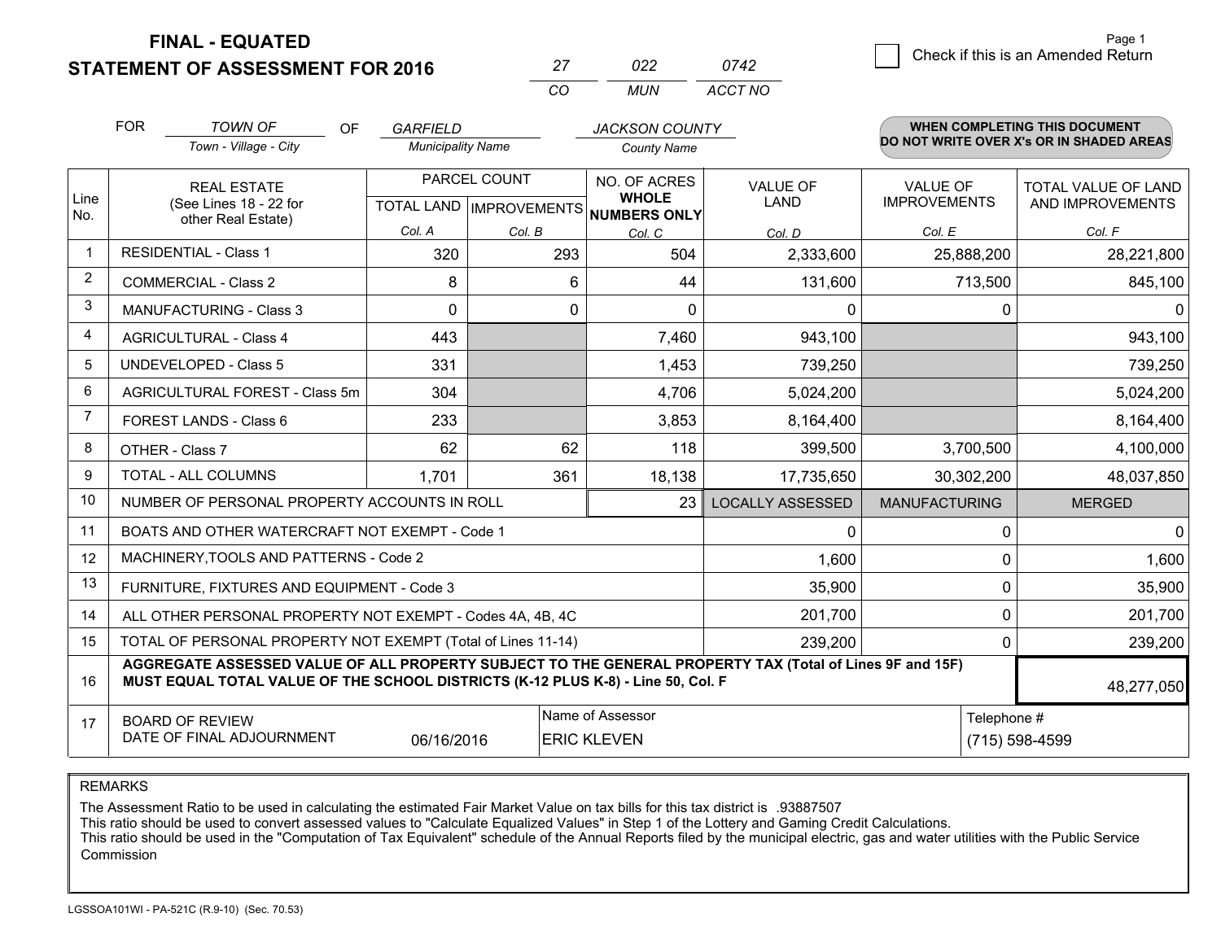**FINAL - EQUATED**

**STATEMENT OF ASSESSMENT FOR 2016**

| 27 | 022 | 0742 |
|---|---|---|
| CO | MUN | ACCT NO |

Page 1

☐ Check if this is an Amended Return

FOR *TOWN OF* (Town - Village - City) OF *GARFIELD* (Municipality Name) *JACKSON COUNTY* (County Name)

**WHEN COMPLETING THIS DOCUMENT DO NOT WRITE OVER X's OR IN SHADED AREAS**

| Line No. | REAL ESTATE (See Lines 18 - 22 for other Real Estate) | PARCEL COUNT TOTAL LAND Col. A | PARCEL COUNT IMPROVEMENTS Col. B | NO. OF ACRES WHOLE NUMBERS ONLY Col. C | VALUE OF LAND Col. D | VALUE OF IMPROVEMENTS Col. E | TOTAL VALUE OF LAND AND IMPROVEMENTS Col. F |
|---|---|---|---|---|---|---|---|
| 1 | RESIDENTIAL - Class 1 | 320 | 293 | 504 | 2,333,600 | 25,888,200 | 28,221,800 |
| 2 | COMMERCIAL - Class 2 | 8 | 6 | 44 | 131,600 | 713,500 | 845,100 |
| 3 | MANUFACTURING - Class 3 | 0 | 0 | 0 | 0 | 0 | 0 |
| 4 | AGRICULTURAL - Class 4 | 443 | | 7,460 | 943,100 | | 943,100 |
| 5 | UNDEVELOPED - Class 5 | 331 | | 1,453 | 739,250 | | 739,250 |
| 6 | AGRICULTURAL FOREST - Class 5m | 304 | | 4,706 | 5,024,200 | | 5,024,200 |
| 7 | FOREST LANDS - Class 6 | 233 | | 3,853 | 8,164,400 | | 8,164,400 |
| 8 | OTHER - Class 7 | 62 | 62 | 118 | 399,500 | 3,700,500 | 4,100,000 |
| 9 | TOTAL - ALL COLUMNS | 1,701 | 361 | 18,138 | 17,735,650 | 30,302,200 | 48,037,850 |
| 10 | NUMBER OF PERSONAL PROPERTY ACCOUNTS IN ROLL | | | 23 | LOCALLY ASSESSED | MANUFACTURING | MERGED |
| 11 | BOATS AND OTHER WATERCRAFT NOT EXEMPT - Code 1 | | | | 0 | 0 | 0 |
| 12 | MACHINERY,TOOLS AND PATTERNS - Code 2 | | | | 1,600 | 0 | 1,600 |
| 13 | FURNITURE, FIXTURES AND EQUIPMENT - Code 3 | | | | 35,900 | 0 | 35,900 |
| 14 | ALL OTHER PERSONAL PROPERTY NOT EXEMPT - Codes 4A, 4B, 4C | | | | 201,700 | 0 | 201,700 |
| 15 | TOTAL OF PERSONAL PROPERTY NOT EXEMPT (Total of Lines 11-14) | | | | 239,200 | 0 | 239,200 |
| 16 | **AGGREGATE ASSESSED VALUE OF ALL PROPERTY SUBJECT TO THE GENERAL PROPERTY TAX (Total of Lines 9F and 15F) MUST EQUAL TOTAL VALUE OF THE SCHOOL DISTRICTS (K-12 PLUS K-8) - Line 50, Col. F** | | | | | | 48,277,050 |
| 17 | BOARD OF REVIEW DATE OF FINAL ADJOURNMENT | 06/16/2016 | Name of Assessor: ERIC KLEVEN | | | Telephone #: (715) 598-4599 | |

REMARKS

The Assessment Ratio to be used in calculating the estimated Fair Market Value on tax bills for this tax district is .93887507
This ratio should be used to convert assessed values to "Calculate Equalized Values" in Step 1 of the Lottery and Gaming Credit Calculations.
This ratio should be used in the "Computation of Tax Equivalent" schedule of the Annual Reports filed by the municipal electric, gas and water utilities with the Public Service Commission

LGSSOA101WI - PA-521C (R.9-10) (Sec. 70.53)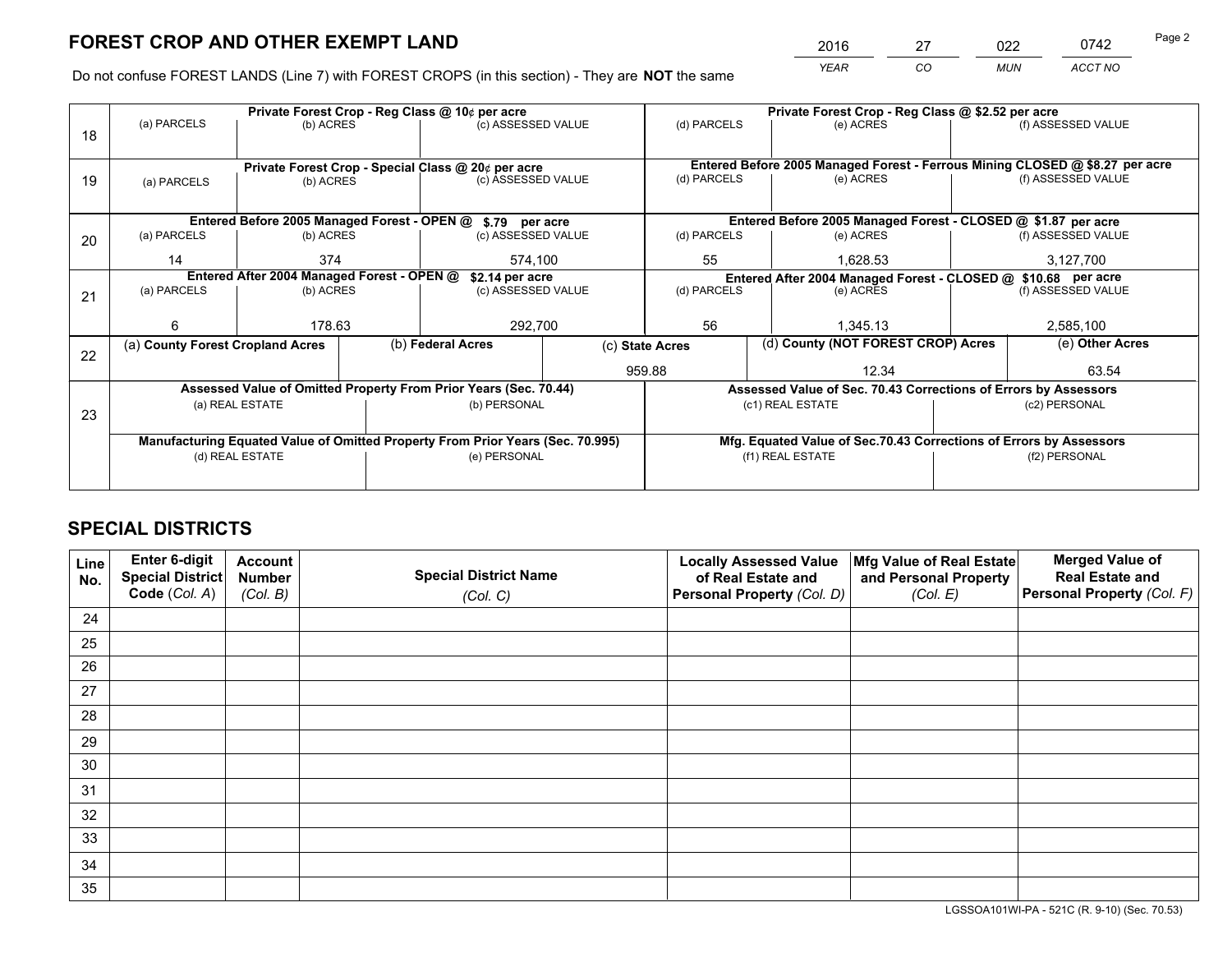# FOREST CROP AND OTHER EXEMPT LAND

| 2016 | 27 | 022 | 0742 |
|---|---|---|---|
| *YEAR* | *CO* | *MUN* | *ACCT NO* |

Do not confuse FOREST LANDS (Line 7) with FOREST CROPS (in this section) - They are **NOT** the same

| Line | | | | | | |
|---|---|---|---|---|---|---|
| 18 | Private Forest Crop - Reg Class @ 10¢ per acre | | | Private Forest Crop - Reg Class @ $2.52 per acre | | |
| | (a) PARCELS | (b) ACRES | (c) ASSESSED VALUE | (d) PARCELS | (e) ACRES | (f) ASSESSED VALUE |
| | | | | | | |
| 19 | Private Forest Crop - Special Class @ 20¢ per acre | | | Entered Before 2005 Managed Forest - Ferrous Mining CLOSED @ $8.27 per acre | | |
| | (a) PARCELS | (b) ACRES | (c) ASSESSED VALUE | (d) PARCELS | (e) ACRES | (f) ASSESSED VALUE |
| | | | | | | |
| 20 | Entered Before 2005 Managed Forest - OPEN @ $.79 per acre | | | Entered Before 2005 Managed Forest - CLOSED @ $1.87 per acre | | |
| | (a) PARCELS | (b) ACRES | (c) ASSESSED VALUE | (d) PARCELS | (e) ACRES | (f) ASSESSED VALUE |
| | 14 | 374 | 574,100 | 55 | 1,628.53 | 3,127,700 |
| 21 | Entered After 2004 Managed Forest - OPEN @ $2.14 per acre | | | Entered After 2004 Managed Forest - CLOSED @ $10.68 per acre | | |
| | (a) PARCELS | (b) ACRES | (c) ASSESSED VALUE | (d) PARCELS | (e) ACRES | (f) ASSESSED VALUE |
| | 6 | 178.63 | 292,700 | 56 | 1,345.13 | 2,585,100 |

| Line | (a) **County Forest Cropland Acres** | (b) **Federal Acres** | (c) **State Acres** | (d) **County (NOT FOREST CROP) Acres** | (e) **Other Acres** |
|---|---|---|---|---|---|
| 22 | | | 959.88 | 12.34 | 63.54 |

| Line | | | | |
|---|---|---|---|---|
| 23 | Assessed Value of Omitted Property From Prior Years (Sec. 70.44) | | Assessed Value of Sec. 70.43 Corrections of Errors by Assessors | |
| | (a) REAL ESTATE | (b) PERSONAL | (c1) REAL ESTATE | (c2) PERSONAL |
| | | | | |
| | Manufacturing Equated Value of Omitted Property From Prior Years (Sec. 70.995) | | Mfg. Equated Value of Sec.70.43 Corrections of Errors by Assessors | |
| | (d) REAL ESTATE | (e) PERSONAL | (f1) REAL ESTATE | (f2) PERSONAL |
| | | | | |

# SPECIAL DISTRICTS

| Line No. | Enter 6-digit Special District Code (*Col. A*) | Account Number (*Col. B*) | Special District Name (*Col. C*) | Locally Assessed Value of Real Estate and Personal Property (*Col. D*) | Mfg Value of Real Estate and Personal Property (*Col. E*) | Merged Value of Real Estate and Personal Property (*Col. F*) |
|---|---|---|---|---|---|---|
| 24 | | | | | | |
| 25 | | | | | | |
| 26 | | | | | | |
| 27 | | | | | | |
| 28 | | | | | | |
| 29 | | | | | | |
| 30 | | | | | | |
| 31 | | | | | | |
| 32 | | | | | | |
| 33 | | | | | | |
| 34 | | | | | | |
| 35 | | | | | | |

LGSSOA101WI-PA - 521C (R. 9-10) (Sec. 70.53)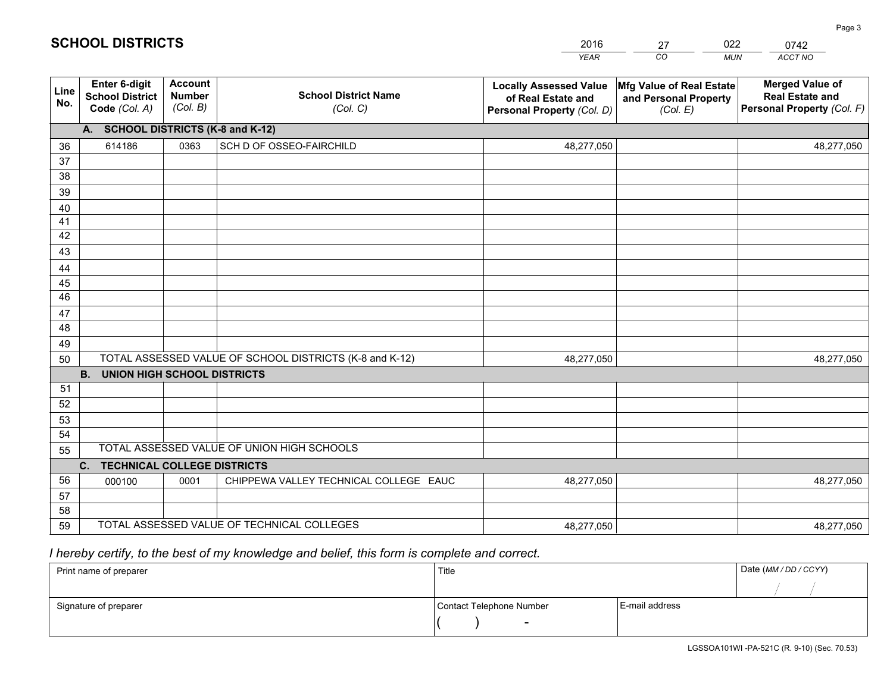# SCHOOL DISTRICTS

| 2016 | 27 | 022 | 0742 |
|---|---|---|---|
| *YEAR* | *CO* | *MUN* | *ACCT NO* |

| Line No. | Enter 6-digit School District Code *(Col. A)* | Account Number *(Col. B)* | School District Name *(Col. C)* | Locally Assessed Value of Real Estate and Personal Property *(Col. D)* | Mfg Value of Real Estate and Personal Property *(Col. E)* | Merged Value of Real Estate and Personal Property *(Col. F)* |
|---|---|---|---|---|---|---|
| **A. SCHOOL DISTRICTS (K-8 and K-12)** | | | | | | |
| 36 | 614186 | 0363 | SCH D OF OSSEO-FAIRCHILD | 48,277,050 | | 48,277,050 |
| 37 | | | | | | |
| 38 | | | | | | |
| 39 | | | | | | |
| 40 | | | | | | |
| 41 | | | | | | |
| 42 | | | | | | |
| 43 | | | | | | |
| 44 | | | | | | |
| 45 | | | | | | |
| 46 | | | | | | |
| 47 | | | | | | |
| 48 | | | | | | |
| 49 | | | | | | |
| 50 | TOTAL ASSESSED VALUE OF SCHOOL DISTRICTS (K-8 and K-12) | | | 48,277,050 | | 48,277,050 |
| **B. UNION HIGH SCHOOL DISTRICTS** | | | | | | |
| 51 | | | | | | |
| 52 | | | | | | |
| 53 | | | | | | |
| 54 | | | | | | |
| 55 | TOTAL ASSESSED VALUE OF UNION HIGH SCHOOLS | | | | | |
| **C. TECHNICAL COLLEGE DISTRICTS** | | | | | | |
| 56 | 000100 | 0001 | CHIPPEWA VALLEY TECHNICAL COLLEGE EAUC | 48,277,050 | | 48,277,050 |
| 57 | | | | | | |
| 58 | | | | | | |
| 59 | TOTAL ASSESSED VALUE OF TECHNICAL COLLEGES | | | 48,277,050 | | 48,277,050 |

*I hereby certify, to the best of my knowledge and belief, this form is complete and correct.*

| Print name of preparer | Title | | Date *(MM / DD / CCYY)* |
|---|---|---|---|
| | | | / / |
| Signature of preparer | Contact Telephone Number | E-mail address | |
| | ( ) - | | |

LGSSOA101WI -PA-521C (R. 9-10) (Sec. 70.53)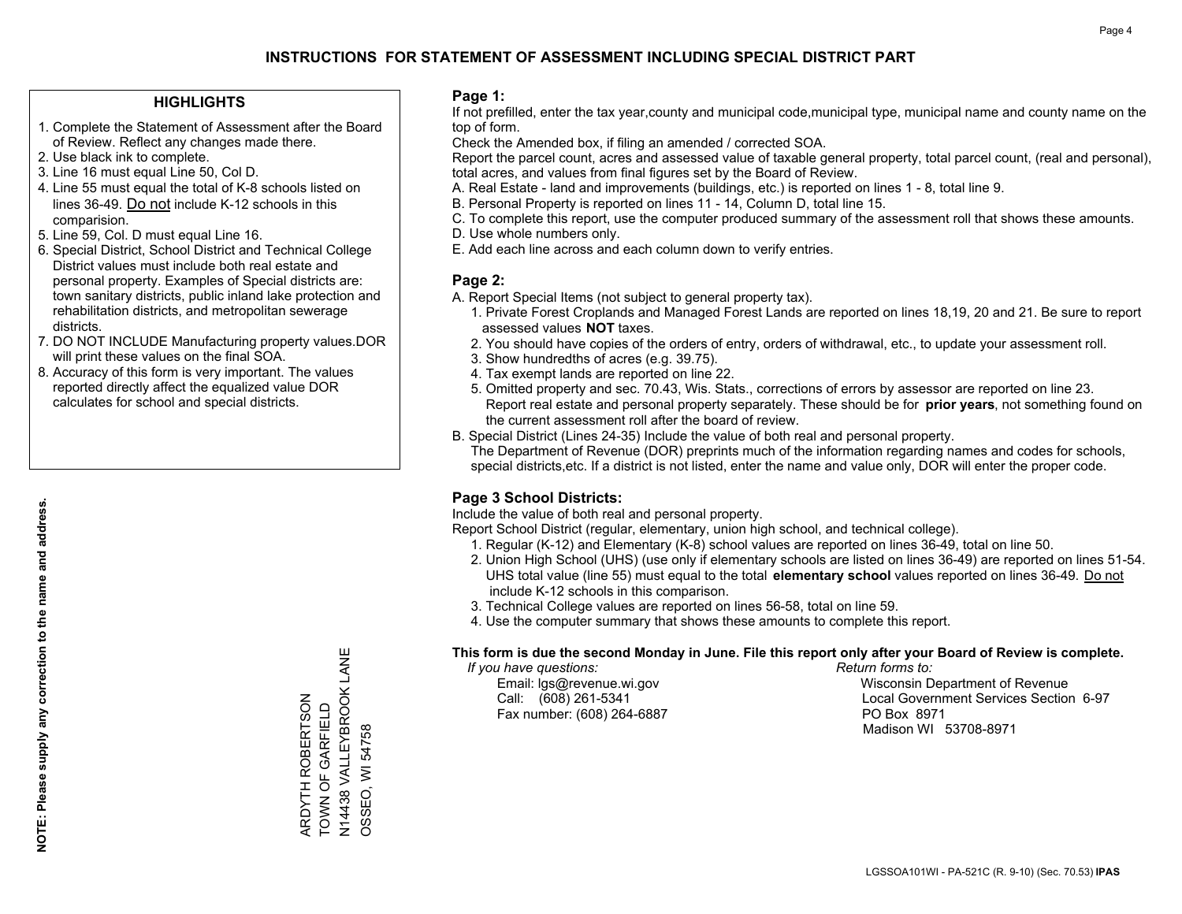# INSTRUCTIONS FOR STATEMENT OF ASSESSMENT INCLUDING SPECIAL DISTRICT PART

## HIGHLIGHTS

1. Complete the Statement of Assessment after the Board of Review. Reflect any changes made there.
2. Use black ink to complete.
3. Line 16 must equal Line 50, Col D.
4. Line 55 must equal the total of K-8 schools listed on lines 36-49. Do not include K-12 schools in this comparision.
5. Line 59, Col. D must equal Line 16.
6. Special District, School District and Technical College District values must include both real estate and personal property. Examples of Special districts are: town sanitary districts, public inland lake protection and rehabilitation districts, and metropolitan sewerage districts.
7. DO NOT INCLUDE Manufacturing property values.DOR will print these values on the final SOA.
8. Accuracy of this form is very important. The values reported directly affect the equalized value DOR calculates for school and special districts.

**NOTE: Please supply any correction to the name and address.**

ARDYTH ROBERTSON
TOWN OF GARFIELD
N14438 VALLEYBROOK LANE
OSSEO, WI 54758

## Page 1:

If not prefilled, enter the tax year,county and municipal code,municipal type, municipal name and county name on the top of form.

Check the Amended box, if filing an amended / corrected SOA.

Report the parcel count, acres and assessed value of taxable general property, total parcel count, (real and personal), total acres, and values from final figures set by the Board of Review.

A. Real Estate - land and improvements (buildings, etc.) is reported on lines 1 - 8, total line 9.
B. Personal Property is reported on lines 11 - 14, Column D, total line 15.
C. To complete this report, use the computer produced summary of the assessment roll that shows these amounts.
D. Use whole numbers only.
E. Add each line across and each column down to verify entries.

## Page 2:

A. Report Special Items (not subject to general property tax).
  1. Private Forest Croplands and Managed Forest Lands are reported on lines 18,19, 20 and 21. Be sure to report assessed values **NOT** taxes.
  2. You should have copies of the orders of entry, orders of withdrawal, etc., to update your assessment roll.
  3. Show hundredths of acres (e.g. 39.75).
  4. Tax exempt lands are reported on line 22.
  5. Omitted property and sec. 70.43, Wis. Stats., corrections of errors by assessor are reported on line 23. Report real estate and personal property separately. These should be for **prior years**, not something found on the current assessment roll after the board of review.

B. Special District (Lines 24-35) Include the value of both real and personal property.
  The Department of Revenue (DOR) preprints much of the information regarding names and codes for schools, special districts,etc. If a district is not listed, enter the name and value only, DOR will enter the proper code.

## Page 3 School Districts:

Include the value of both real and personal property.

Report School District (regular, elementary, union high school, and technical college).

1. Regular (K-12) and Elementary (K-8) school values are reported on lines 36-49, total on line 50.
2. Union High School (UHS) (use only if elementary schools are listed on lines 36-49) are reported on lines 51-54. UHS total value (line 55) must equal to the total **elementary school** values reported on lines 36-49. Do not include K-12 schools in this comparison.
3. Technical College values are reported on lines 56-58, total on line 59.
4. Use the computer summary that shows these amounts to complete this report.

**This form is due the second Monday in June. File this report only after your Board of Review is complete.**

*If you have questions:*
Email: lgs@revenue.wi.gov
Call: (608) 261-5341
Fax number: (608) 264-6887

*Return forms to:*
Wisconsin Department of Revenue
Local Government Services Section 6-97
PO Box 8971
Madison WI 53708-8971

LGSSOA101WI - PA-521C (R. 9-10) (Sec. 70.53) **IPAS**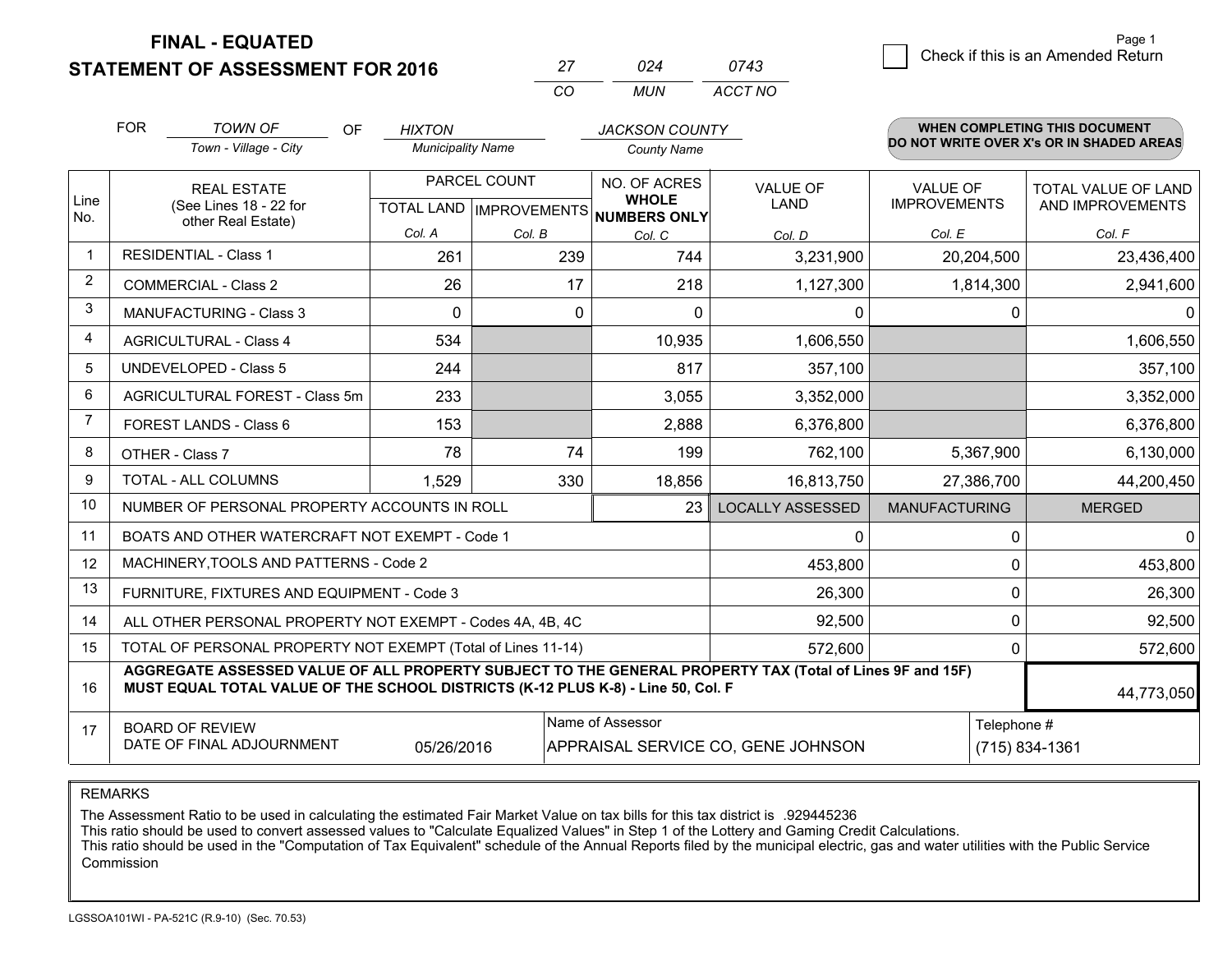# FINAL - EQUATED
## STATEMENT OF ASSESSMENT FOR 2016

| 27 | 024 | 0743 |
|---|---|---|
| CO | MUN | ACCT NO |

☐ Check if this is an Amended Return

Page 1

FOR *TOWN OF* (Town - Village - City) OF *HIXTON* (Municipality Name) *JACKSON COUNTY* (County Name)

**WHEN COMPLETING THIS DOCUMENT DO NOT WRITE OVER X's OR IN SHADED AREAS**

| Line No. | REAL ESTATE (See Lines 18 - 22 for other Real Estate) | PARCEL COUNT TOTAL LAND Col. A | PARCEL COUNT IMPROVEMENTS Col. B | NO. OF ACRES WHOLE NUMBERS ONLY Col. C | VALUE OF LAND Col. D | VALUE OF IMPROVEMENTS Col. E | TOTAL VALUE OF LAND AND IMPROVEMENTS Col. F |
|---|---|---|---|---|---|---|---|
| 1 | RESIDENTIAL - Class 1 | 261 | 239 | 744 | 3,231,900 | 20,204,500 | 23,436,400 |
| 2 | COMMERCIAL - Class 2 | 26 | 17 | 218 | 1,127,300 | 1,814,300 | 2,941,600 |
| 3 | MANUFACTURING - Class 3 | 0 | 0 | 0 | 0 | 0 | 0 |
| 4 | AGRICULTURAL - Class 4 | 534 | | 10,935 | 1,606,550 | | 1,606,550 |
| 5 | UNDEVELOPED - Class 5 | 244 | | 817 | 357,100 | | 357,100 |
| 6 | AGRICULTURAL FOREST - Class 5m | 233 | | 3,055 | 3,352,000 | | 3,352,000 |
| 7 | FOREST LANDS - Class 6 | 153 | | 2,888 | 6,376,800 | | 6,376,800 |
| 8 | OTHER - Class 7 | 78 | 74 | 199 | 762,100 | 5,367,900 | 6,130,000 |
| 9 | TOTAL - ALL COLUMNS | 1,529 | 330 | 18,856 | 16,813,750 | 27,386,700 | 44,200,450 |
| 10 | NUMBER OF PERSONAL PROPERTY ACCOUNTS IN ROLL | | | 23 | LOCALLY ASSESSED | MANUFACTURING | MERGED |
| 11 | BOATS AND OTHER WATERCRAFT NOT EXEMPT - Code 1 | | | | 0 | 0 | 0 |
| 12 | MACHINERY,TOOLS AND PATTERNS - Code 2 | | | | 453,800 | 0 | 453,800 |
| 13 | FURNITURE, FIXTURES AND EQUIPMENT - Code 3 | | | | 26,300 | 0 | 26,300 |
| 14 | ALL OTHER PERSONAL PROPERTY NOT EXEMPT - Codes 4A, 4B, 4C | | | | 92,500 | 0 | 92,500 |
| 15 | TOTAL OF PERSONAL PROPERTY NOT EXEMPT (Total of Lines 11-14) | | | | 572,600 | 0 | 572,600 |
| 16 | **AGGREGATE ASSESSED VALUE OF ALL PROPERTY SUBJECT TO THE GENERAL PROPERTY TAX (Total of Lines 9F and 15F) MUST EQUAL TOTAL VALUE OF THE SCHOOL DISTRICTS (K-12 PLUS K-8) - Line 50, Col. F** | | | | | | 44,773,050 |
| 17 | BOARD OF REVIEW DATE OF FINAL ADJOURNMENT | 05/26/2016 | | Name of Assessor: APPRAISAL SERVICE CO, GENE JOHNSON | | | Telephone #: (715) 834-1361 |

REMARKS

The Assessment Ratio to be used in calculating the estimated Fair Market Value on tax bills for this tax district is .929445236
This ratio should be used to convert assessed values to "Calculate Equalized Values" in Step 1 of the Lottery and Gaming Credit Calculations.
This ratio should be used in the "Computation of Tax Equivalent" schedule of the Annual Reports filed by the municipal electric, gas and water utilities with the Public Service Commission

LGSSOA101WI - PA-521C (R.9-10) (Sec. 70.53)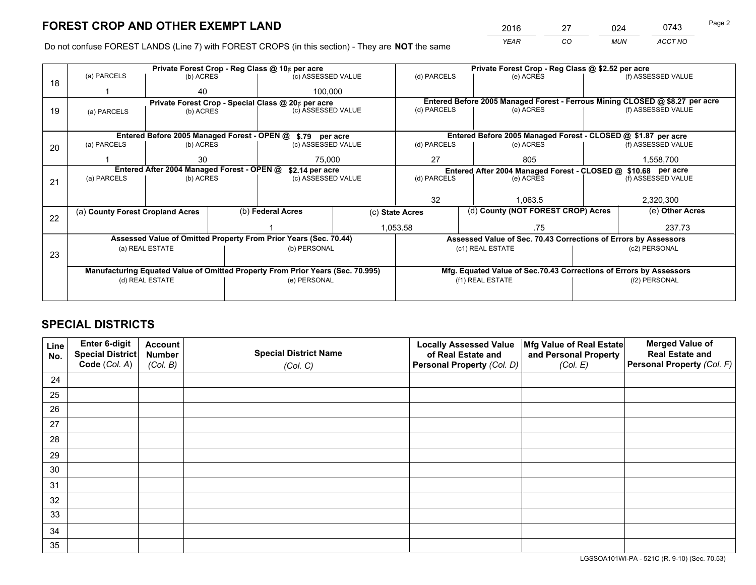# FOREST CROP AND OTHER EXEMPT LAND

| 2016 | 27 | 024 | 0743 |
|---|---|---|---|
| *YEAR* | *CO* | *MUN* | *ACCT NO* |

Do not confuse FOREST LANDS (Line 7) with FOREST CROPS (in this section) - They are **NOT** the same

| Line | Private Forest Crop - Reg Class @ 10¢ per acre | | | Private Forest Crop - Reg Class @ $2.52 per acre | | |
|---|---|---|---|---|---|---|
| | (a) PARCELS | (b) ACRES | (c) ASSESSED VALUE | (d) PARCELS | (e) ACRES | (f) ASSESSED VALUE |
| 18 | 1 | 40 | 100,000 | | | |
| | **Private Forest Crop - Special Class @ 20¢ per acre** | | | **Entered Before 2005 Managed Forest - Ferrous Mining CLOSED @ $8.27 per acre** | | |
| | (a) PARCELS | (b) ACRES | (c) ASSESSED VALUE | (d) PARCELS | (e) ACRES | (f) ASSESSED VALUE |
| 19 | | | | | | |
| | **Entered Before 2005 Managed Forest - OPEN @ $.79 per acre** | | | **Entered Before 2005 Managed Forest - CLOSED @ $1.87 per acre** | | |
| | (a) PARCELS | (b) ACRES | (c) ASSESSED VALUE | (d) PARCELS | (e) ACRES | (f) ASSESSED VALUE |
| 20 | 1 | 30 | 75,000 | 27 | 805 | 1,558,700 |
| | **Entered After 2004 Managed Forest - OPEN @ $2.14 per acre** | | | **Entered After 2004 Managed Forest - CLOSED @ $10.68 per acre** | | |
| | (a) PARCELS | (b) ACRES | (c) ASSESSED VALUE | (d) PARCELS | (e) ACRES | (f) ASSESSED VALUE |
| 21 | | | | 32 | 1,063.5 | 2,320,300 |

| Line | (a) County Forest Cropland Acres | (b) Federal Acres | (c) State Acres | (d) County (NOT FOREST CROP) Acres | (e) Other Acres |
|---|---|---|---|---|---|
| 22 | | 1 | 1,053.58 | .75 | 237.73 |

| Line | Assessed Value of Omitted Property From Prior Years (Sec. 70.44) | | Assessed Value of Sec. 70.43 Corrections of Errors by Assessors | |
|---|---|---|---|---|
| 23 | (a) REAL ESTATE | (b) PERSONAL | (c1) REAL ESTATE | (c2) PERSONAL |
| | | | | |
| | **Manufacturing Equated Value of Omitted Property From Prior Years (Sec. 70.995)** | | **Mfg. Equated Value of Sec.70.43 Corrections of Errors by Assessors** | |
| | (d) REAL ESTATE | (e) PERSONAL | (f1) REAL ESTATE | (f2) PERSONAL |
| | | | | |

# SPECIAL DISTRICTS

| Line No. | Enter 6-digit Special District Code (*Col. A*) | Account Number (*Col. B*) | Special District Name (*Col. C*) | Locally Assessed Value of Real Estate and Personal Property (*Col. D*) | Mfg Value of Real Estate and Personal Property (*Col. E*) | Merged Value of Real Estate and Personal Property (*Col. F*) |
|---|---|---|---|---|---|---|
| 24 | | | | | | |
| 25 | | | | | | |
| 26 | | | | | | |
| 27 | | | | | | |
| 28 | | | | | | |
| 29 | | | | | | |
| 30 | | | | | | |
| 31 | | | | | | |
| 32 | | | | | | |
| 33 | | | | | | |
| 34 | | | | | | |
| 35 | | | | | | |

LGSSOA101WI-PA - 521C (R. 9-10) (Sec. 70.53)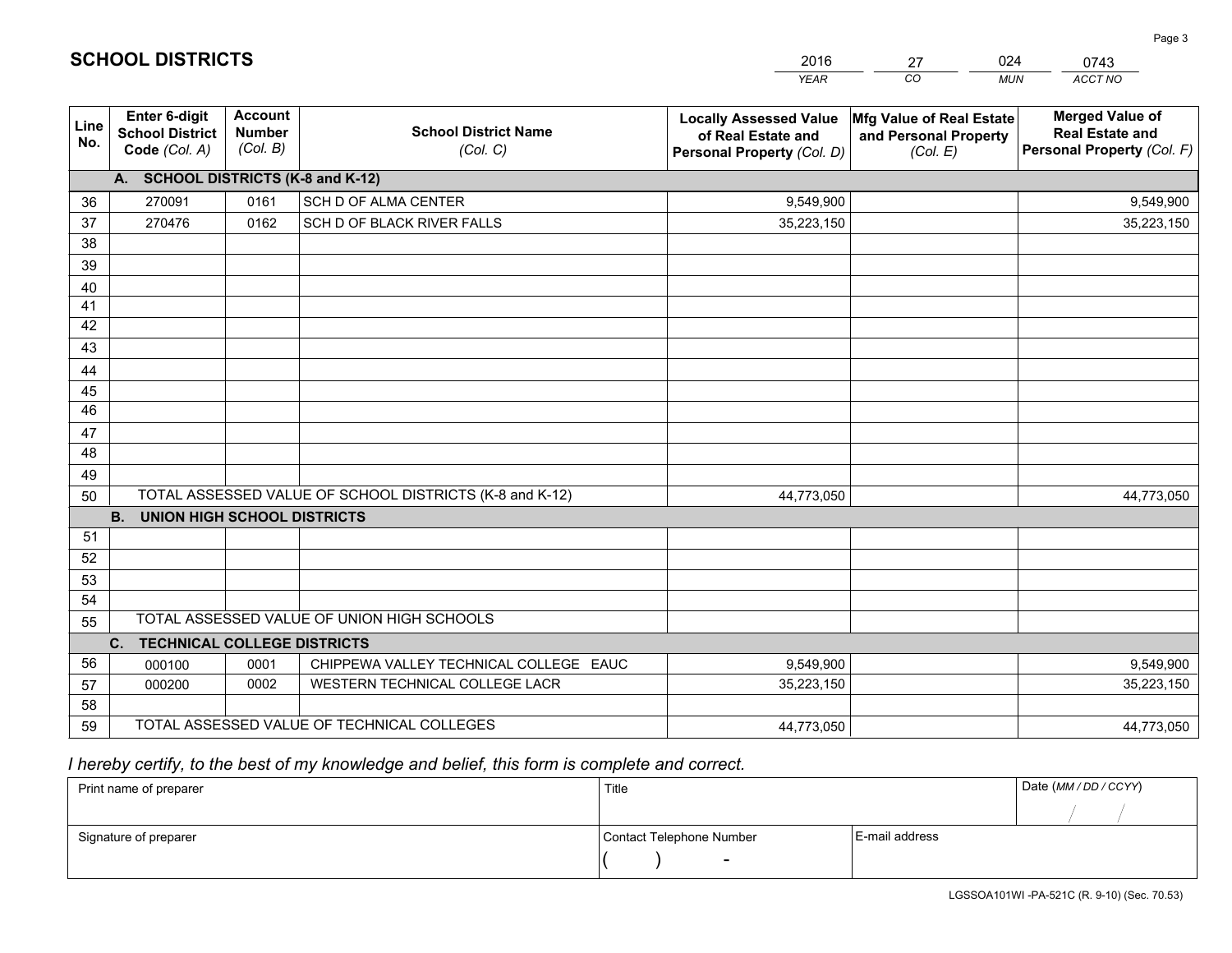# SCHOOL DISTRICTS

| 2016 | 27 | 024 | 0743 |
|---|---|---|---|
| *YEAR* | *CO* | *MUN* | *ACCT NO* |

| Line No. | Enter 6-digit School District Code *(Col. A)* | Account Number *(Col. B)* | School District Name *(Col. C)* | Locally Assessed Value of Real Estate and Personal Property *(Col. D)* | Mfg Value of Real Estate and Personal Property *(Col. E)* | Merged Value of Real Estate and Personal Property *(Col. F)* |
|---|---|---|---|---|---|---|
| | **A. SCHOOL DISTRICTS (K-8 and K-12)** | | | | | |
| 36 | 270091 | 0161 | SCH D OF ALMA CENTER | 9,549,900 | | 9,549,900 |
| 37 | 270476 | 0162 | SCH D OF BLACK RIVER FALLS | 35,223,150 | | 35,223,150 |
| 38 | | | | | | |
| 39 | | | | | | |
| 40 | | | | | | |
| 41 | | | | | | |
| 42 | | | | | | |
| 43 | | | | | | |
| 44 | | | | | | |
| 45 | | | | | | |
| 46 | | | | | | |
| 47 | | | | | | |
| 48 | | | | | | |
| 49 | | | | | | |
| 50 | TOTAL ASSESSED VALUE OF SCHOOL DISTRICTS (K-8 and K-12) | | | 44,773,050 | | 44,773,050 |
| | **B. UNION HIGH SCHOOL DISTRICTS** | | | | | |
| 51 | | | | | | |
| 52 | | | | | | |
| 53 | | | | | | |
| 54 | | | | | | |
| 55 | TOTAL ASSESSED VALUE OF UNION HIGH SCHOOLS | | | | | |
| | **C. TECHNICAL COLLEGE DISTRICTS** | | | | | |
| 56 | 000100 | 0001 | CHIPPEWA VALLEY TECHNICAL COLLEGE EAUC | 9,549,900 | | 9,549,900 |
| 57 | 000200 | 0002 | WESTERN TECHNICAL COLLEGE LACR | 35,223,150 | | 35,223,150 |
| 58 | | | | | | |
| 59 | TOTAL ASSESSED VALUE OF TECHNICAL COLLEGES | | | 44,773,050 | | 44,773,050 |

*I hereby certify, to the best of my knowledge and belief, this form is complete and correct.*

| Print name of preparer | Title | | Date *(MM / DD / CCYY)* |
|---|---|---|---|
| | | | / / |
| Signature of preparer | Contact Telephone Number | E-mail address | |
| | ( ) - | | |

LGSSOA101WI -PA-521C (R. 9-10) (Sec. 70.53)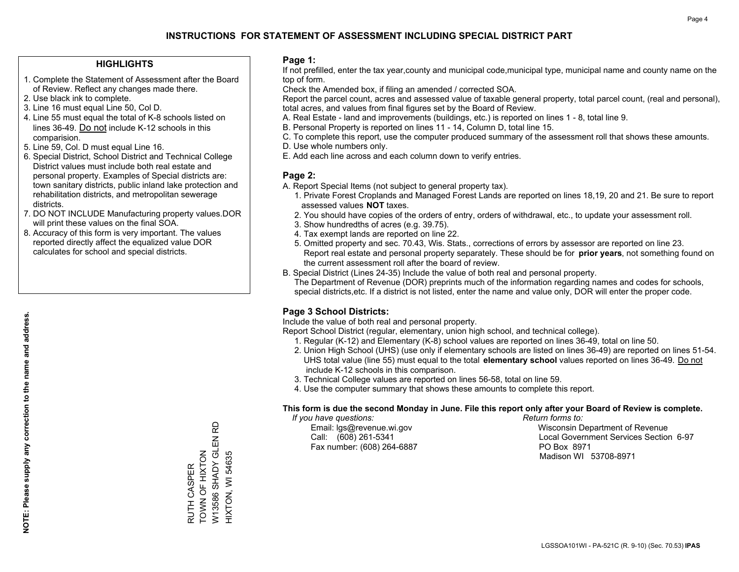# INSTRUCTIONS FOR STATEMENT OF ASSESSMENT INCLUDING SPECIAL DISTRICT PART

## HIGHLIGHTS

1. Complete the Statement of Assessment after the Board of Review. Reflect any changes made there.
2. Use black ink to complete.
3. Line 16 must equal Line 50, Col D.
4. Line 55 must equal the total of K-8 schools listed on lines 36-49. Do not include K-12 schools in this comparision.
5. Line 59, Col. D must equal Line 16.
6. Special District, School District and Technical College District values must include both real estate and personal property. Examples of Special districts are: town sanitary districts, public inland lake protection and rehabilitation districts, and metropolitan sewerage districts.
7. DO NOT INCLUDE Manufacturing property values.DOR will print these values on the final SOA.
8. Accuracy of this form is very important. The values reported directly affect the equalized value DOR calculates for school and special districts.

**NOTE: Please supply any correction to the name and address.**

RUTH CASPER
TOWN OF HIXTON
W13586 SHADY GLEN RD
HIXTON, WI 54635

## Page 1:

If not prefilled, enter the tax year,county and municipal code,municipal type, municipal name and county name on the top of form.

Check the Amended box, if filing an amended / corrected SOA.

Report the parcel count, acres and assessed value of taxable general property, total parcel count, (real and personal), total acres, and values from final figures set by the Board of Review.

A. Real Estate - land and improvements (buildings, etc.) is reported on lines 1 - 8, total line 9.
B. Personal Property is reported on lines 11 - 14, Column D, total line 15.
C. To complete this report, use the computer produced summary of the assessment roll that shows these amounts.
D. Use whole numbers only.
E. Add each line across and each column down to verify entries.

## Page 2:

A. Report Special Items (not subject to general property tax).
   1. Private Forest Croplands and Managed Forest Lands are reported on lines 18,19, 20 and 21. Be sure to report assessed values **NOT** taxes.
   2. You should have copies of the orders of entry, orders of withdrawal, etc., to update your assessment roll.
   3. Show hundredths of acres (e.g. 39.75).
   4. Tax exempt lands are reported on line 22.
   5. Omitted property and sec. 70.43, Wis. Stats., corrections of errors by assessor are reported on line 23. Report real estate and personal property separately. These should be for **prior years**, not something found on the current assessment roll after the board of review.
B. Special District (Lines 24-35) Include the value of both real and personal property.
   The Department of Revenue (DOR) preprints much of the information regarding names and codes for schools, special districts,etc. If a district is not listed, enter the name and value only, DOR will enter the proper code.

## Page 3 School Districts:

Include the value of both real and personal property.

Report School District (regular, elementary, union high school, and technical college).

1. Regular (K-12) and Elementary (K-8) school values are reported on lines 36-49, total on line 50.
2. Union High School (UHS) (use only if elementary schools are listed on lines 36-49) are reported on lines 51-54. UHS total value (line 55) must equal to the total **elementary school** values reported on lines 36-49. Do not include K-12 schools in this comparison.
3. Technical College values are reported on lines 56-58, total on line 59.
4. Use the computer summary that shows these amounts to complete this report.

**This form is due the second Monday in June. File this report only after your Board of Review is complete.**

*If you have questions:*
Email: lgs@revenue.wi.gov
Call: (608) 261-5341
Fax number: (608) 264-6887

*Return forms to:*
Wisconsin Department of Revenue
Local Government Services Section 6-97
PO Box 8971
Madison WI 53708-8971

LGSSOA101WI - PA-521C (R. 9-10) (Sec. 70.53) **IPAS**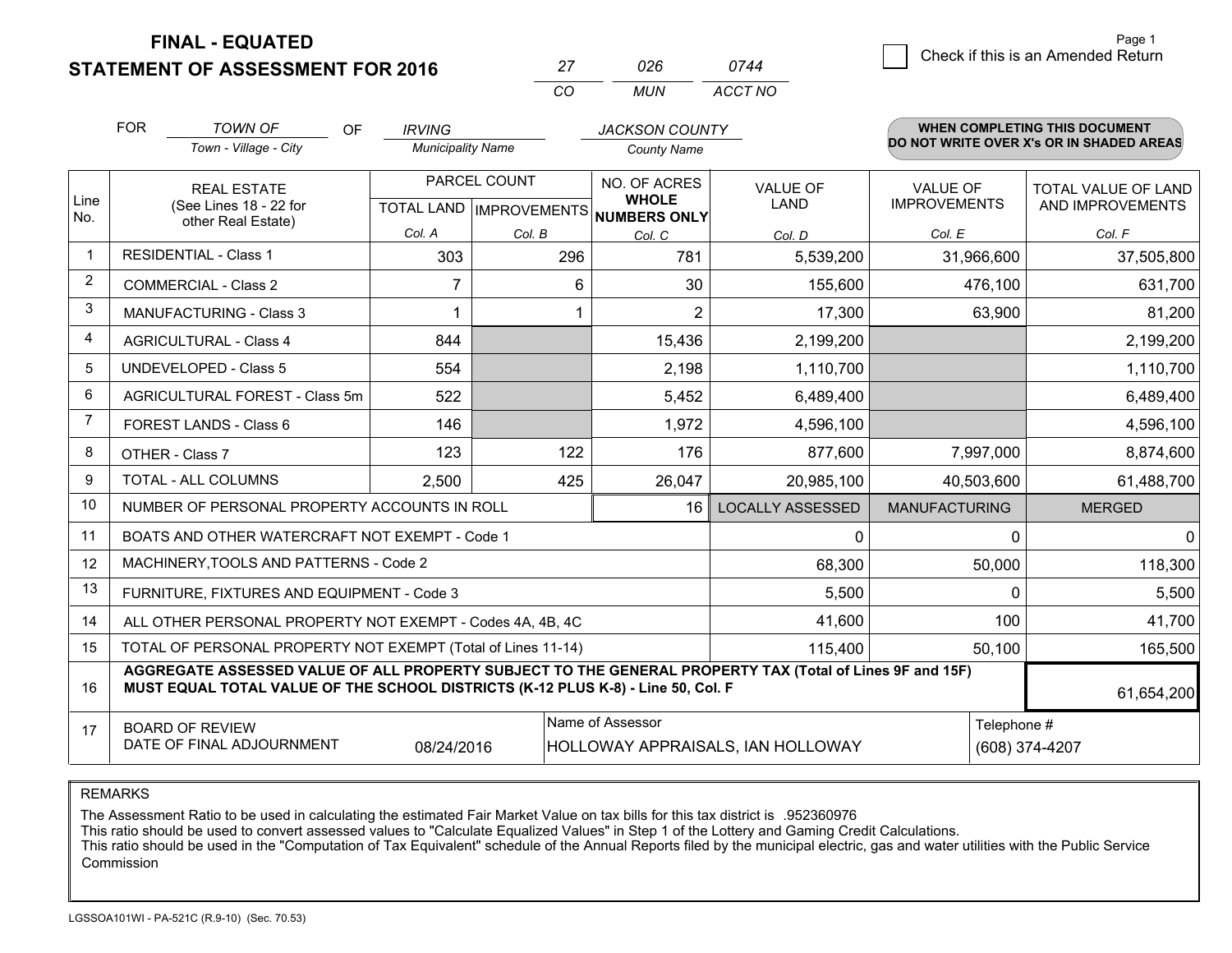**FINAL - EQUATED**

**STATEMENT OF ASSESSMENT FOR 2016**

| 27 | 026 | 0744 |
|---|---|---|
| CO | MUN | ACCT NO |

Page 1

☐ Check if this is an Amended Return

FOR *TOWN OF* (Town - Village - City) OF *IRVING* (Municipality Name) *JACKSON COUNTY* (County Name)

**WHEN COMPLETING THIS DOCUMENT DO NOT WRITE OVER X's OR IN SHADED AREAS**

| Line No. | REAL ESTATE (See Lines 18 - 22 for other Real Estate) | PARCEL COUNT | | NO. OF ACRES **WHOLE NUMBERS ONLY** | VALUE OF LAND | VALUE OF IMPROVEMENTS | TOTAL VALUE OF LAND AND IMPROVEMENTS |
|---|---|---|---|---|---|---|---|
| | | TOTAL LAND | IMPROVEMENTS | | | | |
| | | Col. A | Col. B | Col. C | Col. D | Col. E | Col. F |
| 1 | RESIDENTIAL - Class 1 | 303 | 296 | 781 | 5,539,200 | 31,966,600 | 37,505,800 |
| 2 | COMMERCIAL - Class 2 | 7 | 6 | 30 | 155,600 | 476,100 | 631,700 |
| 3 | MANUFACTURING - Class 3 | 1 | 1 | 2 | 17,300 | 63,900 | 81,200 |
| 4 | AGRICULTURAL - Class 4 | 844 | | 15,436 | 2,199,200 | | 2,199,200 |
| 5 | UNDEVELOPED - Class 5 | 554 | | 2,198 | 1,110,700 | | 1,110,700 |
| 6 | AGRICULTURAL FOREST - Class 5m | 522 | | 5,452 | 6,489,400 | | 6,489,400 |
| 7 | FOREST LANDS - Class 6 | 146 | | 1,972 | 4,596,100 | | 4,596,100 |
| 8 | OTHER - Class 7 | 123 | 122 | 176 | 877,600 | 7,997,000 | 8,874,600 |
| 9 | TOTAL - ALL COLUMNS | 2,500 | 425 | 26,047 | 20,985,100 | 40,503,600 | 61,488,700 |
| 10 | NUMBER OF PERSONAL PROPERTY ACCOUNTS IN ROLL | | | 16 | LOCALLY ASSESSED | MANUFACTURING | MERGED |
| 11 | BOATS AND OTHER WATERCRAFT NOT EXEMPT - Code 1 | | | | 0 | 0 | 0 |
| 12 | MACHINERY,TOOLS AND PATTERNS - Code 2 | | | | 68,300 | 50,000 | 118,300 |
| 13 | FURNITURE, FIXTURES AND EQUIPMENT - Code 3 | | | | 5,500 | 0 | 5,500 |
| 14 | ALL OTHER PERSONAL PROPERTY NOT EXEMPT - Codes 4A, 4B, 4C | | | | 41,600 | 100 | 41,700 |
| 15 | TOTAL OF PERSONAL PROPERTY NOT EXEMPT (Total of Lines 11-14) | | | | 115,400 | 50,100 | 165,500 |
| 16 | **AGGREGATE ASSESSED VALUE OF ALL PROPERTY SUBJECT TO THE GENERAL PROPERTY TAX (Total of Lines 9F and 15F) MUST EQUAL TOTAL VALUE OF THE SCHOOL DISTRICTS (K-12 PLUS K-8) - Line 50, Col. F** | | | | | | 61,654,200 |
| 17 | BOARD OF REVIEW DATE OF FINAL ADJOURNMENT | 08/24/2016 | Name of Assessor: HOLLOWAY APPRAISALS, IAN HOLLOWAY | | | Telephone #: (608) 374-4207 | |

REMARKS

The Assessment Ratio to be used in calculating the estimated Fair Market Value on tax bills for this tax district is .952360976
This ratio should be used to convert assessed values to "Calculate Equalized Values" in Step 1 of the Lottery and Gaming Credit Calculations.
This ratio should be used in the "Computation of Tax Equivalent" schedule of the Annual Reports filed by the municipal electric, gas and water utilities with the Public Service Commission

LGSSOA101WI - PA-521C (R.9-10) (Sec. 70.53)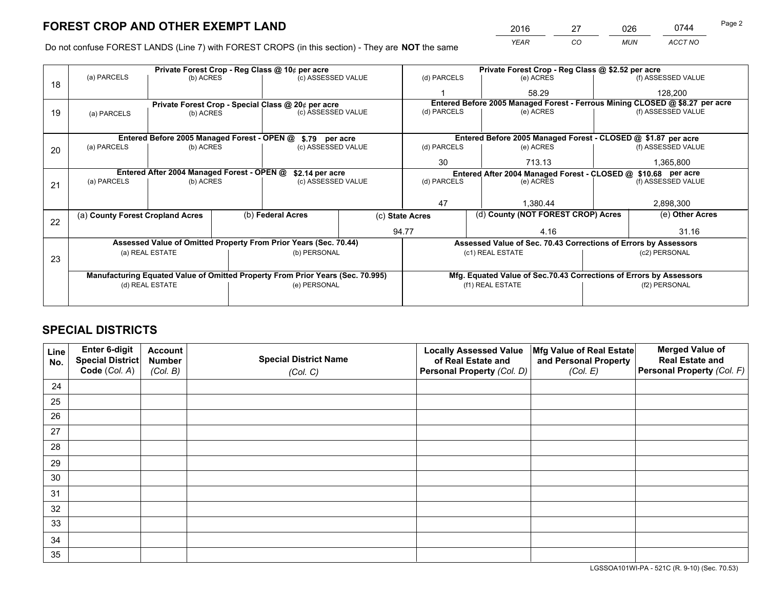# FOREST CROP AND OTHER EXEMPT LAND

| 2016 | 27 | 026 | 0744 |
|---|---|---|---|
| *YEAR* | *CO* | *MUN* | *ACCT NO* |

Do not confuse FOREST LANDS (Line 7) with FOREST CROPS (in this section) - They are **NOT** the same

| Line | Private Forest Crop - Reg Class @ 10¢ per acre | | | Private Forest Crop - Reg Class @ $2.52 per acre | | |
|---|---|---|---|---|---|---|
| | (a) PARCELS | (b) ACRES | (c) ASSESSED VALUE | (d) PARCELS | (e) ACRES | (f) ASSESSED VALUE |
| 18 | | | | 1 | 58.29 | 128,200 |
| | **Private Forest Crop - Special Class @ 20¢ per acre** | | | **Entered Before 2005 Managed Forest - Ferrous Mining CLOSED @ $8.27 per acre** | | |
| | (a) PARCELS | (b) ACRES | (c) ASSESSED VALUE | (d) PARCELS | (e) ACRES | (f) ASSESSED VALUE |
| 19 | | | | | | |
| | **Entered Before 2005 Managed Forest - OPEN @ $.79 per acre** | | | **Entered Before 2005 Managed Forest - CLOSED @ $1.87 per acre** | | |
| | (a) PARCELS | (b) ACRES | (c) ASSESSED VALUE | (d) PARCELS | (e) ACRES | (f) ASSESSED VALUE |
| 20 | | | | 30 | 713.13 | 1,365,800 |
| | **Entered After 2004 Managed Forest - OPEN @ $2.14 per acre** | | | **Entered After 2004 Managed Forest - CLOSED @ $10.68 per acre** | | |
| | (a) PARCELS | (b) ACRES | (c) ASSESSED VALUE | (d) PARCELS | (e) ACRES | (f) ASSESSED VALUE |
| 21 | | | | 47 | 1,380.44 | 2,898,300 |

| Line | (a) County Forest Cropland Acres | (b) Federal Acres | (c) State Acres | (d) County (NOT FOREST CROP) Acres | (e) Other Acres |
|---|---|---|---|---|---|
| 22 | | | 94.77 | 4.16 | 31.16 |

| Line | Assessed Value of Omitted Property From Prior Years (Sec. 70.44) | | Assessed Value of Sec. 70.43 Corrections of Errors by Assessors | |
|---|---|---|---|---|
| 23 | (a) REAL ESTATE | (b) PERSONAL | (c1) REAL ESTATE | (c2) PERSONAL |
| | | | | |
| | **Manufacturing Equated Value of Omitted Property From Prior Years (Sec. 70.995)** | | **Mfg. Equated Value of Sec.70.43 Corrections of Errors by Assessors** | |
| | (d) REAL ESTATE | (e) PERSONAL | (f1) REAL ESTATE | (f2) PERSONAL |
| | | | | |

# SPECIAL DISTRICTS

| Line No. | Enter 6-digit Special District Code (*Col. A*) | Account Number (*Col. B*) | Special District Name (*Col. C*) | Locally Assessed Value of Real Estate and Personal Property (*Col. D*) | Mfg Value of Real Estate and Personal Property (*Col. E*) | Merged Value of Real Estate and Personal Property (*Col. F*) |
|---|---|---|---|---|---|---|
| 24 | | | | | | |
| 25 | | | | | | |
| 26 | | | | | | |
| 27 | | | | | | |
| 28 | | | | | | |
| 29 | | | | | | |
| 30 | | | | | | |
| 31 | | | | | | |
| 32 | | | | | | |
| 33 | | | | | | |
| 34 | | | | | | |
| 35 | | | | | | |

LGSSOA101WI-PA - 521C (R. 9-10) (Sec. 70.53)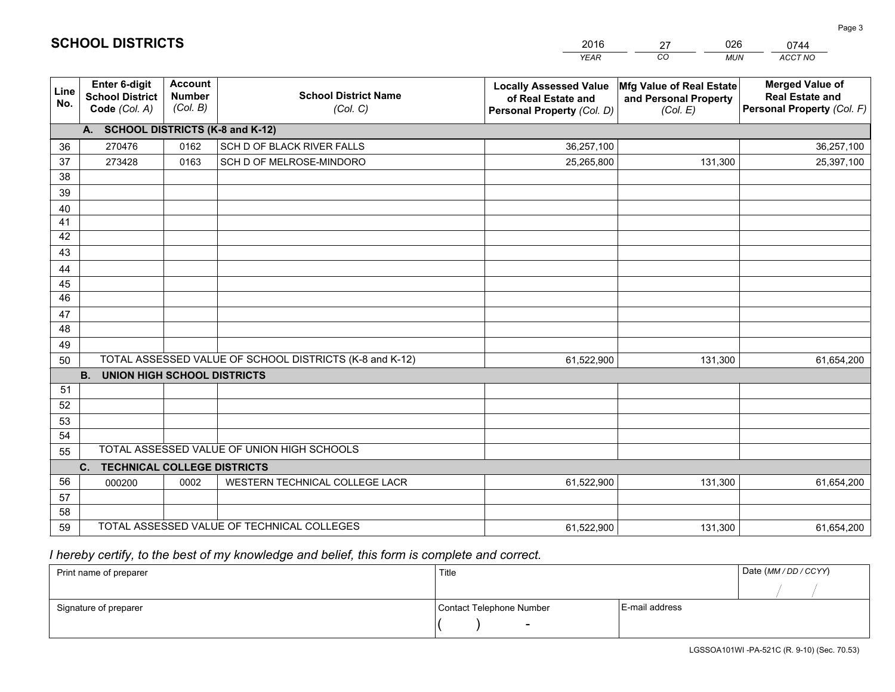## SCHOOL DISTRICTS

| 2016 | 27 | 026 | 0744 |
|---|---|---|---|
| *YEAR* | *CO* | *MUN* | *ACCT NO* |

| Line No. | Enter 6-digit School District Code *(Col. A)* | Account Number *(Col. B)* | School District Name *(Col. C)* | Locally Assessed Value of Real Estate and Personal Property *(Col. D)* | Mfg Value of Real Estate and Personal Property *(Col. E)* | Merged Value of Real Estate and Personal Property *(Col. F)* |
|---|---|---|---|---|---|---|
| | **A. SCHOOL DISTRICTS (K-8 and K-12)** | | | | | |
| 36 | 270476 | 0162 | SCH D OF BLACK RIVER FALLS | 36,257,100 | | 36,257,100 |
| 37 | 273428 | 0163 | SCH D OF MELROSE-MINDORO | 25,265,800 | 131,300 | 25,397,100 |
| 38 | | | | | | |
| 39 | | | | | | |
| 40 | | | | | | |
| 41 | | | | | | |
| 42 | | | | | | |
| 43 | | | | | | |
| 44 | | | | | | |
| 45 | | | | | | |
| 46 | | | | | | |
| 47 | | | | | | |
| 48 | | | | | | |
| 49 | | | | | | |
| 50 | TOTAL ASSESSED VALUE OF SCHOOL DISTRICTS (K-8 and K-12) | | | 61,522,900 | 131,300 | 61,654,200 |
| | **B. UNION HIGH SCHOOL DISTRICTS** | | | | | |
| 51 | | | | | | |
| 52 | | | | | | |
| 53 | | | | | | |
| 54 | | | | | | |
| 55 | TOTAL ASSESSED VALUE OF UNION HIGH SCHOOLS | | | | | |
| | **C. TECHNICAL COLLEGE DISTRICTS** | | | | | |
| 56 | 000200 | 0002 | WESTERN TECHNICAL COLLEGE LACR | 61,522,900 | 131,300 | 61,654,200 |
| 57 | | | | | | |
| 58 | | | | | | |
| 59 | TOTAL ASSESSED VALUE OF TECHNICAL COLLEGES | | | 61,522,900 | 131,300 | 61,654,200 |

*I hereby certify, to the best of my knowledge and belief, this form is complete and correct.*

| Print name of preparer | Title | | Date *(MM / DD / CCYY)* |
|---|---|---|---|
| | | | / / |
| Signature of preparer | Contact Telephone Number | E-mail address | |
| | ( ) - | | |

LGSSOA101WI -PA-521C (R. 9-10) (Sec. 70.53)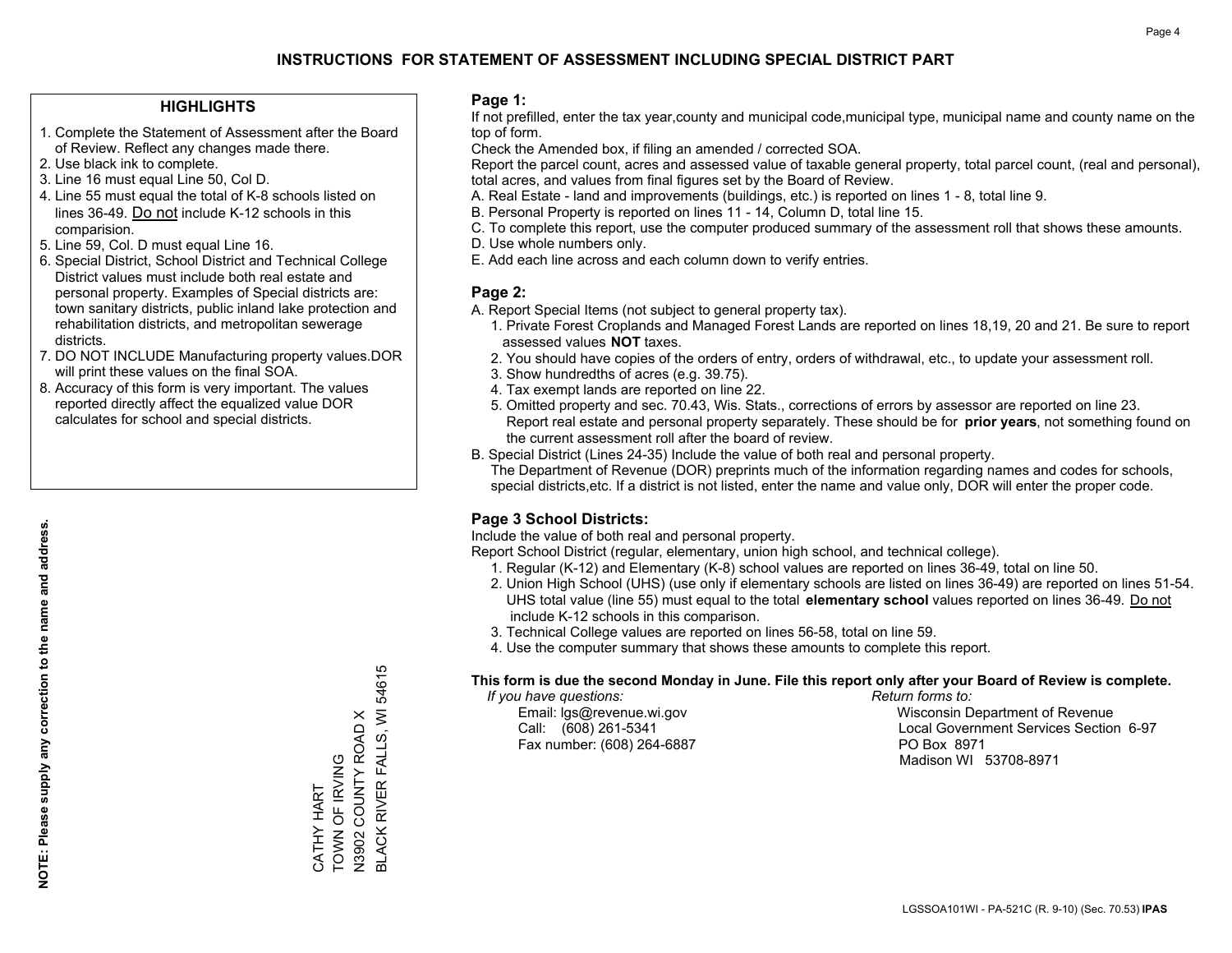# INSTRUCTIONS FOR STATEMENT OF ASSESSMENT INCLUDING SPECIAL DISTRICT PART

## HIGHLIGHTS

1. Complete the Statement of Assessment after the Board of Review. Reflect any changes made there.
2. Use black ink to complete.
3. Line 16 must equal Line 50, Col D.
4. Line 55 must equal the total of K-8 schools listed on lines 36-49. Do not include K-12 schools in this comparision.
5. Line 59, Col. D must equal Line 16.
6. Special District, School District and Technical College District values must include both real estate and personal property. Examples of Special districts are: town sanitary districts, public inland lake protection and rehabilitation districts, and metropolitan sewerage districts.
7. DO NOT INCLUDE Manufacturing property values.DOR will print these values on the final SOA.
8. Accuracy of this form is very important. The values reported directly affect the equalized value DOR calculates for school and special districts.

**NOTE: Please supply any correction to the name and address.**

CATHY HART
TOWN OF IRVING
N3902 COUNTY ROAD X
BLACK RIVER FALLS, WI 54615

## Page 1:

If not prefilled, enter the tax year,county and municipal code,municipal type, municipal name and county name on the top of form.

Check the Amended box, if filing an amended / corrected SOA.

Report the parcel count, acres and assessed value of taxable general property, total parcel count, (real and personal), total acres, and values from final figures set by the Board of Review.

A. Real Estate - land and improvements (buildings, etc.) is reported on lines 1 - 8, total line 9.
B. Personal Property is reported on lines 11 - 14, Column D, total line 15.
C. To complete this report, use the computer produced summary of the assessment roll that shows these amounts.
D. Use whole numbers only.
E. Add each line across and each column down to verify entries.

## Page 2:

A. Report Special Items (not subject to general property tax).
   1. Private Forest Croplands and Managed Forest Lands are reported on lines 18,19, 20 and 21. Be sure to report assessed values **NOT** taxes.
   2. You should have copies of the orders of entry, orders of withdrawal, etc., to update your assessment roll.
   3. Show hundredths of acres (e.g. 39.75).
   4. Tax exempt lands are reported on line 22.
   5. Omitted property and sec. 70.43, Wis. Stats., corrections of errors by assessor are reported on line 23. Report real estate and personal property separately. These should be for **prior years**, not something found on the current assessment roll after the board of review.
B. Special District (Lines 24-35) Include the value of both real and personal property.
   The Department of Revenue (DOR) preprints much of the information regarding names and codes for schools, special districts,etc. If a district is not listed, enter the name and value only, DOR will enter the proper code.

## Page 3 School Districts:

Include the value of both real and personal property.

Report School District (regular, elementary, union high school, and technical college).

1. Regular (K-12) and Elementary (K-8) school values are reported on lines 36-49, total on line 50.
2. Union High School (UHS) (use only if elementary schools are listed on lines 36-49) are reported on lines 51-54. UHS total value (line 55) must equal to the total **elementary school** values reported on lines 36-49. Do not include K-12 schools in this comparison.
3. Technical College values are reported on lines 56-58, total on line 59.
4. Use the computer summary that shows these amounts to complete this report.

**This form is due the second Monday in June. File this report only after your Board of Review is complete.**

*If you have questions:*
Email: lgs@revenue.wi.gov
Call: (608) 261-5341
Fax number: (608) 264-6887

*Return forms to:*
Wisconsin Department of Revenue
Local Government Services Section 6-97
PO Box 8971
Madison WI 53708-8971

LGSSOA101WI - PA-521C (R. 9-10) (Sec. 70.53) **IPAS**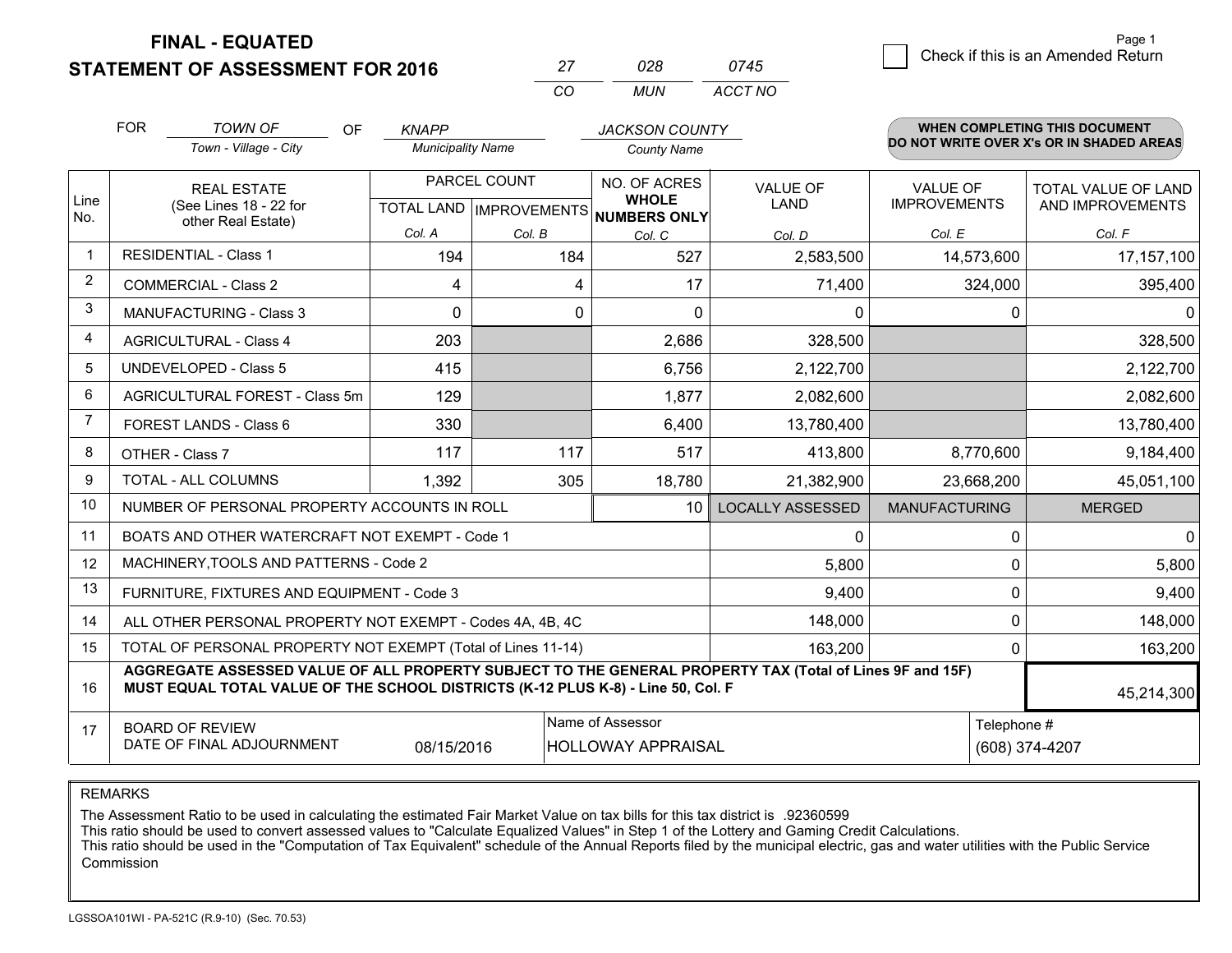# FINAL - EQUATED
## STATEMENT OF ASSESSMENT FOR 2016

| CO | MUN | ACCT NO |
|---|---|---|
| 27 | 028 | 0745 |

Page 1

☐ Check if this is an Amended Return

FOR *TOWN OF* (Town - Village - City) OF *KNAPP* (Municipality Name) *JACKSON COUNTY* (County Name)

**WHEN COMPLETING THIS DOCUMENT DO NOT WRITE OVER X's OR IN SHADED AREAS**

| Line No. | REAL ESTATE (See Lines 18 - 22 for other Real Estate) | PARCEL COUNT TOTAL LAND Col. A | PARCEL COUNT IMPROVEMENTS Col. B | NO. OF ACRES WHOLE NUMBERS ONLY Col. C | VALUE OF LAND Col. D | VALUE OF IMPROVEMENTS Col. E | TOTAL VALUE OF LAND AND IMPROVEMENTS Col. F |
|---|---|---|---|---|---|---|---|
| 1 | RESIDENTIAL - Class 1 | 194 | 184 | 527 | 2,583,500 | 14,573,600 | 17,157,100 |
| 2 | COMMERCIAL - Class 2 | 4 | 4 | 17 | 71,400 | 324,000 | 395,400 |
| 3 | MANUFACTURING - Class 3 | 0 | 0 | 0 | 0 | 0 | 0 |
| 4 | AGRICULTURAL - Class 4 | 203 | | 2,686 | 328,500 | | 328,500 |
| 5 | UNDEVELOPED - Class 5 | 415 | | 6,756 | 2,122,700 | | 2,122,700 |
| 6 | AGRICULTURAL FOREST - Class 5m | 129 | | 1,877 | 2,082,600 | | 2,082,600 |
| 7 | FOREST LANDS - Class 6 | 330 | | 6,400 | 13,780,400 | | 13,780,400 |
| 8 | OTHER - Class 7 | 117 | 117 | 517 | 413,800 | 8,770,600 | 9,184,400 |
| 9 | TOTAL - ALL COLUMNS | 1,392 | 305 | 18,780 | 21,382,900 | 23,668,200 | 45,051,100 |
| 10 | NUMBER OF PERSONAL PROPERTY ACCOUNTS IN ROLL | | | 10 | LOCALLY ASSESSED | MANUFACTURING | MERGED |
| 11 | BOATS AND OTHER WATERCRAFT NOT EXEMPT - Code 1 | | | | 0 | 0 | 0 |
| 12 | MACHINERY,TOOLS AND PATTERNS - Code 2 | | | | 5,800 | 0 | 5,800 |
| 13 | FURNITURE, FIXTURES AND EQUIPMENT - Code 3 | | | | 9,400 | 0 | 9,400 |
| 14 | ALL OTHER PERSONAL PROPERTY NOT EXEMPT - Codes 4A, 4B, 4C | | | | 148,000 | 0 | 148,000 |
| 15 | TOTAL OF PERSONAL PROPERTY NOT EXEMPT (Total of Lines 11-14) | | | | 163,200 | 0 | 163,200 |
| 16 | **AGGREGATE ASSESSED VALUE OF ALL PROPERTY SUBJECT TO THE GENERAL PROPERTY TAX (Total of Lines 9F and 15F) MUST EQUAL TOTAL VALUE OF THE SCHOOL DISTRICTS (K-12 PLUS K-8) - Line 50, Col. F** | | | | | | 45,214,300 |
| 17 | BOARD OF REVIEW DATE OF FINAL ADJOURNMENT | 08/15/2016 | | Name of Assessor: HOLLOWAY APPRAISAL | | Telephone #: (608) 374-4207 | |

REMARKS

The Assessment Ratio to be used in calculating the estimated Fair Market Value on tax bills for this tax district is .92360599

This ratio should be used to convert assessed values to "Calculate Equalized Values" in Step 1 of the Lottery and Gaming Credit Calculations.

This ratio should be used in the "Computation of Tax Equivalent" schedule of the Annual Reports filed by the municipal electric, gas and water utilities with the Public Service Commission

LGSSOA101WI - PA-521C (R.9-10) (Sec. 70.53)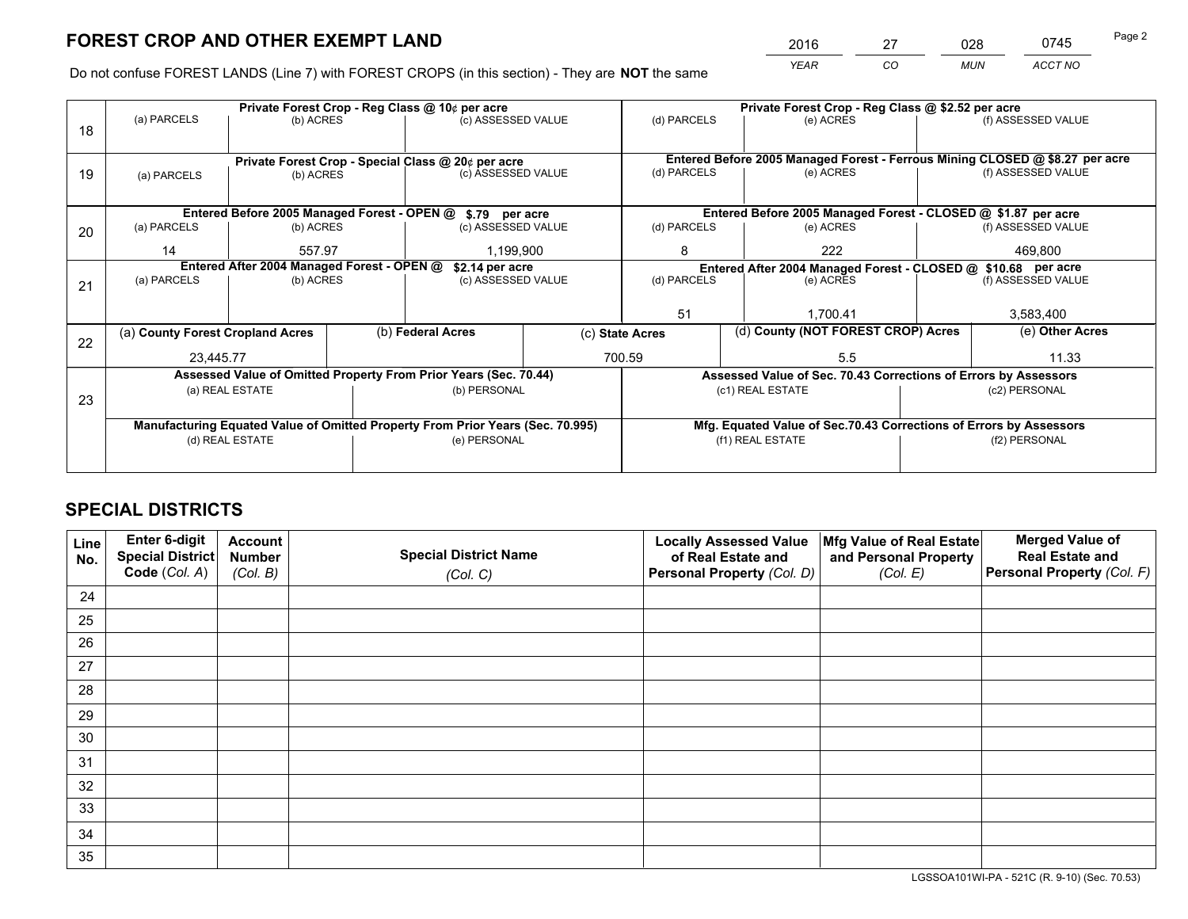# FOREST CROP AND OTHER EXEMPT LAND

| 2016 | 27 | 028 | 0745 |
|---|---|---|---|
| *YEAR* | *CO* | *MUN* | *ACCT NO* |

Do not confuse FOREST LANDS (Line 7) with FOREST CROPS (in this section) - They are **NOT** the same

| Line | Private Forest Crop - Reg Class @ 10¢ per acre | | | Private Forest Crop - Reg Class @ $2.52 per acre | | |
|---|---|---|---|---|---|---|
| 18 | (a) PARCELS | (b) ACRES | (c) ASSESSED VALUE | (d) PARCELS | (e) ACRES | (f) ASSESSED VALUE |
| | | | | | | |
| | **Private Forest Crop - Special Class @ 20¢ per acre** | | | **Entered Before 2005 Managed Forest - Ferrous Mining CLOSED @ $8.27 per acre** | | |
| 19 | (a) PARCELS | (b) ACRES | (c) ASSESSED VALUE | (d) PARCELS | (e) ACRES | (f) ASSESSED VALUE |
| | | | | | | |
| | **Entered Before 2005 Managed Forest - OPEN @ $.79 per acre** | | | **Entered Before 2005 Managed Forest - CLOSED @ $1.87 per acre** | | |
| 20 | (a) PARCELS | (b) ACRES | (c) ASSESSED VALUE | (d) PARCELS | (e) ACRES | (f) ASSESSED VALUE |
| | 14 | 557.97 | 1,199,900 | 8 | 222 | 469,800 |
| | **Entered After 2004 Managed Forest - OPEN @ $2.14 per acre** | | | **Entered After 2004 Managed Forest - CLOSED @ $10.68 per acre** | | |
| 21 | (a) PARCELS | (b) ACRES | (c) ASSESSED VALUE | (d) PARCELS | (e) ACRES | (f) ASSESSED VALUE |
| | | | | 51 | 1,700.41 | 3,583,400 |

| Line | (a) County Forest Cropland Acres | (b) Federal Acres | (c) State Acres | (d) County (NOT FOREST CROP) Acres | (e) Other Acres |
|---|---|---|---|---|---|
| 22 | 23,445.77 | | 700.59 | 5.5 | 11.33 |

| Line | Assessed Value of Omitted Property From Prior Years (Sec. 70.44) | | Assessed Value of Sec. 70.43 Corrections of Errors by Assessors | |
|---|---|---|---|---|
| 23 | (a) REAL ESTATE | (b) PERSONAL | (c1) REAL ESTATE | (c2) PERSONAL |
| | | | | |
| | **Manufacturing Equated Value of Omitted Property From Prior Years (Sec. 70.995)** | | **Mfg. Equated Value of Sec.70.43 Corrections of Errors by Assessors** | |
| | (d) REAL ESTATE | (e) PERSONAL | (f1) REAL ESTATE | (f2) PERSONAL |
| | | | | |

# SPECIAL DISTRICTS

| Line No. | Enter 6-digit Special District Code (Col. A) | Account Number (Col. B) | Special District Name (Col. C) | Locally Assessed Value of Real Estate and Personal Property (Col. D) | Mfg Value of Real Estate and Personal Property (Col. E) | Merged Value of Real Estate and Personal Property (Col. F) |
|---|---|---|---|---|---|---|
| 24 | | | | | | |
| 25 | | | | | | |
| 26 | | | | | | |
| 27 | | | | | | |
| 28 | | | | | | |
| 29 | | | | | | |
| 30 | | | | | | |
| 31 | | | | | | |
| 32 | | | | | | |
| 33 | | | | | | |
| 34 | | | | | | |
| 35 | | | | | | |

LGSSOA101WI-PA - 521C (R. 9-10) (Sec. 70.53)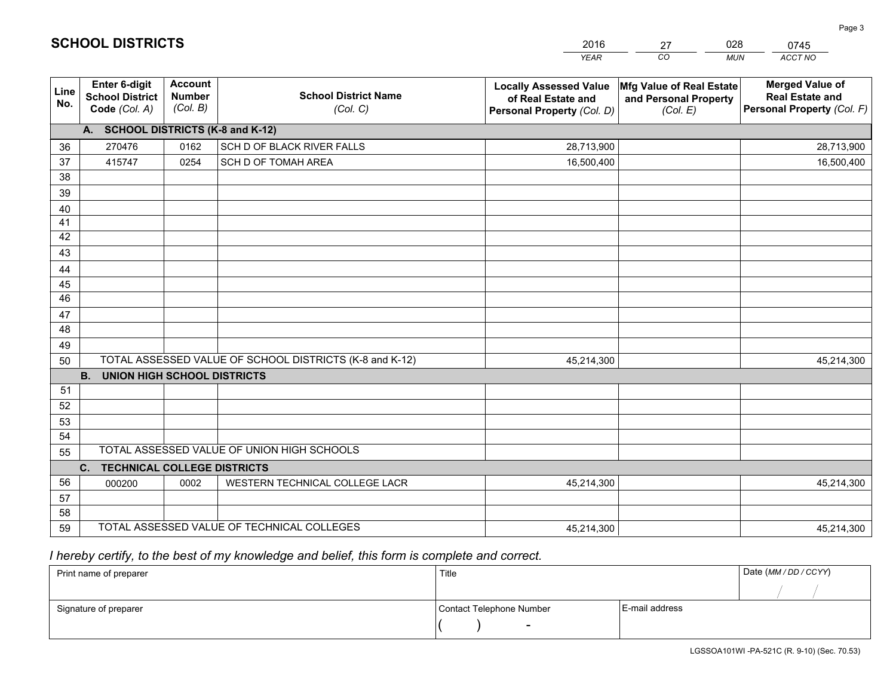# SCHOOL DISTRICTS

| 2016 | 27 | 028 | 0745 |
|---|---|---|---|
| *YEAR* | *CO* | *MUN* | *ACCT NO* |

| Line No. | Enter 6-digit School District Code *(Col. A)* | Account Number *(Col. B)* | School District Name *(Col. C)* | Locally Assessed Value of Real Estate and Personal Property *(Col. D)* | Mfg Value of Real Estate and Personal Property *(Col. E)* | Merged Value of Real Estate and Personal Property *(Col. F)* |
|---|---|---|---|---|---|---|
| | **A. SCHOOL DISTRICTS (K-8 and K-12)** | | | | | |
| 36 | 270476 | 0162 | SCH D OF BLACK RIVER FALLS | 28,713,900 | | 28,713,900 |
| 37 | 415747 | 0254 | SCH D OF TOMAH AREA | 16,500,400 | | 16,500,400 |
| 38 | | | | | | |
| 39 | | | | | | |
| 40 | | | | | | |
| 41 | | | | | | |
| 42 | | | | | | |
| 43 | | | | | | |
| 44 | | | | | | |
| 45 | | | | | | |
| 46 | | | | | | |
| 47 | | | | | | |
| 48 | | | | | | |
| 49 | | | | | | |
| 50 | TOTAL ASSESSED VALUE OF SCHOOL DISTRICTS (K-8 and K-12) | | | 45,214,300 | | 45,214,300 |
| | **B. UNION HIGH SCHOOL DISTRICTS** | | | | | |
| 51 | | | | | | |
| 52 | | | | | | |
| 53 | | | | | | |
| 54 | | | | | | |
| 55 | TOTAL ASSESSED VALUE OF UNION HIGH SCHOOLS | | | | | |
| | **C. TECHNICAL COLLEGE DISTRICTS** | | | | | |
| 56 | 000200 | 0002 | WESTERN TECHNICAL COLLEGE LACR | 45,214,300 | | 45,214,300 |
| 57 | | | | | | |
| 58 | | | | | | |
| 59 | TOTAL ASSESSED VALUE OF TECHNICAL COLLEGES | | | 45,214,300 | | 45,214,300 |

*I hereby certify, to the best of my knowledge and belief, this form is complete and correct.*

| Print name of preparer | Title | | Date *(MM / DD / CCYY)* |
|---|---|---|---|
| | | | / / |
| Signature of preparer | Contact Telephone Number | E-mail address | |
| | ( ) - | | |

LGSSOA101WI -PA-521C (R. 9-10) (Sec. 70.53)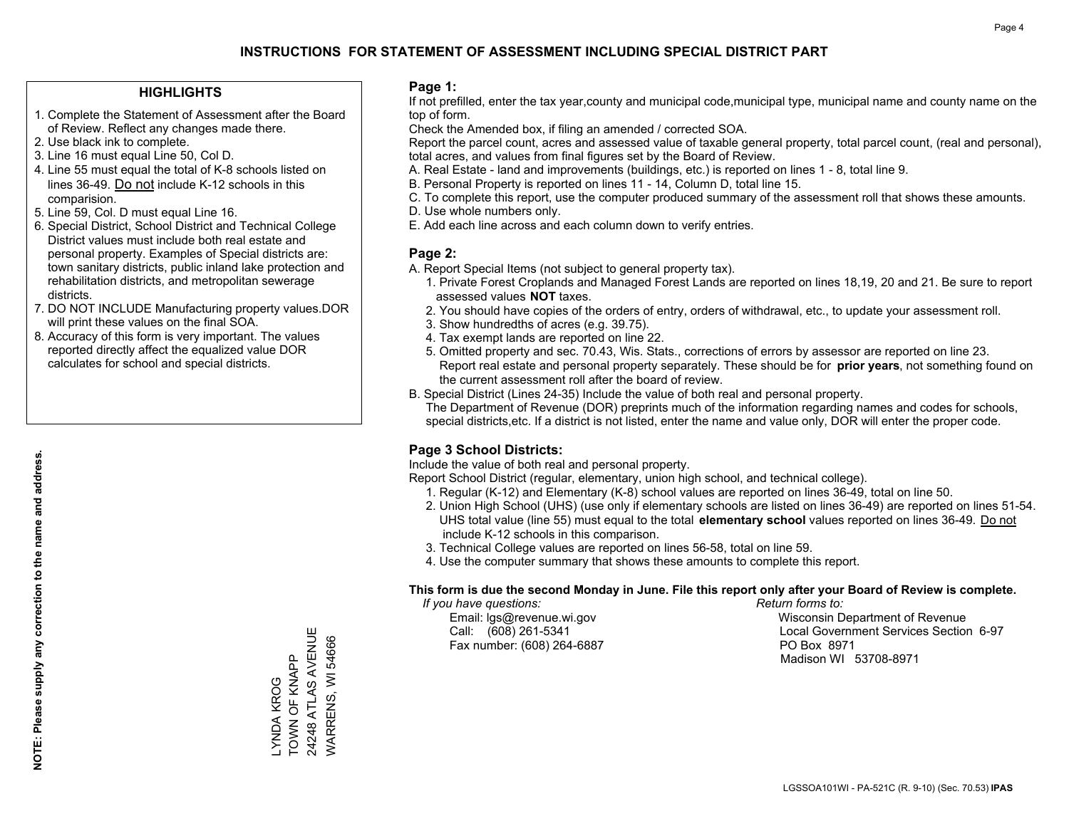# INSTRUCTIONS FOR STATEMENT OF ASSESSMENT INCLUDING SPECIAL DISTRICT PART

## HIGHLIGHTS

1. Complete the Statement of Assessment after the Board of Review. Reflect any changes made there.
2. Use black ink to complete.
3. Line 16 must equal Line 50, Col D.
4. Line 55 must equal the total of K-8 schools listed on lines 36-49. Do not include K-12 schools in this comparision.
5. Line 59, Col. D must equal Line 16.
6. Special District, School District and Technical College District values must include both real estate and personal property. Examples of Special districts are: town sanitary districts, public inland lake protection and rehabilitation districts, and metropolitan sewerage districts.
7. DO NOT INCLUDE Manufacturing property values.DOR will print these values on the final SOA.
8. Accuracy of this form is very important. The values reported directly affect the equalized value DOR calculates for school and special districts.

**NOTE: Please supply any correction to the name and address.**

LYNDA KROG
TOWN OF KNAPP
24248 ATLAS AVENUE
WARRENS, WI 54666

## Page 1:

If not prefilled, enter the tax year,county and municipal code,municipal type, municipal name and county name on the top of form.

Check the Amended box, if filing an amended / corrected SOA.

Report the parcel count, acres and assessed value of taxable general property, total parcel count, (real and personal), total acres, and values from final figures set by the Board of Review.

A. Real Estate - land and improvements (buildings, etc.) is reported on lines 1 - 8, total line 9.
B. Personal Property is reported on lines 11 - 14, Column D, total line 15.
C. To complete this report, use the computer produced summary of the assessment roll that shows these amounts.
D. Use whole numbers only.
E. Add each line across and each column down to verify entries.

## Page 2:

A. Report Special Items (not subject to general property tax).
   1. Private Forest Croplands and Managed Forest Lands are reported on lines 18,19, 20 and 21. Be sure to report assessed values **NOT** taxes.
   2. You should have copies of the orders of entry, orders of withdrawal, etc., to update your assessment roll.
   3. Show hundredths of acres (e.g. 39.75).
   4. Tax exempt lands are reported on line 22.
   5. Omitted property and sec. 70.43, Wis. Stats., corrections of errors by assessor are reported on line 23. Report real estate and personal property separately. These should be for **prior years**, not something found on the current assessment roll after the board of review.
B. Special District (Lines 24-35) Include the value of both real and personal property.
   The Department of Revenue (DOR) preprints much of the information regarding names and codes for schools, special districts,etc. If a district is not listed, enter the name and value only, DOR will enter the proper code.

## Page 3 School Districts:

Include the value of both real and personal property.

Report School District (regular, elementary, union high school, and technical college).

1. Regular (K-12) and Elementary (K-8) school values are reported on lines 36-49, total on line 50.
2. Union High School (UHS) (use only if elementary schools are listed on lines 36-49) are reported on lines 51-54. UHS total value (line 55) must equal to the total **elementary school** values reported on lines 36-49. Do not include K-12 schools in this comparison.
3. Technical College values are reported on lines 56-58, total on line 59.
4. Use the computer summary that shows these amounts to complete this report.

**This form is due the second Monday in June. File this report only after your Board of Review is complete.**

*If you have questions:*
Email: lgs@revenue.wi.gov
Call: (608) 261-5341
Fax number: (608) 264-6887

*Return forms to:*
Wisconsin Department of Revenue
Local Government Services Section 6-97
PO Box 8971
Madison WI 53708-8971

LGSSOA101WI - PA-521C (R. 9-10) (Sec. 70.53) **IPAS**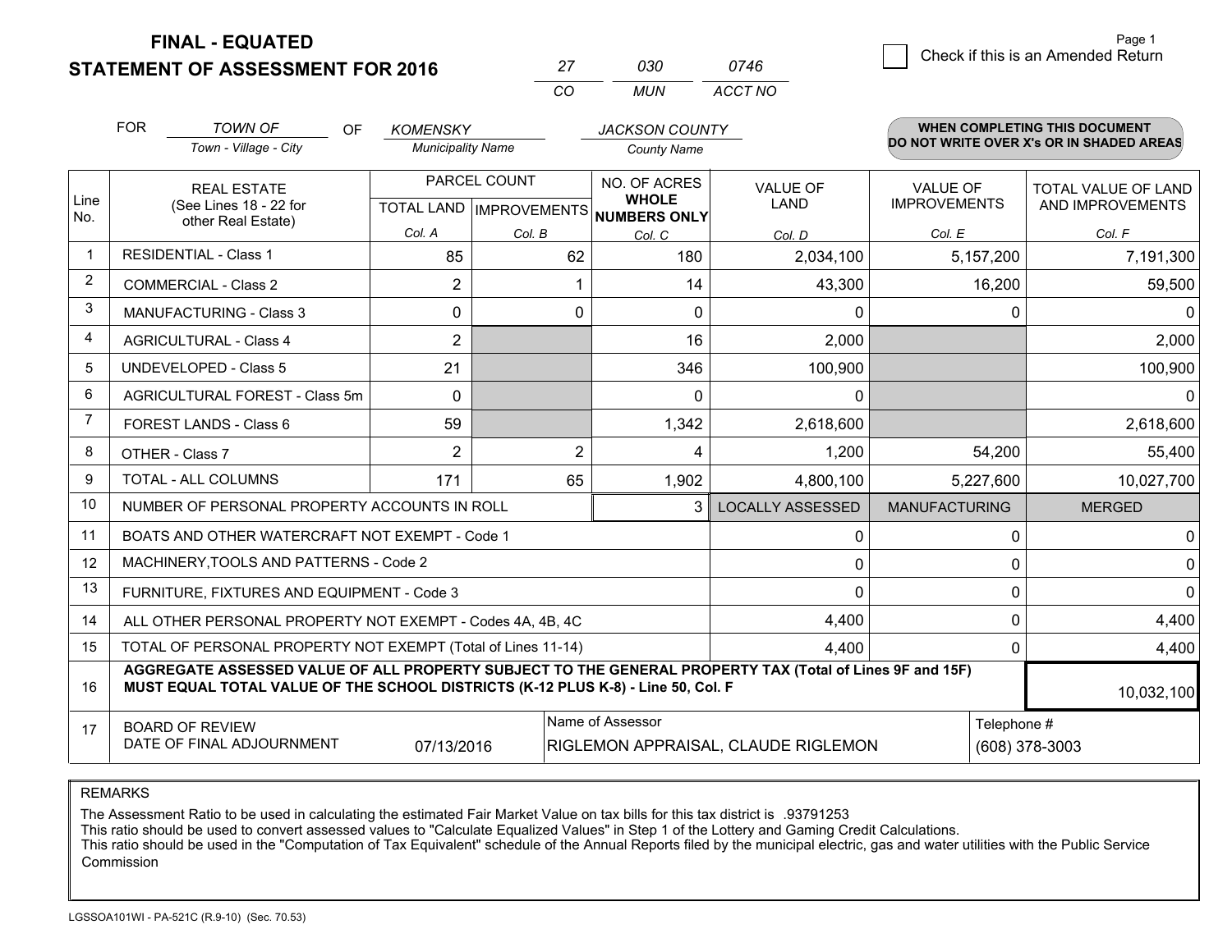# FINAL - EQUATED
## STATEMENT OF ASSESSMENT FOR 2016

| 27 | 030 | 0746 |
|---|---|---|
| CO | MUN | ACCT NO |

Page 1

☐ Check if this is an Amended Return

FOR *TOWN OF* (Town - Village - City) OF *KOMENSKY* (Municipality Name) *JACKSON COUNTY* (County Name)

**WHEN COMPLETING THIS DOCUMENT DO NOT WRITE OVER X's OR IN SHADED AREAS**

| Line No. | REAL ESTATE (See Lines 18 - 22 for other Real Estate) | PARCEL COUNT TOTAL LAND Col. A | PARCEL COUNT IMPROVEMENTS Col. B | NO. OF ACRES WHOLE NUMBERS ONLY Col. C | VALUE OF LAND Col. D | VALUE OF IMPROVEMENTS Col. E | TOTAL VALUE OF LAND AND IMPROVEMENTS Col. F |
|---|---|---|---|---|---|---|---|
| 1 | RESIDENTIAL - Class 1 | 85 | 62 | 180 | 2,034,100 | 5,157,200 | 7,191,300 |
| 2 | COMMERCIAL - Class 2 | 2 | 1 | 14 | 43,300 | 16,200 | 59,500 |
| 3 | MANUFACTURING - Class 3 | 0 | 0 | 0 | 0 | 0 | 0 |
| 4 | AGRICULTURAL - Class 4 | 2 | | 16 | 2,000 | | 2,000 |
| 5 | UNDEVELOPED - Class 5 | 21 | | 346 | 100,900 | | 100,900 |
| 6 | AGRICULTURAL FOREST - Class 5m | 0 | | 0 | 0 | | 0 |
| 7 | FOREST LANDS - Class 6 | 59 | | 1,342 | 2,618,600 | | 2,618,600 |
| 8 | OTHER - Class 7 | 2 | 2 | 4 | 1,200 | 54,200 | 55,400 |
| 9 | TOTAL - ALL COLUMNS | 171 | 65 | 1,902 | 4,800,100 | 5,227,600 | 10,027,700 |
| 10 | NUMBER OF PERSONAL PROPERTY ACCOUNTS IN ROLL | | | 3 | LOCALLY ASSESSED | MANUFACTURING | MERGED |
| 11 | BOATS AND OTHER WATERCRAFT NOT EXEMPT - Code 1 | | | | 0 | 0 | 0 |
| 12 | MACHINERY,TOOLS AND PATTERNS - Code 2 | | | | 0 | 0 | 0 |
| 13 | FURNITURE, FIXTURES AND EQUIPMENT - Code 3 | | | | 0 | 0 | 0 |
| 14 | ALL OTHER PERSONAL PROPERTY NOT EXEMPT - Codes 4A, 4B, 4C | | | | 4,400 | 0 | 4,400 |
| 15 | TOTAL OF PERSONAL PROPERTY NOT EXEMPT (Total of Lines 11-14) | | | | 4,400 | 0 | 4,400 |
| 16 | **AGGREGATE ASSESSED VALUE OF ALL PROPERTY SUBJECT TO THE GENERAL PROPERTY TAX (Total of Lines 9F and 15F) MUST EQUAL TOTAL VALUE OF THE SCHOOL DISTRICTS (K-12 PLUS K-8) - Line 50, Col. F** | | | | | | 10,032,100 |
| 17 | BOARD OF REVIEW DATE OF FINAL ADJOURNMENT | 07/13/2016 | | Name of Assessor: RIGLEMON APPRAISAL, CLAUDE RIGLEMON | | Telephone #: (608) 378-3003 | |

REMARKS

The Assessment Ratio to be used in calculating the estimated Fair Market Value on tax bills for this tax district is .93791253
This ratio should be used to convert assessed values to "Calculate Equalized Values" in Step 1 of the Lottery and Gaming Credit Calculations.
This ratio should be used in the "Computation of Tax Equivalent" schedule of the Annual Reports filed by the municipal electric, gas and water utilities with the Public Service Commission

LGSSOA101WI - PA-521C (R.9-10) (Sec. 70.53)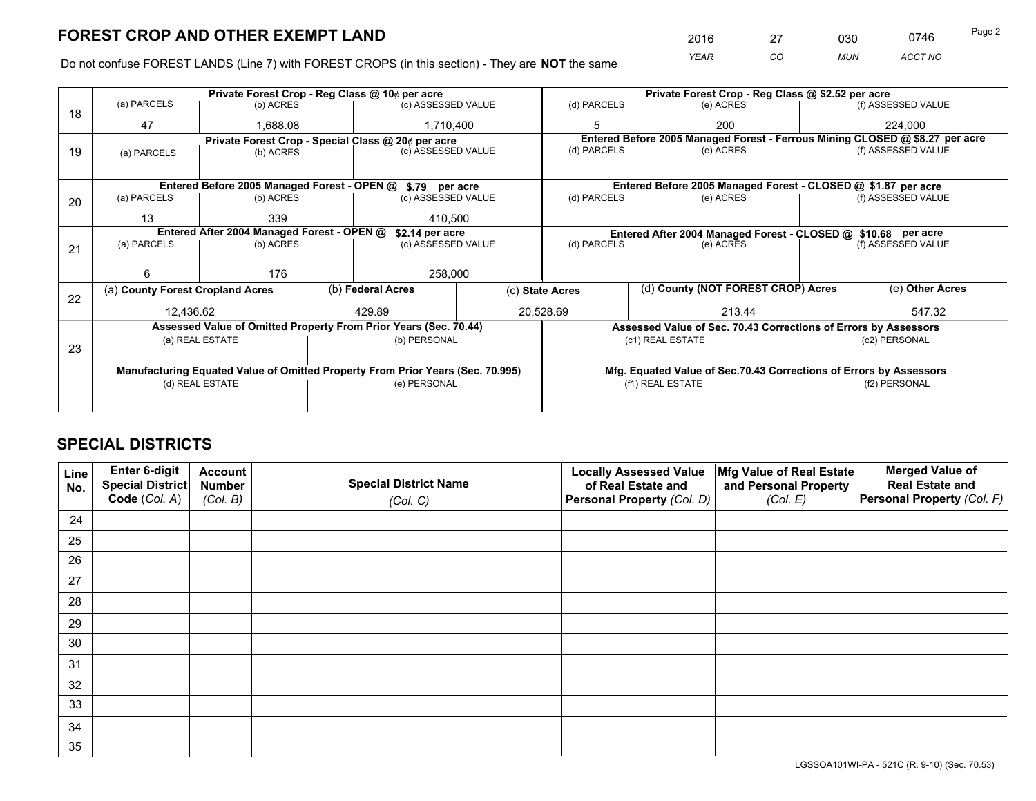# FOREST CROP AND OTHER EXEMPT LAND

| 2016 | 27 | 030 | 0746 |
|---|---|---|---|
| *YEAR* | *CO* | *MUN* | *ACCT NO* |

Do not confuse FOREST LANDS (Line 7) with FOREST CROPS (in this section) - They are **NOT** the same

| Line | Private Forest Crop - Reg Class @ 10¢ per acre | | | Private Forest Crop - Reg Class @ $2.52 per acre | | |
|---|---|---|---|---|---|---|
| | (a) PARCELS | (b) ACRES | (c) ASSESSED VALUE | (d) PARCELS | (e) ACRES | (f) ASSESSED VALUE |
| 18 | 47 | 1,688.08 | 1,710,400 | 5 | 200 | 224,000 |
| | **Private Forest Crop - Special Class @ 20¢ per acre** | | | **Entered Before 2005 Managed Forest - Ferrous Mining CLOSED @ $8.27 per acre** | | |
| 19 | (a) PARCELS | (b) ACRES | (c) ASSESSED VALUE | (d) PARCELS | (e) ACRES | (f) ASSESSED VALUE |
| | | | | | | |
| | **Entered Before 2005 Managed Forest - OPEN @ $.79 per acre** | | | **Entered Before 2005 Managed Forest - CLOSED @ $1.87 per acre** | | |
| 20 | (a) PARCELS | (b) ACRES | (c) ASSESSED VALUE | (d) PARCELS | (e) ACRES | (f) ASSESSED VALUE |
| | 13 | 339 | 410,500 | | | |
| | **Entered After 2004 Managed Forest - OPEN @ $2.14 per acre** | | | **Entered After 2004 Managed Forest - CLOSED @ $10.68 per acre** | | |
| 21 | (a) PARCELS | (b) ACRES | (c) ASSESSED VALUE | (d) PARCELS | (e) ACRES | (f) ASSESSED VALUE |
| | 6 | 176 | 258,000 | | | |

| Line | (a) County Forest Cropland Acres | (b) Federal Acres | (c) State Acres | (d) County (NOT FOREST CROP) Acres | (e) Other Acres |
|---|---|---|---|---|---|
| 22 | 12,436.62 | 429.89 | 20,528.69 | 213.44 | 547.32 |

| Line | Assessed Value of Omitted Property From Prior Years (Sec. 70.44) | | Assessed Value of Sec. 70.43 Corrections of Errors by Assessors | |
|---|---|---|---|---|
| 23 | (a) REAL ESTATE | (b) PERSONAL | (c1) REAL ESTATE | (c2) PERSONAL |
| | | | | |
| | **Manufacturing Equated Value of Omitted Property From Prior Years (Sec. 70.995)** | | **Mfg. Equated Value of Sec.70.43 Corrections of Errors by Assessors** | |
| | (d) REAL ESTATE | (e) PERSONAL | (f1) REAL ESTATE | (f2) PERSONAL |
| | | | | |

# SPECIAL DISTRICTS

| Line No. | Enter 6-digit Special District Code (*Col. A*) | Account Number (*Col. B*) | Special District Name (*Col. C*) | Locally Assessed Value of Real Estate and Personal Property (*Col. D*) | Mfg Value of Real Estate and Personal Property (*Col. E*) | Merged Value of Real Estate and Personal Property (*Col. F*) |
|---|---|---|---|---|---|---|
| 24 | | | | | | |
| 25 | | | | | | |
| 26 | | | | | | |
| 27 | | | | | | |
| 28 | | | | | | |
| 29 | | | | | | |
| 30 | | | | | | |
| 31 | | | | | | |
| 32 | | | | | | |
| 33 | | | | | | |
| 34 | | | | | | |
| 35 | | | | | | |

LGSSOA101WI-PA - 521C (R. 9-10) (Sec. 70.53)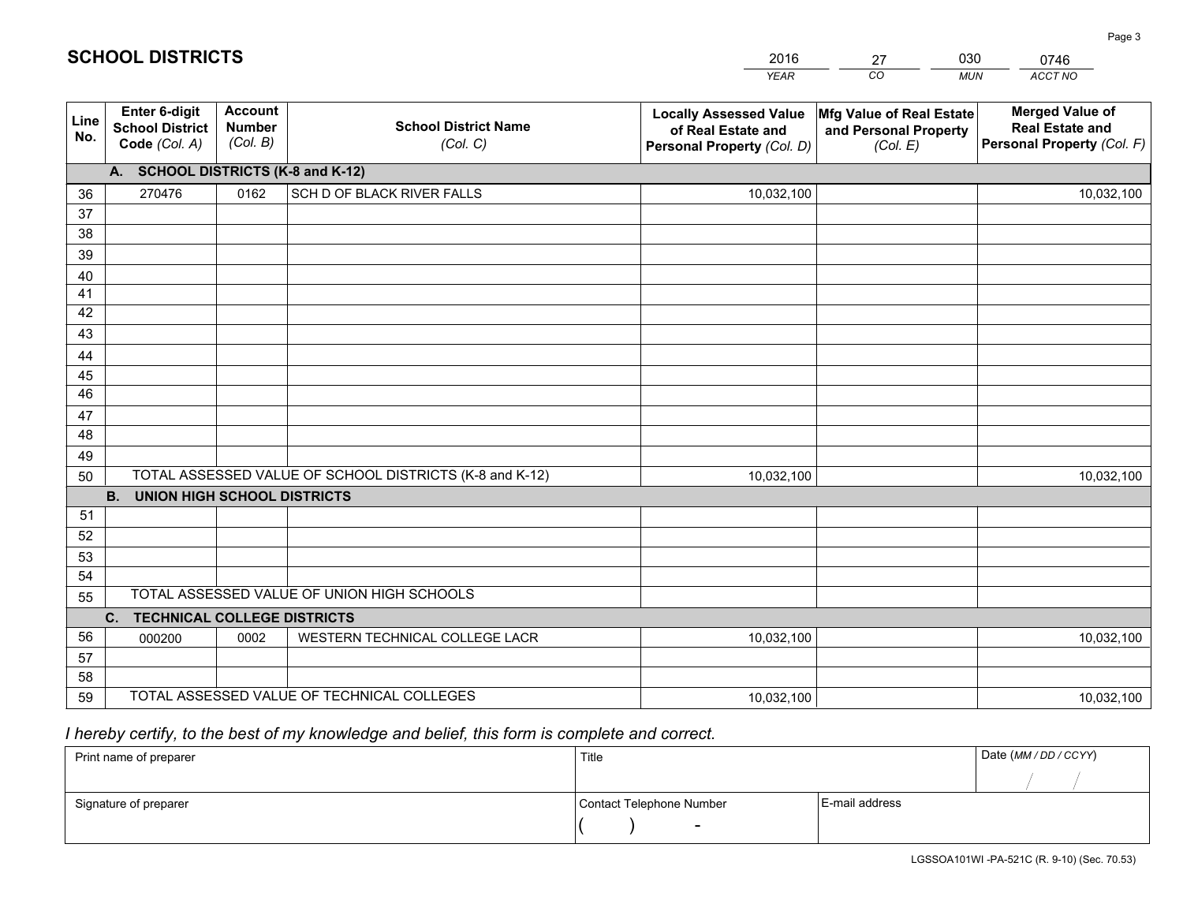# SCHOOL DISTRICTS

| 2016 | 27 | 030 | 0746 |
|---|---|---|---|
| *YEAR* | *CO* | *MUN* | *ACCT NO* |

| Line No. | Enter 6-digit School District Code *(Col. A)* | Account Number *(Col. B)* | School District Name *(Col. C)* | Locally Assessed Value of Real Estate and Personal Property *(Col. D)* | Mfg Value of Real Estate and Personal Property *(Col. E)* | Merged Value of Real Estate and Personal Property *(Col. F)* |
|---|---|---|---|---|---|---|
| | **A. SCHOOL DISTRICTS (K-8 and K-12)** | | | | | |
| 36 | 270476 | 0162 | SCH D OF BLACK RIVER FALLS | 10,032,100 | | 10,032,100 |
| 37 | | | | | | |
| 38 | | | | | | |
| 39 | | | | | | |
| 40 | | | | | | |
| 41 | | | | | | |
| 42 | | | | | | |
| 43 | | | | | | |
| 44 | | | | | | |
| 45 | | | | | | |
| 46 | | | | | | |
| 47 | | | | | | |
| 48 | | | | | | |
| 49 | | | | | | |
| 50 | TOTAL ASSESSED VALUE OF SCHOOL DISTRICTS (K-8 and K-12) | | | 10,032,100 | | 10,032,100 |
| | **B. UNION HIGH SCHOOL DISTRICTS** | | | | | |
| 51 | | | | | | |
| 52 | | | | | | |
| 53 | | | | | | |
| 54 | | | | | | |
| 55 | TOTAL ASSESSED VALUE OF UNION HIGH SCHOOLS | | | | | |
| | **C. TECHNICAL COLLEGE DISTRICTS** | | | | | |
| 56 | 000200 | 0002 | WESTERN TECHNICAL COLLEGE LACR | 10,032,100 | | 10,032,100 |
| 57 | | | | | | |
| 58 | | | | | | |
| 59 | TOTAL ASSESSED VALUE OF TECHNICAL COLLEGES | | | 10,032,100 | | 10,032,100 |

*I hereby certify, to the best of my knowledge and belief, this form is complete and correct.*

| Print name of preparer | Title | | Date *(MM / DD / CCYY)* |
|---|---|---|---|
| | | | / / |
| Signature of preparer | Contact Telephone Number | E-mail address | |
| | ( ) - | | |

LGSSOA101WI -PA-521C (R. 9-10) (Sec. 70.53)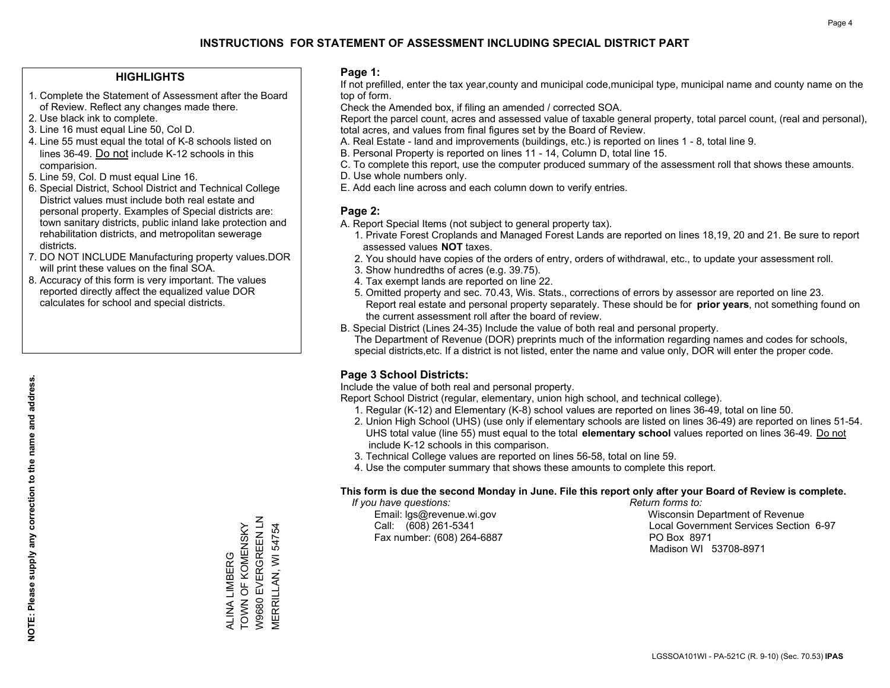# INSTRUCTIONS FOR STATEMENT OF ASSESSMENT INCLUDING SPECIAL DISTRICT PART

## HIGHLIGHTS

1. Complete the Statement of Assessment after the Board of Review. Reflect any changes made there.
2. Use black ink to complete.
3. Line 16 must equal Line 50, Col D.
4. Line 55 must equal the total of K-8 schools listed on lines 36-49. Do not include K-12 schools in this comparision.
5. Line 59, Col. D must equal Line 16.
6. Special District, School District and Technical College District values must include both real estate and personal property. Examples of Special districts are: town sanitary districts, public inland lake protection and rehabilitation districts, and metropolitan sewerage districts.
7. DO NOT INCLUDE Manufacturing property values.DOR will print these values on the final SOA.
8. Accuracy of this form is very important. The values reported directly affect the equalized value DOR calculates for school and special districts.

**NOTE: Please supply any correction to the name and address.**

ALINA LIMBERG
TOWN OF KOMENSKY
W9680 EVERGREEN LN
MERRILLAN, WI 54754

### Page 1:

If not prefilled, enter the tax year,county and municipal code,municipal type, municipal name and county name on the top of form.

Check the Amended box, if filing an amended / corrected SOA.

Report the parcel count, acres and assessed value of taxable general property, total parcel count, (real and personal), total acres, and values from final figures set by the Board of Review.

A. Real Estate - land and improvements (buildings, etc.) is reported on lines 1 - 8, total line 9.
B. Personal Property is reported on lines 11 - 14, Column D, total line 15.
C. To complete this report, use the computer produced summary of the assessment roll that shows these amounts.
D. Use whole numbers only.
E. Add each line across and each column down to verify entries.

### Page 2:

A. Report Special Items (not subject to general property tax).
   1. Private Forest Croplands and Managed Forest Lands are reported on lines 18,19, 20 and 21. Be sure to report assessed values **NOT** taxes.
   2. You should have copies of the orders of entry, orders of withdrawal, etc., to update your assessment roll.
   3. Show hundredths of acres (e.g. 39.75).
   4. Tax exempt lands are reported on line 22.
   5. Omitted property and sec. 70.43, Wis. Stats., corrections of errors by assessor are reported on line 23. Report real estate and personal property separately. These should be for **prior years**, not something found on the current assessment roll after the board of review.
B. Special District (Lines 24-35) Include the value of both real and personal property.
   The Department of Revenue (DOR) preprints much of the information regarding names and codes for schools, special districts,etc. If a district is not listed, enter the name and value only, DOR will enter the proper code.

### Page 3 School Districts:

Include the value of both real and personal property.

Report School District (regular, elementary, union high school, and technical college).

1. Regular (K-12) and Elementary (K-8) school values are reported on lines 36-49, total on line 50.
2. Union High School (UHS) (use only if elementary schools are listed on lines 36-49) are reported on lines 51-54. UHS total value (line 55) must equal to the total **elementary school** values reported on lines 36-49. Do not include K-12 schools in this comparison.
3. Technical College values are reported on lines 56-58, total on line 59.
4. Use the computer summary that shows these amounts to complete this report.

**This form is due the second Monday in June. File this report only after your Board of Review is complete.**

*If you have questions:*
Email: lgs@revenue.wi.gov
Call: (608) 261-5341
Fax number: (608) 264-6887

*Return forms to:*
Wisconsin Department of Revenue
Local Government Services Section 6-97
PO Box 8971
Madison WI 53708-8971

LGSSOA101WI - PA-521C (R. 9-10) (Sec. 70.53) **IPAS**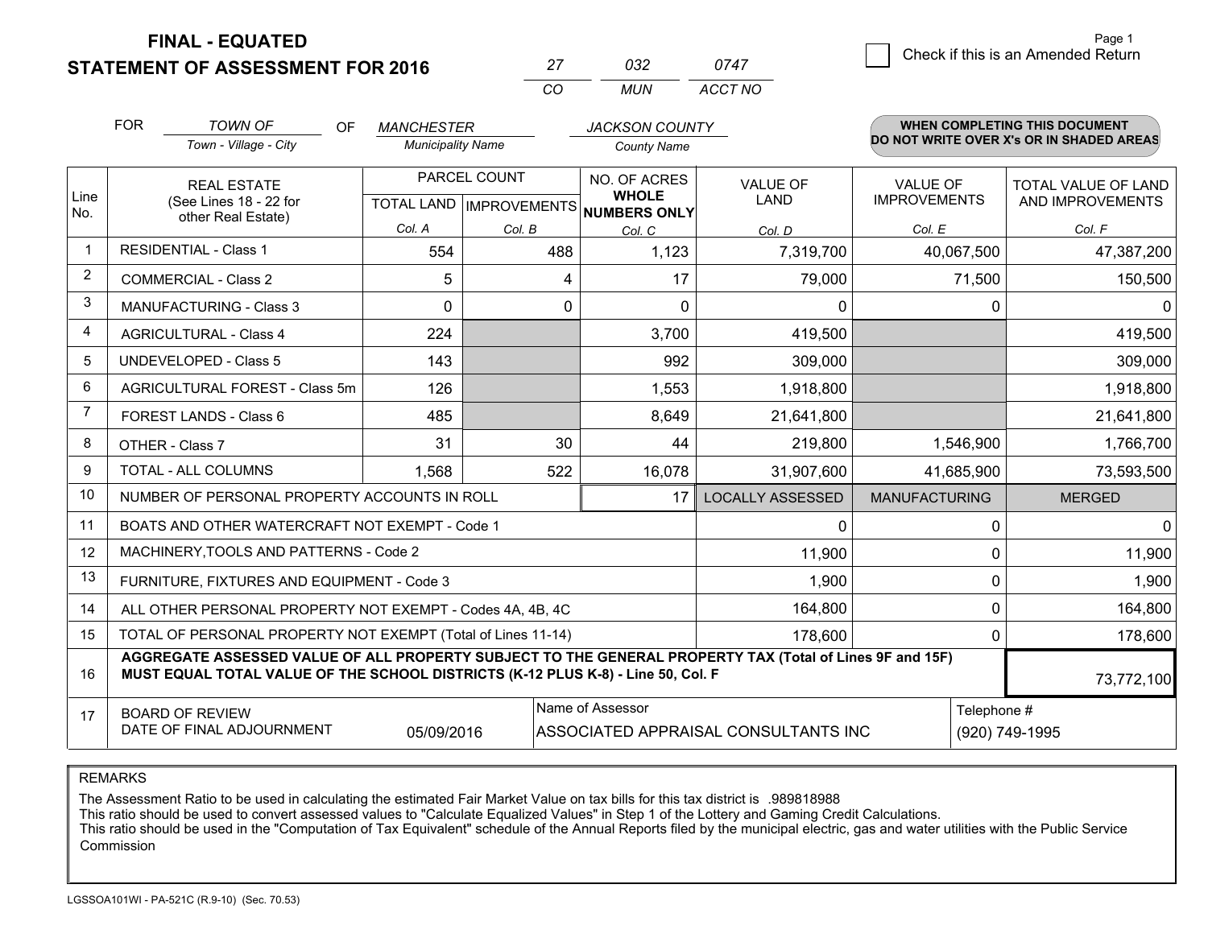**FINAL - EQUATED**
**STATEMENT OF ASSESSMENT FOR 2016**

| 27 | 032 | 0747 |
|---|---|---|
| CO | MUN | ACCT NO |

Page 1

☐ Check if this is an Amended Return

FOR *TOWN OF* (Town - Village - City) OF *MANCHESTER* (Municipality Name) *JACKSON COUNTY* (County Name)

**WHEN COMPLETING THIS DOCUMENT DO NOT WRITE OVER X's OR IN SHADED AREAS**

| Line No. | REAL ESTATE (See Lines 18 - 22 for other Real Estate) | PARCEL COUNT TOTAL LAND Col. A | PARCEL COUNT IMPROVEMENTS Col. B | NO. OF ACRES WHOLE NUMBERS ONLY Col. C | VALUE OF LAND Col. D | VALUE OF IMPROVEMENTS Col. E | TOTAL VALUE OF LAND AND IMPROVEMENTS Col. F |
|---|---|---|---|---|---|---|---|
| 1 | RESIDENTIAL - Class 1 | 554 | 488 | 1,123 | 7,319,700 | 40,067,500 | 47,387,200 |
| 2 | COMMERCIAL - Class 2 | 5 | 4 | 17 | 79,000 | 71,500 | 150,500 |
| 3 | MANUFACTURING - Class 3 | 0 | 0 | 0 | 0 | 0 | 0 |
| 4 | AGRICULTURAL - Class 4 | 224 | | 3,700 | 419,500 | | 419,500 |
| 5 | UNDEVELOPED - Class 5 | 143 | | 992 | 309,000 | | 309,000 |
| 6 | AGRICULTURAL FOREST - Class 5m | 126 | | 1,553 | 1,918,800 | | 1,918,800 |
| 7 | FOREST LANDS - Class 6 | 485 | | 8,649 | 21,641,800 | | 21,641,800 |
| 8 | OTHER - Class 7 | 31 | 30 | 44 | 219,800 | 1,546,900 | 1,766,700 |
| 9 | TOTAL - ALL COLUMNS | 1,568 | 522 | 16,078 | 31,907,600 | 41,685,900 | 73,593,500 |
| 10 | NUMBER OF PERSONAL PROPERTY ACCOUNTS IN ROLL | | | 17 | LOCALLY ASSESSED | MANUFACTURING | MERGED |
| 11 | BOATS AND OTHER WATERCRAFT NOT EXEMPT - Code 1 | | | | 0 | 0 | 0 |
| 12 | MACHINERY,TOOLS AND PATTERNS - Code 2 | | | | 11,900 | 0 | 11,900 |
| 13 | FURNITURE, FIXTURES AND EQUIPMENT - Code 3 | | | | 1,900 | 0 | 1,900 |
| 14 | ALL OTHER PERSONAL PROPERTY NOT EXEMPT - Codes 4A, 4B, 4C | | | | 164,800 | 0 | 164,800 |
| 15 | TOTAL OF PERSONAL PROPERTY NOT EXEMPT (Total of Lines 11-14) | | | | 178,600 | 0 | 178,600 |
| 16 | **AGGREGATE ASSESSED VALUE OF ALL PROPERTY SUBJECT TO THE GENERAL PROPERTY TAX (Total of Lines 9F and 15F) MUST EQUAL TOTAL VALUE OF THE SCHOOL DISTRICTS (K-12 PLUS K-8) - Line 50, Col. F** | | | | | | 73,772,100 |
| 17 | BOARD OF REVIEW DATE OF FINAL ADJOURNMENT | 05/09/2016 | | Name of Assessor: ASSOCIATED APPRAISAL CONSULTANTS INC | | | Telephone #: (920) 749-1995 |

REMARKS

The Assessment Ratio to be used in calculating the estimated Fair Market Value on tax bills for this tax district is .989818988
This ratio should be used to convert assessed values to "Calculate Equalized Values" in Step 1 of the Lottery and Gaming Credit Calculations.
This ratio should be used in the "Computation of Tax Equivalent" schedule of the Annual Reports filed by the municipal electric, gas and water utilities with the Public Service Commission

LGSSOA101WI - PA-521C (R.9-10) (Sec. 70.53)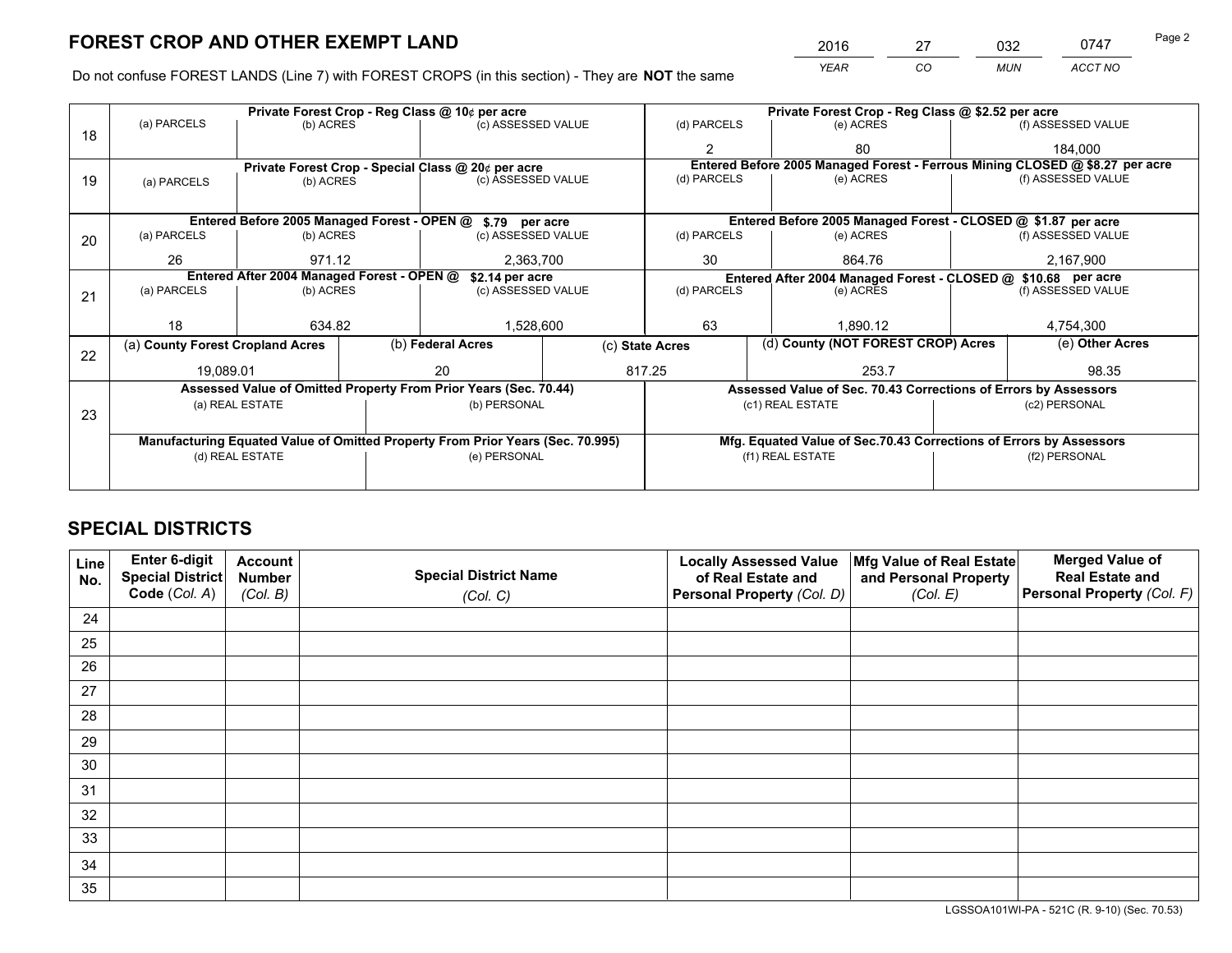# FOREST CROP AND OTHER EXEMPT LAND

| 2016 | 27 | 032 | 0747 |
|---|---|---|---|
| *YEAR* | *CO* | *MUN* | *ACCT NO* |

Do not confuse FOREST LANDS (Line 7) with FOREST CROPS (in this section) - They are **NOT** the same

| Line | Private Forest Crop - Reg Class @ 10¢ per acre | | | Private Forest Crop - Reg Class @ $2.52 per acre | | |
|---|---|---|---|---|---|---|
| 18 | (a) PARCELS | (b) ACRES | (c) ASSESSED VALUE | (d) PARCELS | (e) ACRES | (f) ASSESSED VALUE |
| | | | | 2 | 80 | 184,000 |
| | **Private Forest Crop - Special Class @ 20¢ per acre** | | | **Entered Before 2005 Managed Forest - Ferrous Mining CLOSED @ $8.27 per acre** | | |
| 19 | (a) PARCELS | (b) ACRES | (c) ASSESSED VALUE | (d) PARCELS | (e) ACRES | (f) ASSESSED VALUE |
| | | | | | | |
| | **Entered Before 2005 Managed Forest - OPEN @ $.79 per acre** | | | **Entered Before 2005 Managed Forest - CLOSED @ $1.87 per acre** | | |
| 20 | (a) PARCELS | (b) ACRES | (c) ASSESSED VALUE | (d) PARCELS | (e) ACRES | (f) ASSESSED VALUE |
| | 26 | 971.12 | 2,363,700 | 30 | 864.76 | 2,167,900 |
| | **Entered After 2004 Managed Forest - OPEN @ $2.14 per acre** | | | **Entered After 2004 Managed Forest - CLOSED @ $10.68 per acre** | | |
| 21 | (a) PARCELS | (b) ACRES | (c) ASSESSED VALUE | (d) PARCELS | (e) ACRES | (f) ASSESSED VALUE |
| | 18 | 634.82 | 1,528,600 | 63 | 1,890.12 | 4,754,300 |

| Line | (a) County Forest Cropland Acres | (b) Federal Acres | (c) State Acres | (d) County (NOT FOREST CROP) Acres | (e) Other Acres |
|---|---|---|---|---|---|
| 22 | 19,089.01 | 20 | 817.25 | 253.7 | 98.35 |

| Line | Assessed Value of Omitted Property From Prior Years (Sec. 70.44) | | Assessed Value of Sec. 70.43 Corrections of Errors by Assessors | |
|---|---|---|---|---|
| 23 | (a) REAL ESTATE | (b) PERSONAL | (c1) REAL ESTATE | (c2) PERSONAL |
| | | | | |
| | **Manufacturing Equated Value of Omitted Property From Prior Years (Sec. 70.995)** | | **Mfg. Equated Value of Sec.70.43 Corrections of Errors by Assessors** | |
| | (d) REAL ESTATE | (e) PERSONAL | (f1) REAL ESTATE | (f2) PERSONAL |
| | | | | |

## SPECIAL DISTRICTS

| Line No. | Enter 6-digit Special District Code (*Col. A*) | Account Number (*Col. B*) | Special District Name (*Col. C*) | Locally Assessed Value of Real Estate and Personal Property (*Col. D*) | Mfg Value of Real Estate and Personal Property (*Col. E*) | Merged Value of Real Estate and Personal Property (*Col. F*) |
|---|---|---|---|---|---|---|
| 24 | | | | | | |
| 25 | | | | | | |
| 26 | | | | | | |
| 27 | | | | | | |
| 28 | | | | | | |
| 29 | | | | | | |
| 30 | | | | | | |
| 31 | | | | | | |
| 32 | | | | | | |
| 33 | | | | | | |
| 34 | | | | | | |
| 35 | | | | | | |

LGSSOA101WI-PA - 521C (R. 9-10) (Sec. 70.53)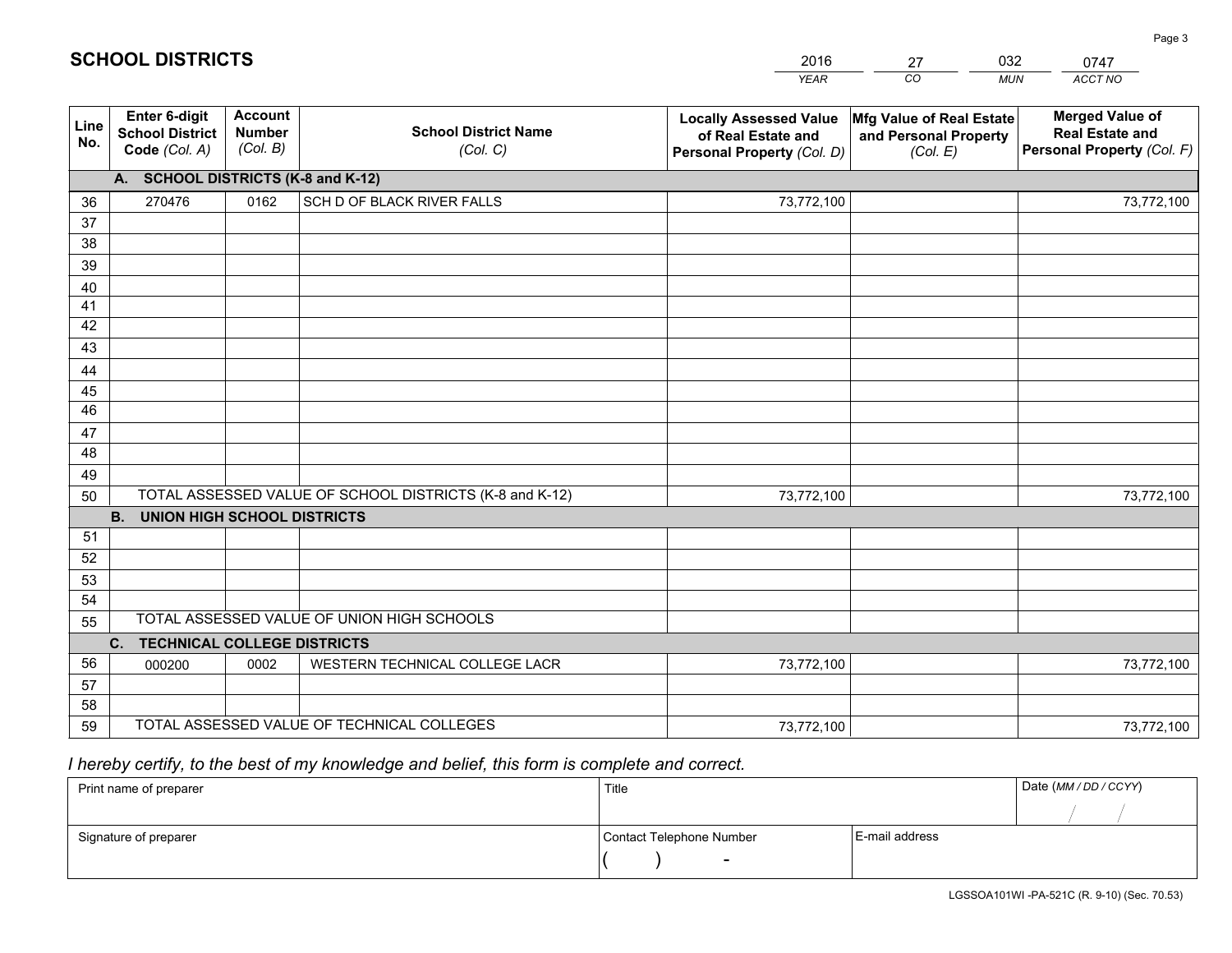# SCHOOL DISTRICTS

| 2016 | 27 | 032 | 0747 |
|---|---|---|---|
| *YEAR* | *CO* | *MUN* | *ACCT NO* |

| Line No. | Enter 6-digit School District Code *(Col. A)* | Account Number *(Col. B)* | School District Name *(Col. C)* | Locally Assessed Value of Real Estate and Personal Property *(Col. D)* | Mfg Value of Real Estate and Personal Property *(Col. E)* | Merged Value of Real Estate and Personal Property *(Col. F)* |
|---|---|---|---|---|---|---|
| **A. SCHOOL DISTRICTS (K-8 and K-12)** | | | | | | |
| 36 | 270476 | 0162 | SCH D OF BLACK RIVER FALLS | 73,772,100 | | 73,772,100 |
| 37 | | | | | | |
| 38 | | | | | | |
| 39 | | | | | | |
| 40 | | | | | | |
| 41 | | | | | | |
| 42 | | | | | | |
| 43 | | | | | | |
| 44 | | | | | | |
| 45 | | | | | | |
| 46 | | | | | | |
| 47 | | | | | | |
| 48 | | | | | | |
| 49 | | | | | | |
| 50 | TOTAL ASSESSED VALUE OF SCHOOL DISTRICTS (K-8 and K-12) | | | 73,772,100 | | 73,772,100 |
| **B. UNION HIGH SCHOOL DISTRICTS** | | | | | | |
| 51 | | | | | | |
| 52 | | | | | | |
| 53 | | | | | | |
| 54 | | | | | | |
| 55 | TOTAL ASSESSED VALUE OF UNION HIGH SCHOOLS | | | | | |
| **C. TECHNICAL COLLEGE DISTRICTS** | | | | | | |
| 56 | 000200 | 0002 | WESTERN TECHNICAL COLLEGE LACR | 73,772,100 | | 73,772,100 |
| 57 | | | | | | |
| 58 | | | | | | |
| 59 | TOTAL ASSESSED VALUE OF TECHNICAL COLLEGES | | | 73,772,100 | | 73,772,100 |

*I hereby certify, to the best of my knowledge and belief, this form is complete and correct.*

| Print name of preparer | Title | | Date *(MM / DD / CCYY)* |
|---|---|---|---|
| | | | / / |
| Signature of preparer | Contact Telephone Number | E-mail address | |
| | ( ) - | | |

LGSSOA101WI -PA-521C (R. 9-10) (Sec. 70.53)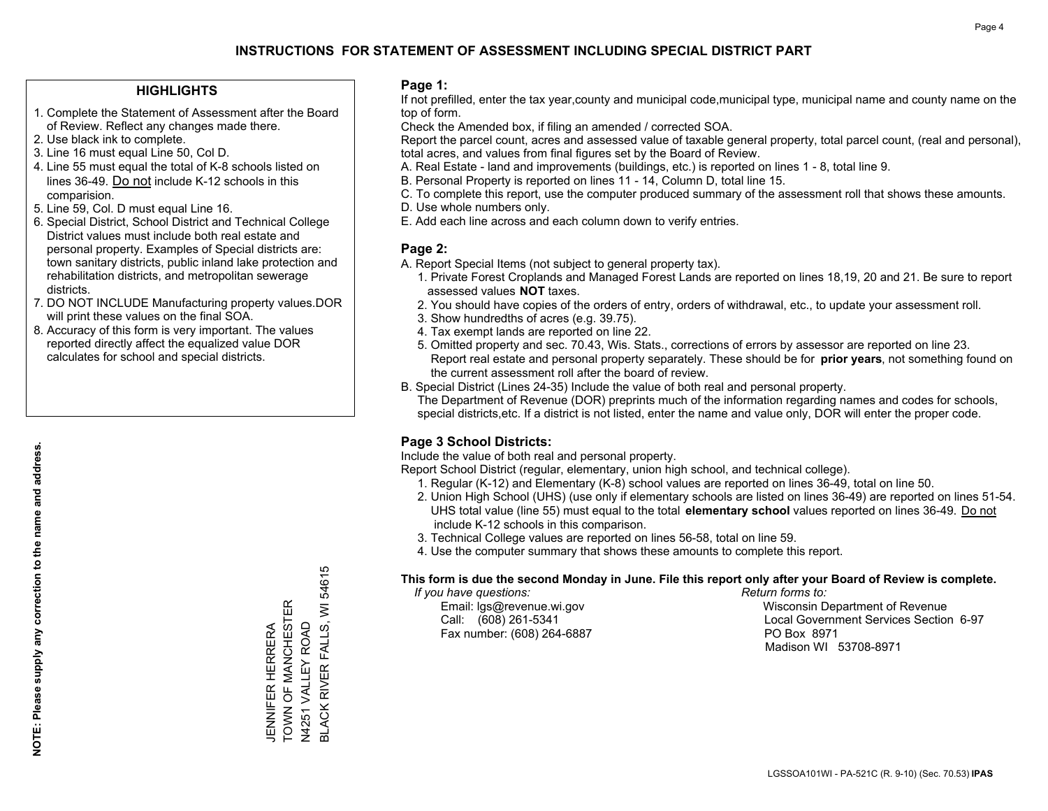# INSTRUCTIONS FOR STATEMENT OF ASSESSMENT INCLUDING SPECIAL DISTRICT PART

## HIGHLIGHTS

1. Complete the Statement of Assessment after the Board of Review. Reflect any changes made there.
2. Use black ink to complete.
3. Line 16 must equal Line 50, Col D.
4. Line 55 must equal the total of K-8 schools listed on lines 36-49. Do not include K-12 schools in this comparision.
5. Line 59, Col. D must equal Line 16.
6. Special District, School District and Technical College District values must include both real estate and personal property. Examples of Special districts are: town sanitary districts, public inland lake protection and rehabilitation districts, and metropolitan sewerage districts.
7. DO NOT INCLUDE Manufacturing property values.DOR will print these values on the final SOA.
8. Accuracy of this form is very important. The values reported directly affect the equalized value DOR calculates for school and special districts.

**NOTE: Please supply any correction to the name and address.**

JENNIFER HERRERA
TOWN OF MANCHESTER
N4251 VALLEY ROAD
BLACK RIVER FALLS, WI 54615

## Page 1:

If not prefilled, enter the tax year,county and municipal code,municipal type, municipal name and county name on the top of form.

Check the Amended box, if filing an amended / corrected SOA.

Report the parcel count, acres and assessed value of taxable general property, total parcel count, (real and personal), total acres, and values from final figures set by the Board of Review.

A. Real Estate - land and improvements (buildings, etc.) is reported on lines 1 - 8, total line 9.
B. Personal Property is reported on lines 11 - 14, Column D, total line 15.
C. To complete this report, use the computer produced summary of the assessment roll that shows these amounts.
D. Use whole numbers only.
E. Add each line across and each column down to verify entries.

## Page 2:

A. Report Special Items (not subject to general property tax).
   1. Private Forest Croplands and Managed Forest Lands are reported on lines 18,19, 20 and 21. Be sure to report assessed values **NOT** taxes.
   2. You should have copies of the orders of entry, orders of withdrawal, etc., to update your assessment roll.
   3. Show hundredths of acres (e.g. 39.75).
   4. Tax exempt lands are reported on line 22.
   5. Omitted property and sec. 70.43, Wis. Stats., corrections of errors by assessor are reported on line 23. Report real estate and personal property separately. These should be for **prior years**, not something found on the current assessment roll after the board of review.
B. Special District (Lines 24-35) Include the value of both real and personal property. The Department of Revenue (DOR) preprints much of the information regarding names and codes for schools, special districts,etc. If a district is not listed, enter the name and value only, DOR will enter the proper code.

## Page 3 School Districts:

Include the value of both real and personal property.

Report School District (regular, elementary, union high school, and technical college).

1. Regular (K-12) and Elementary (K-8) school values are reported on lines 36-49, total on line 50.
2. Union High School (UHS) (use only if elementary schools are listed on lines 36-49) are reported on lines 51-54. UHS total value (line 55) must equal to the total **elementary school** values reported on lines 36-49. Do not include K-12 schools in this comparison.
3. Technical College values are reported on lines 56-58, total on line 59.
4. Use the computer summary that shows these amounts to complete this report.

**This form is due the second Monday in June. File this report only after your Board of Review is complete.**

*If you have questions:*
Email: lgs@revenue.wi.gov
Call: (608) 261-5341
Fax number: (608) 264-6887

*Return forms to:*
Wisconsin Department of Revenue
Local Government Services Section 6-97
PO Box 8971
Madison WI 53708-8971

LGSSOA101WI - PA-521C (R. 9-10) (Sec. 70.53) **IPAS**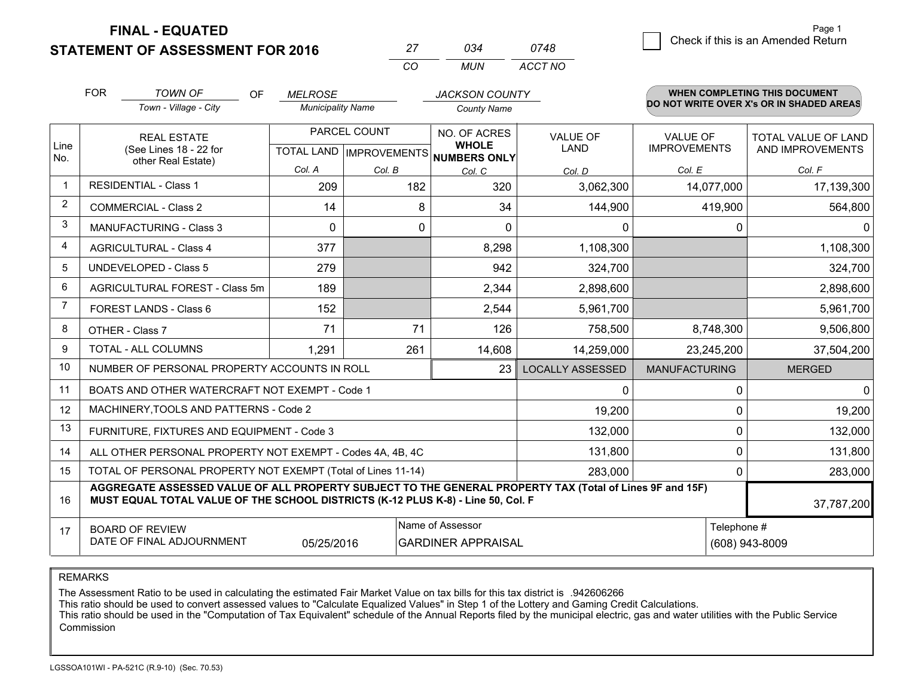**FINAL - EQUATED**
**STATEMENT OF ASSESSMENT FOR 2016**

| 27 | 034 | 0748 |
|---|---|---|
| CO | MUN | ACCT NO |

Page 1

☐ Check if this is an Amended Return

FOR *TOWN OF* (Town - Village - City) OF *MELROSE* (Municipality Name) *JACKSON COUNTY* (County Name)

**WHEN COMPLETING THIS DOCUMENT DO NOT WRITE OVER X's OR IN SHADED AREAS**

| Line No. | REAL ESTATE (See Lines 18 - 22 for other Real Estate) | PARCEL COUNT | | NO. OF ACRES **WHOLE NUMBERS ONLY** | VALUE OF LAND | VALUE OF IMPROVEMENTS | TOTAL VALUE OF LAND AND IMPROVEMENTS |
|---|---|---|---|---|---|---|---|
| | | TOTAL LAND | IMPROVEMENTS | | | | |
| | | Col. A | Col. B | Col. C | Col. D | Col. E | Col. F |
| 1 | RESIDENTIAL - Class 1 | 209 | 182 | 320 | 3,062,300 | 14,077,000 | 17,139,300 |
| 2 | COMMERCIAL - Class 2 | 14 | 8 | 34 | 144,900 | 419,900 | 564,800 |
| 3 | MANUFACTURING - Class 3 | 0 | 0 | 0 | 0 | 0 | 0 |
| 4 | AGRICULTURAL - Class 4 | 377 | | 8,298 | 1,108,300 | | 1,108,300 |
| 5 | UNDEVELOPED - Class 5 | 279 | | 942 | 324,700 | | 324,700 |
| 6 | AGRICULTURAL FOREST - Class 5m | 189 | | 2,344 | 2,898,600 | | 2,898,600 |
| 7 | FOREST LANDS - Class 6 | 152 | | 2,544 | 5,961,700 | | 5,961,700 |
| 8 | OTHER - Class 7 | 71 | 71 | 126 | 758,500 | 8,748,300 | 9,506,800 |
| 9 | TOTAL - ALL COLUMNS | 1,291 | 261 | 14,608 | 14,259,000 | 23,245,200 | 37,504,200 |
| 10 | NUMBER OF PERSONAL PROPERTY ACCOUNTS IN ROLL | | | 23 | LOCALLY ASSESSED | MANUFACTURING | MERGED |
| 11 | BOATS AND OTHER WATERCRAFT NOT EXEMPT - Code 1 | | | | 0 | 0 | 0 |
| 12 | MACHINERY,TOOLS AND PATTERNS - Code 2 | | | | 19,200 | 0 | 19,200 |
| 13 | FURNITURE, FIXTURES AND EQUIPMENT - Code 3 | | | | 132,000 | 0 | 132,000 |
| 14 | ALL OTHER PERSONAL PROPERTY NOT EXEMPT - Codes 4A, 4B, 4C | | | | 131,800 | 0 | 131,800 |
| 15 | TOTAL OF PERSONAL PROPERTY NOT EXEMPT (Total of Lines 11-14) | | | | 283,000 | 0 | 283,000 |
| 16 | **AGGREGATE ASSESSED VALUE OF ALL PROPERTY SUBJECT TO THE GENERAL PROPERTY TAX (Total of Lines 9F and 15F) MUST EQUAL TOTAL VALUE OF THE SCHOOL DISTRICTS (K-12 PLUS K-8) - Line 50, Col. F** | | | | | | 37,787,200 |
| 17 | BOARD OF REVIEW DATE OF FINAL ADJOURNMENT | 05/25/2016 | Name of Assessor | GARDINER APPRAISAL | | Telephone # | (608) 943-8009 |

REMARKS

The Assessment Ratio to be used in calculating the estimated Fair Market Value on tax bills for this tax district is .942606266
This ratio should be used to convert assessed values to "Calculate Equalized Values" in Step 1 of the Lottery and Gaming Credit Calculations.
This ratio should be used in the "Computation of Tax Equivalent" schedule of the Annual Reports filed by the municipal electric, gas and water utilities with the Public Service Commission

LGSSOA101WI - PA-521C (R.9-10) (Sec. 70.53)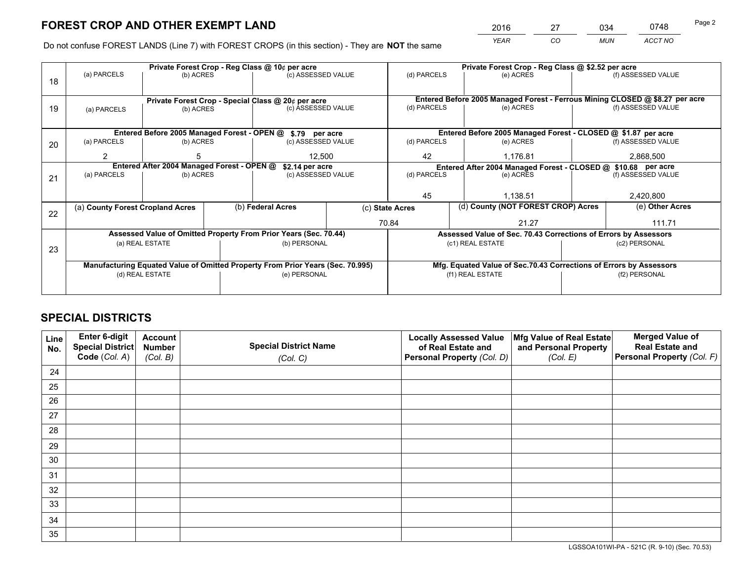# FOREST CROP AND OTHER EXEMPT LAND

| 2016 | 27 | 034 | 0748 |
|---|---|---|---|
| *YEAR* | *CO* | *MUN* | *ACCT NO* |

Do not confuse FOREST LANDS (Line 7) with FOREST CROPS (in this section) - They are **NOT** the same

| Line | | | | | | |
|---|---|---|---|---|---|---|
| 18 | **Private Forest Crop - Reg Class @ 10¢ per acre** | | | **Private Forest Crop - Reg Class @ $2.52 per acre** | | |
| | (a) PARCELS | (b) ACRES | (c) ASSESSED VALUE | (d) PARCELS | (e) ACRES | (f) ASSESSED VALUE |
| | | | | | | |
| 19 | **Private Forest Crop - Special Class @ 20¢ per acre** | | | **Entered Before 2005 Managed Forest - Ferrous Mining CLOSED @ $8.27 per acre** | | |
| | (a) PARCELS | (b) ACRES | (c) ASSESSED VALUE | (d) PARCELS | (e) ACRES | (f) ASSESSED VALUE |
| | | | | | | |
| 20 | **Entered Before 2005 Managed Forest - OPEN @ $.79 per acre** | | | **Entered Before 2005 Managed Forest - CLOSED @ $1.87 per acre** | | |
| | (a) PARCELS | (b) ACRES | (c) ASSESSED VALUE | (d) PARCELS | (e) ACRES | (f) ASSESSED VALUE |
| | 2 | 5 | 12,500 | 42 | 1,176.81 | 2,868,500 |
| 21 | **Entered After 2004 Managed Forest - OPEN @ $2.14 per acre** | | | **Entered After 2004 Managed Forest - CLOSED @ $10.68 per acre** | | |
| | (a) PARCELS | (b) ACRES | (c) ASSESSED VALUE | (d) PARCELS | (e) ACRES | (f) ASSESSED VALUE |
| | | | | 45 | 1,138.51 | 2,420,800 |

| Line | (a) County Forest Cropland Acres | (b) Federal Acres | (c) State Acres | (d) County (NOT FOREST CROP) Acres | (e) Other Acres |
|---|---|---|---|---|---|
| 22 | | | 70.84 | 21.27 | 111.71 |

| Line | | | | |
|---|---|---|---|---|
| 23 | **Assessed Value of Omitted Property From Prior Years (Sec. 70.44)** | | **Assessed Value of Sec. 70.43 Corrections of Errors by Assessors** | |
| | (a) REAL ESTATE | (b) PERSONAL | (c1) REAL ESTATE | (c2) PERSONAL |
| | | | | |
| | **Manufacturing Equated Value of Omitted Property From Prior Years (Sec. 70.995)** | | **Mfg. Equated Value of Sec.70.43 Corrections of Errors by Assessors** | |
| | (d) REAL ESTATE | (e) PERSONAL | (f1) REAL ESTATE | (f2) PERSONAL |
| | | | | |

# SPECIAL DISTRICTS

| Line No. | Enter 6-digit Special District Code (*Col. A*) | Account Number (*Col. B*) | Special District Name (*Col. C*) | Locally Assessed Value of Real Estate and Personal Property (*Col. D*) | Mfg Value of Real Estate and Personal Property (*Col. E*) | Merged Value of Real Estate and Personal Property (*Col. F*) |
|---|---|---|---|---|---|---|
| 24 | | | | | | |
| 25 | | | | | | |
| 26 | | | | | | |
| 27 | | | | | | |
| 28 | | | | | | |
| 29 | | | | | | |
| 30 | | | | | | |
| 31 | | | | | | |
| 32 | | | | | | |
| 33 | | | | | | |
| 34 | | | | | | |
| 35 | | | | | | |

LGSSOA101WI-PA - 521C (R. 9-10) (Sec. 70.53)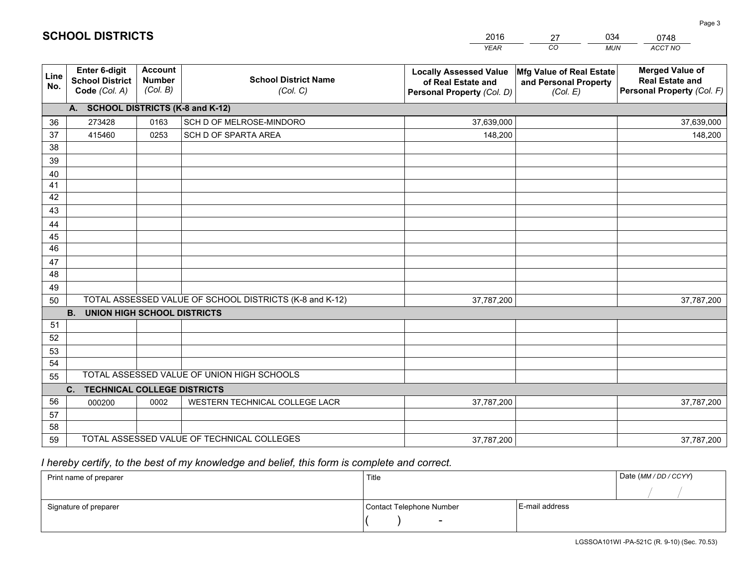## SCHOOL DISTRICTS

| 2016 | 27 | 034 | 0748 |
|---|---|---|---|
| *YEAR* | *CO* | *MUN* | *ACCT NO* |

| Line No. | Enter 6-digit School District Code *(Col. A)* | Account Number *(Col. B)* | School District Name *(Col. C)* | Locally Assessed Value of Real Estate and Personal Property *(Col. D)* | Mfg Value of Real Estate and Personal Property *(Col. E)* | Merged Value of Real Estate and Personal Property *(Col. F)* |
|---|---|---|---|---|---|---|
| | **A. SCHOOL DISTRICTS (K-8 and K-12)** | | | | | |
| 36 | 273428 | 0163 | SCH D OF MELROSE-MINDORO | 37,639,000 | | 37,639,000 |
| 37 | 415460 | 0253 | SCH D OF SPARTA AREA | 148,200 | | 148,200 |
| 38 | | | | | | |
| 39 | | | | | | |
| 40 | | | | | | |
| 41 | | | | | | |
| 42 | | | | | | |
| 43 | | | | | | |
| 44 | | | | | | |
| 45 | | | | | | |
| 46 | | | | | | |
| 47 | | | | | | |
| 48 | | | | | | |
| 49 | | | | | | |
| 50 | TOTAL ASSESSED VALUE OF SCHOOL DISTRICTS (K-8 and K-12) | | | 37,787,200 | | 37,787,200 |
| | **B. UNION HIGH SCHOOL DISTRICTS** | | | | | |
| 51 | | | | | | |
| 52 | | | | | | |
| 53 | | | | | | |
| 54 | | | | | | |
| 55 | TOTAL ASSESSED VALUE OF UNION HIGH SCHOOLS | | | | | |
| | **C. TECHNICAL COLLEGE DISTRICTS** | | | | | |
| 56 | 000200 | 0002 | WESTERN TECHNICAL COLLEGE LACR | 37,787,200 | | 37,787,200 |
| 57 | | | | | | |
| 58 | | | | | | |
| 59 | TOTAL ASSESSED VALUE OF TECHNICAL COLLEGES | | | 37,787,200 | | 37,787,200 |

*I hereby certify, to the best of my knowledge and belief, this form is complete and correct.*

| Print name of preparer | Title | | Date *(MM / DD / CCYY)* |
|---|---|---|---|
| | | | / / |
| Signature of preparer | Contact Telephone Number | E-mail address | |
| | ( ) - | | |

LGSSOA101WI -PA-521C (R. 9-10) (Sec. 70.53)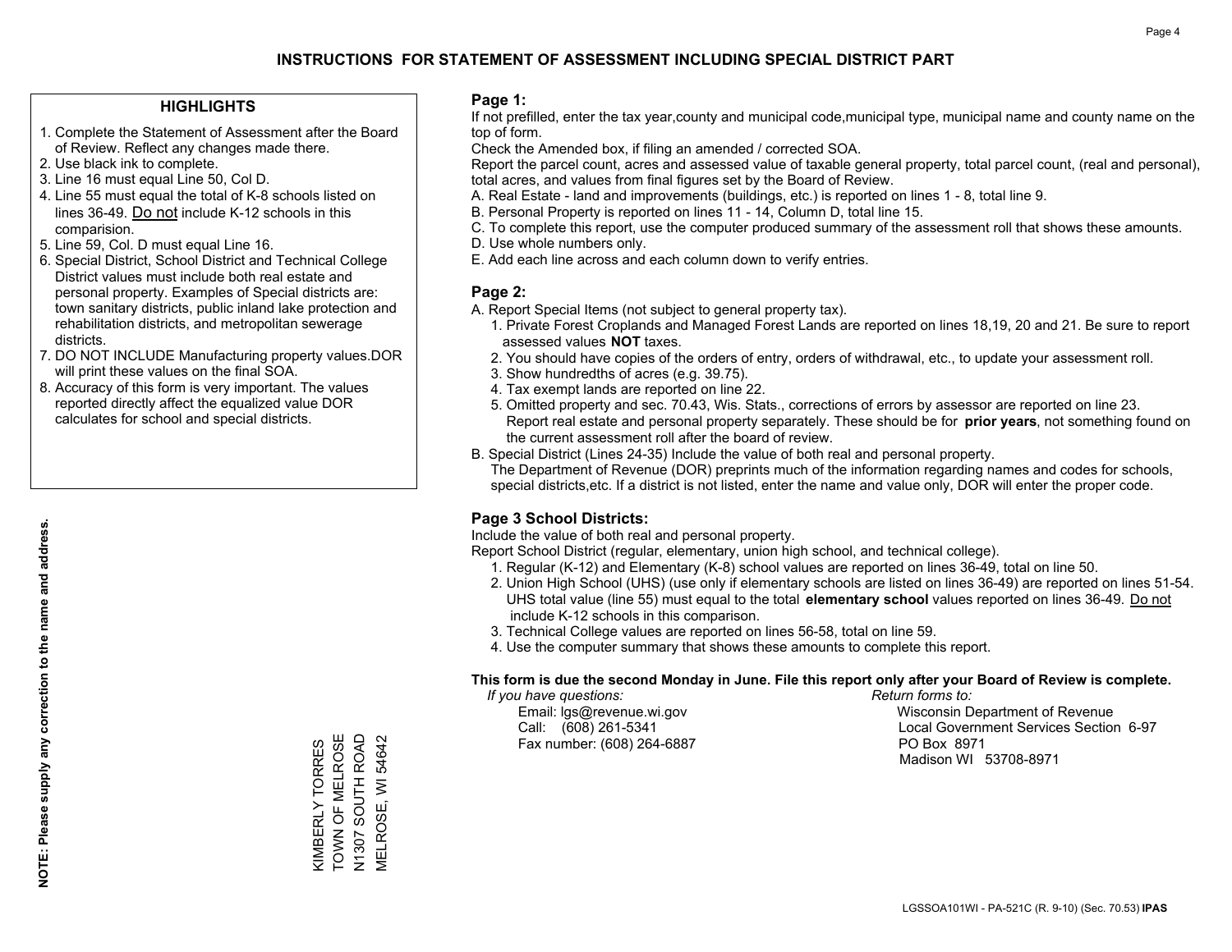# INSTRUCTIONS FOR STATEMENT OF ASSESSMENT INCLUDING SPECIAL DISTRICT PART

## HIGHLIGHTS

1. Complete the Statement of Assessment after the Board of Review. Reflect any changes made there.
2. Use black ink to complete.
3. Line 16 must equal Line 50, Col D.
4. Line 55 must equal the total of K-8 schools listed on lines 36-49. Do not include K-12 schools in this comparision.
5. Line 59, Col. D must equal Line 16.
6. Special District, School District and Technical College District values must include both real estate and personal property. Examples of Special districts are: town sanitary districts, public inland lake protection and rehabilitation districts, and metropolitan sewerage districts.
7. DO NOT INCLUDE Manufacturing property values.DOR will print these values on the final SOA.
8. Accuracy of this form is very important. The values reported directly affect the equalized value DOR calculates for school and special districts.

**NOTE: Please supply any correction to the name and address.**

KIMBERLY TORRES
TOWN OF MELROSE
N1307 SOUTH ROAD
MELROSE, WI 54642

## Page 1:

If not prefilled, enter the tax year,county and municipal code,municipal type, municipal name and county name on the top of form.

Check the Amended box, if filing an amended / corrected SOA.

Report the parcel count, acres and assessed value of taxable general property, total parcel count, (real and personal), total acres, and values from final figures set by the Board of Review.

A. Real Estate - land and improvements (buildings, etc.) is reported on lines 1 - 8, total line 9.
B. Personal Property is reported on lines 11 - 14, Column D, total line 15.
C. To complete this report, use the computer produced summary of the assessment roll that shows these amounts.
D. Use whole numbers only.
E. Add each line across and each column down to verify entries.

## Page 2:

A. Report Special Items (not subject to general property tax).
   1. Private Forest Croplands and Managed Forest Lands are reported on lines 18,19, 20 and 21. Be sure to report assessed values **NOT** taxes.
   2. You should have copies of the orders of entry, orders of withdrawal, etc., to update your assessment roll.
   3. Show hundredths of acres (e.g. 39.75).
   4. Tax exempt lands are reported on line 22.
   5. Omitted property and sec. 70.43, Wis. Stats., corrections of errors by assessor are reported on line 23. Report real estate and personal property separately. These should be for **prior years**, not something found on the current assessment roll after the board of review.
B. Special District (Lines 24-35) Include the value of both real and personal property.
   The Department of Revenue (DOR) preprints much of the information regarding names and codes for schools, special districts,etc. If a district is not listed, enter the name and value only, DOR will enter the proper code.

## Page 3 School Districts:

Include the value of both real and personal property.

Report School District (regular, elementary, union high school, and technical college).

1. Regular (K-12) and Elementary (K-8) school values are reported on lines 36-49, total on line 50.
2. Union High School (UHS) (use only if elementary schools are listed on lines 36-49) are reported on lines 51-54. UHS total value (line 55) must equal to the total **elementary school** values reported on lines 36-49. Do not include K-12 schools in this comparison.
3. Technical College values are reported on lines 56-58, total on line 59.
4. Use the computer summary that shows these amounts to complete this report.

**This form is due the second Monday in June. File this report only after your Board of Review is complete.**

*If you have questions:*
Email: lgs@revenue.wi.gov
Call: (608) 261-5341
Fax number: (608) 264-6887

*Return forms to:*
Wisconsin Department of Revenue
Local Government Services Section 6-97
PO Box 8971
Madison WI 53708-8971

LGSSOA101WI - PA-521C (R. 9-10) (Sec. 70.53) **IPAS**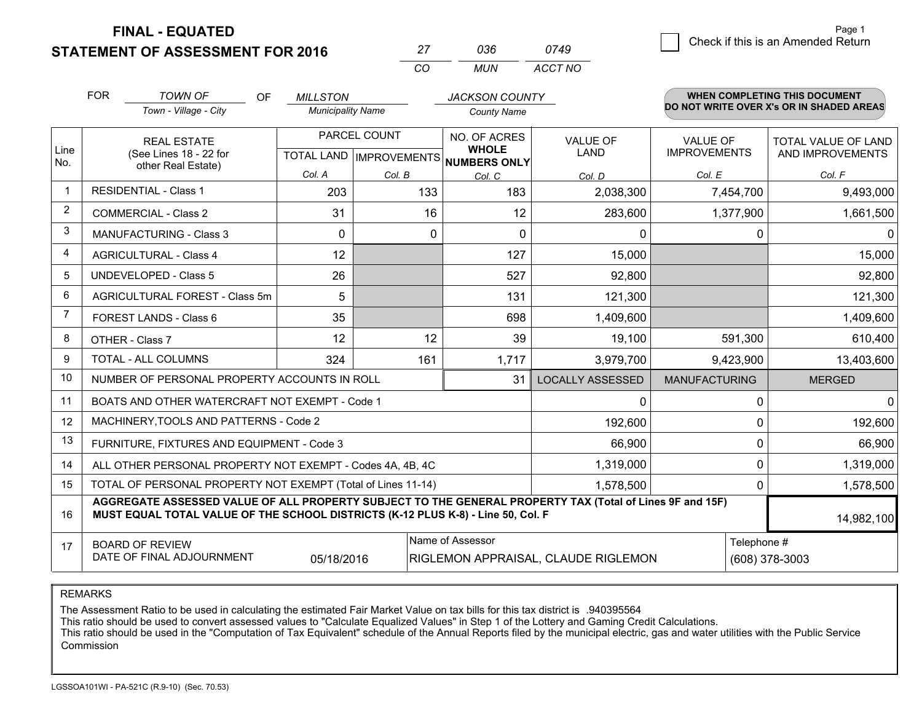**FINAL - EQUATED**
**STATEMENT OF ASSESSMENT FOR 2016**

| 27 | 036 | 0749 |
|---|---|---|
| CO | MUN | ACCT NO |

☐ Check if this is an Amended Return

Page 1

FOR *TOWN OF* (Town - Village - City) OF *MILLSTON* (Municipality Name) *JACKSON COUNTY* (County Name)

**WHEN COMPLETING THIS DOCUMENT DO NOT WRITE OVER X's OR IN SHADED AREAS**

| Line No. | REAL ESTATE (See Lines 18 - 22 for other Real Estate) | PARCEL COUNT TOTAL LAND Col. A | PARCEL COUNT IMPROVEMENTS Col. B | NO. OF ACRES WHOLE NUMBERS ONLY Col. C | VALUE OF LAND Col. D | VALUE OF IMPROVEMENTS Col. E | TOTAL VALUE OF LAND AND IMPROVEMENTS Col. F |
|---|---|---|---|---|---|---|---|
| 1 | RESIDENTIAL - Class 1 | 203 | 133 | 183 | 2,038,300 | 7,454,700 | 9,493,000 |
| 2 | COMMERCIAL - Class 2 | 31 | 16 | 12 | 283,600 | 1,377,900 | 1,661,500 |
| 3 | MANUFACTURING - Class 3 | 0 | 0 | 0 | 0 | 0 | 0 |
| 4 | AGRICULTURAL - Class 4 | 12 | | 127 | 15,000 | | 15,000 |
| 5 | UNDEVELOPED - Class 5 | 26 | | 527 | 92,800 | | 92,800 |
| 6 | AGRICULTURAL FOREST - Class 5m | 5 | | 131 | 121,300 | | 121,300 |
| 7 | FOREST LANDS - Class 6 | 35 | | 698 | 1,409,600 | | 1,409,600 |
| 8 | OTHER - Class 7 | 12 | 12 | 39 | 19,100 | 591,300 | 610,400 |
| 9 | TOTAL - ALL COLUMNS | 324 | 161 | 1,717 | 3,979,700 | 9,423,900 | 13,403,600 |
| 10 | NUMBER OF PERSONAL PROPERTY ACCOUNTS IN ROLL | | | 31 | LOCALLY ASSESSED | MANUFACTURING | MERGED |
| 11 | BOATS AND OTHER WATERCRAFT NOT EXEMPT - Code 1 | | | | 0 | 0 | 0 |
| 12 | MACHINERY,TOOLS AND PATTERNS - Code 2 | | | | 192,600 | 0 | 192,600 |
| 13 | FURNITURE, FIXTURES AND EQUIPMENT - Code 3 | | | | 66,900 | 0 | 66,900 |
| 14 | ALL OTHER PERSONAL PROPERTY NOT EXEMPT - Codes 4A, 4B, 4C | | | | 1,319,000 | 0 | 1,319,000 |
| 15 | TOTAL OF PERSONAL PROPERTY NOT EXEMPT (Total of Lines 11-14) | | | | 1,578,500 | 0 | 1,578,500 |
| 16 | **AGGREGATE ASSESSED VALUE OF ALL PROPERTY SUBJECT TO THE GENERAL PROPERTY TAX (Total of Lines 9F and 15F) MUST EQUAL TOTAL VALUE OF THE SCHOOL DISTRICTS (K-12 PLUS K-8) - Line 50, Col. F** | | | | | | 14,982,100 |
| 17 | BOARD OF REVIEW DATE OF FINAL ADJOURNMENT | 05/18/2016 | | Name of Assessor: RIGLEMON APPRAISAL, CLAUDE RIGLEMON | | | Telephone #: (608) 378-3003 |

REMARKS

The Assessment Ratio to be used in calculating the estimated Fair Market Value on tax bills for this tax district is .940395564
This ratio should be used to convert assessed values to "Calculate Equalized Values" in Step 1 of the Lottery and Gaming Credit Calculations.
This ratio should be used in the "Computation of Tax Equivalent" schedule of the Annual Reports filed by the municipal electric, gas and water utilities with the Public Service Commission

LGSSOA101WI - PA-521C (R.9-10) (Sec. 70.53)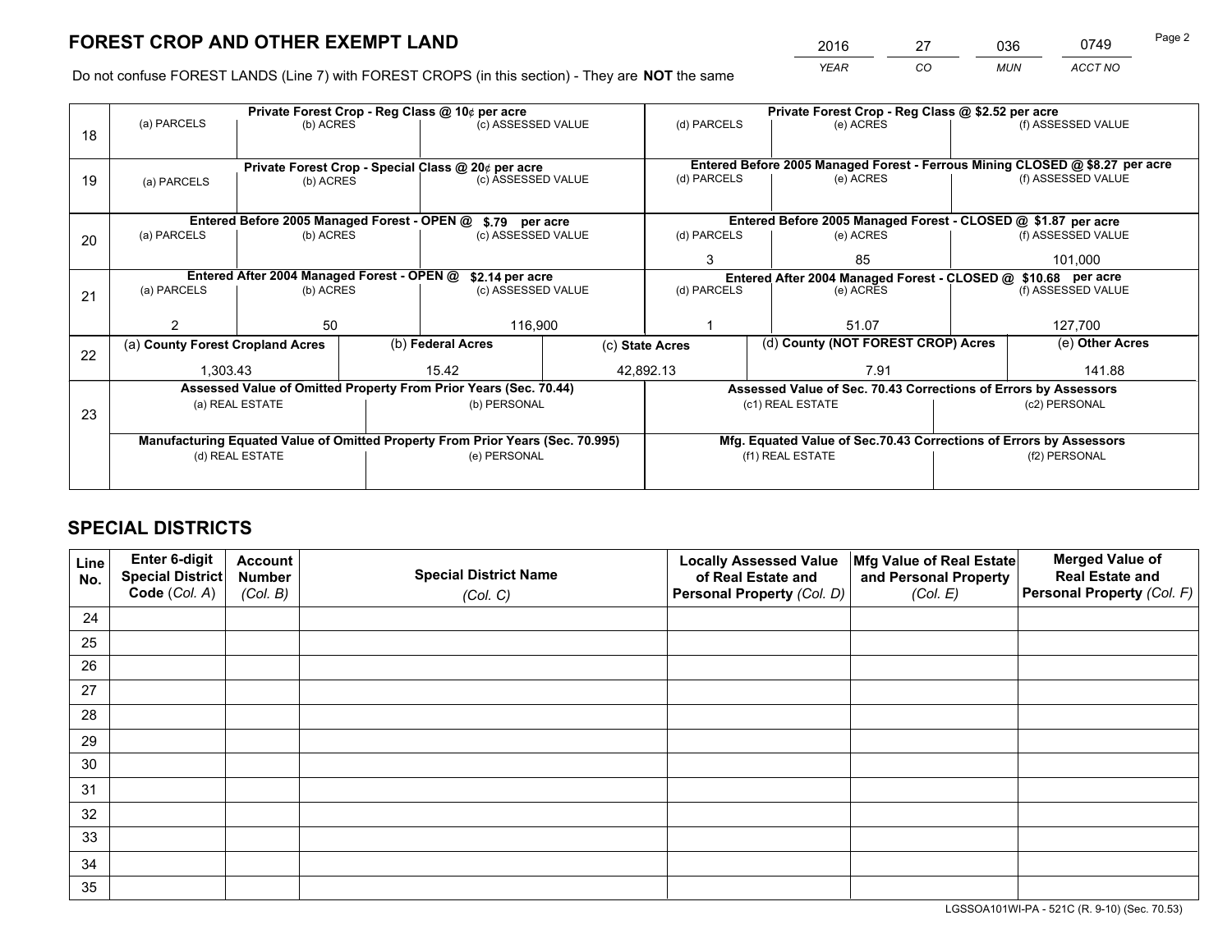# FOREST CROP AND OTHER EXEMPT LAND

| 2016 | 27 | 036 | 0749 |
|---|---|---|---|
| *YEAR* | *CO* | *MUN* | *ACCT NO* |

Do not confuse FOREST LANDS (Line 7) with FOREST CROPS (in this section) - They are **NOT** the same

| Line | Private Forest Crop - Reg Class @ 10¢ per acre | | | Private Forest Crop - Reg Class @ $2.52 per acre | | |
|---|---|---|---|---|---|---|
| 18 | (a) PARCELS | (b) ACRES | (c) ASSESSED VALUE | (d) PARCELS | (e) ACRES | (f) ASSESSED VALUE |
| | | | | | | |
| | **Private Forest Crop - Special Class @ 20¢ per acre** | | | **Entered Before 2005 Managed Forest - Ferrous Mining CLOSED @ $8.27 per acre** | | |
| 19 | (a) PARCELS | (b) ACRES | (c) ASSESSED VALUE | (d) PARCELS | (e) ACRES | (f) ASSESSED VALUE |
| | | | | | | |
| | **Entered Before 2005 Managed Forest - OPEN @ $.79 per acre** | | | **Entered Before 2005 Managed Forest - CLOSED @ $1.87 per acre** | | |
| 20 | (a) PARCELS | (b) ACRES | (c) ASSESSED VALUE | (d) PARCELS | (e) ACRES | (f) ASSESSED VALUE |
| | | | | 3 | 85 | 101,000 |
| | **Entered After 2004 Managed Forest - OPEN @ $2.14 per acre** | | | **Entered After 2004 Managed Forest - CLOSED @ $10.68 per acre** | | |
| 21 | (a) PARCELS | (b) ACRES | (c) ASSESSED VALUE | (d) PARCELS | (e) ACRES | (f) ASSESSED VALUE |
| | 2 | 50 | 116,900 | 1 | 51.07 | 127,700 |

| Line | (a) County Forest Cropland Acres | (b) Federal Acres | (c) State Acres | (d) County (NOT FOREST CROP) Acres | (e) Other Acres |
|---|---|---|---|---|---|
| 22 | 1,303.43 | 15.42 | 42,892.13 | 7.91 | 141.88 |

| Line | Assessed Value of Omitted Property From Prior Years (Sec. 70.44) | | Assessed Value of Sec. 70.43 Corrections of Errors by Assessors | |
|---|---|---|---|---|
| 23 | (a) REAL ESTATE | (b) PERSONAL | (c1) REAL ESTATE | (c2) PERSONAL |
| | | | | |
| | **Manufacturing Equated Value of Omitted Property From Prior Years (Sec. 70.995)** | | **Mfg. Equated Value of Sec.70.43 Corrections of Errors by Assessors** | |
| | (d) REAL ESTATE | (e) PERSONAL | (f1) REAL ESTATE | (f2) PERSONAL |
| | | | | |

# SPECIAL DISTRICTS

| Line No. | Enter 6-digit Special District Code (*Col. A*) | Account Number (*Col. B*) | Special District Name (*Col. C*) | Locally Assessed Value of Real Estate and Personal Property (*Col. D*) | Mfg Value of Real Estate and Personal Property (*Col. E*) | Merged Value of Real Estate and Personal Property (*Col. F*) |
|---|---|---|---|---|---|---|
| 24 | | | | | | |
| 25 | | | | | | |
| 26 | | | | | | |
| 27 | | | | | | |
| 28 | | | | | | |
| 29 | | | | | | |
| 30 | | | | | | |
| 31 | | | | | | |
| 32 | | | | | | |
| 33 | | | | | | |
| 34 | | | | | | |
| 35 | | | | | | |

LGSSOA101WI-PA - 521C (R. 9-10) (Sec. 70.53)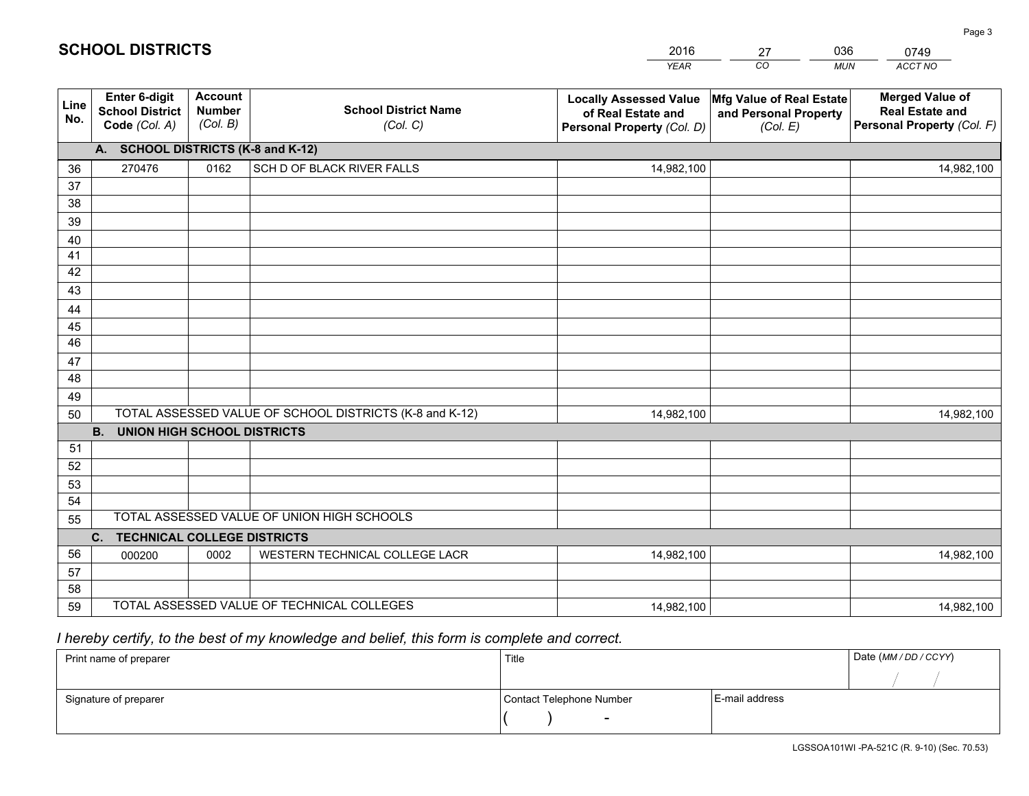# SCHOOL DISTRICTS

| 2016 | 27 | 036 | 0749 |
|---|---|---|---|
| *YEAR* | *CO* | *MUN* | *ACCT NO* |

| Line No. | Enter 6-digit School District Code *(Col. A)* | Account Number *(Col. B)* | School District Name *(Col. C)* | Locally Assessed Value of Real Estate and Personal Property *(Col. D)* | Mfg Value of Real Estate and Personal Property *(Col. E)* | Merged Value of Real Estate and Personal Property *(Col. F)* |
|---|---|---|---|---|---|---|
| **A. SCHOOL DISTRICTS (K-8 and K-12)** | | | | | | |
| 36 | 270476 | 0162 | SCH D OF BLACK RIVER FALLS | 14,982,100 | | 14,982,100 |
| 37 | | | | | | |
| 38 | | | | | | |
| 39 | | | | | | |
| 40 | | | | | | |
| 41 | | | | | | |
| 42 | | | | | | |
| 43 | | | | | | |
| 44 | | | | | | |
| 45 | | | | | | |
| 46 | | | | | | |
| 47 | | | | | | |
| 48 | | | | | | |
| 49 | | | | | | |
| 50 | TOTAL ASSESSED VALUE OF SCHOOL DISTRICTS (K-8 and K-12) | | | 14,982,100 | | 14,982,100 |
| **B. UNION HIGH SCHOOL DISTRICTS** | | | | | | |
| 51 | | | | | | |
| 52 | | | | | | |
| 53 | | | | | | |
| 54 | | | | | | |
| 55 | TOTAL ASSESSED VALUE OF UNION HIGH SCHOOLS | | | | | |
| **C. TECHNICAL COLLEGE DISTRICTS** | | | | | | |
| 56 | 000200 | 0002 | WESTERN TECHNICAL COLLEGE LACR | 14,982,100 | | 14,982,100 |
| 57 | | | | | | |
| 58 | | | | | | |
| 59 | TOTAL ASSESSED VALUE OF TECHNICAL COLLEGES | | | 14,982,100 | | 14,982,100 |

*I hereby certify, to the best of my knowledge and belief, this form is complete and correct.*

| Print name of preparer | Title | | Date *(MM / DD / CCYY)* |
|---|---|---|---|
| | | | / / |
| Signature of preparer | Contact Telephone Number | E-mail address | |
| | ( ) - | | |

LGSSOA101WI -PA-521C (R. 9-10) (Sec. 70.53)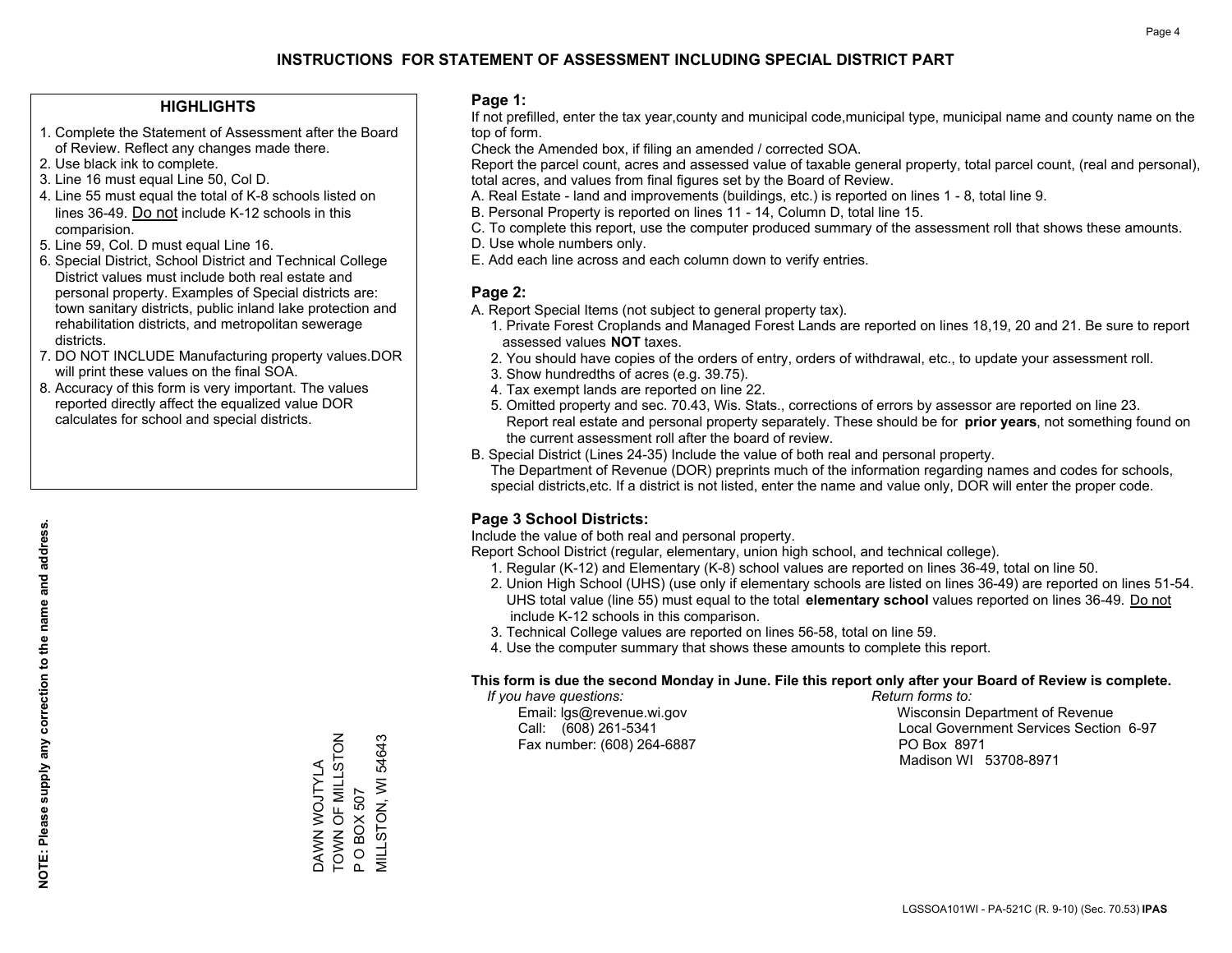# INSTRUCTIONS FOR STATEMENT OF ASSESSMENT INCLUDING SPECIAL DISTRICT PART

## HIGHLIGHTS

1. Complete the Statement of Assessment after the Board of Review. Reflect any changes made there.
2. Use black ink to complete.
3. Line 16 must equal Line 50, Col D.
4. Line 55 must equal the total of K-8 schools listed on lines 36-49. Do not include K-12 schools in this comparision.
5. Line 59, Col. D must equal Line 16.
6. Special District, School District and Technical College District values must include both real estate and personal property. Examples of Special districts are: town sanitary districts, public inland lake protection and rehabilitation districts, and metropolitan sewerage districts.
7. DO NOT INCLUDE Manufacturing property values.DOR will print these values on the final SOA.
8. Accuracy of this form is very important. The values reported directly affect the equalized value DOR calculates for school and special districts.

**NOTE: Please supply any correction to the name and address.**

DAWN WOJTYLA
TOWN OF MILLSTON
P O BOX 507
MILLSTON, WI 54643

## Page 1:

If not prefilled, enter the tax year,county and municipal code,municipal type, municipal name and county name on the top of form.

Check the Amended box, if filing an amended / corrected SOA.

Report the parcel count, acres and assessed value of taxable general property, total parcel count, (real and personal), total acres, and values from final figures set by the Board of Review.

A. Real Estate - land and improvements (buildings, etc.) is reported on lines 1 - 8, total line 9.
B. Personal Property is reported on lines 11 - 14, Column D, total line 15.
C. To complete this report, use the computer produced summary of the assessment roll that shows these amounts.
D. Use whole numbers only.
E. Add each line across and each column down to verify entries.

## Page 2:

A. Report Special Items (not subject to general property tax).
   1. Private Forest Croplands and Managed Forest Lands are reported on lines 18,19, 20 and 21. Be sure to report assessed values **NOT** taxes.
   2. You should have copies of the orders of entry, orders of withdrawal, etc., to update your assessment roll.
   3. Show hundredths of acres (e.g. 39.75).
   4. Tax exempt lands are reported on line 22.
   5. Omitted property and sec. 70.43, Wis. Stats., corrections of errors by assessor are reported on line 23. Report real estate and personal property separately. These should be for **prior years**, not something found on the current assessment roll after the board of review.
B. Special District (Lines 24-35) Include the value of both real and personal property.
   The Department of Revenue (DOR) preprints much of the information regarding names and codes for schools, special districts,etc. If a district is not listed, enter the name and value only, DOR will enter the proper code.

## Page 3 School Districts:

Include the value of both real and personal property.

Report School District (regular, elementary, union high school, and technical college).

1. Regular (K-12) and Elementary (K-8) school values are reported on lines 36-49, total on line 50.
2. Union High School (UHS) (use only if elementary schools are listed on lines 36-49) are reported on lines 51-54. UHS total value (line 55) must equal to the total **elementary school** values reported on lines 36-49. Do not include K-12 schools in this comparison.
3. Technical College values are reported on lines 56-58, total on line 59.
4. Use the computer summary that shows these amounts to complete this report.

**This form is due the second Monday in June. File this report only after your Board of Review is complete.**

*If you have questions:*
Email: lgs@revenue.wi.gov
Call: (608) 261-5341
Fax number: (608) 264-6887

*Return forms to:*
Wisconsin Department of Revenue
Local Government Services Section 6-97
PO Box 8971
Madison WI 53708-8971

LGSSOA101WI - PA-521C (R. 9-10) (Sec. 70.53) **IPAS**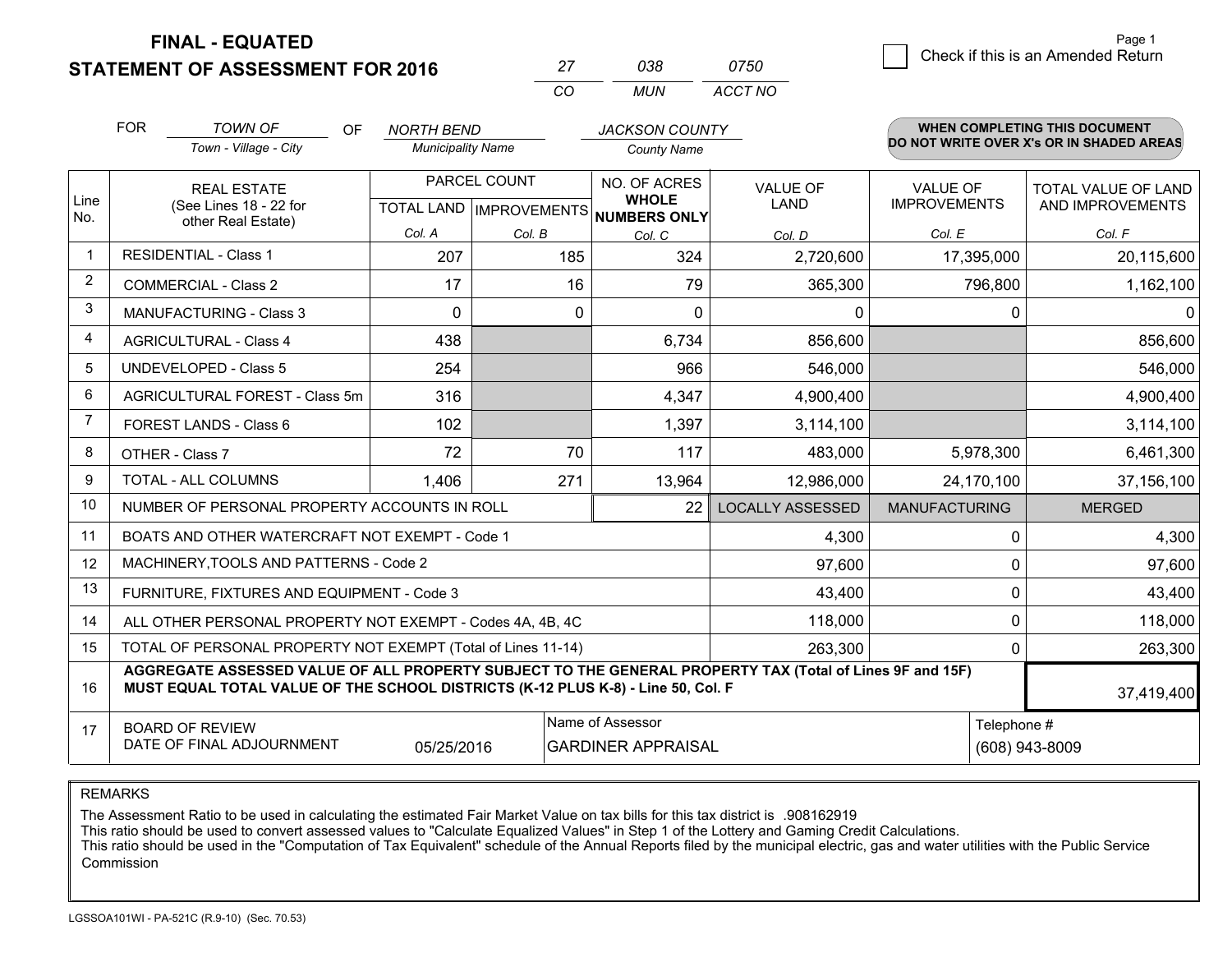# FINAL - EQUATED
## STATEMENT OF ASSESSMENT FOR 2016

| 27 | 038 | 0750 |
|---|---|---|
| CO | MUN | ACCT NO |

☐ Check if this is an Amended Return

FOR *TOWN OF* (Town - Village - City) OF *NORTH BEND* (Municipality Name) *JACKSON COUNTY* (County Name)

**WHEN COMPLETING THIS DOCUMENT DO NOT WRITE OVER X's OR IN SHADED AREAS**

| Line No. | REAL ESTATE (See Lines 18 - 22 for other Real Estate) | PARCEL COUNT | | NO. OF ACRES WHOLE NUMBERS ONLY | VALUE OF LAND | VALUE OF IMPROVEMENTS | TOTAL VALUE OF LAND AND IMPROVEMENTS |
|---|---|---|---|---|---|---|---|
| | | TOTAL LAND Col. A | IMPROVEMENTS Col. B | Col. C | Col. D | Col. E | Col. F |
| 1 | RESIDENTIAL - Class 1 | 207 | 185 | 324 | 2,720,600 | 17,395,000 | 20,115,600 |
| 2 | COMMERCIAL - Class 2 | 17 | 16 | 79 | 365,300 | 796,800 | 1,162,100 |
| 3 | MANUFACTURING - Class 3 | 0 | 0 | 0 | 0 | 0 | 0 |
| 4 | AGRICULTURAL - Class 4 | 438 | | 6,734 | 856,600 | | 856,600 |
| 5 | UNDEVELOPED - Class 5 | 254 | | 966 | 546,000 | | 546,000 |
| 6 | AGRICULTURAL FOREST - Class 5m | 316 | | 4,347 | 4,900,400 | | 4,900,400 |
| 7 | FOREST LANDS - Class 6 | 102 | | 1,397 | 3,114,100 | | 3,114,100 |
| 8 | OTHER - Class 7 | 72 | 70 | 117 | 483,000 | 5,978,300 | 6,461,300 |
| 9 | TOTAL - ALL COLUMNS | 1,406 | 271 | 13,964 | 12,986,000 | 24,170,100 | 37,156,100 |
| 10 | NUMBER OF PERSONAL PROPERTY ACCOUNTS IN ROLL | | | 22 | LOCALLY ASSESSED | MANUFACTURING | MERGED |
| 11 | BOATS AND OTHER WATERCRAFT NOT EXEMPT - Code 1 | | | | 4,300 | 0 | 4,300 |
| 12 | MACHINERY,TOOLS AND PATTERNS - Code 2 | | | | 97,600 | 0 | 97,600 |
| 13 | FURNITURE, FIXTURES AND EQUIPMENT - Code 3 | | | | 43,400 | 0 | 43,400 |
| 14 | ALL OTHER PERSONAL PROPERTY NOT EXEMPT - Codes 4A, 4B, 4C | | | | 118,000 | 0 | 118,000 |
| 15 | TOTAL OF PERSONAL PROPERTY NOT EXEMPT (Total of Lines 11-14) | | | | 263,300 | 0 | 263,300 |
| 16 | **AGGREGATE ASSESSED VALUE OF ALL PROPERTY SUBJECT TO THE GENERAL PROPERTY TAX (Total of Lines 9F and 15F) MUST EQUAL TOTAL VALUE OF THE SCHOOL DISTRICTS (K-12 PLUS K-8) - Line 50, Col. F** | | | | | | 37,419,400 |
| 17 | BOARD OF REVIEW DATE OF FINAL ADJOURNMENT | 05/25/2016 | | Name of Assessor: GARDINER APPRAISAL | | Telephone #: (608) 943-8009 | |

REMARKS

The Assessment Ratio to be used in calculating the estimated Fair Market Value on tax bills for this tax district is .908162919
This ratio should be used to convert assessed values to "Calculate Equalized Values" in Step 1 of the Lottery and Gaming Credit Calculations.
This ratio should be used in the "Computation of Tax Equivalent" schedule of the Annual Reports filed by the municipal electric, gas and water utilities with the Public Service Commission

LGSSOA101WI - PA-521C (R.9-10) (Sec. 70.53)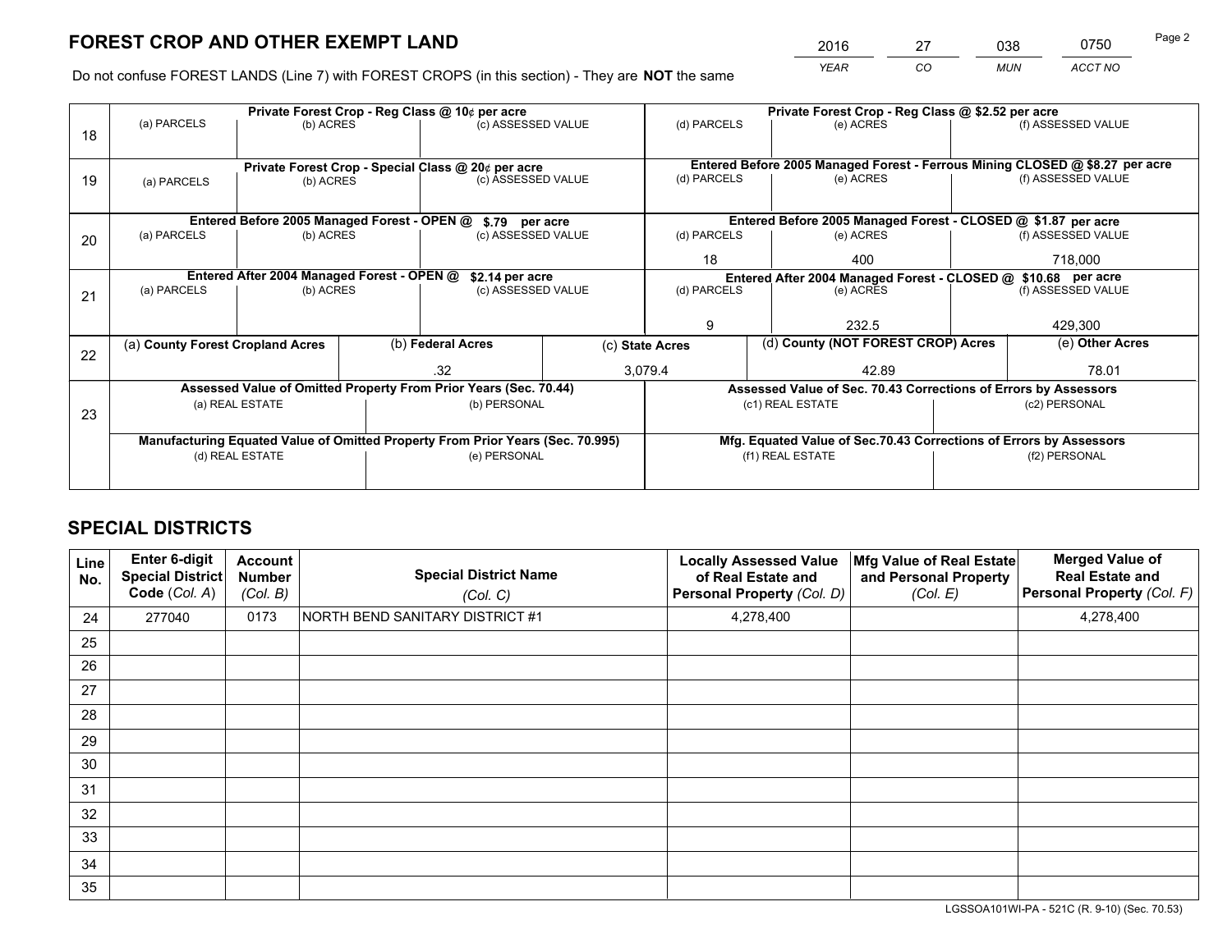# FOREST CROP AND OTHER EXEMPT LAND

| 2016 | 27 | 038 | 0750 |
|---|---|---|---|
| *YEAR* | *CO* | *MUN* | *ACCT NO* |

Do not confuse FOREST LANDS (Line 7) with FOREST CROPS (in this section) - They are **NOT** the same

| Line | Private Forest Crop - Reg Class @ 10¢ per acre | | | Private Forest Crop - Reg Class @ $2.52 per acre | | |
|---|---|---|---|---|---|---|
| | (a) PARCELS | (b) ACRES | (c) ASSESSED VALUE | (d) PARCELS | (e) ACRES | (f) ASSESSED VALUE |
| 18 | | | | | | |
| | **Private Forest Crop - Special Class @ 20¢ per acre** | | | **Entered Before 2005 Managed Forest - Ferrous Mining CLOSED @ $8.27 per acre** | | |
| 19 | (a) PARCELS | (b) ACRES | (c) ASSESSED VALUE | (d) PARCELS | (e) ACRES | (f) ASSESSED VALUE |
| | | | | | | |
| | **Entered Before 2005 Managed Forest - OPEN @ $.79 per acre** | | | **Entered Before 2005 Managed Forest - CLOSED @ $1.87 per acre** | | |
| 20 | (a) PARCELS | (b) ACRES | (c) ASSESSED VALUE | (d) PARCELS | (e) ACRES | (f) ASSESSED VALUE |
| | | | | 18 | 400 | 718,000 |
| | **Entered After 2004 Managed Forest - OPEN @ $2.14 per acre** | | | **Entered After 2004 Managed Forest - CLOSED @ $10.68 per acre** | | |
| 21 | (a) PARCELS | (b) ACRES | (c) ASSESSED VALUE | (d) PARCELS | (e) ACRES | (f) ASSESSED VALUE |
| | | | | 9 | 232.5 | 429,300 |

| Line | (a) County Forest Cropland Acres | (b) Federal Acres | (c) State Acres | (d) County (NOT FOREST CROP) Acres | (e) Other Acres |
|---|---|---|---|---|---|
| 22 | | .32 | 3,079.4 | 42.89 | 78.01 |

| Line | Assessed Value of Omitted Property From Prior Years (Sec. 70.44) | | Assessed Value of Sec. 70.43 Corrections of Errors by Assessors | |
|---|---|---|---|---|
| 23 | (a) REAL ESTATE | (b) PERSONAL | (c1) REAL ESTATE | (c2) PERSONAL |
| | | | | |
| | **Manufacturing Equated Value of Omitted Property From Prior Years (Sec. 70.995)** | | **Mfg. Equated Value of Sec.70.43 Corrections of Errors by Assessors** | |
| | (d) REAL ESTATE | (e) PERSONAL | (f1) REAL ESTATE | (f2) PERSONAL |
| | | | | |

# SPECIAL DISTRICTS

| Line No. | Enter 6-digit Special District Code (Col. A) | Account Number (Col. B) | Special District Name (Col. C) | Locally Assessed Value of Real Estate and Personal Property (Col. D) | Mfg Value of Real Estate and Personal Property (Col. E) | Merged Value of Real Estate and Personal Property (Col. F) |
|---|---|---|---|---|---|---|
| 24 | 277040 | 0173 | NORTH BEND SANITARY DISTRICT #1 | 4,278,400 | | 4,278,400 |
| 25 | | | | | | |
| 26 | | | | | | |
| 27 | | | | | | |
| 28 | | | | | | |
| 29 | | | | | | |
| 30 | | | | | | |
| 31 | | | | | | |
| 32 | | | | | | |
| 33 | | | | | | |
| 34 | | | | | | |
| 35 | | | | | | |

LGSSOA101WI-PA - 521C (R. 9-10) (Sec. 70.53)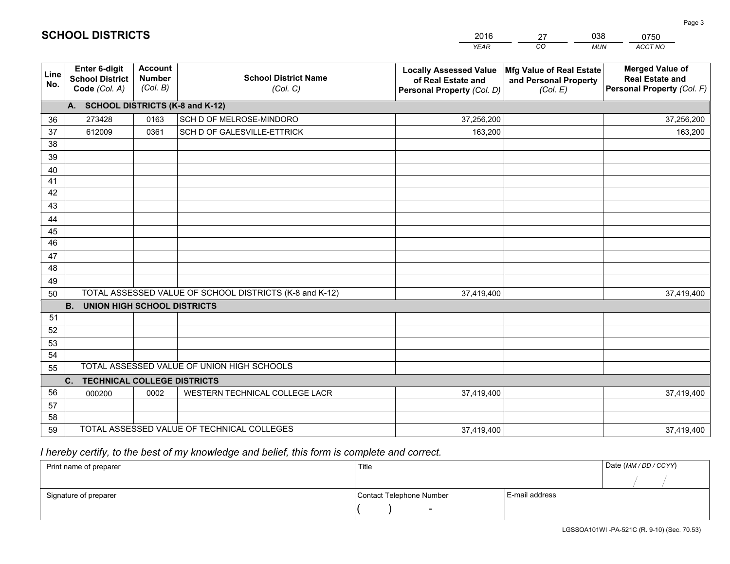# SCHOOL DISTRICTS

| 2016 | 27 | 038 | 0750 |
|---|---|---|---|
| *YEAR* | *CO* | *MUN* | *ACCT NO* |

| Line No. | Enter 6-digit School District Code *(Col. A)* | Account Number *(Col. B)* | School District Name *(Col. C)* | Locally Assessed Value of Real Estate and Personal Property *(Col. D)* | Mfg Value of Real Estate and Personal Property *(Col. E)* | Merged Value of Real Estate and Personal Property *(Col. F)* |
|---|---|---|---|---|---|---|
| | **A. SCHOOL DISTRICTS (K-8 and K-12)** | | | | | |
| 36 | 273428 | 0163 | SCH D OF MELROSE-MINDORO | 37,256,200 | | 37,256,200 |
| 37 | 612009 | 0361 | SCH D OF GALESVILLE-ETTRICK | 163,200 | | 163,200 |
| 38 | | | | | | |
| 39 | | | | | | |
| 40 | | | | | | |
| 41 | | | | | | |
| 42 | | | | | | |
| 43 | | | | | | |
| 44 | | | | | | |
| 45 | | | | | | |
| 46 | | | | | | |
| 47 | | | | | | |
| 48 | | | | | | |
| 49 | | | | | | |
| 50 | TOTAL ASSESSED VALUE OF SCHOOL DISTRICTS (K-8 and K-12) | | | 37,419,400 | | 37,419,400 |
| | **B. UNION HIGH SCHOOL DISTRICTS** | | | | | |
| 51 | | | | | | |
| 52 | | | | | | |
| 53 | | | | | | |
| 54 | | | | | | |
| 55 | TOTAL ASSESSED VALUE OF UNION HIGH SCHOOLS | | | | | |
| | **C. TECHNICAL COLLEGE DISTRICTS** | | | | | |
| 56 | 000200 | 0002 | WESTERN TECHNICAL COLLEGE LACR | 37,419,400 | | 37,419,400 |
| 57 | | | | | | |
| 58 | | | | | | |
| 59 | TOTAL ASSESSED VALUE OF TECHNICAL COLLEGES | | | 37,419,400 | | 37,419,400 |

*I hereby certify, to the best of my knowledge and belief, this form is complete and correct.*

| Print name of preparer | Title | | Date *(MM / DD / CCYY)* |
|---|---|---|---|
| | | | / / |
| Signature of preparer | Contact Telephone Number | E-mail address | |
| | ( ) - | | |

LGSSOA101WI -PA-521C (R. 9-10) (Sec. 70.53)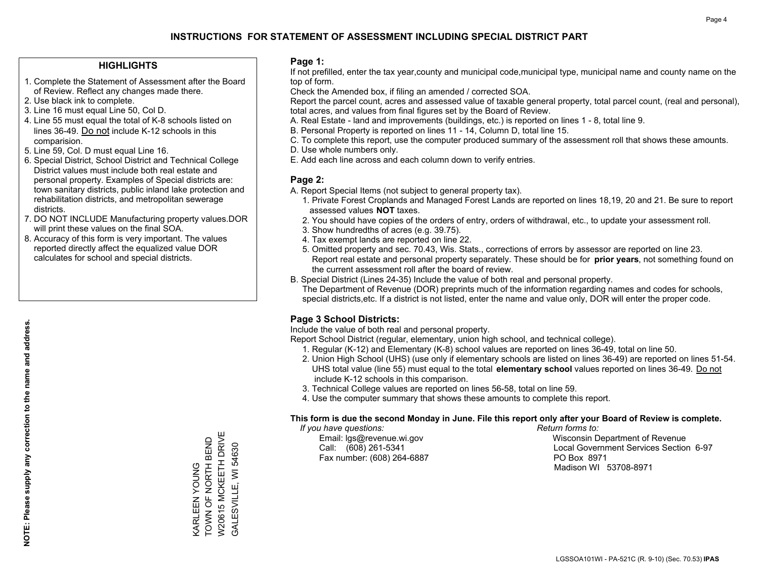# INSTRUCTIONS FOR STATEMENT OF ASSESSMENT INCLUDING SPECIAL DISTRICT PART

## HIGHLIGHTS

1. Complete the Statement of Assessment after the Board of Review. Reflect any changes made there.
2. Use black ink to complete.
3. Line 16 must equal Line 50, Col D.
4. Line 55 must equal the total of K-8 schools listed on lines 36-49. Do not include K-12 schools in this comparision.
5. Line 59, Col. D must equal Line 16.
6. Special District, School District and Technical College District values must include both real estate and personal property. Examples of Special districts are: town sanitary districts, public inland lake protection and rehabilitation districts, and metropolitan sewerage districts.
7. DO NOT INCLUDE Manufacturing property values.DOR will print these values on the final SOA.
8. Accuracy of this form is very important. The values reported directly affect the equalized value DOR calculates for school and special districts.

**NOTE: Please supply any correction to the name and address.**

KARLEEN YOUNG
TOWN OF NORTH BEND
W20615 MCKEETH DRIVE
GALESVILLE, WI 54630

## Page 1:

If not prefilled, enter the tax year,county and municipal code,municipal type, municipal name and county name on the top of form.

Check the Amended box, if filing an amended / corrected SOA.

Report the parcel count, acres and assessed value of taxable general property, total parcel count, (real and personal), total acres, and values from final figures set by the Board of Review.

A. Real Estate - land and improvements (buildings, etc.) is reported on lines 1 - 8, total line 9.
B. Personal Property is reported on lines 11 - 14, Column D, total line 15.
C. To complete this report, use the computer produced summary of the assessment roll that shows these amounts.
D. Use whole numbers only.
E. Add each line across and each column down to verify entries.

## Page 2:

A. Report Special Items (not subject to general property tax).
   1. Private Forest Croplands and Managed Forest Lands are reported on lines 18,19, 20 and 21. Be sure to report assessed values **NOT** taxes.
   2. You should have copies of the orders of entry, orders of withdrawal, etc., to update your assessment roll.
   3. Show hundredths of acres (e.g. 39.75).
   4. Tax exempt lands are reported on line 22.
   5. Omitted property and sec. 70.43, Wis. Stats., corrections of errors by assessor are reported on line 23. Report real estate and personal property separately. These should be for **prior years**, not something found on the current assessment roll after the board of review.

B. Special District (Lines 24-35) Include the value of both real and personal property.
   The Department of Revenue (DOR) preprints much of the information regarding names and codes for schools, special districts,etc. If a district is not listed, enter the name and value only, DOR will enter the proper code.

## Page 3 School Districts:

Include the value of both real and personal property.

Report School District (regular, elementary, union high school, and technical college).

1. Regular (K-12) and Elementary (K-8) school values are reported on lines 36-49, total on line 50.
2. Union High School (UHS) (use only if elementary schools are listed on lines 36-49) are reported on lines 51-54. UHS total value (line 55) must equal to the total **elementary school** values reported on lines 36-49. Do not include K-12 schools in this comparison.
3. Technical College values are reported on lines 56-58, total on line 59.
4. Use the computer summary that shows these amounts to complete this report.

**This form is due the second Monday in June. File this report only after your Board of Review is complete.**

*If you have questions:*
Email: lgs@revenue.wi.gov
Call: (608) 261-5341
Fax number: (608) 264-6887

*Return forms to:*
Wisconsin Department of Revenue
Local Government Services Section 6-97
PO Box 8971
Madison WI 53708-8971

LGSSOA101WI - PA-521C (R. 9-10) (Sec. 70.53) **IPAS**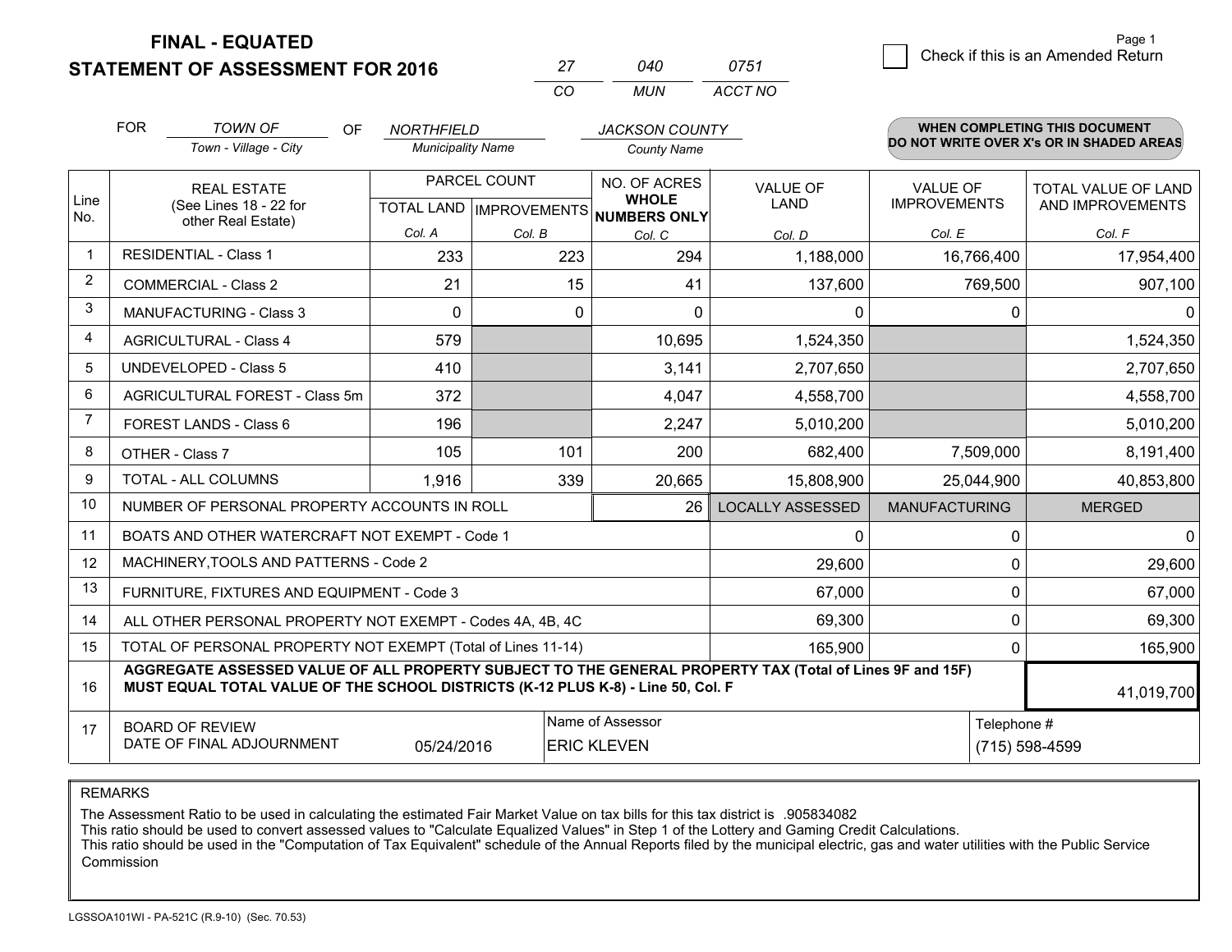**FINAL - EQUATED**
**STATEMENT OF ASSESSMENT FOR 2016**

| 27 | 040 | 0751 |
|---|---|---|
| CO | MUN | ACCT NO |

Page 1

☐ Check if this is an Amended Return

FOR *TOWN OF* (Town - Village - City) OF *NORTHFIELD* (Municipality Name) *JACKSON COUNTY* (County Name)

**WHEN COMPLETING THIS DOCUMENT DO NOT WRITE OVER X's OR IN SHADED AREAS**

| Line No. | REAL ESTATE (See Lines 18 - 22 for other Real Estate) | PARCEL COUNT TOTAL LAND Col. A | PARCEL COUNT IMPROVEMENTS Col. B | NO. OF ACRES WHOLE NUMBERS ONLY Col. C | VALUE OF LAND Col. D | VALUE OF IMPROVEMENTS Col. E | TOTAL VALUE OF LAND AND IMPROVEMENTS Col. F |
|---|---|---|---|---|---|---|---|
| 1 | RESIDENTIAL - Class 1 | 233 | 223 | 294 | 1,188,000 | 16,766,400 | 17,954,400 |
| 2 | COMMERCIAL - Class 2 | 21 | 15 | 41 | 137,600 | 769,500 | 907,100 |
| 3 | MANUFACTURING - Class 3 | 0 | 0 | 0 | 0 | 0 | 0 |
| 4 | AGRICULTURAL - Class 4 | 579 | | 10,695 | 1,524,350 | | 1,524,350 |
| 5 | UNDEVELOPED - Class 5 | 410 | | 3,141 | 2,707,650 | | 2,707,650 |
| 6 | AGRICULTURAL FOREST - Class 5m | 372 | | 4,047 | 4,558,700 | | 4,558,700 |
| 7 | FOREST LANDS - Class 6 | 196 | | 2,247 | 5,010,200 | | 5,010,200 |
| 8 | OTHER - Class 7 | 105 | 101 | 200 | 682,400 | 7,509,000 | 8,191,400 |
| 9 | TOTAL - ALL COLUMNS | 1,916 | 339 | 20,665 | 15,808,900 | 25,044,900 | 40,853,800 |
| 10 | NUMBER OF PERSONAL PROPERTY ACCOUNTS IN ROLL | | | 26 | LOCALLY ASSESSED | MANUFACTURING | MERGED |
| 11 | BOATS AND OTHER WATERCRAFT NOT EXEMPT - Code 1 | | | | 0 | 0 | 0 |
| 12 | MACHINERY,TOOLS AND PATTERNS - Code 2 | | | | 29,600 | 0 | 29,600 |
| 13 | FURNITURE, FIXTURES AND EQUIPMENT - Code 3 | | | | 67,000 | 0 | 67,000 |
| 14 | ALL OTHER PERSONAL PROPERTY NOT EXEMPT - Codes 4A, 4B, 4C | | | | 69,300 | 0 | 69,300 |
| 15 | TOTAL OF PERSONAL PROPERTY NOT EXEMPT (Total of Lines 11-14) | | | | 165,900 | 0 | 165,900 |
| 16 | **AGGREGATE ASSESSED VALUE OF ALL PROPERTY SUBJECT TO THE GENERAL PROPERTY TAX (Total of Lines 9F and 15F) MUST EQUAL TOTAL VALUE OF THE SCHOOL DISTRICTS (K-12 PLUS K-8) - Line 50, Col. F** | | | | | | 41,019,700 |
| 17 | BOARD OF REVIEW DATE OF FINAL ADJOURNMENT | 05/24/2016 | | Name of Assessor: ERIC KLEVEN | | Telephone #: (715) 598-4599 | |

REMARKS

The Assessment Ratio to be used in calculating the estimated Fair Market Value on tax bills for this tax district is .905834082
This ratio should be used to convert assessed values to "Calculate Equalized Values" in Step 1 of the Lottery and Gaming Credit Calculations.
This ratio should be used in the "Computation of Tax Equivalent" schedule of the Annual Reports filed by the municipal electric, gas and water utilities with the Public Service Commission

LGSSOA101WI - PA-521C (R.9-10) (Sec. 70.53)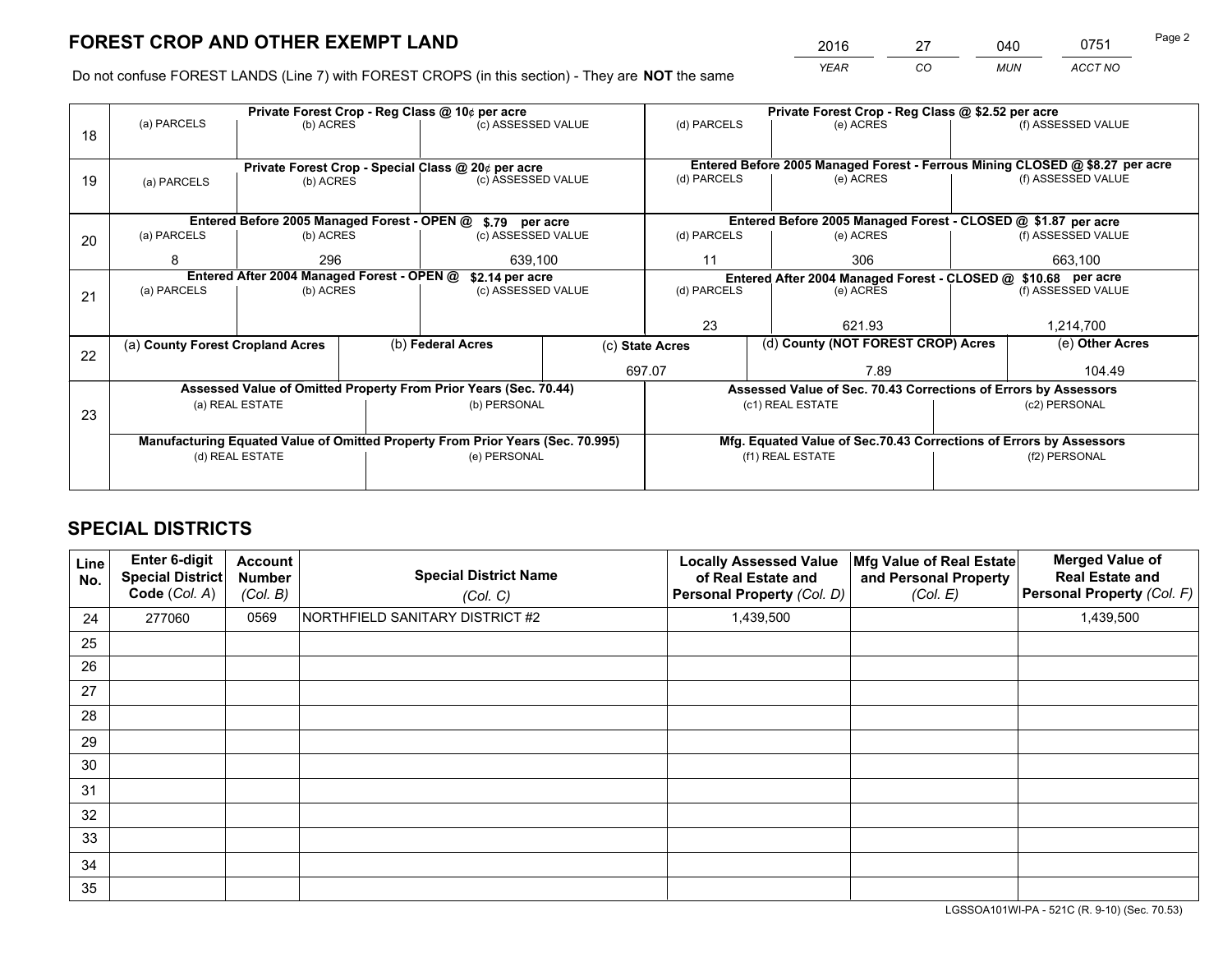# FOREST CROP AND OTHER EXEMPT LAND

| 2016 | 27 | 040 | 0751 |
|---|---|---|---|
| YEAR | CO | MUN | ACCT NO |

Do not confuse FOREST LANDS (Line 7) with FOREST CROPS (in this section) - They are **NOT** the same

| Line | (a) PARCELS | (b) ACRES | (c) ASSESSED VALUE | (d) PARCELS | (e) ACRES | (f) ASSESSED VALUE |
|---|---|---|---|---|---|---|
| 18 | Private Forest Crop - Reg Class @ 10¢ per acre | | | Private Forest Crop - Reg Class @ $2.52 per acre | | |
| | | | | | | |
| 19 | Private Forest Crop - Special Class @ 20¢ per acre | | | Entered Before 2005 Managed Forest - Ferrous Mining CLOSED @ $8.27 per acre | | |
| | | | | | | |
| 20 | Entered Before 2005 Managed Forest - OPEN @ $.79 per acre | | | Entered Before 2005 Managed Forest - CLOSED @ $1.87 per acre | | |
| | 8 | 296 | 639,100 | 11 | 306 | 663,100 |
| 21 | Entered After 2004 Managed Forest - OPEN @ $2.14 per acre | | | Entered After 2004 Managed Forest - CLOSED @ $10.68 per acre | | |
| | | | | 23 | 621.93 | 1,214,700 |

| Line | (a) County Forest Cropland Acres | (b) Federal Acres | (c) State Acres | (d) County (NOT FOREST CROP) Acres | (e) Other Acres |
|---|---|---|---|---|---|
| 22 | | | 697.07 | 7.89 | 104.49 |

| Line | Assessed Value of Omitted Property From Prior Years (Sec. 70.44) | | Assessed Value of Sec. 70.43 Corrections of Errors by Assessors | |
|---|---|---|---|---|
| 23 | (a) REAL ESTATE | (b) PERSONAL | (c1) REAL ESTATE | (c2) PERSONAL |
| | | | | |
| | **Manufacturing Equated Value of Omitted Property From Prior Years (Sec. 70.995)** | | **Mfg. Equated Value of Sec.70.43 Corrections of Errors by Assessors** | |
| | (d) REAL ESTATE | (e) PERSONAL | (f1) REAL ESTATE | (f2) PERSONAL |
| | | | | |

# SPECIAL DISTRICTS

| Line No. | Enter 6-digit Special District Code (Col. A) | Account Number (Col. B) | Special District Name (Col. C) | Locally Assessed Value of Real Estate and Personal Property (Col. D) | Mfg Value of Real Estate and Personal Property (Col. E) | Merged Value of Real Estate and Personal Property (Col. F) |
|---|---|---|---|---|---|---|
| 24 | 277060 | 0569 | NORTHFIELD SANITARY DISTRICT #2 | 1,439,500 | | 1,439,500 |
| 25 | | | | | | |
| 26 | | | | | | |
| 27 | | | | | | |
| 28 | | | | | | |
| 29 | | | | | | |
| 30 | | | | | | |
| 31 | | | | | | |
| 32 | | | | | | |
| 33 | | | | | | |
| 34 | | | | | | |
| 35 | | | | | | |

LGSSOA101WI-PA - 521C (R. 9-10) (Sec. 70.53)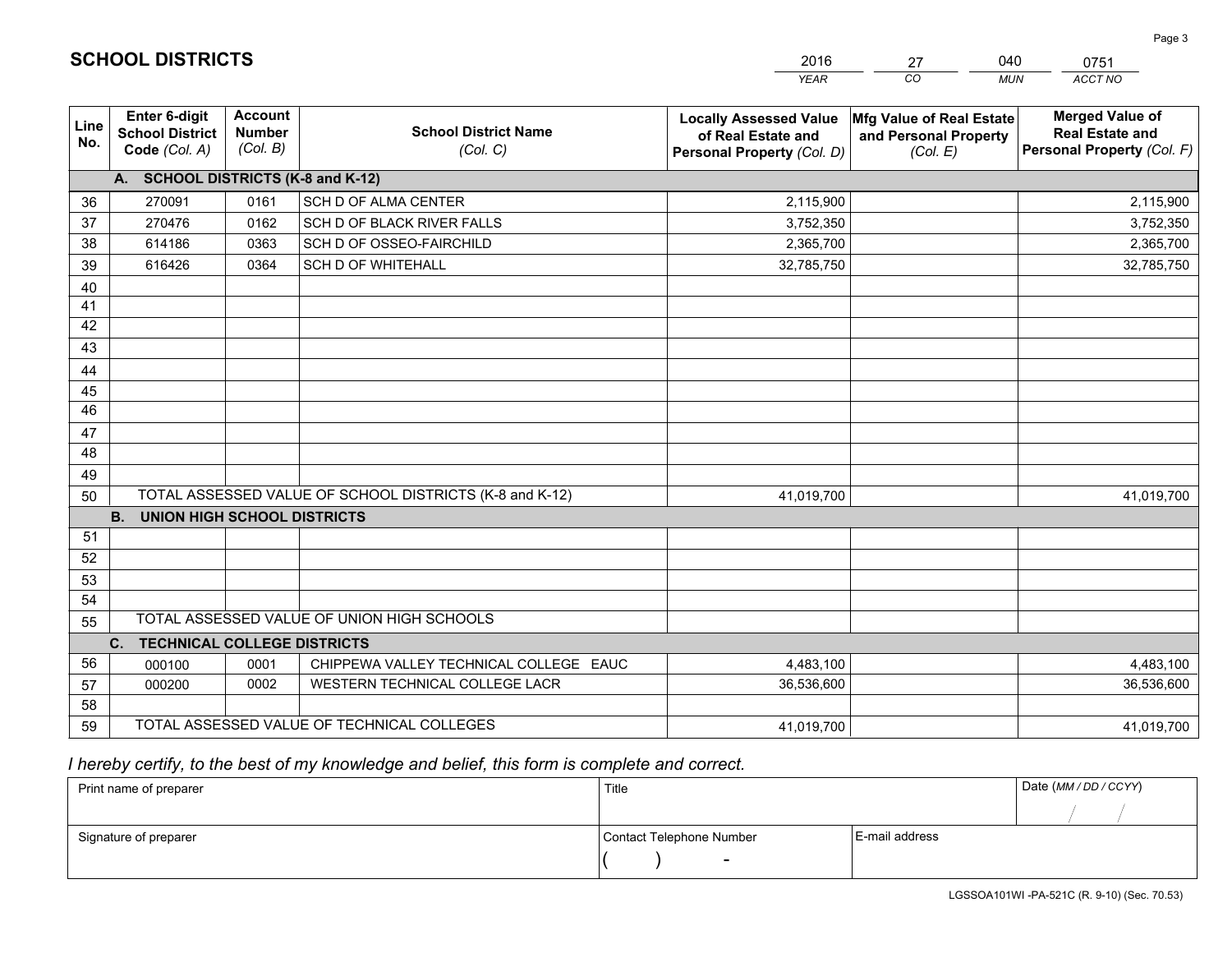# SCHOOL DISTRICTS

| 2016 | 27 | 040 | 0751 |
|---|---|---|---|
| *YEAR* | *CO* | *MUN* | *ACCT NO* |

| Line No. | Enter 6-digit School District Code *(Col. A)* | Account Number *(Col. B)* | School District Name *(Col. C)* | Locally Assessed Value of Real Estate and Personal Property *(Col. D)* | Mfg Value of Real Estate and Personal Property *(Col. E)* | Merged Value of Real Estate and Personal Property *(Col. F)* |
|---|---|---|---|---|---|---|
| | **A. SCHOOL DISTRICTS (K-8 and K-12)** | | | | | |
| 36 | 270091 | 0161 | SCH D OF ALMA CENTER | 2,115,900 | | 2,115,900 |
| 37 | 270476 | 0162 | SCH D OF BLACK RIVER FALLS | 3,752,350 | | 3,752,350 |
| 38 | 614186 | 0363 | SCH D OF OSSEO-FAIRCHILD | 2,365,700 | | 2,365,700 |
| 39 | 616426 | 0364 | SCH D OF WHITEHALL | 32,785,750 | | 32,785,750 |
| 40 | | | | | | |
| 41 | | | | | | |
| 42 | | | | | | |
| 43 | | | | | | |
| 44 | | | | | | |
| 45 | | | | | | |
| 46 | | | | | | |
| 47 | | | | | | |
| 48 | | | | | | |
| 49 | | | | | | |
| 50 | TOTAL ASSESSED VALUE OF SCHOOL DISTRICTS (K-8 and K-12) | | | 41,019,700 | | 41,019,700 |
| | **B. UNION HIGH SCHOOL DISTRICTS** | | | | | |
| 51 | | | | | | |
| 52 | | | | | | |
| 53 | | | | | | |
| 54 | | | | | | |
| 55 | TOTAL ASSESSED VALUE OF UNION HIGH SCHOOLS | | | | | |
| | **C. TECHNICAL COLLEGE DISTRICTS** | | | | | |
| 56 | 000100 | 0001 | CHIPPEWA VALLEY TECHNICAL COLLEGE EAUC | 4,483,100 | | 4,483,100 |
| 57 | 000200 | 0002 | WESTERN TECHNICAL COLLEGE LACR | 36,536,600 | | 36,536,600 |
| 58 | | | | | | |
| 59 | TOTAL ASSESSED VALUE OF TECHNICAL COLLEGES | | | 41,019,700 | | 41,019,700 |

*I hereby certify, to the best of my knowledge and belief, this form is complete and correct.*

| Print name of preparer | Title | | Date *(MM / DD / CCYY)* |
|---|---|---|---|
| | | | / / |
| Signature of preparer | Contact Telephone Number | E-mail address | |
| | ( ) - | | |

LGSSOA101WI -PA-521C (R. 9-10) (Sec. 70.53)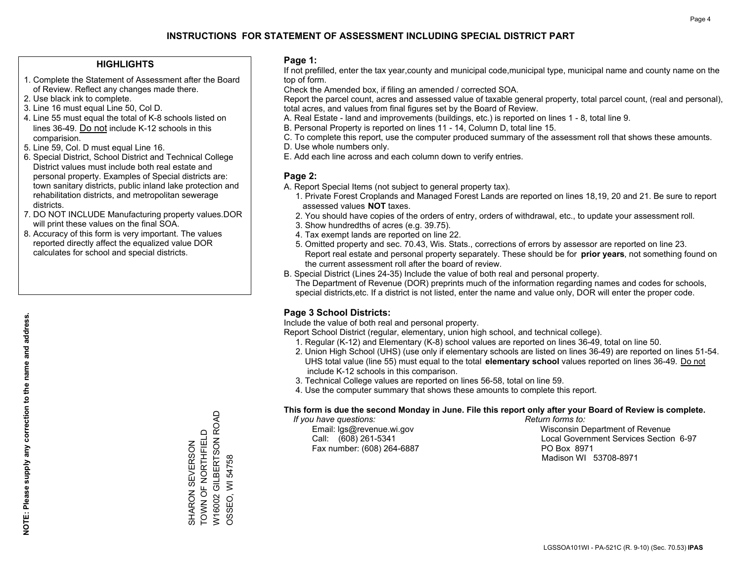# INSTRUCTIONS FOR STATEMENT OF ASSESSMENT INCLUDING SPECIAL DISTRICT PART

## HIGHLIGHTS

1. Complete the Statement of Assessment after the Board of Review. Reflect any changes made there.
2. Use black ink to complete.
3. Line 16 must equal Line 50, Col D.
4. Line 55 must equal the total of K-8 schools listed on lines 36-49. Do not include K-12 schools in this comparision.
5. Line 59, Col. D must equal Line 16.
6. Special District, School District and Technical College District values must include both real estate and personal property. Examples of Special districts are: town sanitary districts, public inland lake protection and rehabilitation districts, and metropolitan sewerage districts.
7. DO NOT INCLUDE Manufacturing property values.DOR will print these values on the final SOA.
8. Accuracy of this form is very important. The values reported directly affect the equalized value DOR calculates for school and special districts.

**NOTE: Please supply any correction to the name and address.**

SHARON SEVERSON
TOWN OF NORTHFIELD
W16002 GILBERTSON ROAD
OSSEO, WI 54758

## Page 1:

If not prefilled, enter the tax year,county and municipal code,municipal type, municipal name and county name on the top of form.

Check the Amended box, if filing an amended / corrected SOA.

Report the parcel count, acres and assessed value of taxable general property, total parcel count, (real and personal), total acres, and values from final figures set by the Board of Review.

A. Real Estate - land and improvements (buildings, etc.) is reported on lines 1 - 8, total line 9.
B. Personal Property is reported on lines 11 - 14, Column D, total line 15.
C. To complete this report, use the computer produced summary of the assessment roll that shows these amounts.
D. Use whole numbers only.
E. Add each line across and each column down to verify entries.

## Page 2:

A. Report Special Items (not subject to general property tax).
   1. Private Forest Croplands and Managed Forest Lands are reported on lines 18,19, 20 and 21. Be sure to report assessed values **NOT** taxes.
   2. You should have copies of the orders of entry, orders of withdrawal, etc., to update your assessment roll.
   3. Show hundredths of acres (e.g. 39.75).
   4. Tax exempt lands are reported on line 22.
   5. Omitted property and sec. 70.43, Wis. Stats., corrections of errors by assessor are reported on line 23. Report real estate and personal property separately. These should be for **prior years**, not something found on the current assessment roll after the board of review.
B. Special District (Lines 24-35) Include the value of both real and personal property.
   The Department of Revenue (DOR) preprints much of the information regarding names and codes for schools, special districts,etc. If a district is not listed, enter the name and value only, DOR will enter the proper code.

## Page 3 School Districts:

Include the value of both real and personal property.

Report School District (regular, elementary, union high school, and technical college).

1. Regular (K-12) and Elementary (K-8) school values are reported on lines 36-49, total on line 50.
2. Union High School (UHS) (use only if elementary schools are listed on lines 36-49) are reported on lines 51-54. UHS total value (line 55) must equal to the total **elementary school** values reported on lines 36-49. Do not include K-12 schools in this comparison.
3. Technical College values are reported on lines 56-58, total on line 59.
4. Use the computer summary that shows these amounts to complete this report.

**This form is due the second Monday in June. File this report only after your Board of Review is complete.**

*If you have questions:*
Email: lgs@revenue.wi.gov
Call: (608) 261-5341
Fax number: (608) 264-6887

*Return forms to:*
Wisconsin Department of Revenue
Local Government Services Section 6-97
PO Box 8971
Madison WI 53708-8971

LGSSOA101WI - PA-521C (R. 9-10) (Sec. 70.53) **IPAS**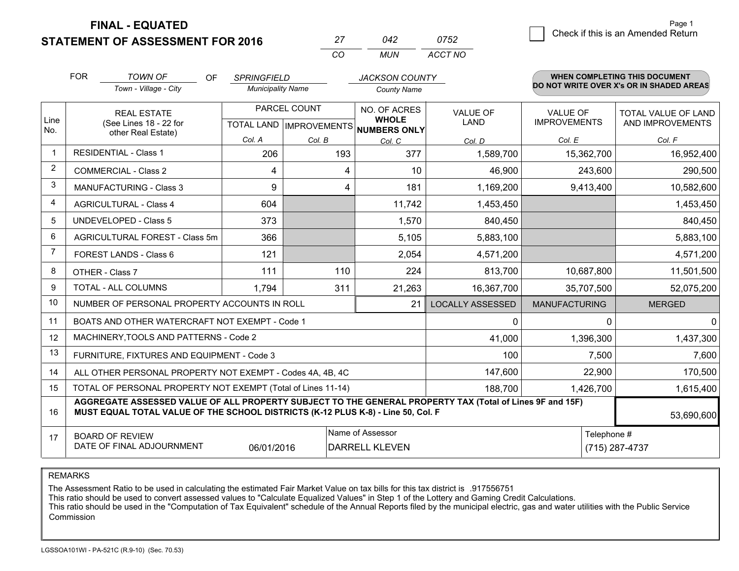**FINAL - EQUATED**

**STATEMENT OF ASSESSMENT FOR 2016**

| 27 | 042 | 0752 |
|---|---|---|
| CO | MUN | ACCT NO |

Page 1

☐ Check if this is an Amended Return

FOR *TOWN OF* (Town - Village - City) OF *SPRINGFIELD* (Municipality Name) *JACKSON COUNTY* (County Name)

**WHEN COMPLETING THIS DOCUMENT DO NOT WRITE OVER X's OR IN SHADED AREAS**

| Line No. | REAL ESTATE (See Lines 18 - 22 for other Real Estate) | PARCEL COUNT TOTAL LAND Col. A | PARCEL COUNT IMPROVEMENTS Col. B | NO. OF ACRES WHOLE NUMBERS ONLY Col. C | VALUE OF LAND Col. D | VALUE OF IMPROVEMENTS Col. E | TOTAL VALUE OF LAND AND IMPROVEMENTS Col. F |
|---|---|---|---|---|---|---|---|
| 1 | RESIDENTIAL - Class 1 | 206 | 193 | 377 | 1,589,700 | 15,362,700 | 16,952,400 |
| 2 | COMMERCIAL - Class 2 | 4 | 4 | 10 | 46,900 | 243,600 | 290,500 |
| 3 | MANUFACTURING - Class 3 | 9 | 4 | 181 | 1,169,200 | 9,413,400 | 10,582,600 |
| 4 | AGRICULTURAL - Class 4 | 604 | | 11,742 | 1,453,450 | | 1,453,450 |
| 5 | UNDEVELOPED - Class 5 | 373 | | 1,570 | 840,450 | | 840,450 |
| 6 | AGRICULTURAL FOREST - Class 5m | 366 | | 5,105 | 5,883,100 | | 5,883,100 |
| 7 | FOREST LANDS - Class 6 | 121 | | 2,054 | 4,571,200 | | 4,571,200 |
| 8 | OTHER - Class 7 | 111 | 110 | 224 | 813,700 | 10,687,800 | 11,501,500 |
| 9 | TOTAL - ALL COLUMNS | 1,794 | 311 | 21,263 | 16,367,700 | 35,707,500 | 52,075,200 |
| 10 | NUMBER OF PERSONAL PROPERTY ACCOUNTS IN ROLL | | | 21 | LOCALLY ASSESSED | MANUFACTURING | MERGED |
| 11 | BOATS AND OTHER WATERCRAFT NOT EXEMPT - Code 1 | | | | 0 | 0 | 0 |
| 12 | MACHINERY,TOOLS AND PATTERNS - Code 2 | | | | 41,000 | 1,396,300 | 1,437,300 |
| 13 | FURNITURE, FIXTURES AND EQUIPMENT - Code 3 | | | | 100 | 7,500 | 7,600 |
| 14 | ALL OTHER PERSONAL PROPERTY NOT EXEMPT - Codes 4A, 4B, 4C | | | | 147,600 | 22,900 | 170,500 |
| 15 | TOTAL OF PERSONAL PROPERTY NOT EXEMPT (Total of Lines 11-14) | | | | 188,700 | 1,426,700 | 1,615,400 |
| 16 | **AGGREGATE ASSESSED VALUE OF ALL PROPERTY SUBJECT TO THE GENERAL PROPERTY TAX (Total of Lines 9F and 15F) MUST EQUAL TOTAL VALUE OF THE SCHOOL DISTRICTS (K-12 PLUS K-8) - Line 50, Col. F** | | | | | | 53,690,600 |
| 17 | BOARD OF REVIEW DATE OF FINAL ADJOURNMENT | 06/01/2016 | | Name of Assessor: DARRELL KLEVEN | | Telephone #: (715) 287-4737 | |

REMARKS

The Assessment Ratio to be used in calculating the estimated Fair Market Value on tax bills for this tax district is .917556751
This ratio should be used to convert assessed values to "Calculate Equalized Values" in Step 1 of the Lottery and Gaming Credit Calculations.
This ratio should be used in the "Computation of Tax Equivalent" schedule of the Annual Reports filed by the municipal electric, gas and water utilities with the Public Service Commission

LGSSOA101WI - PA-521C (R.9-10) (Sec. 70.53)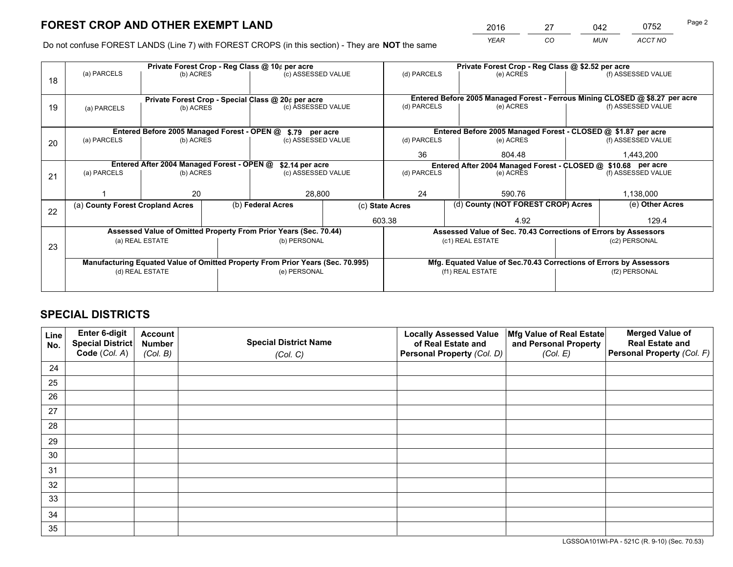# FOREST CROP AND OTHER EXEMPT LAND

| 2016 | 27 | 042 | 0752 |
|---|---|---|---|
| *YEAR* | *CO* | *MUN* | *ACCT NO* |

Do not confuse FOREST LANDS (Line 7) with FOREST CROPS (in this section) - They are **NOT** the same

| | Private Forest Crop - Reg Class @ 10¢ per acre | | | Private Forest Crop - Reg Class @ $2.52 per acre | | |
|---|---|---|---|---|---|---|
| 18 | (a) PARCELS | (b) ACRES | (c) ASSESSED VALUE | (d) PARCELS | (e) ACRES | (f) ASSESSED VALUE |
| | | | | | | |
| | **Private Forest Crop - Special Class @ 20¢ per acre** | | | **Entered Before 2005 Managed Forest - Ferrous Mining CLOSED @ $8.27 per acre** | | |
| 19 | (a) PARCELS | (b) ACRES | (c) ASSESSED VALUE | (d) PARCELS | (e) ACRES | (f) ASSESSED VALUE |
| | | | | | | |
| | **Entered Before 2005 Managed Forest - OPEN @ $.79 per acre** | | | **Entered Before 2005 Managed Forest - CLOSED @ $1.87 per acre** | | |
| 20 | (a) PARCELS | (b) ACRES | (c) ASSESSED VALUE | (d) PARCELS | (e) ACRES | (f) ASSESSED VALUE |
| | | | | 36 | 804.48 | 1,443,200 |
| | **Entered After 2004 Managed Forest - OPEN @ $2.14 per acre** | | | **Entered After 2004 Managed Forest - CLOSED @ $10.68 per acre** | | |
| 21 | (a) PARCELS | (b) ACRES | (c) ASSESSED VALUE | (d) PARCELS | (e) ACRES | (f) ASSESSED VALUE |
| | 1 | 20 | 28,800 | 24 | 590.76 | 1,138,000 |

| | (a) County Forest Cropland Acres | (b) Federal Acres | (c) State Acres | (d) County (NOT FOREST CROP) Acres | (e) Other Acres |
|---|---|---|---|---|---|
| 22 | | | 603.38 | 4.92 | 129.4 |

| | Assessed Value of Omitted Property From Prior Years (Sec. 70.44) | | Assessed Value of Sec. 70.43 Corrections of Errors by Assessors | |
|---|---|---|---|---|
| 23 | (a) REAL ESTATE | (b) PERSONAL | (c1) REAL ESTATE | (c2) PERSONAL |
| | | | | |
| | **Manufacturing Equated Value of Omitted Property From Prior Years (Sec. 70.995)** | | **Mfg. Equated Value of Sec.70.43 Corrections of Errors by Assessors** | |
| | (d) REAL ESTATE | (e) PERSONAL | (f1) REAL ESTATE | (f2) PERSONAL |
| | | | | |

# SPECIAL DISTRICTS

| Line No. | Enter 6-digit Special District Code (Col. A) | Account Number (Col. B) | Special District Name (Col. C) | Locally Assessed Value of Real Estate and Personal Property (Col. D) | Mfg Value of Real Estate and Personal Property (Col. E) | Merged Value of Real Estate and Personal Property (Col. F) |
|---|---|---|---|---|---|---|
| 24 | | | | | | |
| 25 | | | | | | |
| 26 | | | | | | |
| 27 | | | | | | |
| 28 | | | | | | |
| 29 | | | | | | |
| 30 | | | | | | |
| 31 | | | | | | |
| 32 | | | | | | |
| 33 | | | | | | |
| 34 | | | | | | |
| 35 | | | | | | |

LGSSOA101WI-PA - 521C (R. 9-10) (Sec. 70.53)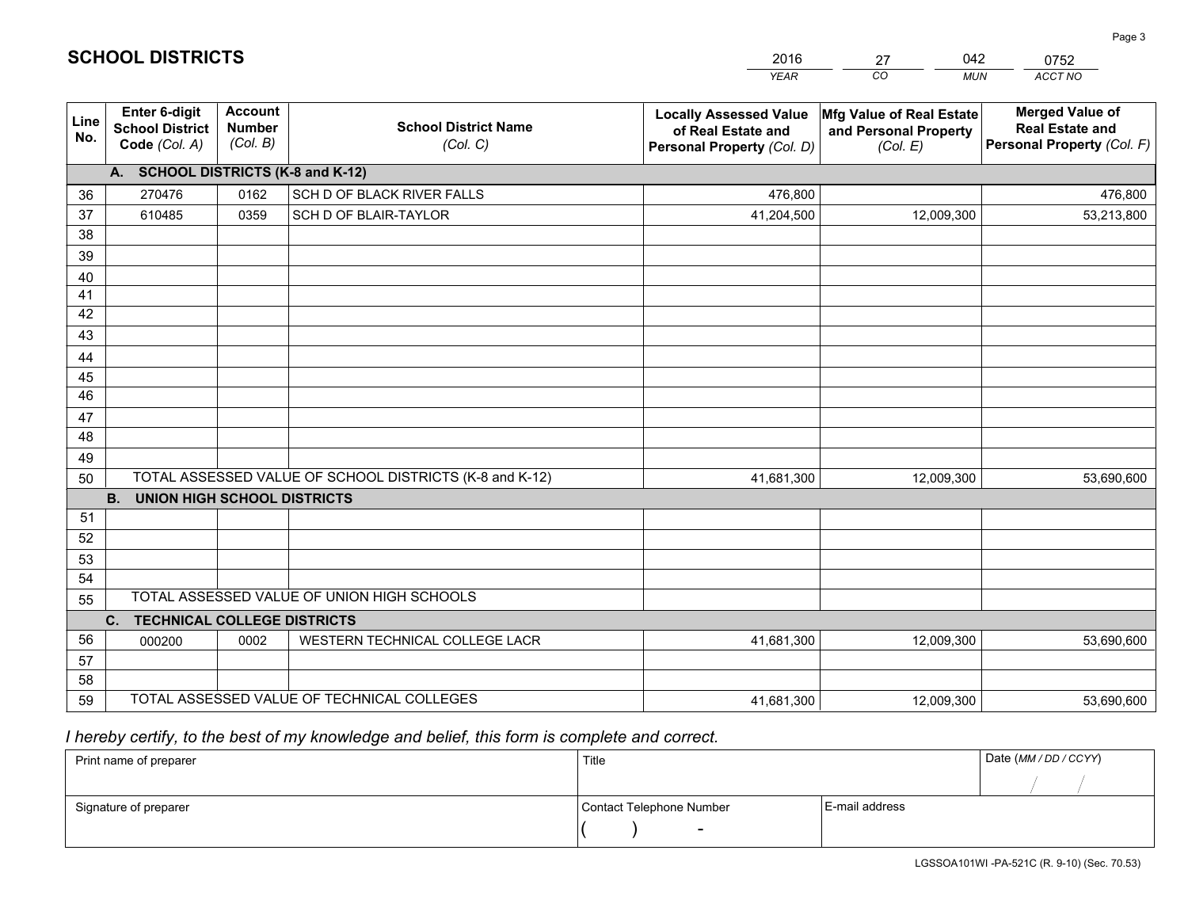# SCHOOL DISTRICTS

| 2016 | 27 | 042 | 0752 |
|---|---|---|---|
| *YEAR* | *CO* | *MUN* | *ACCT NO* |

| Line No. | Enter 6-digit School District Code *(Col. A)* | Account Number *(Col. B)* | School District Name *(Col. C)* | Locally Assessed Value of Real Estate and Personal Property *(Col. D)* | Mfg Value of Real Estate and Personal Property *(Col. E)* | Merged Value of Real Estate and Personal Property *(Col. F)* |
|---|---|---|---|---|---|---|
| | **A. SCHOOL DISTRICTS (K-8 and K-12)** | | | | | |
| 36 | 270476 | 0162 | SCH D OF BLACK RIVER FALLS | 476,800 | | 476,800 |
| 37 | 610485 | 0359 | SCH D OF BLAIR-TAYLOR | 41,204,500 | 12,009,300 | 53,213,800 |
| 38 | | | | | | |
| 39 | | | | | | |
| 40 | | | | | | |
| 41 | | | | | | |
| 42 | | | | | | |
| 43 | | | | | | |
| 44 | | | | | | |
| 45 | | | | | | |
| 46 | | | | | | |
| 47 | | | | | | |
| 48 | | | | | | |
| 49 | | | | | | |
| 50 | TOTAL ASSESSED VALUE OF SCHOOL DISTRICTS (K-8 and K-12) | | | 41,681,300 | 12,009,300 | 53,690,600 |
| | **B. UNION HIGH SCHOOL DISTRICTS** | | | | | |
| 51 | | | | | | |
| 52 | | | | | | |
| 53 | | | | | | |
| 54 | | | | | | |
| 55 | TOTAL ASSESSED VALUE OF UNION HIGH SCHOOLS | | | | | |
| | **C. TECHNICAL COLLEGE DISTRICTS** | | | | | |
| 56 | 000200 | 0002 | WESTERN TECHNICAL COLLEGE LACR | 41,681,300 | 12,009,300 | 53,690,600 |
| 57 | | | | | | |
| 58 | | | | | | |
| 59 | TOTAL ASSESSED VALUE OF TECHNICAL COLLEGES | | | 41,681,300 | 12,009,300 | 53,690,600 |

*I hereby certify, to the best of my knowledge and belief, this form is complete and correct.*

| Print name of preparer | Title | | Date *(MM / DD / CCYY)* |
|---|---|---|---|
| | | | / / |
| Signature of preparer | Contact Telephone Number | E-mail address | |
| | ( ) - | | |

LGSSOA101WI -PA-521C (R. 9-10) (Sec. 70.53)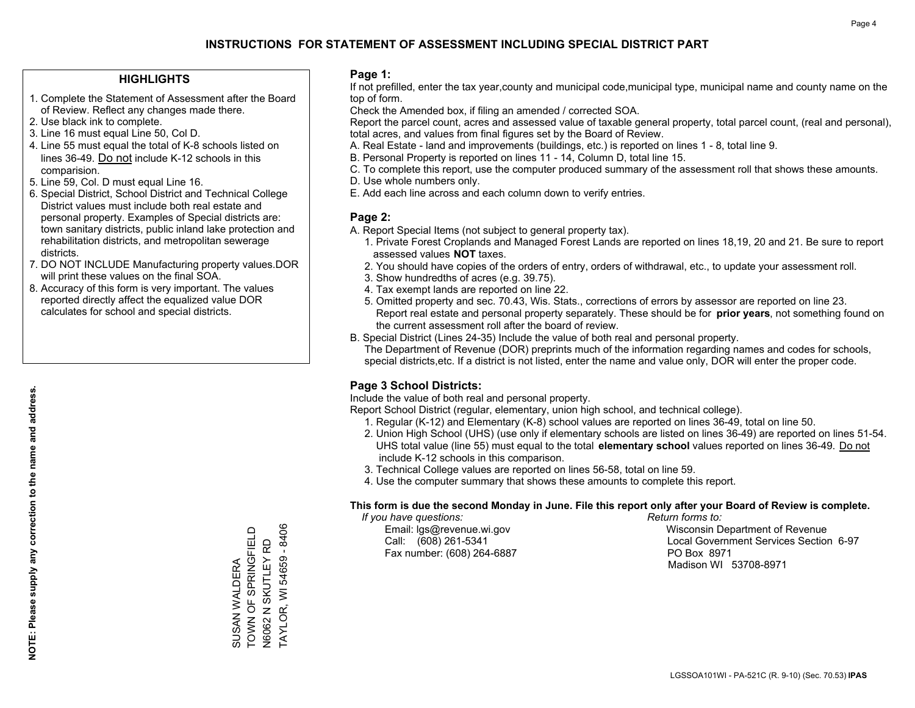# INSTRUCTIONS FOR STATEMENT OF ASSESSMENT INCLUDING SPECIAL DISTRICT PART

## HIGHLIGHTS

1. Complete the Statement of Assessment after the Board of Review. Reflect any changes made there.
2. Use black ink to complete.
3. Line 16 must equal Line 50, Col D.
4. Line 55 must equal the total of K-8 schools listed on lines 36-49. Do not include K-12 schools in this comparision.
5. Line 59, Col. D must equal Line 16.
6. Special District, School District and Technical College District values must include both real estate and personal property. Examples of Special districts are: town sanitary districts, public inland lake protection and rehabilitation districts, and metropolitan sewerage districts.
7. DO NOT INCLUDE Manufacturing property values.DOR will print these values on the final SOA.
8. Accuracy of this form is very important. The values reported directly affect the equalized value DOR calculates for school and special districts.

**NOTE: Please supply any correction to the name and address.**

SUSAN WALDERA
TOWN OF SPRINGFIELD
N6062 N SKUTLEY RD
TAYLOR, WI 54659 - 8406

## Page 1:

If not prefilled, enter the tax year,county and municipal code,municipal type, municipal name and county name on the top of form.

Check the Amended box, if filing an amended / corrected SOA.

Report the parcel count, acres and assessed value of taxable general property, total parcel count, (real and personal), total acres, and values from final figures set by the Board of Review.

A. Real Estate - land and improvements (buildings, etc.) is reported on lines 1 - 8, total line 9.
B. Personal Property is reported on lines 11 - 14, Column D, total line 15.
C. To complete this report, use the computer produced summary of the assessment roll that shows these amounts.
D. Use whole numbers only.
E. Add each line across and each column down to verify entries.

## Page 2:

A. Report Special Items (not subject to general property tax).
   1. Private Forest Croplands and Managed Forest Lands are reported on lines 18,19, 20 and 21. Be sure to report assessed values **NOT** taxes.
   2. You should have copies of the orders of entry, orders of withdrawal, etc., to update your assessment roll.
   3. Show hundredths of acres (e.g. 39.75).
   4. Tax exempt lands are reported on line 22.
   5. Omitted property and sec. 70.43, Wis. Stats., corrections of errors by assessor are reported on line 23. Report real estate and personal property separately. These should be for **prior years**, not something found on the current assessment roll after the board of review.
B. Special District (Lines 24-35) Include the value of both real and personal property.
   The Department of Revenue (DOR) preprints much of the information regarding names and codes for schools, special districts,etc. If a district is not listed, enter the name and value only, DOR will enter the proper code.

## Page 3 School Districts:

Include the value of both real and personal property.

Report School District (regular, elementary, union high school, and technical college).

1. Regular (K-12) and Elementary (K-8) school values are reported on lines 36-49, total on line 50.
2. Union High School (UHS) (use only if elementary schools are listed on lines 36-49) are reported on lines 51-54. UHS total value (line 55) must equal to the total **elementary school** values reported on lines 36-49. Do not include K-12 schools in this comparison.
3. Technical College values are reported on lines 56-58, total on line 59.
4. Use the computer summary that shows these amounts to complete this report.

**This form is due the second Monday in June. File this report only after your Board of Review is complete.**

*If you have questions:*
Email: lgs@revenue.wi.gov
Call: (608) 261-5341
Fax number: (608) 264-6887

*Return forms to:*
Wisconsin Department of Revenue
Local Government Services Section 6-97
PO Box 8971
Madison WI 53708-8971

LGSSOA101WI - PA-521C (R. 9-10) (Sec. 70.53) **IPAS**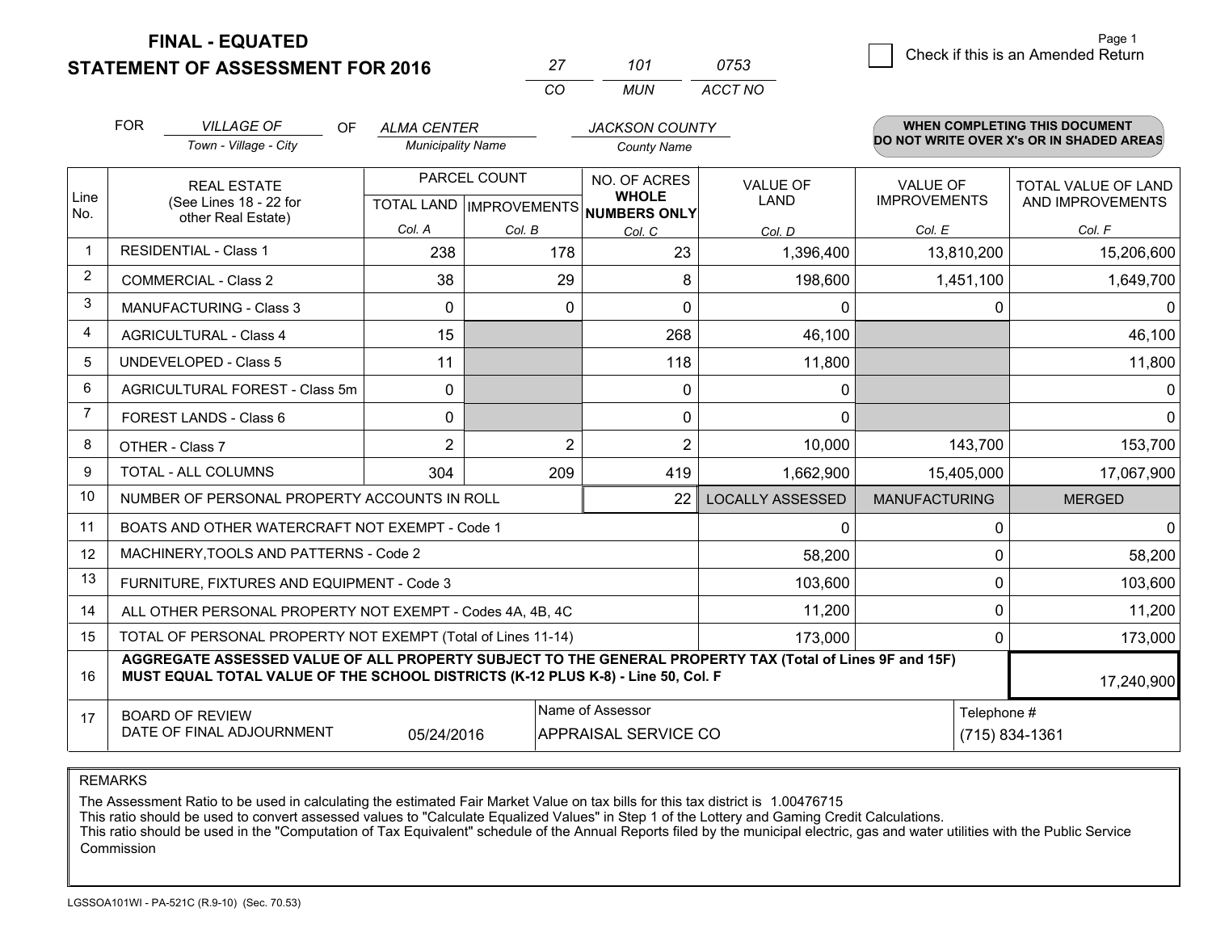# FINAL - EQUATED
## STATEMENT OF ASSESSMENT FOR 2016

| 27 | 101 | 0753 |
|---|---|---|
| CO | MUN | ACCT NO |

☐ Check if this is an Amended Return

FOR *VILLAGE OF* (Town - Village - City) OF *ALMA CENTER* (Municipality Name) *JACKSON COUNTY* (County Name)

**WHEN COMPLETING THIS DOCUMENT DO NOT WRITE OVER X's OR IN SHADED AREAS**

| Line No. | REAL ESTATE (See Lines 18 - 22 for other Real Estate) | PARCEL COUNT TOTAL LAND Col. A | PARCEL COUNT IMPROVEMENTS Col. B | NO. OF ACRES WHOLE NUMBERS ONLY Col. C | VALUE OF LAND Col. D | VALUE OF IMPROVEMENTS Col. E | TOTAL VALUE OF LAND AND IMPROVEMENTS Col. F |
|---|---|---|---|---|---|---|---|
| 1 | RESIDENTIAL - Class 1 | 238 | 178 | 23 | 1,396,400 | 13,810,200 | 15,206,600 |
| 2 | COMMERCIAL - Class 2 | 38 | 29 | 8 | 198,600 | 1,451,100 | 1,649,700 |
| 3 | MANUFACTURING - Class 3 | 0 | 0 | 0 | 0 | 0 | 0 |
| 4 | AGRICULTURAL - Class 4 | 15 | | 268 | 46,100 | | 46,100 |
| 5 | UNDEVELOPED - Class 5 | 11 | | 118 | 11,800 | | 11,800 |
| 6 | AGRICULTURAL FOREST - Class 5m | 0 | | 0 | 0 | | 0 |
| 7 | FOREST LANDS - Class 6 | 0 | | 0 | 0 | | 0 |
| 8 | OTHER - Class 7 | 2 | 2 | 2 | 10,000 | 143,700 | 153,700 |
| 9 | TOTAL - ALL COLUMNS | 304 | 209 | 419 | 1,662,900 | 15,405,000 | 17,067,900 |
| 10 | NUMBER OF PERSONAL PROPERTY ACCOUNTS IN ROLL | | | 22 | LOCALLY ASSESSED | MANUFACTURING | MERGED |
| 11 | BOATS AND OTHER WATERCRAFT NOT EXEMPT - Code 1 | | | | 0 | 0 | 0 |
| 12 | MACHINERY,TOOLS AND PATTERNS - Code 2 | | | | 58,200 | 0 | 58,200 |
| 13 | FURNITURE, FIXTURES AND EQUIPMENT - Code 3 | | | | 103,600 | 0 | 103,600 |
| 14 | ALL OTHER PERSONAL PROPERTY NOT EXEMPT - Codes 4A, 4B, 4C | | | | 11,200 | 0 | 11,200 |
| 15 | TOTAL OF PERSONAL PROPERTY NOT EXEMPT (Total of Lines 11-14) | | | | 173,000 | 0 | 173,000 |
| 16 | **AGGREGATE ASSESSED VALUE OF ALL PROPERTY SUBJECT TO THE GENERAL PROPERTY TAX (Total of Lines 9F and 15F) MUST EQUAL TOTAL VALUE OF THE SCHOOL DISTRICTS (K-12 PLUS K-8) - Line 50, Col. F** | | | | | | 17,240,900 |
| 17 | BOARD OF REVIEW DATE OF FINAL ADJOURNMENT | 05/24/2016 | | Name of Assessor: APPRAISAL SERVICE CO | | Telephone #: (715) 834-1361 | |

REMARKS

The Assessment Ratio to be used in calculating the estimated Fair Market Value on tax bills for this tax district is 1.00476715
This ratio should be used to convert assessed values to "Calculate Equalized Values" in Step 1 of the Lottery and Gaming Credit Calculations.
This ratio should be used in the "Computation of Tax Equivalent" schedule of the Annual Reports filed by the municipal electric, gas and water utilities with the Public Service Commission

LGSSOA101WI - PA-521C (R.9-10) (Sec. 70.53)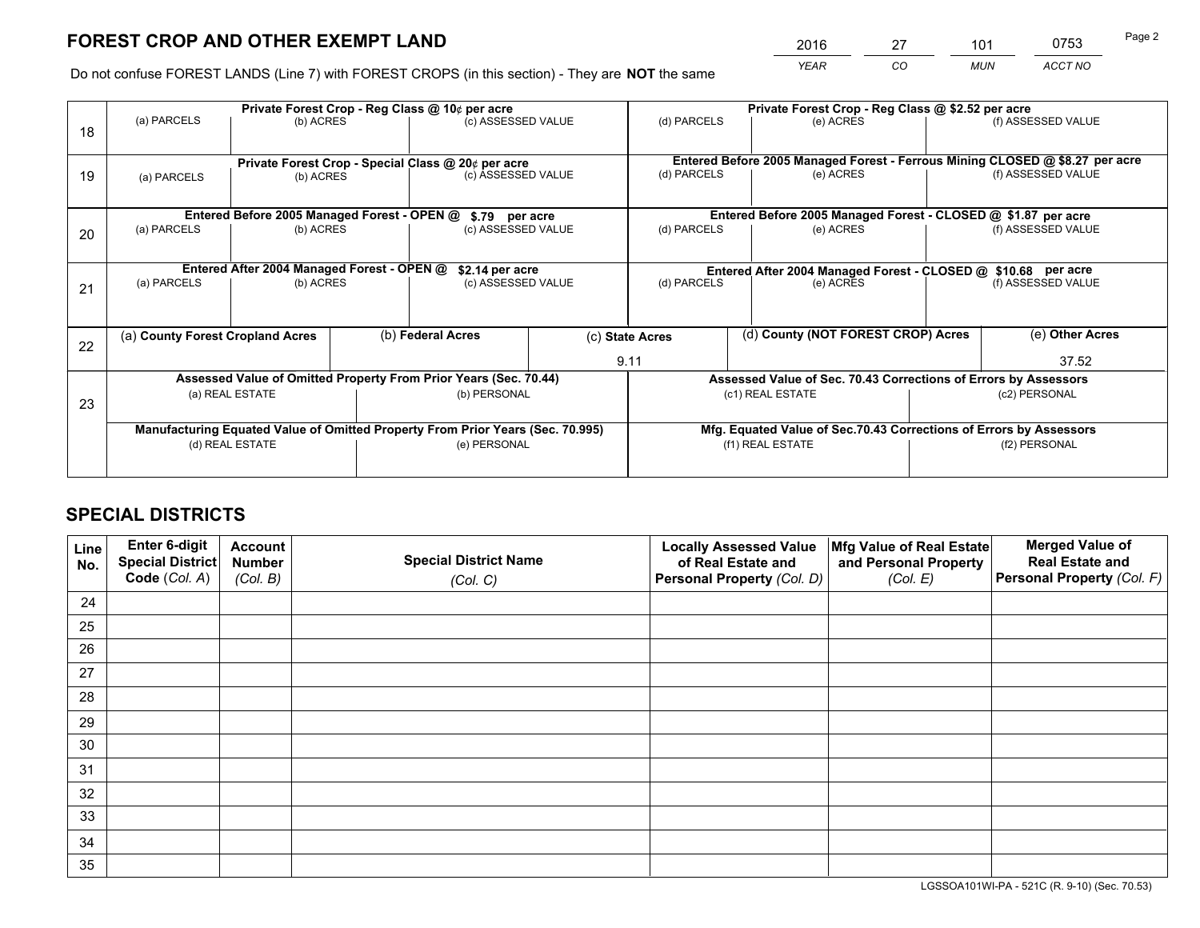# FOREST CROP AND OTHER EXEMPT LAND

| 2016 | 27 | 101 | 0753 |
|---|---|---|---|
| *YEAR* | *CO* | *MUN* | *ACCT NO* |

Do not confuse FOREST LANDS (Line 7) with FOREST CROPS (in this section) - They are **NOT** the same

| Line | Private Forest Crop - Reg Class @ 10¢ per acre | | | Private Forest Crop - Reg Class @ $2.52 per acre | | |
|---|---|---|---|---|---|---|
| 18 | (a) PARCELS | (b) ACRES | (c) ASSESSED VALUE | (d) PARCELS | (e) ACRES | (f) ASSESSED VALUE |
| | **Private Forest Crop - Special Class @ 20¢ per acre** | | | **Entered Before 2005 Managed Forest - Ferrous Mining CLOSED @ $8.27 per acre** | | |
| 19 | (a) PARCELS | (b) ACRES | (c) ASSESSED VALUE | (d) PARCELS | (e) ACRES | (f) ASSESSED VALUE |
| | **Entered Before 2005 Managed Forest - OPEN @ $.79 per acre** | | | **Entered Before 2005 Managed Forest - CLOSED @ $1.87 per acre** | | |
| 20 | (a) PARCELS | (b) ACRES | (c) ASSESSED VALUE | (d) PARCELS | (e) ACRES | (f) ASSESSED VALUE |
| | **Entered After 2004 Managed Forest - OPEN @ $2.14 per acre** | | | **Entered After 2004 Managed Forest - CLOSED @ $10.68 per acre** | | |
| 21 | (a) PARCELS | (b) ACRES | (c) ASSESSED VALUE | (d) PARCELS | (e) ACRES | (f) ASSESSED VALUE |

| Line | (a) County Forest Cropland Acres | (b) Federal Acres | (c) State Acres | (d) County (NOT FOREST CROP) Acres | (e) Other Acres |
|---|---|---|---|---|---|
| 22 | | | 9.11 | | 37.52 |

| Line | Assessed Value of Omitted Property From Prior Years (Sec. 70.44) | | Assessed Value of Sec. 70.43 Corrections of Errors by Assessors | |
|---|---|---|---|---|
| 23 | (a) REAL ESTATE | (b) PERSONAL | (c1) REAL ESTATE | (c2) PERSONAL |
| | **Manufacturing Equated Value of Omitted Property From Prior Years (Sec. 70.995)** | | **Mfg. Equated Value of Sec.70.43 Corrections of Errors by Assessors** | |
| | (d) REAL ESTATE | (e) PERSONAL | (f1) REAL ESTATE | (f2) PERSONAL |

# SPECIAL DISTRICTS

| Line No. | Enter 6-digit Special District Code (*Col. A*) | Account Number (*Col. B*) | Special District Name (*Col. C*) | Locally Assessed Value of Real Estate and Personal Property (*Col. D*) | Mfg Value of Real Estate and Personal Property (*Col. E*) | Merged Value of Real Estate and Personal Property (*Col. F*) |
|---|---|---|---|---|---|---|
| 24 | | | | | | |
| 25 | | | | | | |
| 26 | | | | | | |
| 27 | | | | | | |
| 28 | | | | | | |
| 29 | | | | | | |
| 30 | | | | | | |
| 31 | | | | | | |
| 32 | | | | | | |
| 33 | | | | | | |
| 34 | | | | | | |
| 35 | | | | | | |

LGSSOA101WI-PA - 521C (R. 9-10) (Sec. 70.53)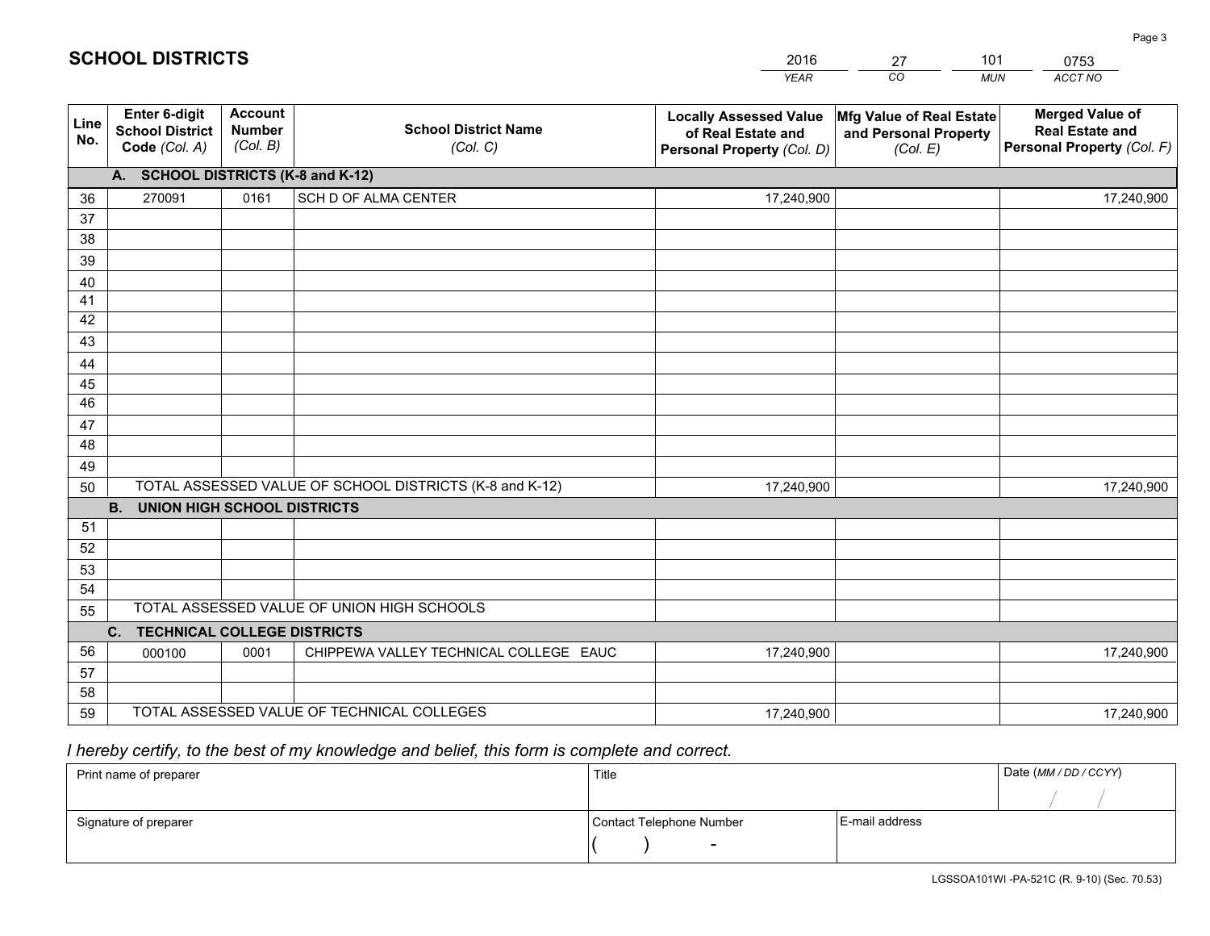# SCHOOL DISTRICTS

| 2016 | 27 | 101 | 0753 |
|---|---|---|---|
| *YEAR* | *CO* | *MUN* | *ACCT NO* |

| Line No. | Enter 6-digit School District Code *(Col. A)* | Account Number *(Col. B)* | School District Name *(Col. C)* | Locally Assessed Value of Real Estate and Personal Property *(Col. D)* | Mfg Value of Real Estate and Personal Property *(Col. E)* | Merged Value of Real Estate and Personal Property *(Col. F)* |
|---|---|---|---|---|---|---|
| | **A. SCHOOL DISTRICTS (K-8 and K-12)** | | | | | |
| 36 | 270091 | 0161 | SCH D OF ALMA CENTER | 17,240,900 | | 17,240,900 |
| 37 | | | | | | |
| 38 | | | | | | |
| 39 | | | | | | |
| 40 | | | | | | |
| 41 | | | | | | |
| 42 | | | | | | |
| 43 | | | | | | |
| 44 | | | | | | |
| 45 | | | | | | |
| 46 | | | | | | |
| 47 | | | | | | |
| 48 | | | | | | |
| 49 | | | | | | |
| 50 | TOTAL ASSESSED VALUE OF SCHOOL DISTRICTS (K-8 and K-12) | | | 17,240,900 | | 17,240,900 |
| | **B. UNION HIGH SCHOOL DISTRICTS** | | | | | |
| 51 | | | | | | |
| 52 | | | | | | |
| 53 | | | | | | |
| 54 | | | | | | |
| 55 | TOTAL ASSESSED VALUE OF UNION HIGH SCHOOLS | | | | | |
| | **C. TECHNICAL COLLEGE DISTRICTS** | | | | | |
| 56 | 000100 | 0001 | CHIPPEWA VALLEY TECHNICAL COLLEGE EAUC | 17,240,900 | | 17,240,900 |
| 57 | | | | | | |
| 58 | | | | | | |
| 59 | TOTAL ASSESSED VALUE OF TECHNICAL COLLEGES | | | 17,240,900 | | 17,240,900 |

*I hereby certify, to the best of my knowledge and belief, this form is complete and correct.*

| Print name of preparer | Title | | Date *(MM / DD / CCYY)* |
|---|---|---|---|
| | | | / / |
| Signature of preparer | Contact Telephone Number | E-mail address | |
| | ( ) - | | |

LGSSOA101WI -PA-521C (R. 9-10) (Sec. 70.53)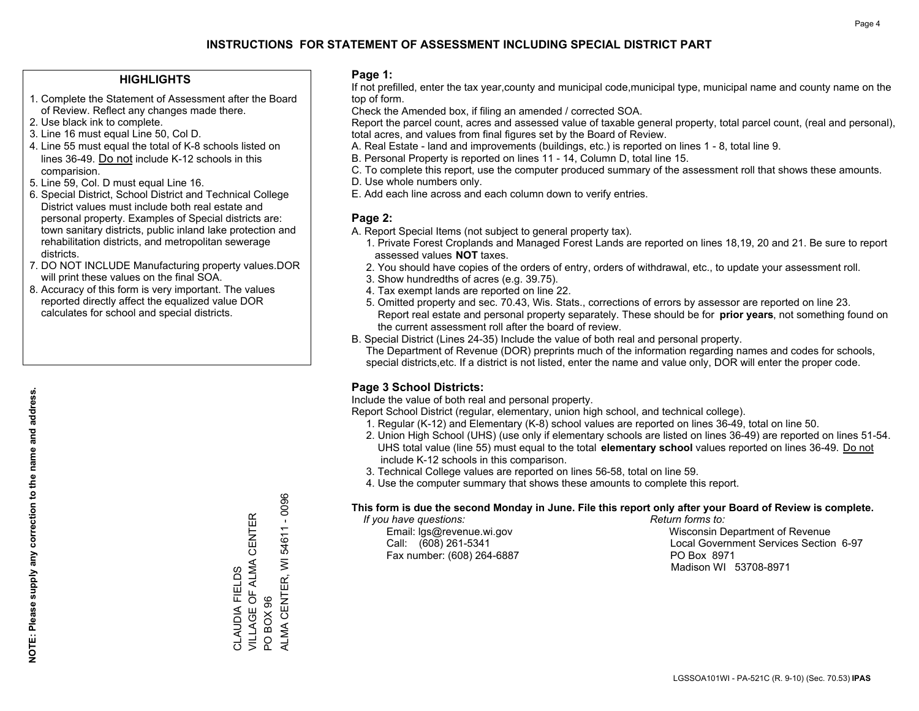# INSTRUCTIONS FOR STATEMENT OF ASSESSMENT INCLUDING SPECIAL DISTRICT PART

## HIGHLIGHTS

1. Complete the Statement of Assessment after the Board of Review. Reflect any changes made there.
2. Use black ink to complete.
3. Line 16 must equal Line 50, Col D.
4. Line 55 must equal the total of K-8 schools listed on lines 36-49. Do not include K-12 schools in this comparision.
5. Line 59, Col. D must equal Line 16.
6. Special District, School District and Technical College District values must include both real estate and personal property. Examples of Special districts are: town sanitary districts, public inland lake protection and rehabilitation districts, and metropolitan sewerage districts.
7. DO NOT INCLUDE Manufacturing property values.DOR will print these values on the final SOA.
8. Accuracy of this form is very important. The values reported directly affect the equalized value DOR calculates for school and special districts.

**NOTE: Please supply any correction to the name and address.**

CLAUDIA FIELDS
VILLAGE OF ALMA CENTER
PO BOX 96
ALMA CENTER, WI 54611 - 0096

## Page 1:

If not prefilled, enter the tax year,county and municipal code,municipal type, municipal name and county name on the top of form.

Check the Amended box, if filing an amended / corrected SOA.

Report the parcel count, acres and assessed value of taxable general property, total parcel count, (real and personal), total acres, and values from final figures set by the Board of Review.

A. Real Estate - land and improvements (buildings, etc.) is reported on lines 1 - 8, total line 9.
B. Personal Property is reported on lines 11 - 14, Column D, total line 15.
C. To complete this report, use the computer produced summary of the assessment roll that shows these amounts.
D. Use whole numbers only.
E. Add each line across and each column down to verify entries.

## Page 2:

A. Report Special Items (not subject to general property tax).
   1. Private Forest Croplands and Managed Forest Lands are reported on lines 18,19, 20 and 21. Be sure to report assessed values **NOT** taxes.
   2. You should have copies of the orders of entry, orders of withdrawal, etc., to update your assessment roll.
   3. Show hundredths of acres (e.g. 39.75).
   4. Tax exempt lands are reported on line 22.
   5. Omitted property and sec. 70.43, Wis. Stats., corrections of errors by assessor are reported on line 23. Report real estate and personal property separately. These should be for **prior years**, not something found on the current assessment roll after the board of review.
B. Special District (Lines 24-35) Include the value of both real and personal property. The Department of Revenue (DOR) preprints much of the information regarding names and codes for schools, special districts,etc. If a district is not listed, enter the name and value only, DOR will enter the proper code.

## Page 3 School Districts:

Include the value of both real and personal property.

Report School District (regular, elementary, union high school, and technical college).

1. Regular (K-12) and Elementary (K-8) school values are reported on lines 36-49, total on line 50.
2. Union High School (UHS) (use only if elementary schools are listed on lines 36-49) are reported on lines 51-54. UHS total value (line 55) must equal to the total **elementary school** values reported on lines 36-49. Do not include K-12 schools in this comparison.
3. Technical College values are reported on lines 56-58, total on line 59.
4. Use the computer summary that shows these amounts to complete this report.

**This form is due the second Monday in June. File this report only after your Board of Review is complete.**

*If you have questions:*
Email: lgs@revenue.wi.gov
Call: (608) 261-5341
Fax number: (608) 264-6887

*Return forms to:*
Wisconsin Department of Revenue
Local Government Services Section 6-97
PO Box 8971
Madison WI 53708-8971

LGSSOA101WI - PA-521C (R. 9-10) (Sec. 70.53) **IPAS**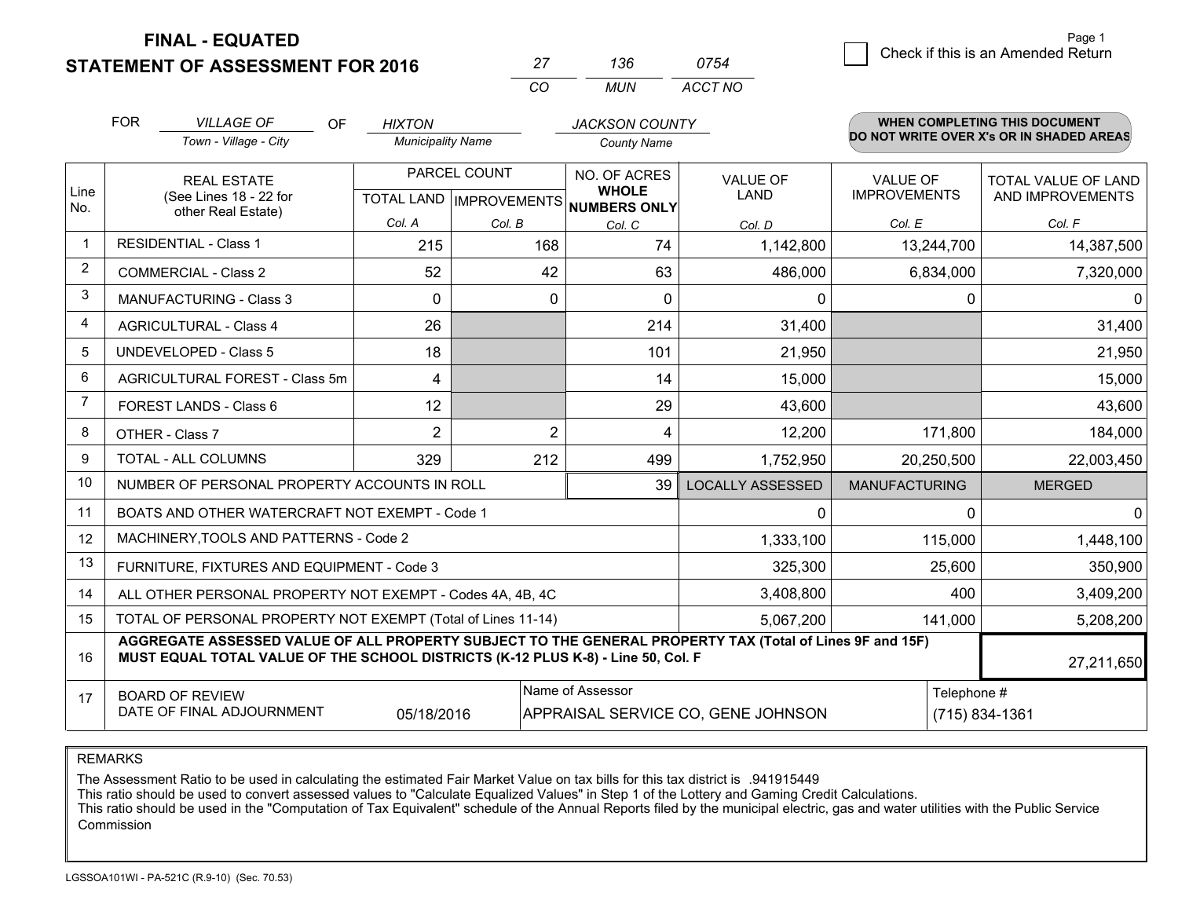**FINAL - EQUATED**

**STATEMENT OF ASSESSMENT FOR 2016**

| 27 | 136 | 0754 |
|---|---|---|
| CO | MUN | ACCT NO |

☐ Check if this is an Amended Return

Page 1

FOR *VILLAGE OF* (Town - Village - City) OF *HIXTON* (Municipality Name) *JACKSON COUNTY* (County Name)

**WHEN COMPLETING THIS DOCUMENT DO NOT WRITE OVER X's OR IN SHADED AREAS**

| Line No. | REAL ESTATE (See Lines 18 - 22 for other Real Estate) | PARCEL COUNT TOTAL LAND Col. A | IMPROVEMENTS Col. B | NO. OF ACRES WHOLE NUMBERS ONLY Col. C | VALUE OF LAND Col. D | VALUE OF IMPROVEMENTS Col. E | TOTAL VALUE OF LAND AND IMPROVEMENTS Col. F |
|---|---|---|---|---|---|---|---|
| 1 | RESIDENTIAL - Class 1 | 215 | 168 | 74 | 1,142,800 | 13,244,700 | 14,387,500 |
| 2 | COMMERCIAL - Class 2 | 52 | 42 | 63 | 486,000 | 6,834,000 | 7,320,000 |
| 3 | MANUFACTURING - Class 3 | 0 | 0 | 0 | 0 | 0 | 0 |
| 4 | AGRICULTURAL - Class 4 | 26 | | 214 | 31,400 | | 31,400 |
| 5 | UNDEVELOPED - Class 5 | 18 | | 101 | 21,950 | | 21,950 |
| 6 | AGRICULTURAL FOREST - Class 5m | 4 | | 14 | 15,000 | | 15,000 |
| 7 | FOREST LANDS - Class 6 | 12 | | 29 | 43,600 | | 43,600 |
| 8 | OTHER - Class 7 | 2 | 2 | 4 | 12,200 | 171,800 | 184,000 |
| 9 | TOTAL - ALL COLUMNS | 329 | 212 | 499 | 1,752,950 | 20,250,500 | 22,003,450 |
| 10 | NUMBER OF PERSONAL PROPERTY ACCOUNTS IN ROLL | | | 39 | LOCALLY ASSESSED | MANUFACTURING | MERGED |
| 11 | BOATS AND OTHER WATERCRAFT NOT EXEMPT - Code 1 | | | | 0 | 0 | 0 |
| 12 | MACHINERY,TOOLS AND PATTERNS - Code 2 | | | | 1,333,100 | 115,000 | 1,448,100 |
| 13 | FURNITURE, FIXTURES AND EQUIPMENT - Code 3 | | | | 325,300 | 25,600 | 350,900 |
| 14 | ALL OTHER PERSONAL PROPERTY NOT EXEMPT - Codes 4A, 4B, 4C | | | | 3,408,800 | 400 | 3,409,200 |
| 15 | TOTAL OF PERSONAL PROPERTY NOT EXEMPT (Total of Lines 11-14) | | | | 5,067,200 | 141,000 | 5,208,200 |
| 16 | **AGGREGATE ASSESSED VALUE OF ALL PROPERTY SUBJECT TO THE GENERAL PROPERTY TAX (Total of Lines 9F and 15F) MUST EQUAL TOTAL VALUE OF THE SCHOOL DISTRICTS (K-12 PLUS K-8) - Line 50, Col. F** | | | | | | 27,211,650 |
| 17 | BOARD OF REVIEW DATE OF FINAL ADJOURNMENT | 05/18/2016 | Name of Assessor: APPRAISAL SERVICE CO, GENE JOHNSON | | | Telephone #: (715) 834-1361 | |

REMARKS

The Assessment Ratio to be used in calculating the estimated Fair Market Value on tax bills for this tax district is .941915449
This ratio should be used to convert assessed values to "Calculate Equalized Values" in Step 1 of the Lottery and Gaming Credit Calculations.
This ratio should be used in the "Computation of Tax Equivalent" schedule of the Annual Reports filed by the municipal electric, gas and water utilities with the Public Service Commission

LGSSOA101WI - PA-521C (R.9-10) (Sec. 70.53)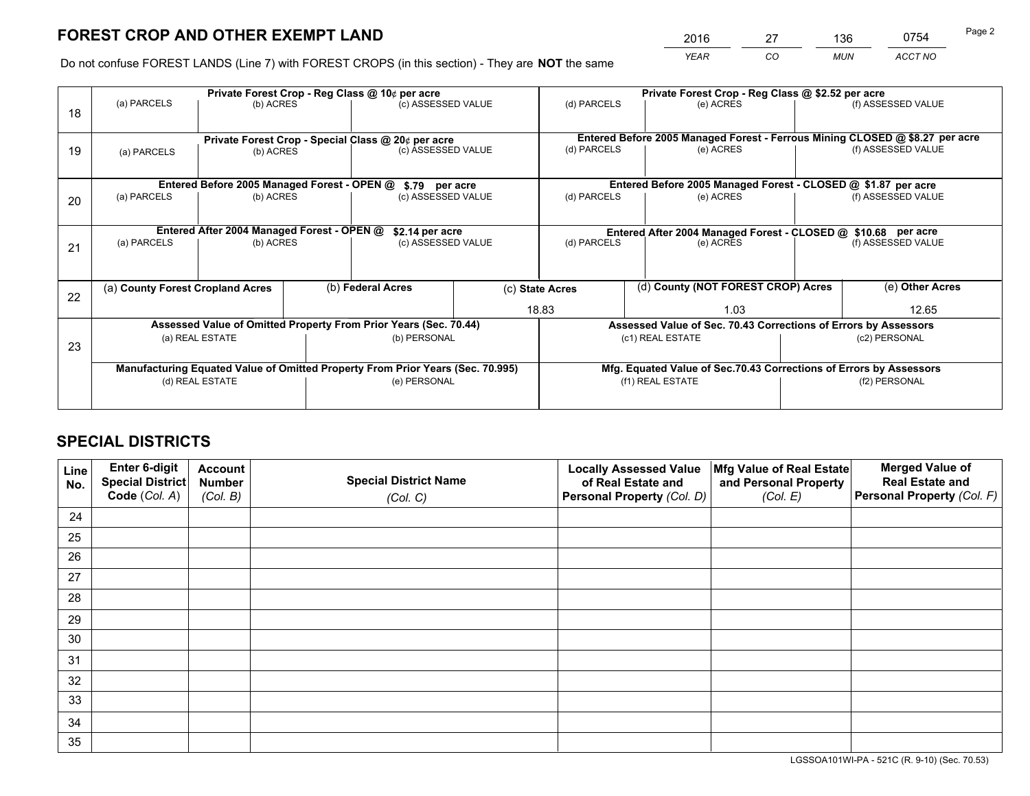# FOREST CROP AND OTHER EXEMPT LAND

| 2016 | 27 | 136 | 0754 |
|---|---|---|---|
| *YEAR* | *CO* | *MUN* | *ACCT NO* |

Do not confuse FOREST LANDS (Line 7) with FOREST CROPS (in this section) - They are **NOT** the same

| Line | Private Forest Crop - Reg Class @ 10¢ per acre | | | Private Forest Crop - Reg Class @ $2.52 per acre | | |
|---|---|---|---|---|---|---|
| 18 | (a) PARCELS | (b) ACRES | (c) ASSESSED VALUE | (d) PARCELS | (e) ACRES | (f) ASSESSED VALUE |
| | **Private Forest Crop - Special Class @ 20¢ per acre** | | | **Entered Before 2005 Managed Forest - Ferrous Mining CLOSED @ $8.27 per acre** | | |
| 19 | (a) PARCELS | (b) ACRES | (c) ASSESSED VALUE | (d) PARCELS | (e) ACRES | (f) ASSESSED VALUE |
| | **Entered Before 2005 Managed Forest - OPEN @ $.79 per acre** | | | **Entered Before 2005 Managed Forest - CLOSED @ $1.87 per acre** | | |
| 20 | (a) PARCELS | (b) ACRES | (c) ASSESSED VALUE | (d) PARCELS | (e) ACRES | (f) ASSESSED VALUE |
| | **Entered After 2004 Managed Forest - OPEN @ $2.14 per acre** | | | **Entered After 2004 Managed Forest - CLOSED @ $10.68 per acre** | | |
| 21 | (a) PARCELS | (b) ACRES | (c) ASSESSED VALUE | (d) PARCELS | (e) ACRES | (f) ASSESSED VALUE |

| Line | (a) **County Forest Cropland Acres** | (b) **Federal Acres** | (c) **State Acres** | (d) **County (NOT FOREST CROP) Acres** | (e) **Other Acres** |
|---|---|---|---|---|---|
| 22 | | | 18.83 | 1.03 | 12.65 |

| Line | Assessed Value of Omitted Property From Prior Years (Sec. 70.44) | | Assessed Value of Sec. 70.43 Corrections of Errors by Assessors | |
|---|---|---|---|---|
| 23 | (a) REAL ESTATE | (b) PERSONAL | (c1) REAL ESTATE | (c2) PERSONAL |
| | **Manufacturing Equated Value of Omitted Property From Prior Years (Sec. 70.995)** | | **Mfg. Equated Value of Sec.70.43 Corrections of Errors by Assessors** | |
| | (d) REAL ESTATE | (e) PERSONAL | (f1) REAL ESTATE | (f2) PERSONAL |

# SPECIAL DISTRICTS

| Line No. | Enter 6-digit Special District Code (*Col. A*) | Account Number (*Col. B*) | Special District Name (*Col. C*) | Locally Assessed Value of Real Estate and Personal Property (*Col. D*) | Mfg Value of Real Estate and Personal Property (*Col. E*) | Merged Value of Real Estate and Personal Property (*Col. F*) |
|---|---|---|---|---|---|---|
| 24 | | | | | | |
| 25 | | | | | | |
| 26 | | | | | | |
| 27 | | | | | | |
| 28 | | | | | | |
| 29 | | | | | | |
| 30 | | | | | | |
| 31 | | | | | | |
| 32 | | | | | | |
| 33 | | | | | | |
| 34 | | | | | | |
| 35 | | | | | | |

LGSSOA101WI-PA - 521C (R. 9-10) (Sec. 70.53)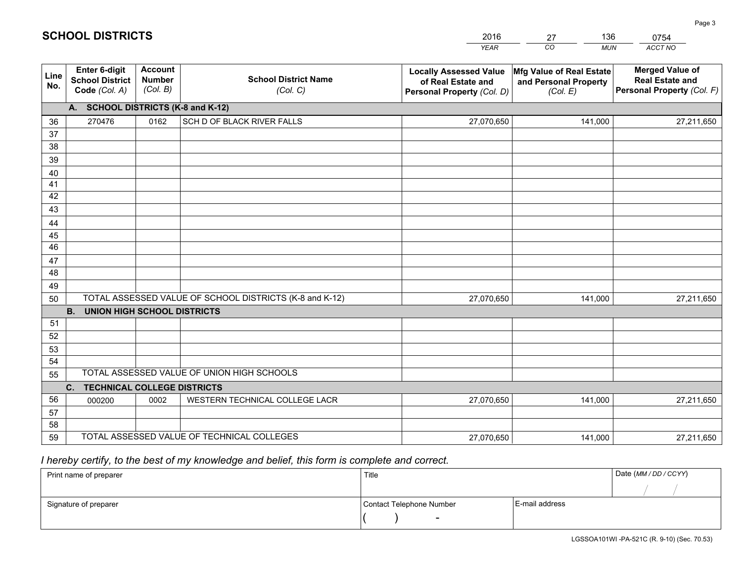## SCHOOL DISTRICTS

| 2016 | 27 | 136 | 0754 |
|---|---|---|---|
| *YEAR* | *CO* | *MUN* | *ACCT NO* |

| Line No. | Enter 6-digit School District Code (Col. A) | Account Number (Col. B) | School District Name (Col. C) | Locally Assessed Value of Real Estate and Personal Property (Col. D) | Mfg Value of Real Estate and Personal Property (Col. E) | Merged Value of Real Estate and Personal Property (Col. F) |
|---|---|---|---|---|---|---|
| **A. SCHOOL DISTRICTS (K-8 and K-12)** | | | | | | |
| 36 | 270476 | 0162 | SCH D OF BLACK RIVER FALLS | 27,070,650 | 141,000 | 27,211,650 |
| 37 | | | | | | |
| 38 | | | | | | |
| 39 | | | | | | |
| 40 | | | | | | |
| 41 | | | | | | |
| 42 | | | | | | |
| 43 | | | | | | |
| 44 | | | | | | |
| 45 | | | | | | |
| 46 | | | | | | |
| 47 | | | | | | |
| 48 | | | | | | |
| 49 | | | | | | |
| 50 | TOTAL ASSESSED VALUE OF SCHOOL DISTRICTS (K-8 and K-12) | | | 27,070,650 | 141,000 | 27,211,650 |
| **B. UNION HIGH SCHOOL DISTRICTS** | | | | | | |
| 51 | | | | | | |
| 52 | | | | | | |
| 53 | | | | | | |
| 54 | | | | | | |
| 55 | TOTAL ASSESSED VALUE OF UNION HIGH SCHOOLS | | | | | |
| **C. TECHNICAL COLLEGE DISTRICTS** | | | | | | |
| 56 | 000200 | 0002 | WESTERN TECHNICAL COLLEGE LACR | 27,070,650 | 141,000 | 27,211,650 |
| 57 | | | | | | |
| 58 | | | | | | |
| 59 | TOTAL ASSESSED VALUE OF TECHNICAL COLLEGES | | | 27,070,650 | 141,000 | 27,211,650 |

*I hereby certify, to the best of my knowledge and belief, this form is complete and correct.*

| Print name of preparer | Title | | Date (MM / DD / CCYY) |
|---|---|---|---|
| | | | / / |
| Signature of preparer | Contact Telephone Number | E-mail address | |
| | ( ) - | | |

LGSSOA101WI -PA-521C (R. 9-10) (Sec. 70.53)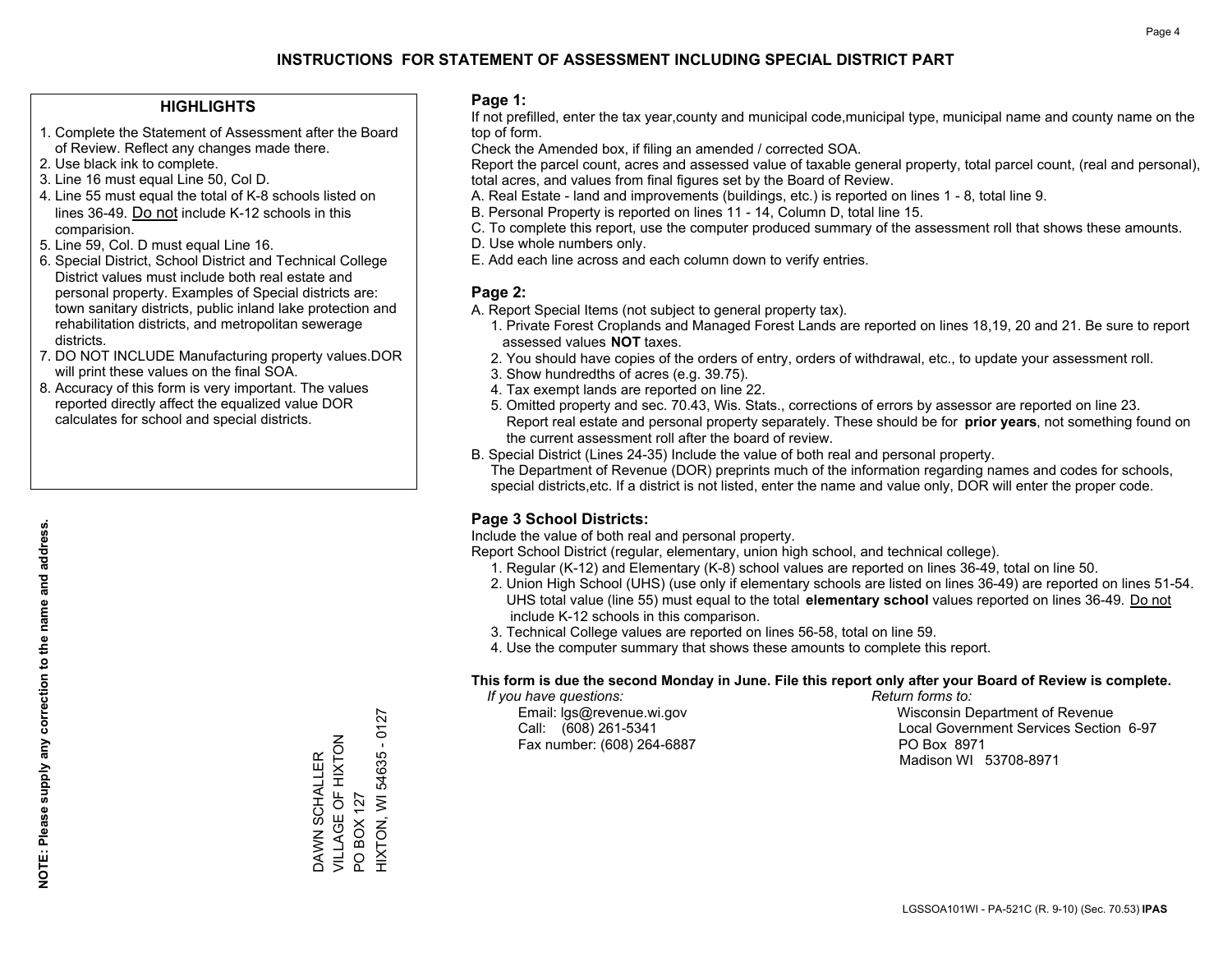# INSTRUCTIONS FOR STATEMENT OF ASSESSMENT INCLUDING SPECIAL DISTRICT PART

## HIGHLIGHTS

1. Complete the Statement of Assessment after the Board of Review. Reflect any changes made there.
2. Use black ink to complete.
3. Line 16 must equal Line 50, Col D.
4. Line 55 must equal the total of K-8 schools listed on lines 36-49. Do not include K-12 schools in this comparision.
5. Line 59, Col. D must equal Line 16.
6. Special District, School District and Technical College District values must include both real estate and personal property. Examples of Special districts are: town sanitary districts, public inland lake protection and rehabilitation districts, and metropolitan sewerage districts.
7. DO NOT INCLUDE Manufacturing property values.DOR will print these values on the final SOA.
8. Accuracy of this form is very important. The values reported directly affect the equalized value DOR calculates for school and special districts.

**NOTE: Please supply any correction to the name and address.**

DAWN SCHALLER
VILLAGE OF HIXTON
PO BOX 127
HIXTON, WI 54635 - 0127

## Page 1:

If not prefilled, enter the tax year,county and municipal code,municipal type, municipal name and county name on the top of form.

Check the Amended box, if filing an amended / corrected SOA.

Report the parcel count, acres and assessed value of taxable general property, total parcel count, (real and personal), total acres, and values from final figures set by the Board of Review.

A. Real Estate - land and improvements (buildings, etc.) is reported on lines 1 - 8, total line 9.
B. Personal Property is reported on lines 11 - 14, Column D, total line 15.
C. To complete this report, use the computer produced summary of the assessment roll that shows these amounts.
D. Use whole numbers only.
E. Add each line across and each column down to verify entries.

## Page 2:

A. Report Special Items (not subject to general property tax).
   1. Private Forest Croplands and Managed Forest Lands are reported on lines 18,19, 20 and 21. Be sure to report assessed values **NOT** taxes.
   2. You should have copies of the orders of entry, orders of withdrawal, etc., to update your assessment roll.
   3. Show hundredths of acres (e.g. 39.75).
   4. Tax exempt lands are reported on line 22.
   5. Omitted property and sec. 70.43, Wis. Stats., corrections of errors by assessor are reported on line 23. Report real estate and personal property separately. These should be for **prior years**, not something found on the current assessment roll after the board of review.
B. Special District (Lines 24-35) Include the value of both real and personal property.
   The Department of Revenue (DOR) preprints much of the information regarding names and codes for schools, special districts,etc. If a district is not listed, enter the name and value only, DOR will enter the proper code.

## Page 3 School Districts:

Include the value of both real and personal property.

Report School District (regular, elementary, union high school, and technical college).

1. Regular (K-12) and Elementary (K-8) school values are reported on lines 36-49, total on line 50.
2. Union High School (UHS) (use only if elementary schools are listed on lines 36-49) are reported on lines 51-54. UHS total value (line 55) must equal to the total **elementary school** values reported on lines 36-49. Do not include K-12 schools in this comparison.
3. Technical College values are reported on lines 56-58, total on line 59.
4. Use the computer summary that shows these amounts to complete this report.

**This form is due the second Monday in June. File this report only after your Board of Review is complete.**

*If you have questions:*
Email: lgs@revenue.wi.gov
Call: (608) 261-5341
Fax number: (608) 264-6887

*Return forms to:*
Wisconsin Department of Revenue
Local Government Services Section 6-97
PO Box 8971
Madison WI 53708-8971

LGSSOA101WI - PA-521C (R. 9-10) (Sec. 70.53) **IPAS**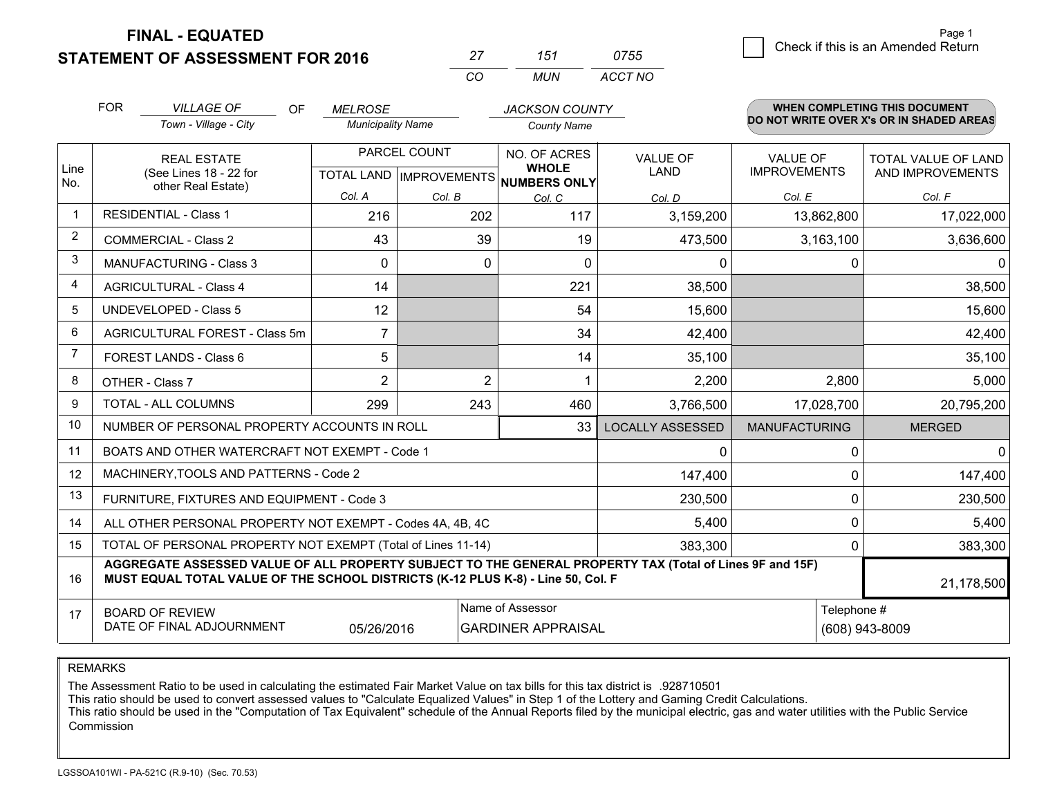**FINAL - EQUATED**
**STATEMENT OF ASSESSMENT FOR 2016**

| 27 | 151 | 0755 |
|---|---|---|
| CO | MUN | ACCT NO |

Page 1

☐ Check if this is an Amended Return

FOR *VILLAGE OF* (Town - Village - City) OF *MELROSE* (Municipality Name) *JACKSON COUNTY* (County Name)

**WHEN COMPLETING THIS DOCUMENT DO NOT WRITE OVER X's OR IN SHADED AREAS**

| Line No. | REAL ESTATE (See Lines 18 - 22 for other Real Estate) | PARCEL COUNT | | NO. OF ACRES WHOLE NUMBERS ONLY | VALUE OF LAND | VALUE OF IMPROVEMENTS | TOTAL VALUE OF LAND AND IMPROVEMENTS |
|---|---|---|---|---|---|---|---|
| | | TOTAL LAND Col. A | IMPROVEMENTS Col. B | Col. C | Col. D | Col. E | Col. F |
| 1 | RESIDENTIAL - Class 1 | 216 | 202 | 117 | 3,159,200 | 13,862,800 | 17,022,000 |
| 2 | COMMERCIAL - Class 2 | 43 | 39 | 19 | 473,500 | 3,163,100 | 3,636,600 |
| 3 | MANUFACTURING - Class 3 | 0 | 0 | 0 | 0 | 0 | 0 |
| 4 | AGRICULTURAL - Class 4 | 14 | | 221 | 38,500 | | 38,500 |
| 5 | UNDEVELOPED - Class 5 | 12 | | 54 | 15,600 | | 15,600 |
| 6 | AGRICULTURAL FOREST - Class 5m | 7 | | 34 | 42,400 | | 42,400 |
| 7 | FOREST LANDS - Class 6 | 5 | | 14 | 35,100 | | 35,100 |
| 8 | OTHER - Class 7 | 2 | 2 | 1 | 2,200 | 2,800 | 5,000 |
| 9 | TOTAL - ALL COLUMNS | 299 | 243 | 460 | 3,766,500 | 17,028,700 | 20,795,200 |
| 10 | NUMBER OF PERSONAL PROPERTY ACCOUNTS IN ROLL | | | 33 | LOCALLY ASSESSED | MANUFACTURING | MERGED |
| 11 | BOATS AND OTHER WATERCRAFT NOT EXEMPT - Code 1 | | | | 0 | 0 | 0 |
| 12 | MACHINERY,TOOLS AND PATTERNS - Code 2 | | | | 147,400 | 0 | 147,400 |
| 13 | FURNITURE, FIXTURES AND EQUIPMENT - Code 3 | | | | 230,500 | 0 | 230,500 |
| 14 | ALL OTHER PERSONAL PROPERTY NOT EXEMPT - Codes 4A, 4B, 4C | | | | 5,400 | 0 | 5,400 |
| 15 | TOTAL OF PERSONAL PROPERTY NOT EXEMPT (Total of Lines 11-14) | | | | 383,300 | 0 | 383,300 |
| 16 | **AGGREGATE ASSESSED VALUE OF ALL PROPERTY SUBJECT TO THE GENERAL PROPERTY TAX (Total of Lines 9F and 15F) MUST EQUAL TOTAL VALUE OF THE SCHOOL DISTRICTS (K-12 PLUS K-8) - Line 50, Col. F** | | | | | | 21,178,500 |
| 17 | BOARD OF REVIEW DATE OF FINAL ADJOURNMENT | 05/26/2016 | | Name of Assessor: GARDINER APPRAISAL | | Telephone #: (608) 943-8009 | |

REMARKS

The Assessment Ratio to be used in calculating the estimated Fair Market Value on tax bills for this tax district is .928710501
This ratio should be used to convert assessed values to "Calculate Equalized Values" in Step 1 of the Lottery and Gaming Credit Calculations.
This ratio should be used in the "Computation of Tax Equivalent" schedule of the Annual Reports filed by the municipal electric, gas and water utilities with the Public Service Commission

LGSSOA101WI - PA-521C (R.9-10) (Sec. 70.53)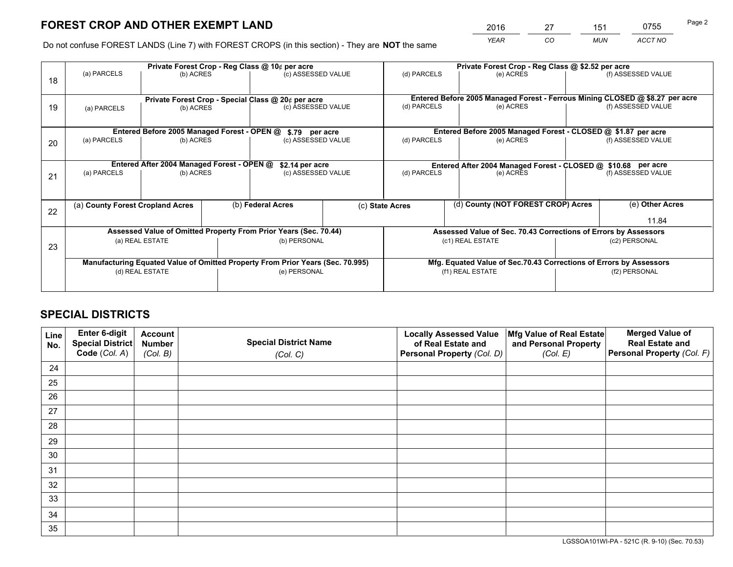# FOREST CROP AND OTHER EXEMPT LAND

| YEAR | CO | MUN | ACCT NO |
|---|---|---|---|
| 2016 | 27 | 151 | 0755 |

Do not confuse FOREST LANDS (Line 7) with FOREST CROPS (in this section) - They are **NOT** the same

| Line | | | | | | |
|---|---|---|---|---|---|---|
| 18 | **Private Forest Crop - Reg Class @ 10¢ per acre** | | | **Private Forest Crop - Reg Class @ $2.52 per acre** | | |
| | (a) PARCELS | (b) ACRES | (c) ASSESSED VALUE | (d) PARCELS | (e) ACRES | (f) ASSESSED VALUE |
| | | | | | | |
| 19 | **Private Forest Crop - Special Class @ 20¢ per acre** | | | **Entered Before 2005 Managed Forest - Ferrous Mining CLOSED @ $8.27 per acre** | | |
| | (a) PARCELS | (b) ACRES | (c) ASSESSED VALUE | (d) PARCELS | (e) ACRES | (f) ASSESSED VALUE |
| | | | | | | |
| 20 | **Entered Before 2005 Managed Forest - OPEN @ $.79 per acre** | | | **Entered Before 2005 Managed Forest - CLOSED @ $1.87 per acre** | | |
| | (a) PARCELS | (b) ACRES | (c) ASSESSED VALUE | (d) PARCELS | (e) ACRES | (f) ASSESSED VALUE |
| | | | | | | |
| 21 | **Entered After 2004 Managed Forest - OPEN @ $2.14 per acre** | | | **Entered After 2004 Managed Forest - CLOSED @ $10.68 per acre** | | |
| | (a) PARCELS | (b) ACRES | (c) ASSESSED VALUE | (d) PARCELS | (e) ACRES | (f) ASSESSED VALUE |
| | | | | | | |

| Line | (a) County Forest Cropland Acres | (b) Federal Acres | (c) State Acres | (d) County (NOT FOREST CROP) Acres | (e) Other Acres |
|---|---|---|---|---|---|
| 22 | | | | | 11.84 |

| Line | | | | |
|---|---|---|---|---|
| 23 | **Assessed Value of Omitted Property From Prior Years (Sec. 70.44)** | | **Assessed Value of Sec. 70.43 Corrections of Errors by Assessors** | |
| | (a) REAL ESTATE | (b) PERSONAL | (c1) REAL ESTATE | (c2) PERSONAL |
| | | | | |
| | **Manufacturing Equated Value of Omitted Property From Prior Years (Sec. 70.995)** | | **Mfg. Equated Value of Sec.70.43 Corrections of Errors by Assessors** | |
| | (d) REAL ESTATE | (e) PERSONAL | (f1) REAL ESTATE | (f2) PERSONAL |
| | | | | |

# SPECIAL DISTRICTS

| Line No. | Enter 6-digit Special District Code (Col. A) | Account Number (Col. B) | Special District Name (Col. C) | Locally Assessed Value of Real Estate and Personal Property (Col. D) | Mfg Value of Real Estate and Personal Property (Col. E) | Merged Value of Real Estate and Personal Property (Col. F) |
|---|---|---|---|---|---|---|
| 24 | | | | | | |
| 25 | | | | | | |
| 26 | | | | | | |
| 27 | | | | | | |
| 28 | | | | | | |
| 29 | | | | | | |
| 30 | | | | | | |
| 31 | | | | | | |
| 32 | | | | | | |
| 33 | | | | | | |
| 34 | | | | | | |
| 35 | | | | | | |

LGSSOA101WI-PA - 521C (R. 9-10) (Sec. 70.53)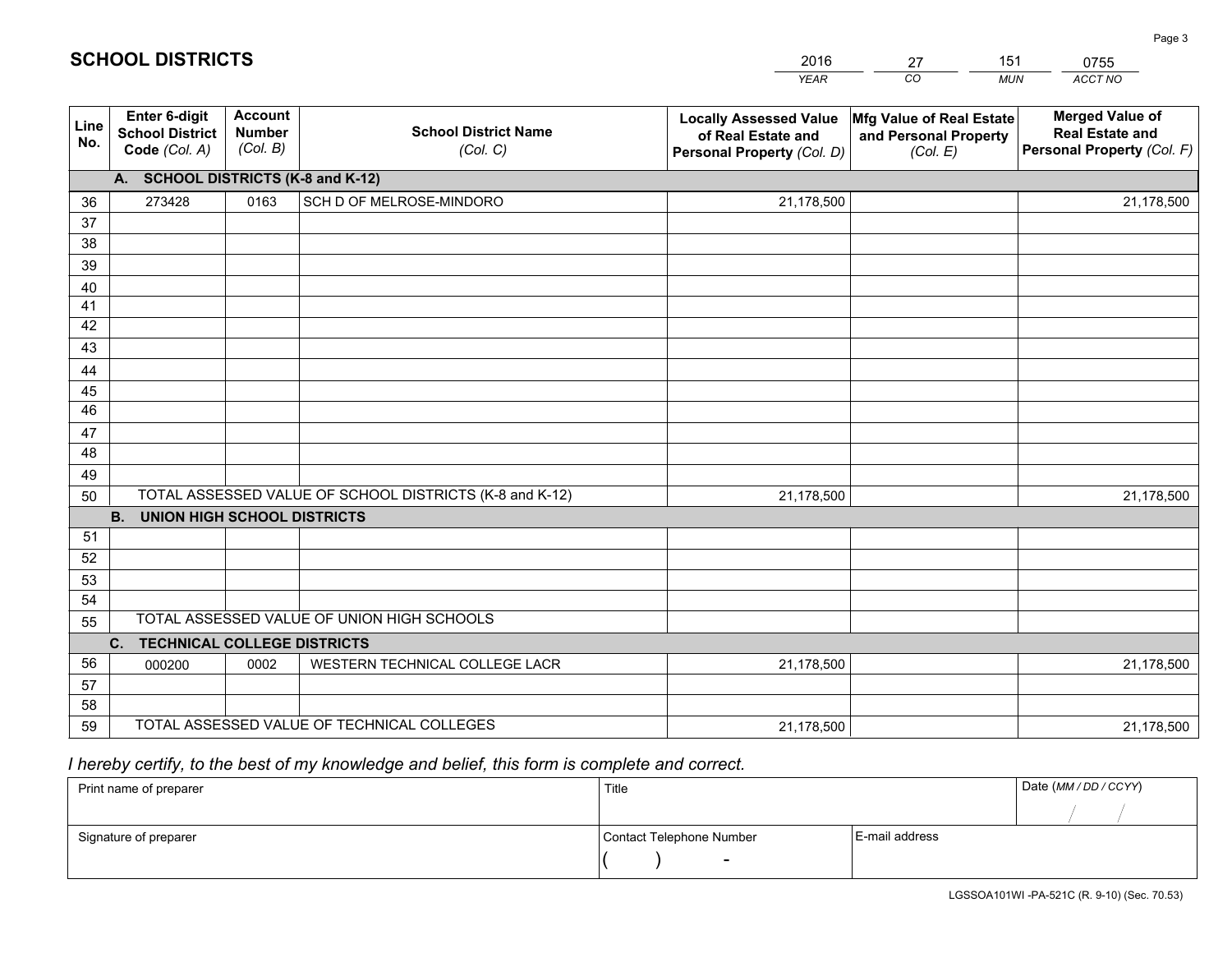# SCHOOL DISTRICTS

| 2016 | 27 | 151 | 0755 |
|---|---|---|---|
| *YEAR* | *CO* | *MUN* | *ACCT NO* |

| Line No. | Enter 6-digit School District Code *(Col. A)* | Account Number *(Col. B)* | School District Name *(Col. C)* | Locally Assessed Value of Real Estate and Personal Property *(Col. D)* | Mfg Value of Real Estate and Personal Property *(Col. E)* | Merged Value of Real Estate and Personal Property *(Col. F)* |
|---|---|---|---|---|---|---|
| | **A. SCHOOL DISTRICTS (K-8 and K-12)** | | | | | |
| 36 | 273428 | 0163 | SCH D OF MELROSE-MINDORO | 21,178,500 | | 21,178,500 |
| 37 | | | | | | |
| 38 | | | | | | |
| 39 | | | | | | |
| 40 | | | | | | |
| 41 | | | | | | |
| 42 | | | | | | |
| 43 | | | | | | |
| 44 | | | | | | |
| 45 | | | | | | |
| 46 | | | | | | |
| 47 | | | | | | |
| 48 | | | | | | |
| 49 | | | | | | |
| 50 | TOTAL ASSESSED VALUE OF SCHOOL DISTRICTS (K-8 and K-12) | | | 21,178,500 | | 21,178,500 |
| | **B. UNION HIGH SCHOOL DISTRICTS** | | | | | |
| 51 | | | | | | |
| 52 | | | | | | |
| 53 | | | | | | |
| 54 | | | | | | |
| 55 | TOTAL ASSESSED VALUE OF UNION HIGH SCHOOLS | | | | | |
| | **C. TECHNICAL COLLEGE DISTRICTS** | | | | | |
| 56 | 000200 | 0002 | WESTERN TECHNICAL COLLEGE LACR | 21,178,500 | | 21,178,500 |
| 57 | | | | | | |
| 58 | | | | | | |
| 59 | TOTAL ASSESSED VALUE OF TECHNICAL COLLEGES | | | 21,178,500 | | 21,178,500 |

*I hereby certify, to the best of my knowledge and belief, this form is complete and correct.*

| Print name of preparer | Title | | Date *(MM / DD / CCYY)* |
|---|---|---|---|
| | | | / / |
| Signature of preparer | Contact Telephone Number | E-mail address | |
| | ( ) - | | |

LGSSOA101WI -PA-521C (R. 9-10) (Sec. 70.53)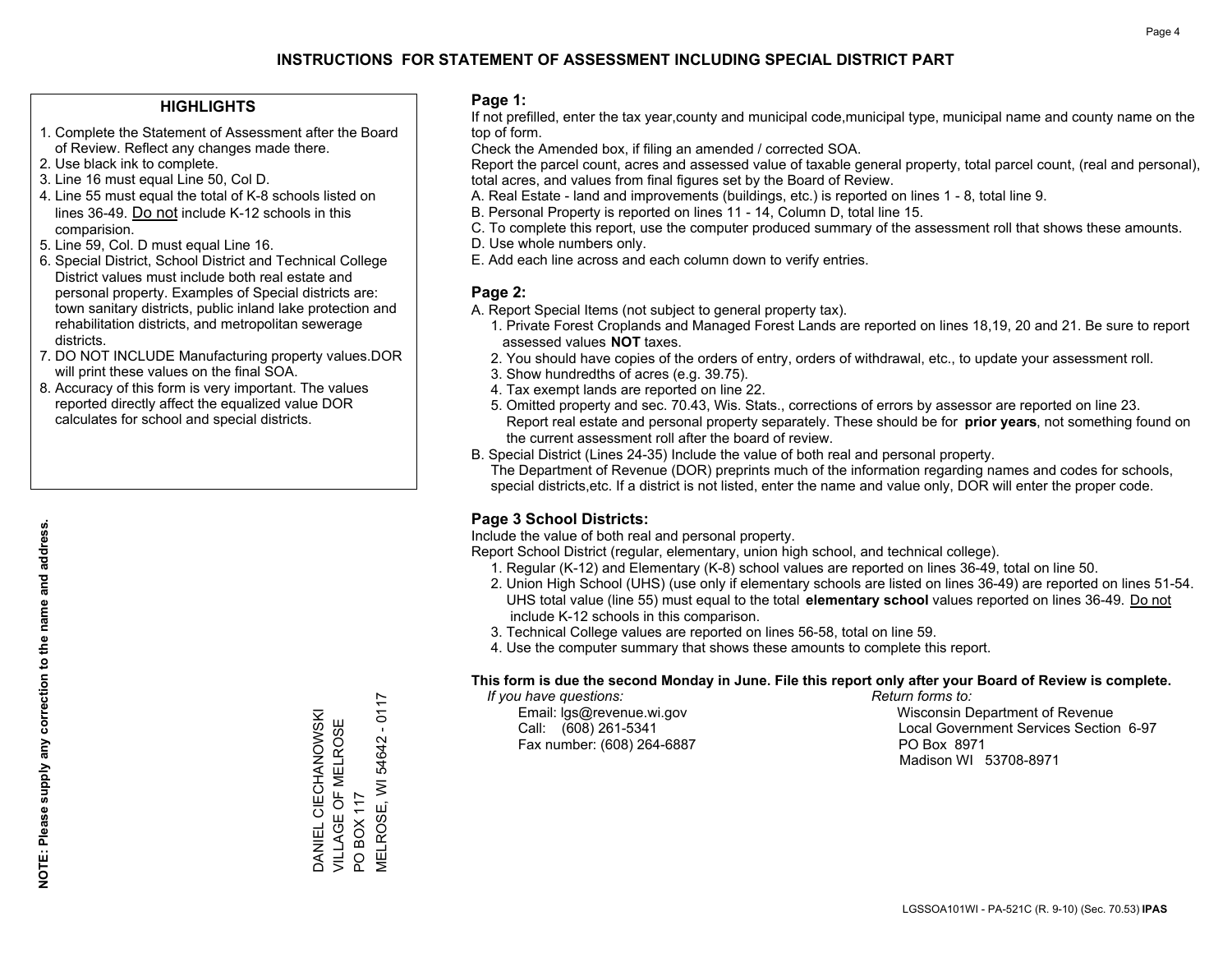# INSTRUCTIONS FOR STATEMENT OF ASSESSMENT INCLUDING SPECIAL DISTRICT PART

## HIGHLIGHTS

1. Complete the Statement of Assessment after the Board of Review. Reflect any changes made there.
2. Use black ink to complete.
3. Line 16 must equal Line 50, Col D.
4. Line 55 must equal the total of K-8 schools listed on lines 36-49. Do not include K-12 schools in this comparision.
5. Line 59, Col. D must equal Line 16.
6. Special District, School District and Technical College District values must include both real estate and personal property. Examples of Special districts are: town sanitary districts, public inland lake protection and rehabilitation districts, and metropolitan sewerage districts.
7. DO NOT INCLUDE Manufacturing property values.DOR will print these values on the final SOA.
8. Accuracy of this form is very important. The values reported directly affect the equalized value DOR calculates for school and special districts.

**NOTE: Please supply any correction to the name and address.**

DANIEL CIECHANOWSKI
VILLAGE OF MELROSE
PO BOX 117
MELROSE, WI 54642 - 0117

## Page 1:

If not prefilled, enter the tax year,county and municipal code,municipal type, municipal name and county name on the top of form.

Check the Amended box, if filing an amended / corrected SOA.

Report the parcel count, acres and assessed value of taxable general property, total parcel count, (real and personal), total acres, and values from final figures set by the Board of Review.

A. Real Estate - land and improvements (buildings, etc.) is reported on lines 1 - 8, total line 9.
B. Personal Property is reported on lines 11 - 14, Column D, total line 15.
C. To complete this report, use the computer produced summary of the assessment roll that shows these amounts.
D. Use whole numbers only.
E. Add each line across and each column down to verify entries.

## Page 2:

A. Report Special Items (not subject to general property tax).
1. Private Forest Croplands and Managed Forest Lands are reported on lines 18,19, 20 and 21. Be sure to report assessed values **NOT** taxes.
2. You should have copies of the orders of entry, orders of withdrawal, etc., to update your assessment roll.
3. Show hundredths of acres (e.g. 39.75).
4. Tax exempt lands are reported on line 22.
5. Omitted property and sec. 70.43, Wis. Stats., corrections of errors by assessor are reported on line 23. Report real estate and personal property separately. These should be for **prior years**, not something found on the current assessment roll after the board of review.

B. Special District (Lines 24-35) Include the value of both real and personal property.
The Department of Revenue (DOR) preprints much of the information regarding names and codes for schools, special districts,etc. If a district is not listed, enter the name and value only, DOR will enter the proper code.

## Page 3 School Districts:

Include the value of both real and personal property.

Report School District (regular, elementary, union high school, and technical college).

1. Regular (K-12) and Elementary (K-8) school values are reported on lines 36-49, total on line 50.
2. Union High School (UHS) (use only if elementary schools are listed on lines 36-49) are reported on lines 51-54. UHS total value (line 55) must equal to the total **elementary school** values reported on lines 36-49. Do not include K-12 schools in this comparison.
3. Technical College values are reported on lines 56-58, total on line 59.
4. Use the computer summary that shows these amounts to complete this report.

**This form is due the second Monday in June. File this report only after your Board of Review is complete.**

*If you have questions:*
Email: lgs@revenue.wi.gov
Call: (608) 261-5341
Fax number: (608) 264-6887

*Return forms to:*
Wisconsin Department of Revenue
Local Government Services Section 6-97
PO Box 8971
Madison WI 53708-8971

LGSSOA101WI - PA-521C (R. 9-10) (Sec. 70.53) **IPAS**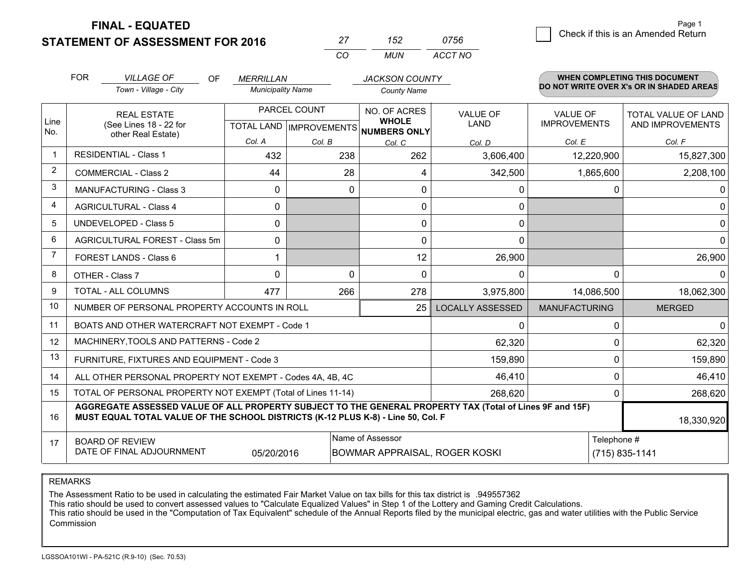# FINAL - EQUATED
# STATEMENT OF ASSESSMENT FOR 2016

| 27 | 152 | 0756 |
|---|---|---|
| CO | MUN | ACCT NO |

Page 1

☐ Check if this is an Amended Return

FOR *VILLAGE OF* (Town - Village - City) OF *MERRILLAN* (Municipality Name) *JACKSON COUNTY* (County Name)

**WHEN COMPLETING THIS DOCUMENT DO NOT WRITE OVER X's OR IN SHADED AREAS**

| Line No. | REAL ESTATE (See Lines 18 - 22 for other Real Estate) | PARCEL COUNT TOTAL LAND Col. A | PARCEL COUNT IMPROVEMENTS Col. B | NO. OF ACRES WHOLE NUMBERS ONLY Col. C | VALUE OF LAND Col. D | VALUE OF IMPROVEMENTS Col. E | TOTAL VALUE OF LAND AND IMPROVEMENTS Col. F |
|---|---|---|---|---|---|---|---|
| 1 | RESIDENTIAL - Class 1 | 432 | 238 | 262 | 3,606,400 | 12,220,900 | 15,827,300 |
| 2 | COMMERCIAL - Class 2 | 44 | 28 | 4 | 342,500 | 1,865,600 | 2,208,100 |
| 3 | MANUFACTURING - Class 3 | 0 | 0 | 0 | 0 | 0 | 0 |
| 4 | AGRICULTURAL - Class 4 | 0 | | 0 | 0 | | 0 |
| 5 | UNDEVELOPED - Class 5 | 0 | | 0 | 0 | | 0 |
| 6 | AGRICULTURAL FOREST - Class 5m | 0 | | 0 | 0 | | 0 |
| 7 | FOREST LANDS - Class 6 | 1 | | 12 | 26,900 | | 26,900 |
| 8 | OTHER - Class 7 | 0 | 0 | 0 | 0 | 0 | 0 |
| 9 | TOTAL - ALL COLUMNS | 477 | 266 | 278 | 3,975,800 | 14,086,500 | 18,062,300 |
| 10 | NUMBER OF PERSONAL PROPERTY ACCOUNTS IN ROLL | | | 25 | LOCALLY ASSESSED | MANUFACTURING | MERGED |
| 11 | BOATS AND OTHER WATERCRAFT NOT EXEMPT - Code 1 | | | | 0 | 0 | 0 |
| 12 | MACHINERY,TOOLS AND PATTERNS - Code 2 | | | | 62,320 | 0 | 62,320 |
| 13 | FURNITURE, FIXTURES AND EQUIPMENT - Code 3 | | | | 159,890 | 0 | 159,890 |
| 14 | ALL OTHER PERSONAL PROPERTY NOT EXEMPT - Codes 4A, 4B, 4C | | | | 46,410 | 0 | 46,410 |
| 15 | TOTAL OF PERSONAL PROPERTY NOT EXEMPT (Total of Lines 11-14) | | | | 268,620 | 0 | 268,620 |
| 16 | **AGGREGATE ASSESSED VALUE OF ALL PROPERTY SUBJECT TO THE GENERAL PROPERTY TAX (Total of Lines 9F and 15F) MUST EQUAL TOTAL VALUE OF THE SCHOOL DISTRICTS (K-12 PLUS K-8) - Line 50, Col. F** | | | | | | 18,330,920 |
| 17 | BOARD OF REVIEW DATE OF FINAL ADJOURNMENT | 05/20/2016 | | Name of Assessor: BOWMAR APPRAISAL, ROGER KOSKI | | | Telephone #: (715) 835-1141 |

REMARKS

The Assessment Ratio to be used in calculating the estimated Fair Market Value on tax bills for this tax district is .949557362
This ratio should be used to convert assessed values to "Calculate Equalized Values" in Step 1 of the Lottery and Gaming Credit Calculations.
This ratio should be used in the "Computation of Tax Equivalent" schedule of the Annual Reports filed by the municipal electric, gas and water utilities with the Public Service Commission

LGSSOA101WI - PA-521C (R.9-10) (Sec. 70.53)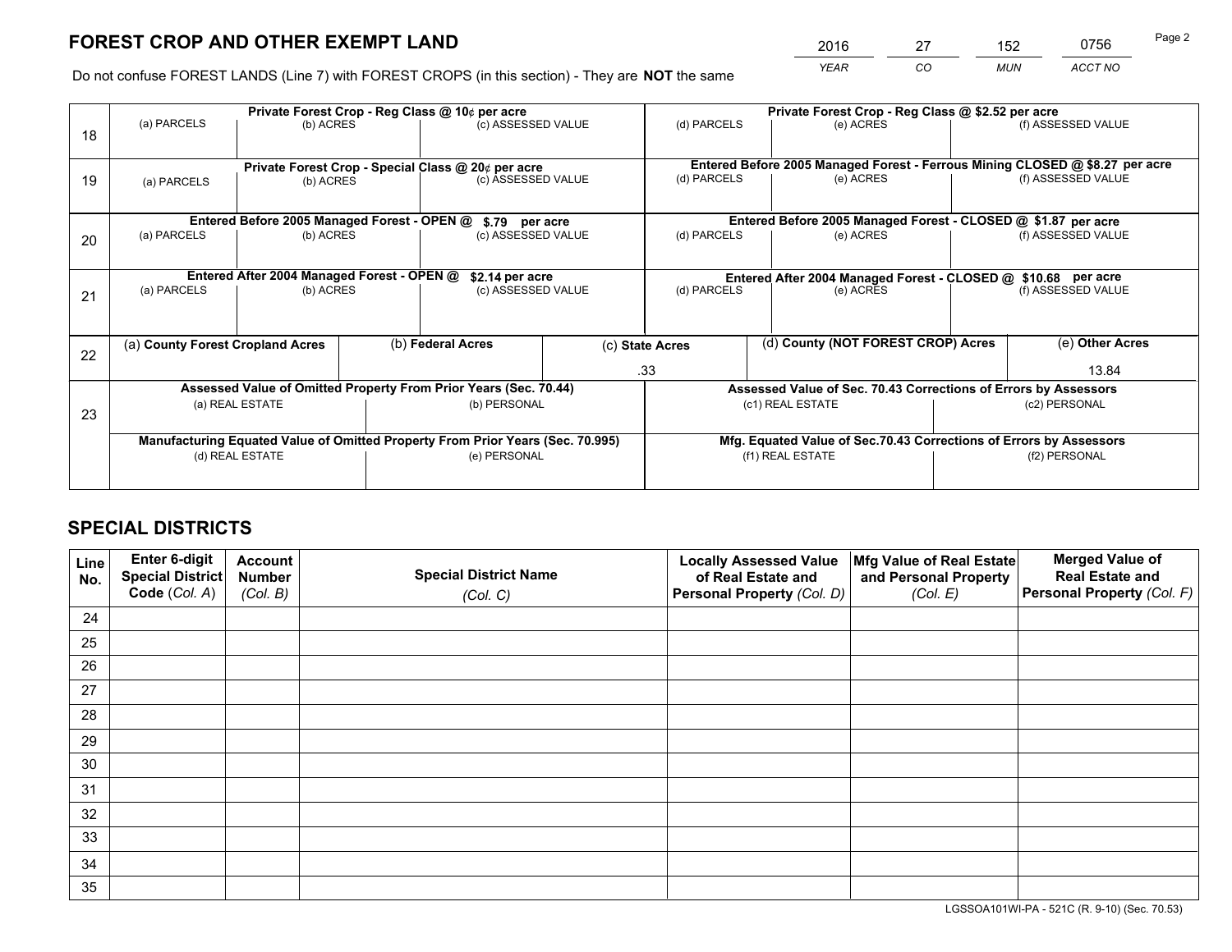## FOREST CROP AND OTHER EXEMPT LAND

| YEAR | CO | MUN | ACCT NO |
|---|---|---|---|
| 2016 | 27 | 152 | 0756 |

Do not confuse FOREST LANDS (Line 7) with FOREST CROPS (in this section) - They are **NOT** the same

| Line | Private Forest Crop - Reg Class @ 10¢ per acre | | | Private Forest Crop - Reg Class @ $2.52 per acre | | |
|---|---|---|---|---|---|---|
| 18 | (a) PARCELS | (b) ACRES | (c) ASSESSED VALUE | (d) PARCELS | (e) ACRES | (f) ASSESSED VALUE |
| | | | | | | |
| | **Private Forest Crop - Special Class @ 20¢ per acre** | | | **Entered Before 2005 Managed Forest - Ferrous Mining CLOSED @ $8.27 per acre** | | |
| 19 | (a) PARCELS | (b) ACRES | (c) ASSESSED VALUE | (d) PARCELS | (e) ACRES | (f) ASSESSED VALUE |
| | | | | | | |
| | **Entered Before 2005 Managed Forest - OPEN @ $.79 per acre** | | | **Entered Before 2005 Managed Forest - CLOSED @ $1.87 per acre** | | |
| 20 | (a) PARCELS | (b) ACRES | (c) ASSESSED VALUE | (d) PARCELS | (e) ACRES | (f) ASSESSED VALUE |
| | | | | | | |
| | **Entered After 2004 Managed Forest - OPEN @ $2.14 per acre** | | | **Entered After 2004 Managed Forest - CLOSED @ $10.68 per acre** | | |
| 21 | (a) PARCELS | (b) ACRES | (c) ASSESSED VALUE | (d) PARCELS | (e) ACRES | (f) ASSESSED VALUE |
| | | | | | | |

| Line | (a) County Forest Cropland Acres | (b) Federal Acres | (c) State Acres | (d) County (NOT FOREST CROP) Acres | (e) Other Acres |
|---|---|---|---|---|---|
| 22 | | | .33 | | 13.84 |

| Line | Assessed Value of Omitted Property From Prior Years (Sec. 70.44) | | Assessed Value of Sec. 70.43 Corrections of Errors by Assessors | |
|---|---|---|---|---|
| 23 | (a) REAL ESTATE | (b) PERSONAL | (c1) REAL ESTATE | (c2) PERSONAL |
| | | | | |
| | **Manufacturing Equated Value of Omitted Property From Prior Years (Sec. 70.995)** | | **Mfg. Equated Value of Sec.70.43 Corrections of Errors by Assessors** | |
| | (d) REAL ESTATE | (e) PERSONAL | (f1) REAL ESTATE | (f2) PERSONAL |
| | | | | |

## SPECIAL DISTRICTS

| Line No. | Enter 6-digit Special District Code (Col. A) | Account Number (Col. B) | Special District Name (Col. C) | Locally Assessed Value of Real Estate and Personal Property (Col. D) | Mfg Value of Real Estate and Personal Property (Col. E) | Merged Value of Real Estate and Personal Property (Col. F) |
|---|---|---|---|---|---|---|
| 24 | | | | | | |
| 25 | | | | | | |
| 26 | | | | | | |
| 27 | | | | | | |
| 28 | | | | | | |
| 29 | | | | | | |
| 30 | | | | | | |
| 31 | | | | | | |
| 32 | | | | | | |
| 33 | | | | | | |
| 34 | | | | | | |
| 35 | | | | | | |

LGSSOA101WI-PA - 521C (R. 9-10) (Sec. 70.53)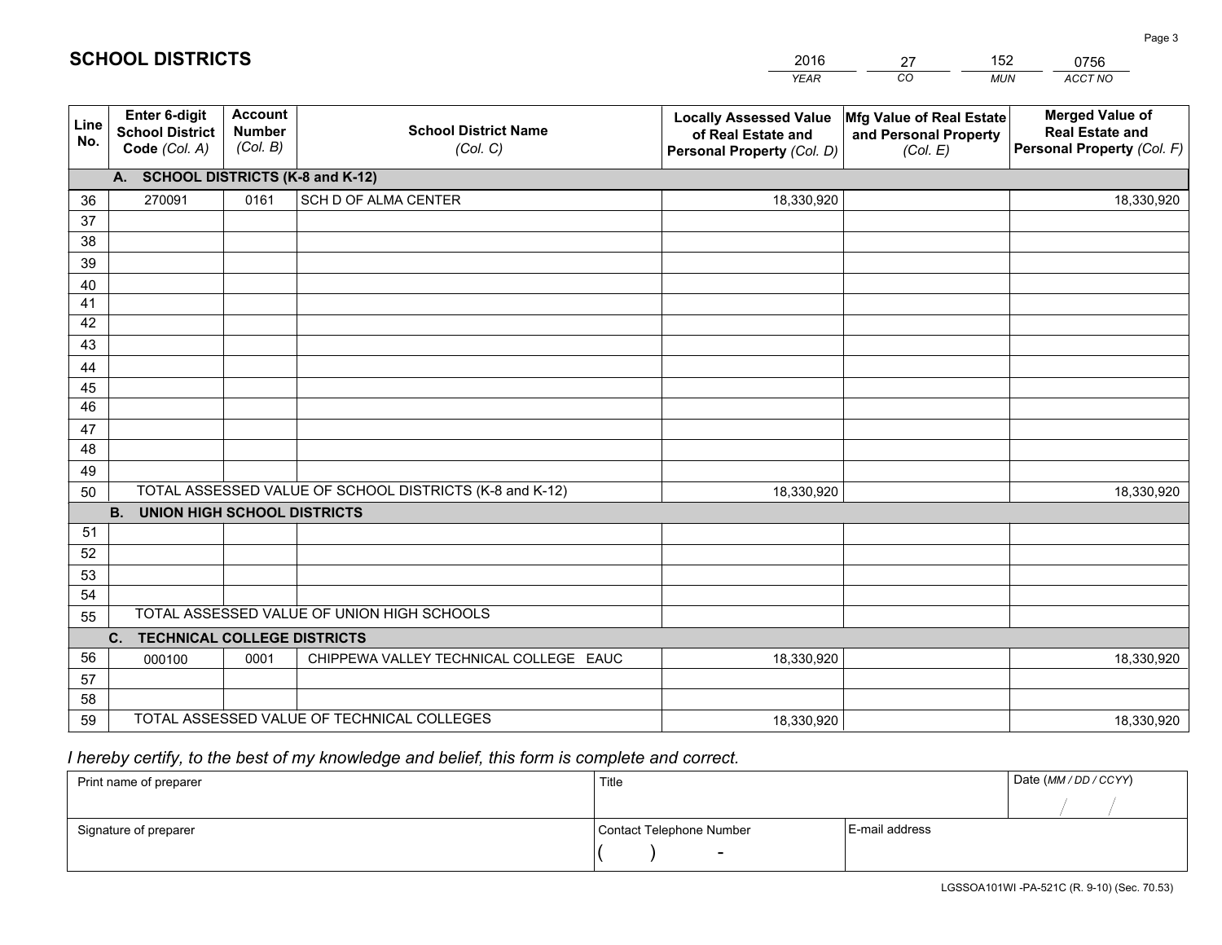# SCHOOL DISTRICTS

| 2016 | 27 | 152 | 0756 |
|---|---|---|---|
| YEAR | CO | MUN | ACCT NO |

| Line No. | Enter 6-digit School District Code (Col. A) | Account Number (Col. B) | School District Name (Col. C) | Locally Assessed Value of Real Estate and Personal Property (Col. D) | Mfg Value of Real Estate and Personal Property (Col. E) | Merged Value of Real Estate and Personal Property (Col. F) |
|---|---|---|---|---|---|---|
| **A. SCHOOL DISTRICTS (K-8 and K-12)** | | | | | | |
| 36 | 270091 | 0161 | SCH D OF ALMA CENTER | 18,330,920 | | 18,330,920 |
| 37 | | | | | | |
| 38 | | | | | | |
| 39 | | | | | | |
| 40 | | | | | | |
| 41 | | | | | | |
| 42 | | | | | | |
| 43 | | | | | | |
| 44 | | | | | | |
| 45 | | | | | | |
| 46 | | | | | | |
| 47 | | | | | | |
| 48 | | | | | | |
| 49 | | | | | | |
| 50 | TOTAL ASSESSED VALUE OF SCHOOL DISTRICTS (K-8 and K-12) | | | 18,330,920 | | 18,330,920 |
| **B. UNION HIGH SCHOOL DISTRICTS** | | | | | | |
| 51 | | | | | | |
| 52 | | | | | | |
| 53 | | | | | | |
| 54 | | | | | | |
| 55 | TOTAL ASSESSED VALUE OF UNION HIGH SCHOOLS | | | | | |
| **C. TECHNICAL COLLEGE DISTRICTS** | | | | | | |
| 56 | 000100 | 0001 | CHIPPEWA VALLEY TECHNICAL COLLEGE EAUC | 18,330,920 | | 18,330,920 |
| 57 | | | | | | |
| 58 | | | | | | |
| 59 | TOTAL ASSESSED VALUE OF TECHNICAL COLLEGES | | | 18,330,920 | | 18,330,920 |

*I hereby certify, to the best of my knowledge and belief, this form is complete and correct.*

| Print name of preparer | Title | | Date (MM / DD / CCYY) |
|---|---|---|---|
| | | | / / |
| Signature of preparer | Contact Telephone Number | E-mail address | |
| | ( ) - | | |

LGSSOA101WI -PA-521C (R. 9-10) (Sec. 70.53)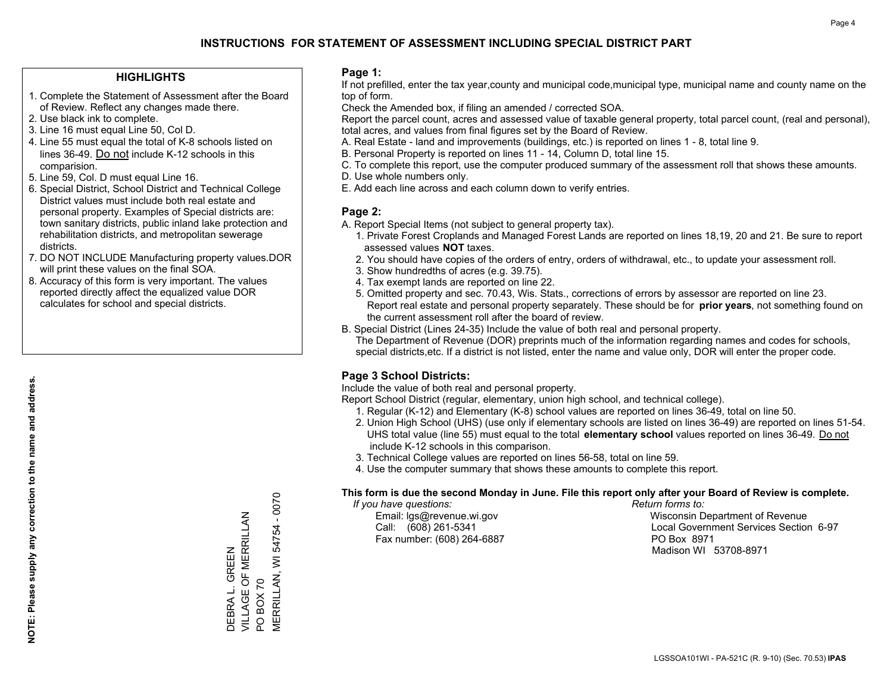# INSTRUCTIONS FOR STATEMENT OF ASSESSMENT INCLUDING SPECIAL DISTRICT PART

## HIGHLIGHTS

1. Complete the Statement of Assessment after the Board of Review. Reflect any changes made there.
2. Use black ink to complete.
3. Line 16 must equal Line 50, Col D.
4. Line 55 must equal the total of K-8 schools listed on lines 36-49. Do not include K-12 schools in this comparision.
5. Line 59, Col. D must equal Line 16.
6. Special District, School District and Technical College District values must include both real estate and personal property. Examples of Special districts are: town sanitary districts, public inland lake protection and rehabilitation districts, and metropolitan sewerage districts.
7. DO NOT INCLUDE Manufacturing property values.DOR will print these values on the final SOA.
8. Accuracy of this form is very important. The values reported directly affect the equalized value DOR calculates for school and special districts.

**NOTE: Please supply any correction to the name and address.**

DEBRA L. GREEN
VILLAGE OF MERRILLAN
PO BOX 70
MERRILLAN, WI 54754 - 0070

## Page 1:

If not prefilled, enter the tax year,county and municipal code,municipal type, municipal name and county name on the top of form.

Check the Amended box, if filing an amended / corrected SOA.

Report the parcel count, acres and assessed value of taxable general property, total parcel count, (real and personal), total acres, and values from final figures set by the Board of Review.

A. Real Estate - land and improvements (buildings, etc.) is reported on lines 1 - 8, total line 9.
B. Personal Property is reported on lines 11 - 14, Column D, total line 15.
C. To complete this report, use the computer produced summary of the assessment roll that shows these amounts.
D. Use whole numbers only.
E. Add each line across and each column down to verify entries.

## Page 2:

A. Report Special Items (not subject to general property tax).
   1. Private Forest Croplands and Managed Forest Lands are reported on lines 18,19, 20 and 21. Be sure to report assessed values **NOT** taxes.
   2. You should have copies of the orders of entry, orders of withdrawal, etc., to update your assessment roll.
   3. Show hundredths of acres (e.g. 39.75).
   4. Tax exempt lands are reported on line 22.
   5. Omitted property and sec. 70.43, Wis. Stats., corrections of errors by assessor are reported on line 23. Report real estate and personal property separately. These should be for **prior years**, not something found on the current assessment roll after the board of review.

B. Special District (Lines 24-35) Include the value of both real and personal property.
   The Department of Revenue (DOR) preprints much of the information regarding names and codes for schools, special districts,etc. If a district is not listed, enter the name and value only, DOR will enter the proper code.

## Page 3 School Districts:

Include the value of both real and personal property.

Report School District (regular, elementary, union high school, and technical college).

1. Regular (K-12) and Elementary (K-8) school values are reported on lines 36-49, total on line 50.
2. Union High School (UHS) (use only if elementary schools are listed on lines 36-49) are reported on lines 51-54. UHS total value (line 55) must equal to the total **elementary school** values reported on lines 36-49. Do not include K-12 schools in this comparison.
3. Technical College values are reported on lines 56-58, total on line 59.
4. Use the computer summary that shows these amounts to complete this report.

**This form is due the second Monday in June. File this report only after your Board of Review is complete.**

*If you have questions:*
Email: lgs@revenue.wi.gov
Call: (608) 261-5341
Fax number: (608) 264-6887

*Return forms to:*
Wisconsin Department of Revenue
Local Government Services Section 6-97
PO Box 8971
Madison WI 53708-8971

LGSSOA101WI - PA-521C (R. 9-10) (Sec. 70.53) **IPAS**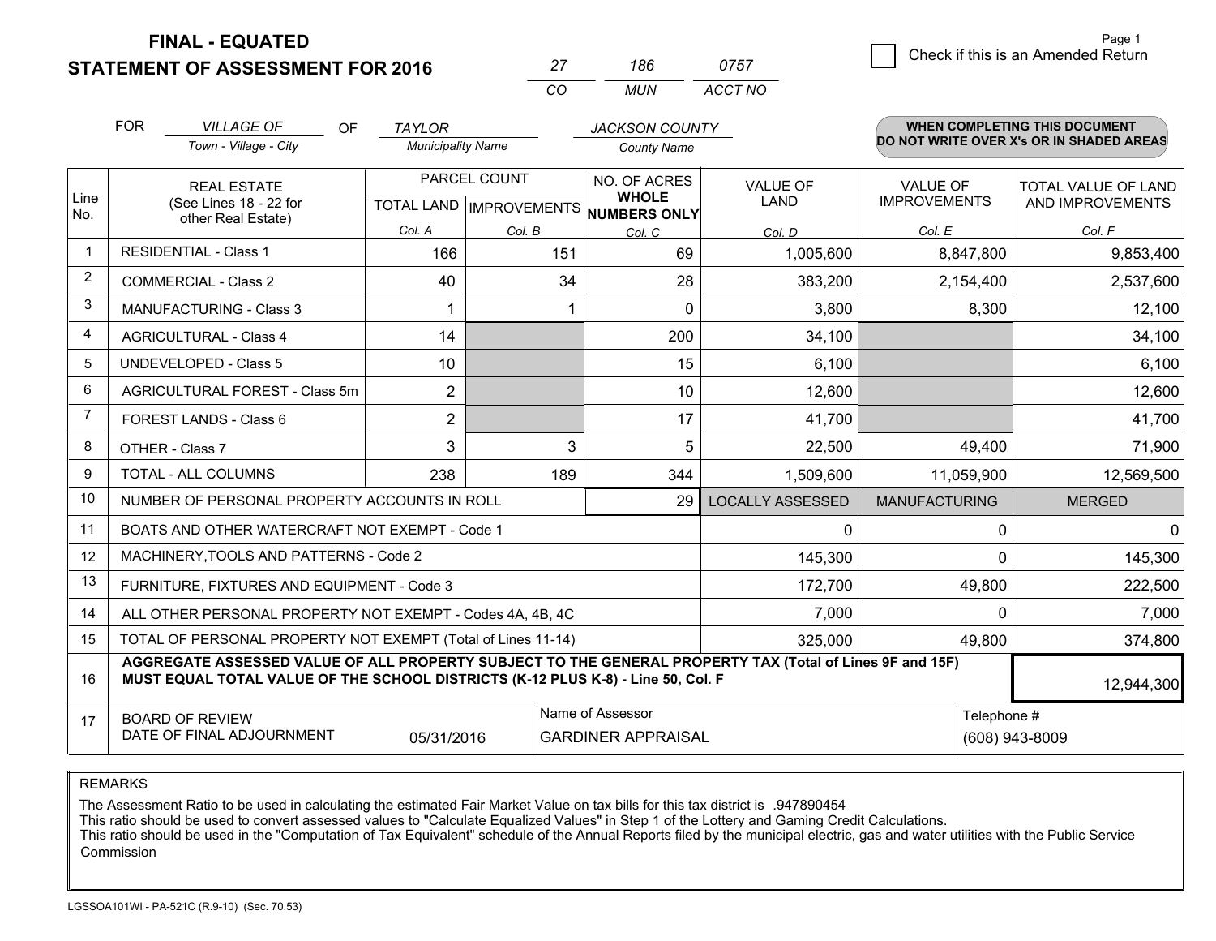**FINAL - EQUATED**
**STATEMENT OF ASSESSMENT FOR 2016**

| 27 | 186 | 0757 |
|---|---|---|
| CO | MUN | ACCT NO |

☐ Check if this is an Amended Return

FOR *VILLAGE OF* (Town - Village - City) OF *TAYLOR* (Municipality Name) *JACKSON COUNTY* (County Name)

**WHEN COMPLETING THIS DOCUMENT DO NOT WRITE OVER X's OR IN SHADED AREAS**

| Line No. | REAL ESTATE (See Lines 18 - 22 for other Real Estate) | PARCEL COUNT | | NO. OF ACRES WHOLE NUMBERS ONLY | VALUE OF LAND | VALUE OF IMPROVEMENTS | TOTAL VALUE OF LAND AND IMPROVEMENTS |
|---|---|---|---|---|---|---|---|
| | | TOTAL LAND Col. A | IMPROVEMENTS Col. B | Col. C | Col. D | Col. E | Col. F |
| 1 | RESIDENTIAL - Class 1 | 166 | 151 | 69 | 1,005,600 | 8,847,800 | 9,853,400 |
| 2 | COMMERCIAL - Class 2 | 40 | 34 | 28 | 383,200 | 2,154,400 | 2,537,600 |
| 3 | MANUFACTURING - Class 3 | 1 | 1 | 0 | 3,800 | 8,300 | 12,100 |
| 4 | AGRICULTURAL - Class 4 | 14 | | 200 | 34,100 | | 34,100 |
| 5 | UNDEVELOPED - Class 5 | 10 | | 15 | 6,100 | | 6,100 |
| 6 | AGRICULTURAL FOREST - Class 5m | 2 | | 10 | 12,600 | | 12,600 |
| 7 | FOREST LANDS - Class 6 | 2 | | 17 | 41,700 | | 41,700 |
| 8 | OTHER - Class 7 | 3 | 3 | 5 | 22,500 | 49,400 | 71,900 |
| 9 | TOTAL - ALL COLUMNS | 238 | 189 | 344 | 1,509,600 | 11,059,900 | 12,569,500 |
| 10 | NUMBER OF PERSONAL PROPERTY ACCOUNTS IN ROLL | | | 29 | LOCALLY ASSESSED | MANUFACTURING | MERGED |
| 11 | BOATS AND OTHER WATERCRAFT NOT EXEMPT - Code 1 | | | | 0 | 0 | 0 |
| 12 | MACHINERY,TOOLS AND PATTERNS - Code 2 | | | | 145,300 | 0 | 145,300 |
| 13 | FURNITURE, FIXTURES AND EQUIPMENT - Code 3 | | | | 172,700 | 49,800 | 222,500 |
| 14 | ALL OTHER PERSONAL PROPERTY NOT EXEMPT - Codes 4A, 4B, 4C | | | | 7,000 | 0 | 7,000 |
| 15 | TOTAL OF PERSONAL PROPERTY NOT EXEMPT (Total of Lines 11-14) | | | | 325,000 | 49,800 | 374,800 |
| 16 | **AGGREGATE ASSESSED VALUE OF ALL PROPERTY SUBJECT TO THE GENERAL PROPERTY TAX (Total of Lines 9F and 15F) MUST EQUAL TOTAL VALUE OF THE SCHOOL DISTRICTS (K-12 PLUS K-8) - Line 50, Col. F** | | | | | | 12,944,300 |
| 17 | BOARD OF REVIEW DATE OF FINAL ADJOURNMENT | 05/31/2016 | Name of Assessor: GARDINER APPRAISAL | | | Telephone #: (608) 943-8009 | |

REMARKS

The Assessment Ratio to be used in calculating the estimated Fair Market Value on tax bills for this tax district is .947890454
This ratio should be used to convert assessed values to "Calculate Equalized Values" in Step 1 of the Lottery and Gaming Credit Calculations.
This ratio should be used in the "Computation of Tax Equivalent" schedule of the Annual Reports filed by the municipal electric, gas and water utilities with the Public Service Commission

LGSSOA101WI - PA-521C (R.9-10) (Sec. 70.53)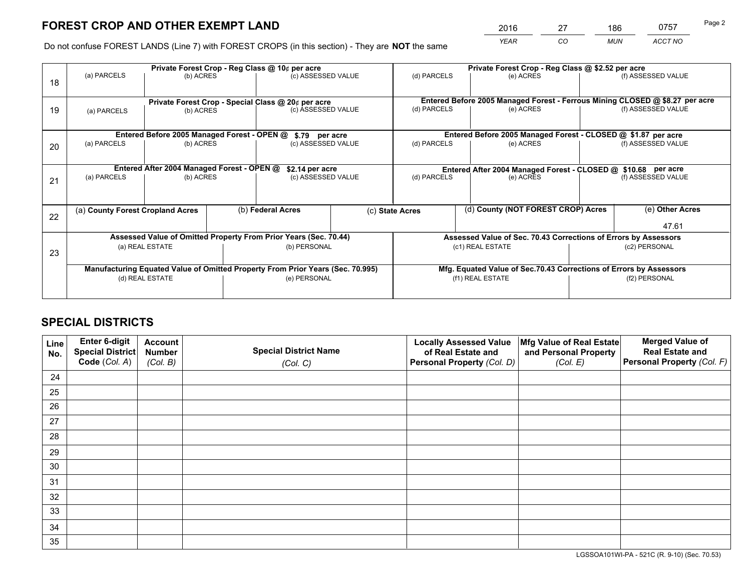# FOREST CROP AND OTHER EXEMPT LAND

| 2016 | 27 | 186 | 0757 |
|---|---|---|---|
| *YEAR* | *CO* | *MUN* | *ACCT NO* |

Do not confuse FOREST LANDS (Line 7) with FOREST CROPS (in this section) - They are **NOT** the same

| Line | Private Forest Crop - Reg Class @ 10¢ per acre | | | Private Forest Crop - Reg Class @ $2.52 per acre | | |
|---|---|---|---|---|---|---|
| 18 | (a) PARCELS | (b) ACRES | (c) ASSESSED VALUE | (d) PARCELS | (e) ACRES | (f) ASSESSED VALUE |
| | | | | | | |
| | **Private Forest Crop - Special Class @ 20¢ per acre** | | | **Entered Before 2005 Managed Forest - Ferrous Mining CLOSED @ $8.27 per acre** | | |
| 19 | (a) PARCELS | (b) ACRES | (c) ASSESSED VALUE | (d) PARCELS | (e) ACRES | (f) ASSESSED VALUE |
| | | | | | | |
| | **Entered Before 2005 Managed Forest - OPEN @ $.79 per acre** | | | **Entered Before 2005 Managed Forest - CLOSED @ $1.87 per acre** | | |
| 20 | (a) PARCELS | (b) ACRES | (c) ASSESSED VALUE | (d) PARCELS | (e) ACRES | (f) ASSESSED VALUE |
| | | | | | | |
| | **Entered After 2004 Managed Forest - OPEN @ $2.14 per acre** | | | **Entered After 2004 Managed Forest - CLOSED @ $10.68 per acre** | | |
| 21 | (a) PARCELS | (b) ACRES | (c) ASSESSED VALUE | (d) PARCELS | (e) ACRES | (f) ASSESSED VALUE |
| | | | | | | |

| Line | (a) **County Forest Cropland Acres** | (b) **Federal Acres** | (c) **State Acres** | (d) **County (NOT FOREST CROP) Acres** | (e) **Other Acres** |
|---|---|---|---|---|---|
| 22 | | | | | 47.61 |

| Line | Assessed Value of Omitted Property From Prior Years (Sec. 70.44) | | Assessed Value of Sec. 70.43 Corrections of Errors by Assessors | |
|---|---|---|---|---|
| 23 | (a) REAL ESTATE | (b) PERSONAL | (c1) REAL ESTATE | (c2) PERSONAL |
| | | | | |
| | **Manufacturing Equated Value of Omitted Property From Prior Years (Sec. 70.995)** | | **Mfg. Equated Value of Sec.70.43 Corrections of Errors by Assessors** | |
| | (d) REAL ESTATE | (e) PERSONAL | (f1) REAL ESTATE | (f2) PERSONAL |
| | | | | |

# SPECIAL DISTRICTS

| Line No. | Enter 6-digit Special District Code (*Col. A*) | Account Number (*Col. B*) | Special District Name (*Col. C*) | Locally Assessed Value of Real Estate and Personal Property (*Col. D*) | Mfg Value of Real Estate and Personal Property (*Col. E*) | Merged Value of Real Estate and Personal Property (*Col. F*) |
|---|---|---|---|---|---|---|
| 24 | | | | | | |
| 25 | | | | | | |
| 26 | | | | | | |
| 27 | | | | | | |
| 28 | | | | | | |
| 29 | | | | | | |
| 30 | | | | | | |
| 31 | | | | | | |
| 32 | | | | | | |
| 33 | | | | | | |
| 34 | | | | | | |
| 35 | | | | | | |

LGSSOA101WI-PA - 521C (R. 9-10) (Sec. 70.53)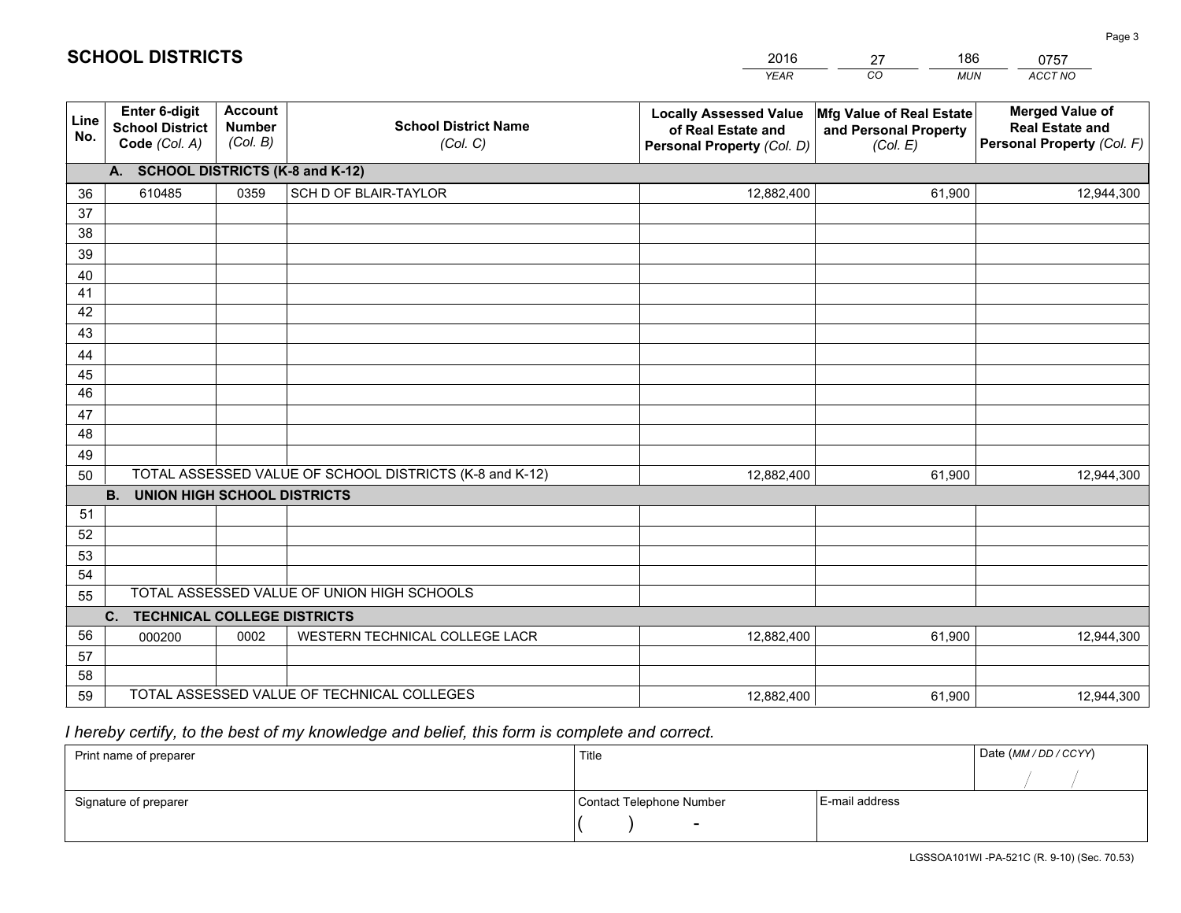# SCHOOL DISTRICTS

| 2016 | 27 | 186 | 0757 |
|---|---|---|---|
| *YEAR* | *CO* | *MUN* | *ACCT NO* |

| Line No. | Enter 6-digit School District Code *(Col. A)* | Account Number *(Col. B)* | School District Name *(Col. C)* | Locally Assessed Value of Real Estate and Personal Property *(Col. D)* | Mfg Value of Real Estate and Personal Property *(Col. E)* | Merged Value of Real Estate and Personal Property *(Col. F)* |
|---|---|---|---|---|---|---|
| **A. SCHOOL DISTRICTS (K-8 and K-12)** | | | | | | |
| 36 | 610485 | 0359 | SCH D OF BLAIR-TAYLOR | 12,882,400 | 61,900 | 12,944,300 |
| 37 | | | | | | |
| 38 | | | | | | |
| 39 | | | | | | |
| 40 | | | | | | |
| 41 | | | | | | |
| 42 | | | | | | |
| 43 | | | | | | |
| 44 | | | | | | |
| 45 | | | | | | |
| 46 | | | | | | |
| 47 | | | | | | |
| 48 | | | | | | |
| 49 | | | | | | |
| 50 | TOTAL ASSESSED VALUE OF SCHOOL DISTRICTS (K-8 and K-12) | | | 12,882,400 | 61,900 | 12,944,300 |
| **B. UNION HIGH SCHOOL DISTRICTS** | | | | | | |
| 51 | | | | | | |
| 52 | | | | | | |
| 53 | | | | | | |
| 54 | | | | | | |
| 55 | TOTAL ASSESSED VALUE OF UNION HIGH SCHOOLS | | | | | |
| **C. TECHNICAL COLLEGE DISTRICTS** | | | | | | |
| 56 | 000200 | 0002 | WESTERN TECHNICAL COLLEGE LACR | 12,882,400 | 61,900 | 12,944,300 |
| 57 | | | | | | |
| 58 | | | | | | |
| 59 | TOTAL ASSESSED VALUE OF TECHNICAL COLLEGES | | | 12,882,400 | 61,900 | 12,944,300 |

*I hereby certify, to the best of my knowledge and belief, this form is complete and correct.*

| Print name of preparer | Title | | Date *(MM / DD / CCYY)* |
|---|---|---|---|
| | | | / / |
| Signature of preparer | Contact Telephone Number | E-mail address | |
| | ( ) - | | |

LGSSOA101WI -PA-521C (R. 9-10) (Sec. 70.53)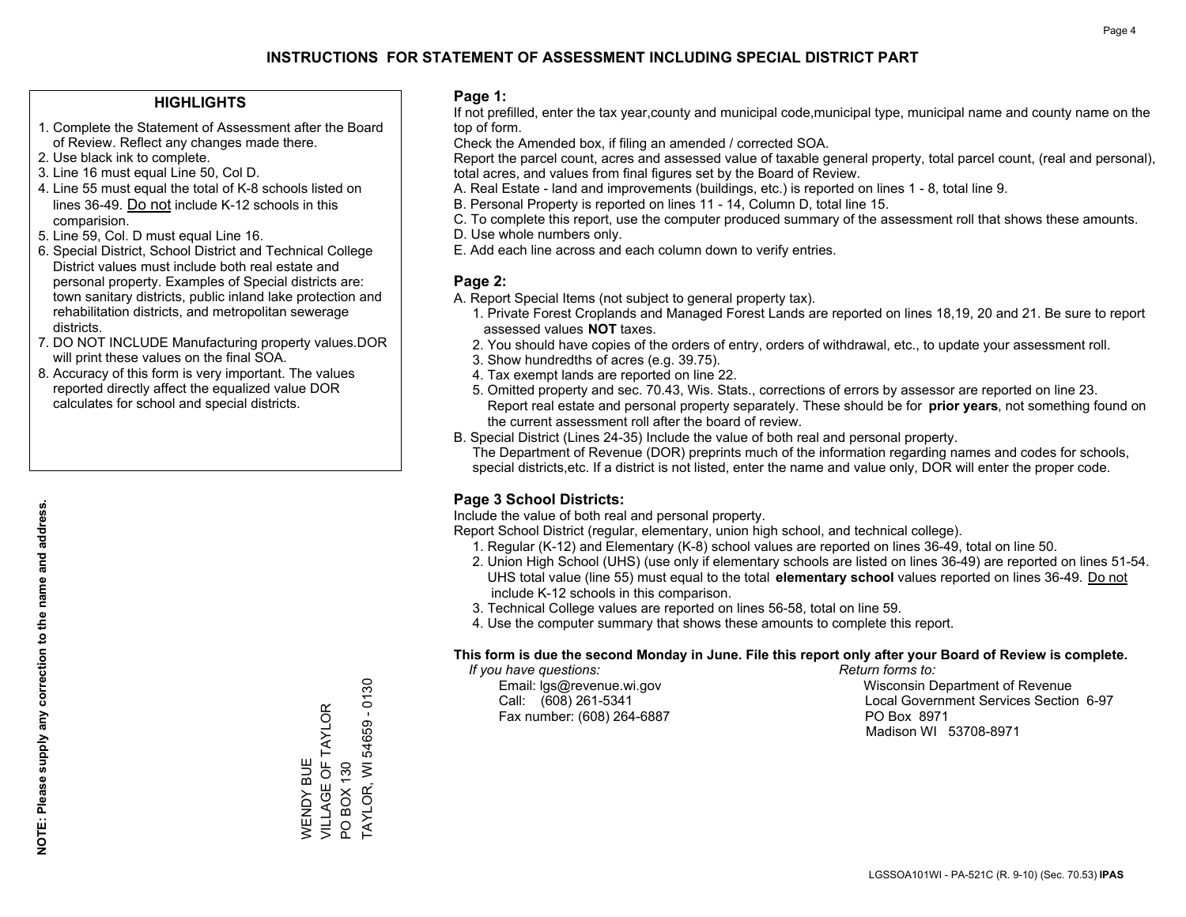# INSTRUCTIONS FOR STATEMENT OF ASSESSMENT INCLUDING SPECIAL DISTRICT PART

## HIGHLIGHTS

1. Complete the Statement of Assessment after the Board of Review. Reflect any changes made there.
2. Use black ink to complete.
3. Line 16 must equal Line 50, Col D.
4. Line 55 must equal the total of K-8 schools listed on lines 36-49. Do not include K-12 schools in this comparision.
5. Line 59, Col. D must equal Line 16.
6. Special District, School District and Technical College District values must include both real estate and personal property. Examples of Special districts are: town sanitary districts, public inland lake protection and rehabilitation districts, and metropolitan sewerage districts.
7. DO NOT INCLUDE Manufacturing property values.DOR will print these values on the final SOA.
8. Accuracy of this form is very important. The values reported directly affect the equalized value DOR calculates for school and special districts.

**NOTE: Please supply any correction to the name and address.**

WENDY BUE
VILLAGE OF TAYLOR
PO BOX 130
TAYLOR, WI 54659 - 0130

## Page 1:

If not prefilled, enter the tax year,county and municipal code,municipal type, municipal name and county name on the top of form.

Check the Amended box, if filing an amended / corrected SOA.

Report the parcel count, acres and assessed value of taxable general property, total parcel count, (real and personal), total acres, and values from final figures set by the Board of Review.

A. Real Estate - land and improvements (buildings, etc.) is reported on lines 1 - 8, total line 9.
B. Personal Property is reported on lines 11 - 14, Column D, total line 15.
C. To complete this report, use the computer produced summary of the assessment roll that shows these amounts.
D. Use whole numbers only.
E. Add each line across and each column down to verify entries.

## Page 2:

A. Report Special Items (not subject to general property tax).
   1. Private Forest Croplands and Managed Forest Lands are reported on lines 18,19, 20 and 21. Be sure to report assessed values **NOT** taxes.
   2. You should have copies of the orders of entry, orders of withdrawal, etc., to update your assessment roll.
   3. Show hundredths of acres (e.g. 39.75).
   4. Tax exempt lands are reported on line 22.
   5. Omitted property and sec. 70.43, Wis. Stats., corrections of errors by assessor are reported on line 23. Report real estate and personal property separately. These should be for **prior years**, not something found on the current assessment roll after the board of review.
B. Special District (Lines 24-35) Include the value of both real and personal property.
   The Department of Revenue (DOR) preprints much of the information regarding names and codes for schools, special districts,etc. If a district is not listed, enter the name and value only, DOR will enter the proper code.

## Page 3 School Districts:

Include the value of both real and personal property.

Report School District (regular, elementary, union high school, and technical college).

1. Regular (K-12) and Elementary (K-8) school values are reported on lines 36-49, total on line 50.
2. Union High School (UHS) (use only if elementary schools are listed on lines 36-49) are reported on lines 51-54. UHS total value (line 55) must equal to the total **elementary school** values reported on lines 36-49. Do not include K-12 schools in this comparison.
3. Technical College values are reported on lines 56-58, total on line 59.
4. Use the computer summary that shows these amounts to complete this report.

**This form is due the second Monday in June. File this report only after your Board of Review is complete.**

*If you have questions:*
Email: lgs@revenue.wi.gov
Call: (608) 261-5341
Fax number: (608) 264-6887

*Return forms to:*
Wisconsin Department of Revenue
Local Government Services Section 6-97
PO Box 8971
Madison WI 53708-8971

LGSSOA101WI - PA-521C (R. 9-10) (Sec. 70.53) **IPAS**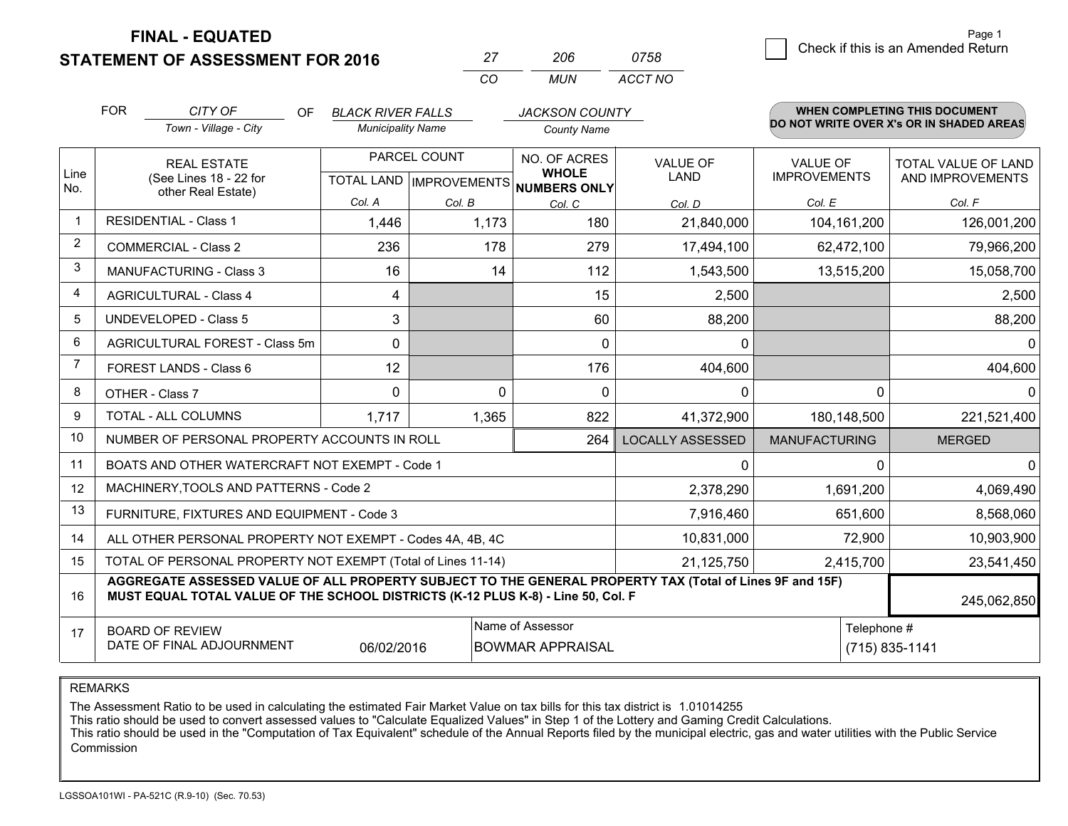# FINAL - EQUATED
# STATEMENT OF ASSESSMENT FOR 2016

| 27 | 206 | 0758 |
|---|---|---|
| CO | MUN | ACCT NO |

☐ Check if this is an Amended Return

FOR *CITY OF* (Town - Village - City) OF *BLACK RIVER FALLS* (Municipality Name) *JACKSON COUNTY* (County Name)

**WHEN COMPLETING THIS DOCUMENT DO NOT WRITE OVER X's OR IN SHADED AREAS**

| Line No. | REAL ESTATE (See Lines 18 - 22 for other Real Estate) | PARCEL COUNT TOTAL LAND Col. A | PARCEL COUNT IMPROVEMENTS Col. B | NO. OF ACRES WHOLE NUMBERS ONLY Col. C | VALUE OF LAND Col. D | VALUE OF IMPROVEMENTS Col. E | TOTAL VALUE OF LAND AND IMPROVEMENTS Col. F |
|---|---|---|---|---|---|---|---|
| 1 | RESIDENTIAL - Class 1 | 1,446 | 1,173 | 180 | 21,840,000 | 104,161,200 | 126,001,200 |
| 2 | COMMERCIAL - Class 2 | 236 | 178 | 279 | 17,494,100 | 62,472,100 | 79,966,200 |
| 3 | MANUFACTURING - Class 3 | 16 | 14 | 112 | 1,543,500 | 13,515,200 | 15,058,700 |
| 4 | AGRICULTURAL - Class 4 | 4 | | 15 | 2,500 | | 2,500 |
| 5 | UNDEVELOPED - Class 5 | 3 | | 60 | 88,200 | | 88,200 |
| 6 | AGRICULTURAL FOREST - Class 5m | 0 | | 0 | 0 | | 0 |
| 7 | FOREST LANDS - Class 6 | 12 | | 176 | 404,600 | | 404,600 |
| 8 | OTHER - Class 7 | 0 | 0 | 0 | 0 | 0 | 0 |
| 9 | TOTAL - ALL COLUMNS | 1,717 | 1,365 | 822 | 41,372,900 | 180,148,500 | 221,521,400 |
| 10 | NUMBER OF PERSONAL PROPERTY ACCOUNTS IN ROLL | | | 264 | LOCALLY ASSESSED | MANUFACTURING | MERGED |
| 11 | BOATS AND OTHER WATERCRAFT NOT EXEMPT - Code 1 | | | | 0 | 0 | 0 |
| 12 | MACHINERY,TOOLS AND PATTERNS - Code 2 | | | | 2,378,290 | 1,691,200 | 4,069,490 |
| 13 | FURNITURE, FIXTURES AND EQUIPMENT - Code 3 | | | | 7,916,460 | 651,600 | 8,568,060 |
| 14 | ALL OTHER PERSONAL PROPERTY NOT EXEMPT - Codes 4A, 4B, 4C | | | | 10,831,000 | 72,900 | 10,903,900 |
| 15 | TOTAL OF PERSONAL PROPERTY NOT EXEMPT (Total of Lines 11-14) | | | | 21,125,750 | 2,415,700 | 23,541,450 |
| 16 | **AGGREGATE ASSESSED VALUE OF ALL PROPERTY SUBJECT TO THE GENERAL PROPERTY TAX (Total of Lines 9F and 15F) MUST EQUAL TOTAL VALUE OF THE SCHOOL DISTRICTS (K-12 PLUS K-8) - Line 50, Col. F** | | | | | | 245,062,850 |
| 17 | BOARD OF REVIEW DATE OF FINAL ADJOURNMENT | 06/02/2016 | Name of Assessor: BOWMAR APPRAISAL | | | Telephone #: (715) 835-1141 | |

REMARKS

The Assessment Ratio to be used in calculating the estimated Fair Market Value on tax bills for this tax district is 1.01014255
This ratio should be used to convert assessed values to "Calculate Equalized Values" in Step 1 of the Lottery and Gaming Credit Calculations.
This ratio should be used in the "Computation of Tax Equivalent" schedule of the Annual Reports filed by the municipal electric, gas and water utilities with the Public Service Commission

LGSSOA101WI - PA-521C (R.9-10) (Sec. 70.53)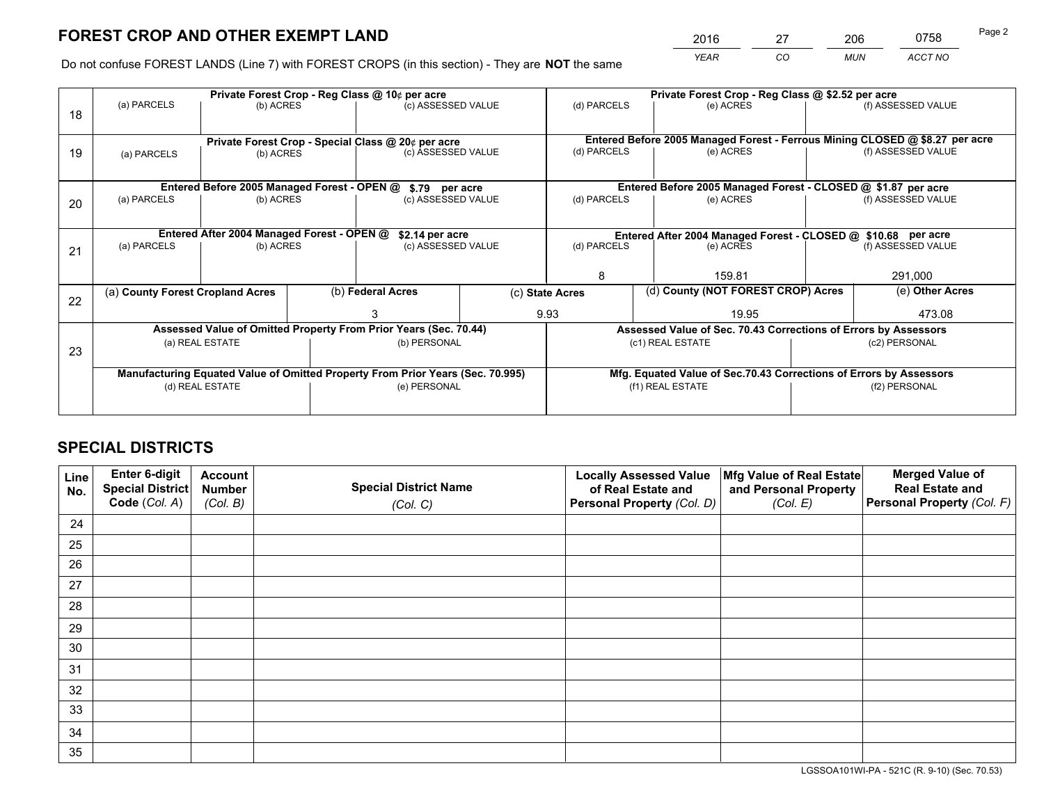# FOREST CROP AND OTHER EXEMPT LAND

| 2016 | 27 | 206 | 0758 |
|---|---|---|---|
| *YEAR* | *CO* | *MUN* | *ACCT NO* |

Do not confuse FOREST LANDS (Line 7) with FOREST CROPS (in this section) - They are **NOT** the same

| Line | Private Forest Crop - Reg Class @ 10¢ per acre | | | Private Forest Crop - Reg Class @ $2.52 per acre | | |
|---|---|---|---|---|---|---|
| 18 | (a) PARCELS | (b) ACRES | (c) ASSESSED VALUE | (d) PARCELS | (e) ACRES | (f) ASSESSED VALUE |
| | | | | | | |
| | **Private Forest Crop - Special Class @ 20¢ per acre** | | | **Entered Before 2005 Managed Forest - Ferrous Mining CLOSED @ $8.27 per acre** | | |
| 19 | (a) PARCELS | (b) ACRES | (c) ASSESSED VALUE | (d) PARCELS | (e) ACRES | (f) ASSESSED VALUE |
| | | | | | | |
| | **Entered Before 2005 Managed Forest - OPEN @ $.79 per acre** | | | **Entered Before 2005 Managed Forest - CLOSED @ $1.87 per acre** | | |
| 20 | (a) PARCELS | (b) ACRES | (c) ASSESSED VALUE | (d) PARCELS | (e) ACRES | (f) ASSESSED VALUE |
| | | | | | | |
| | **Entered After 2004 Managed Forest - OPEN @ $2.14 per acre** | | | **Entered After 2004 Managed Forest - CLOSED @ $10.68 per acre** | | |
| 21 | (a) PARCELS | (b) ACRES | (c) ASSESSED VALUE | (d) PARCELS | (e) ACRES | (f) ASSESSED VALUE |
| | | | | 8 | 159.81 | 291,000 |

| Line | (a) County Forest Cropland Acres | (b) Federal Acres | (c) State Acres | (d) County (NOT FOREST CROP) Acres | (e) Other Acres |
|---|---|---|---|---|---|
| 22 | | 3 | 9.93 | 19.95 | 473.08 |

| Line | Assessed Value of Omitted Property From Prior Years (Sec. 70.44) | | Assessed Value of Sec. 70.43 Corrections of Errors by Assessors | |
|---|---|---|---|---|
| 23 | (a) REAL ESTATE | (b) PERSONAL | (c1) REAL ESTATE | (c2) PERSONAL |
| | | | | |
| | **Manufacturing Equated Value of Omitted Property From Prior Years (Sec. 70.995)** | | **Mfg. Equated Value of Sec.70.43 Corrections of Errors by Assessors** | |
| | (d) REAL ESTATE | (e) PERSONAL | (f1) REAL ESTATE | (f2) PERSONAL |
| | | | | |

# SPECIAL DISTRICTS

| Line No. | Enter 6-digit Special District Code (Col. A) | Account Number (Col. B) | Special District Name (Col. C) | Locally Assessed Value of Real Estate and Personal Property (Col. D) | Mfg Value of Real Estate and Personal Property (Col. E) | Merged Value of Real Estate and Personal Property (Col. F) |
|---|---|---|---|---|---|---|
| 24 | | | | | | |
| 25 | | | | | | |
| 26 | | | | | | |
| 27 | | | | | | |
| 28 | | | | | | |
| 29 | | | | | | |
| 30 | | | | | | |
| 31 | | | | | | |
| 32 | | | | | | |
| 33 | | | | | | |
| 34 | | | | | | |
| 35 | | | | | | |

LGSSOA101WI-PA - 521C (R. 9-10) (Sec. 70.53)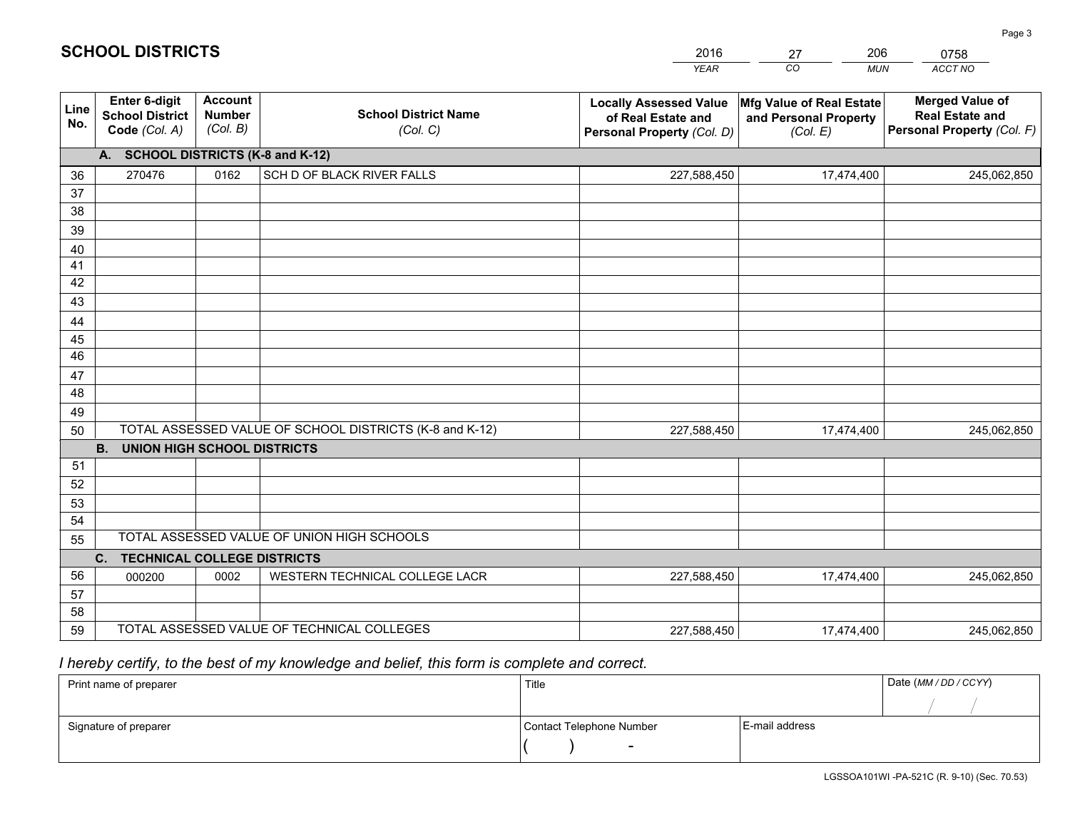# SCHOOL DISTRICTS

| 2016 | 27 | 206 | 0758 |
|---|---|---|---|
| *YEAR* | *CO* | *MUN* | *ACCT NO* |

| Line No. | Enter 6-digit School District Code *(Col. A)* | Account Number *(Col. B)* | School District Name *(Col. C)* | Locally Assessed Value of Real Estate and Personal Property *(Col. D)* | Mfg Value of Real Estate and Personal Property *(Col. E)* | Merged Value of Real Estate and Personal Property *(Col. F)* |
|---|---|---|---|---|---|---|
| **A. SCHOOL DISTRICTS (K-8 and K-12)** | | | | | | |
| 36 | 270476 | 0162 | SCH D OF BLACK RIVER FALLS | 227,588,450 | 17,474,400 | 245,062,850 |
| 37 | | | | | | |
| 38 | | | | | | |
| 39 | | | | | | |
| 40 | | | | | | |
| 41 | | | | | | |
| 42 | | | | | | |
| 43 | | | | | | |
| 44 | | | | | | |
| 45 | | | | | | |
| 46 | | | | | | |
| 47 | | | | | | |
| 48 | | | | | | |
| 49 | | | | | | |
| 50 | TOTAL ASSESSED VALUE OF SCHOOL DISTRICTS (K-8 and K-12) | | | 227,588,450 | 17,474,400 | 245,062,850 |
| **B. UNION HIGH SCHOOL DISTRICTS** | | | | | | |
| 51 | | | | | | |
| 52 | | | | | | |
| 53 | | | | | | |
| 54 | | | | | | |
| 55 | TOTAL ASSESSED VALUE OF UNION HIGH SCHOOLS | | | | | |
| **C. TECHNICAL COLLEGE DISTRICTS** | | | | | | |
| 56 | 000200 | 0002 | WESTERN TECHNICAL COLLEGE LACR | 227,588,450 | 17,474,400 | 245,062,850 |
| 57 | | | | | | |
| 58 | | | | | | |
| 59 | TOTAL ASSESSED VALUE OF TECHNICAL COLLEGES | | | 227,588,450 | 17,474,400 | 245,062,850 |

*I hereby certify, to the best of my knowledge and belief, this form is complete and correct.*

| Print name of preparer | Title | | Date *(MM / DD / CCYY)* |
|---|---|---|---|
| | | | / / |
| Signature of preparer | Contact Telephone Number | E-mail address | |
| | (     )     - | | |

LGSSOA101WI -PA-521C (R. 9-10) (Sec. 70.53)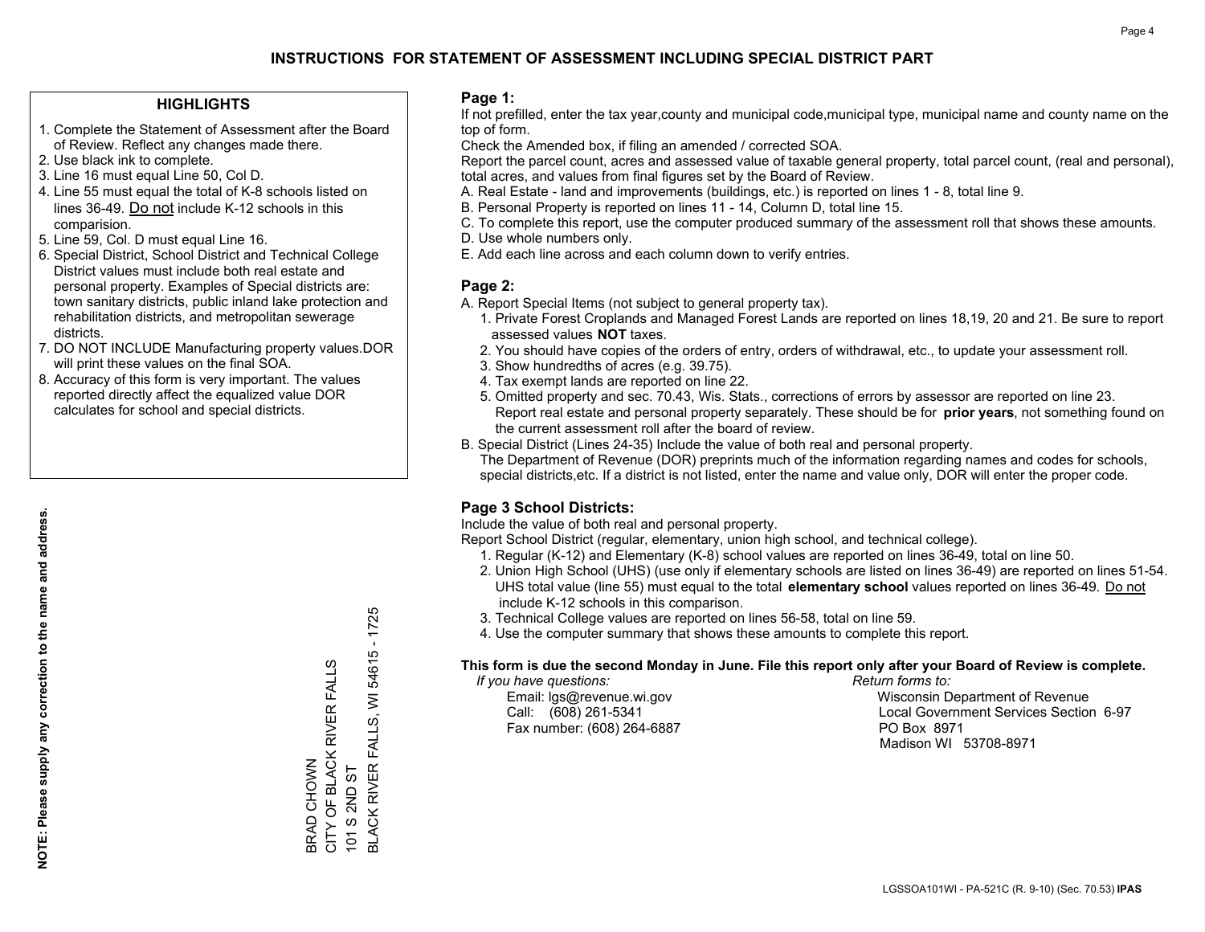# INSTRUCTIONS FOR STATEMENT OF ASSESSMENT INCLUDING SPECIAL DISTRICT PART

## HIGHLIGHTS

1. Complete the Statement of Assessment after the Board of Review. Reflect any changes made there.
2. Use black ink to complete.
3. Line 16 must equal Line 50, Col D.
4. Line 55 must equal the total of K-8 schools listed on lines 36-49. Do not include K-12 schools in this comparision.
5. Line 59, Col. D must equal Line 16.
6. Special District, School District and Technical College District values must include both real estate and personal property. Examples of Special districts are: town sanitary districts, public inland lake protection and rehabilitation districts, and metropolitan sewerage districts.
7. DO NOT INCLUDE Manufacturing property values.DOR will print these values on the final SOA.
8. Accuracy of this form is very important. The values reported directly affect the equalized value DOR calculates for school and special districts.

**NOTE: Please supply any correction to the name and address.**

BRAD CHOWN
CITY OF BLACK RIVER FALLS
101 S 2ND ST
BLACK RIVER FALLS, WI 54615 - 1725

## Page 1:

If not prefilled, enter the tax year,county and municipal code,municipal type, municipal name and county name on the top of form.

Check the Amended box, if filing an amended / corrected SOA.

Report the parcel count, acres and assessed value of taxable general property, total parcel count, (real and personal), total acres, and values from final figures set by the Board of Review.

A. Real Estate - land and improvements (buildings, etc.) is reported on lines 1 - 8, total line 9.
B. Personal Property is reported on lines 11 - 14, Column D, total line 15.
C. To complete this report, use the computer produced summary of the assessment roll that shows these amounts.
D. Use whole numbers only.
E. Add each line across and each column down to verify entries.

## Page 2:

A. Report Special Items (not subject to general property tax).
   1. Private Forest Croplands and Managed Forest Lands are reported on lines 18,19, 20 and 21. Be sure to report assessed values **NOT** taxes.
   2. You should have copies of the orders of entry, orders of withdrawal, etc., to update your assessment roll.
   3. Show hundredths of acres (e.g. 39.75).
   4. Tax exempt lands are reported on line 22.
   5. Omitted property and sec. 70.43, Wis. Stats., corrections of errors by assessor are reported on line 23. Report real estate and personal property separately. These should be for **prior years**, not something found on the current assessment roll after the board of review.
B. Special District (Lines 24-35) Include the value of both real and personal property.
   The Department of Revenue (DOR) preprints much of the information regarding names and codes for schools, special districts,etc. If a district is not listed, enter the name and value only, DOR will enter the proper code.

## Page 3 School Districts:

Include the value of both real and personal property.

Report School District (regular, elementary, union high school, and technical college).

1. Regular (K-12) and Elementary (K-8) school values are reported on lines 36-49, total on line 50.
2. Union High School (UHS) (use only if elementary schools are listed on lines 36-49) are reported on lines 51-54. UHS total value (line 55) must equal to the total **elementary school** values reported on lines 36-49. Do not include K-12 schools in this comparison.
3. Technical College values are reported on lines 56-58, total on line 59.
4. Use the computer summary that shows these amounts to complete this report.

**This form is due the second Monday in June. File this report only after your Board of Review is complete.**

*If you have questions:*
Email: lgs@revenue.wi.gov
Call: (608) 261-5341
Fax number: (608) 264-6887

*Return forms to:*
Wisconsin Department of Revenue
Local Government Services Section 6-97
PO Box 8971
Madison WI 53708-8971

LGSSOA101WI - PA-521C (R. 9-10) (Sec. 70.53) **IPAS**